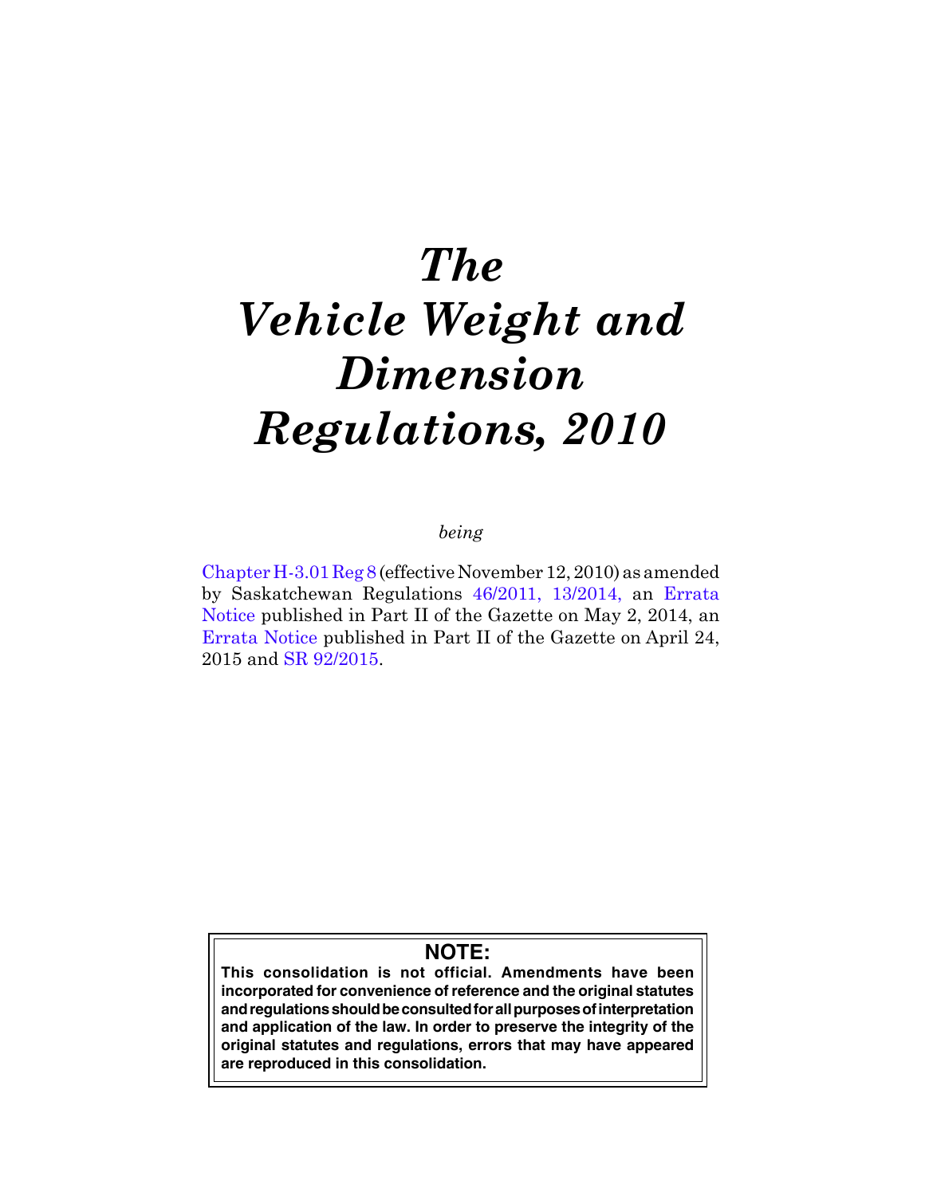# *The Vehicle Weight and Dimension Regulations, 2010*

*being*

Chapter H-3.01 Reg 8 (effective November 12, 2010) as amended by Saskatchewan Regulations 46/2011, 13/2014, an Errata Notice published in Part II of the Gazette on May 2, 2014, an Errata Notice published in Part II of the Gazette on April 24, 2015 and SR 92/2015.

**NOTE:**

**This consolidation is not official. Amendments have been incorporated for convenience of reference and the original statutes and regulations should be consulted for all purposes of interpretation and application of the law. In order to preserve the integrity of the original statutes and regulations, errors that may have appeared are reproduced in this consolidation.**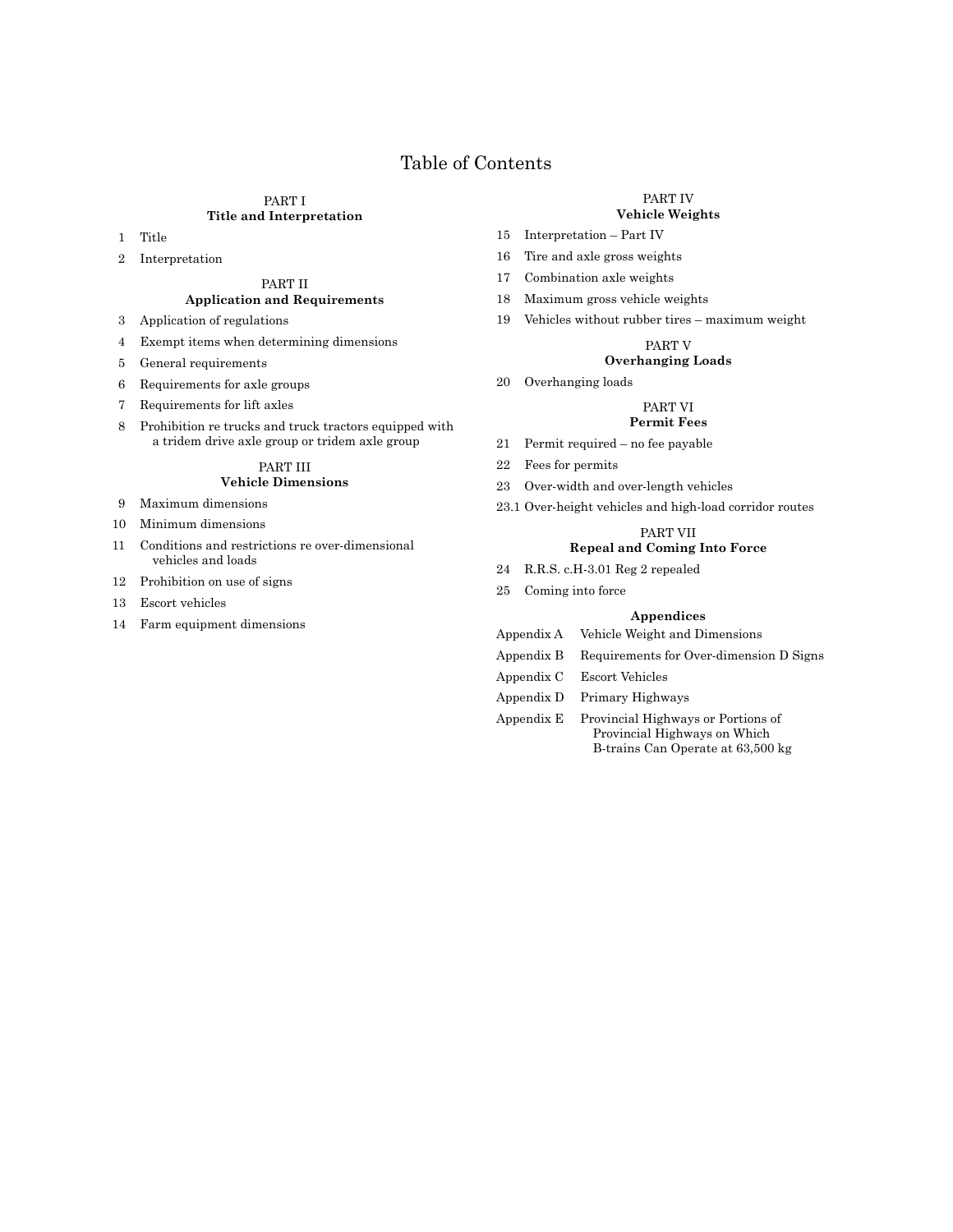# Table of Contents

PART I
**Title and Interpretation**

1 Title

2 Interpretation

PART II
**Application and Requirements**

3 Application of regulations

4 Exempt items when determining dimensions

5 General requirements

6 Requirements for axle groups

7 Requirements for lift axles

8 Prohibition re trucks and truck tractors equipped with a tridem drive axle group or tridem axle group

PART III
**Vehicle Dimensions**

9 Maximum dimensions

10 Minimum dimensions

11 Conditions and restrictions re over-dimensional vehicles and loads

12 Prohibition on use of signs

13 Escort vehicles

14 Farm equipment dimensions

PART IV
**Vehicle Weights**

15 Interpretation – Part IV

16 Tire and axle gross weights

17 Combination axle weights

18 Maximum gross vehicle weights

19 Vehicles without rubber tires – maximum weight

PART V
**Overhanging Loads**

20 Overhanging loads

PART VI
**Permit Fees**

21 Permit required – no fee payable

22 Fees for permits

23 Over-width and over-length vehicles

23.1 Over-height vehicles and high-load corridor routes

PART VII
**Repeal and Coming Into Force**

24 R.R.S. c.H-3.01 Reg 2 repealed

25 Coming into force

**Appendices**

Appendix A Vehicle Weight and Dimensions

Appendix B Requirements for Over-dimension D Signs

Appendix C Escort Vehicles

Appendix D Primary Highways

Appendix E Provincial Highways or Portions of Provincial Highways on Which B-trains Can Operate at 63,500 kg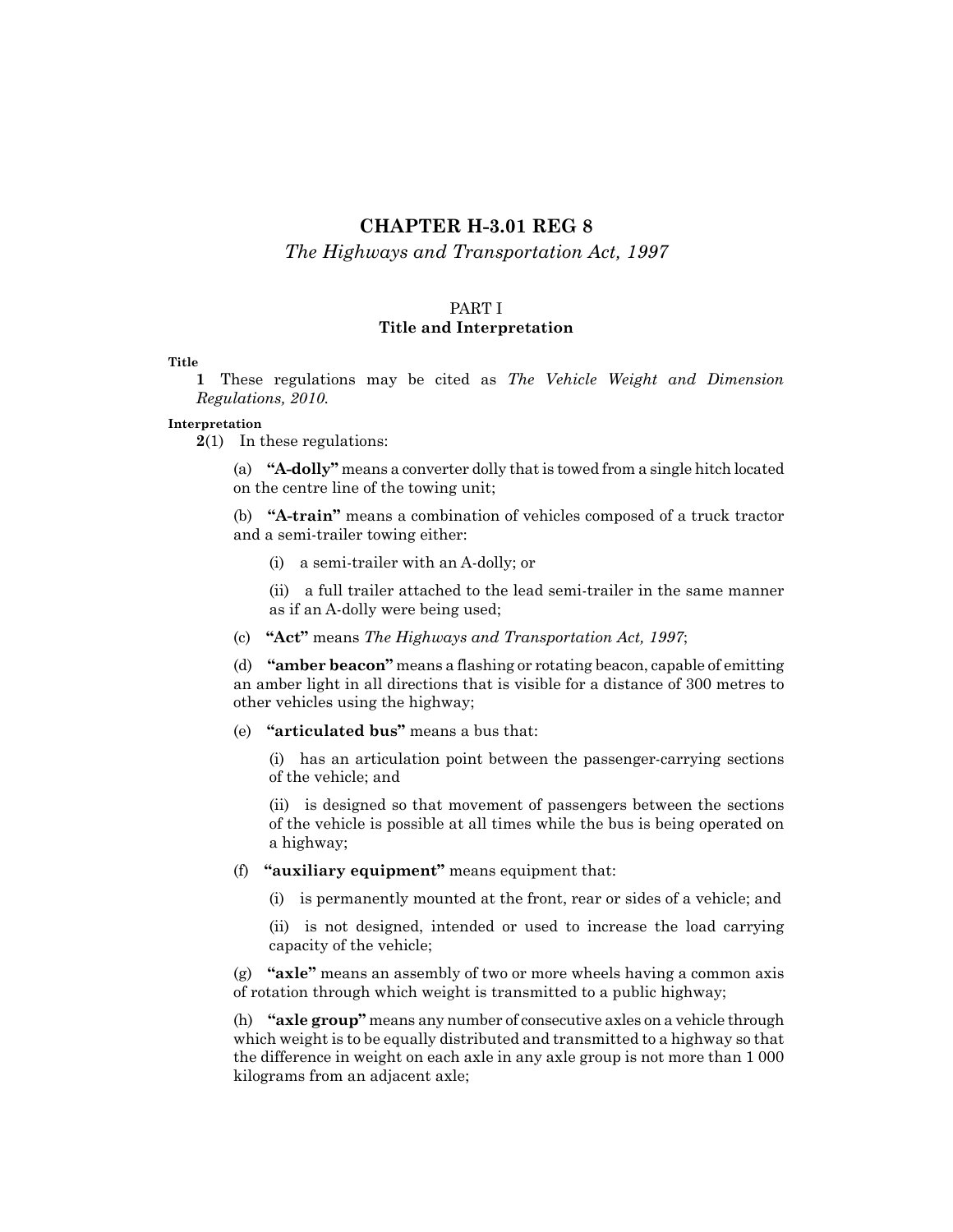# CHAPTER H-3.01 REG 8

*The Highways and Transportation Act, 1997*

## PART I
## Title and Interpretation

**Title**

**1** These regulations may be cited as *The Vehicle Weight and Dimension Regulations, 2010*.

**Interpretation**

**2**(1) In these regulations:

(a) **"A-dolly"** means a converter dolly that is towed from a single hitch located on the centre line of the towing unit;

(b) **"A-train"** means a combination of vehicles composed of a truck tractor and a semi-trailer towing either:

(i) a semi-trailer with an A-dolly; or

(ii) a full trailer attached to the lead semi-trailer in the same manner as if an A-dolly were being used;

(c) **"Act"** means *The Highways and Transportation Act, 1997*;

(d) **"amber beacon"** means a flashing or rotating beacon, capable of emitting an amber light in all directions that is visible for a distance of 300 metres to other vehicles using the highway;

(e) **"articulated bus"** means a bus that:

(i) has an articulation point between the passenger-carrying sections of the vehicle; and

(ii) is designed so that movement of passengers between the sections of the vehicle is possible at all times while the bus is being operated on a highway;

(f) **"auxiliary equipment"** means equipment that:

(i) is permanently mounted at the front, rear or sides of a vehicle; and

(ii) is not designed, intended or used to increase the load carrying capacity of the vehicle;

(g) **"axle"** means an assembly of two or more wheels having a common axis of rotation through which weight is transmitted to a public highway;

(h) **"axle group"** means any number of consecutive axles on a vehicle through which weight is to be equally distributed and transmitted to a highway so that the difference in weight on each axle in any axle group is not more than 1 000 kilograms from an adjacent axle;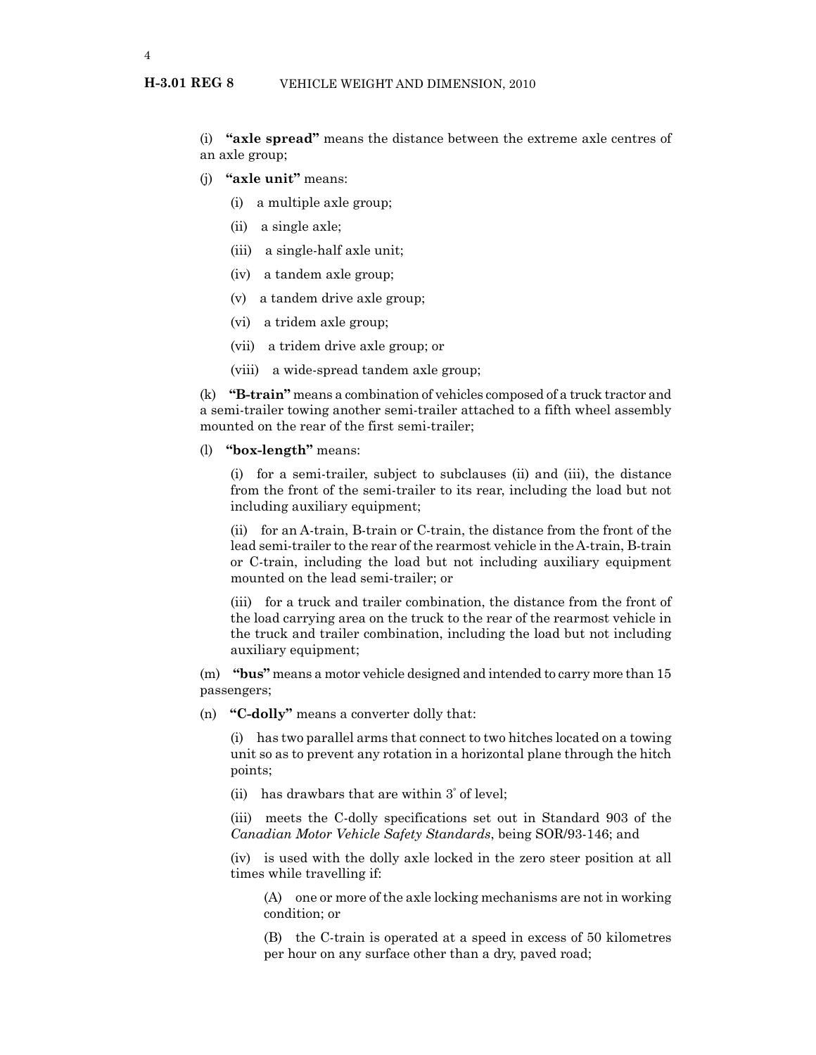(i) **"axle spread"** means the distance between the extreme axle centres of an axle group;

(j) **"axle unit"** means:

(i) a multiple axle group;

(ii) a single axle;

(iii) a single-half axle unit;

(iv) a tandem axle group;

(v) a tandem drive axle group;

(vi) a tridem axle group;

(vii) a tridem drive axle group; or

(viii) a wide-spread tandem axle group;

(k) **"B-train"** means a combination of vehicles composed of a truck tractor and a semi-trailer towing another semi-trailer attached to a fifth wheel assembly mounted on the rear of the first semi-trailer;

(l) **"box-length"** means:

(i) for a semi-trailer, subject to subclauses (ii) and (iii), the distance from the front of the semi-trailer to its rear, including the load but not including auxiliary equipment;

(ii) for an A-train, B-train or C-train, the distance from the front of the lead semi-trailer to the rear of the rearmost vehicle in the A-train, B-train or C-train, including the load but not including auxiliary equipment mounted on the lead semi-trailer; or

(iii) for a truck and trailer combination, the distance from the front of the load carrying area on the truck to the rear of the rearmost vehicle in the truck and trailer combination, including the load but not including auxiliary equipment;

(m) **"bus"** means a motor vehicle designed and intended to carry more than 15 passengers;

(n) **"C-dolly"** means a converter dolly that:

(i) has two parallel arms that connect to two hitches located on a towing unit so as to prevent any rotation in a horizontal plane through the hitch points;

(ii) has drawbars that are within 3° of level;

(iii) meets the C-dolly specifications set out in Standard 903 of the *Canadian Motor Vehicle Safety Standards*, being SOR/93-146; and

(iv) is used with the dolly axle locked in the zero steer position at all times while travelling if:

(A) one or more of the axle locking mechanisms are not in working condition; or

(B) the C-train is operated at a speed in excess of 50 kilometres per hour on any surface other than a dry, paved road;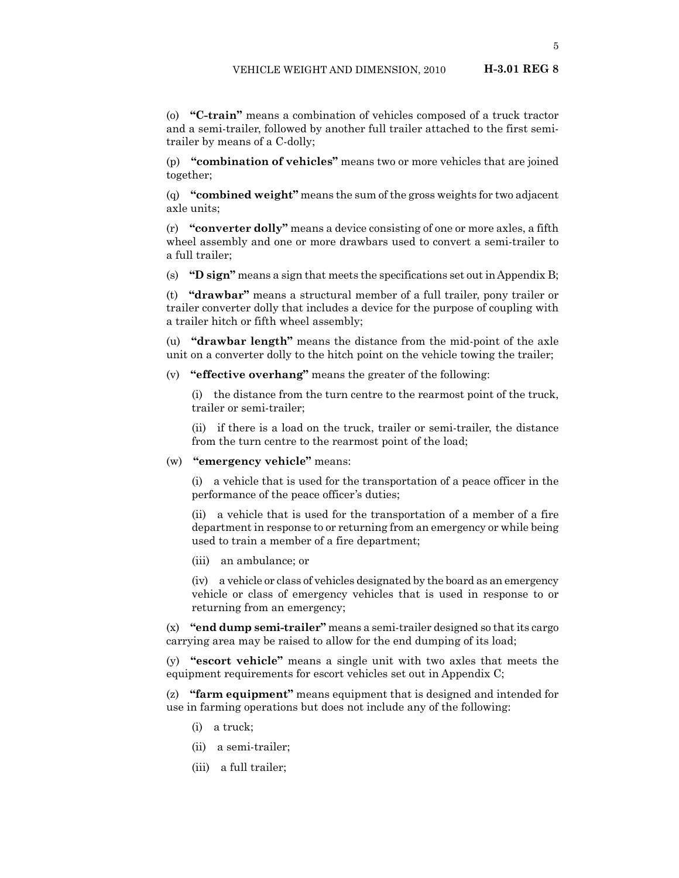(o) **"C-train"** means a combination of vehicles composed of a truck tractor and a semi-trailer, followed by another full trailer attached to the first semi-trailer by means of a C-dolly;

(p) **"combination of vehicles"** means two or more vehicles that are joined together;

(q) **"combined weight"** means the sum of the gross weights for two adjacent axle units;

(r) **"converter dolly"** means a device consisting of one or more axles, a fifth wheel assembly and one or more drawbars used to convert a semi-trailer to a full trailer;

(s) **"D sign"** means a sign that meets the specifications set out in Appendix B;

(t) **"drawbar"** means a structural member of a full trailer, pony trailer or trailer converter dolly that includes a device for the purpose of coupling with a trailer hitch or fifth wheel assembly;

(u) **"drawbar length"** means the distance from the mid-point of the axle unit on a converter dolly to the hitch point on the vehicle towing the trailer;

(v) **"effective overhang"** means the greater of the following:

(i) the distance from the turn centre to the rearmost point of the truck, trailer or semi-trailer;

(ii) if there is a load on the truck, trailer or semi-trailer, the distance from the turn centre to the rearmost point of the load;

(w) **"emergency vehicle"** means:

(i) a vehicle that is used for the transportation of a peace officer in the performance of the peace officer's duties;

(ii) a vehicle that is used for the transportation of a member of a fire department in response to or returning from an emergency or while being used to train a member of a fire department;

(iii) an ambulance; or

(iv) a vehicle or class of vehicles designated by the board as an emergency vehicle or class of emergency vehicles that is used in response to or returning from an emergency;

(x) **"end dump semi-trailer"** means a semi-trailer designed so that its cargo carrying area may be raised to allow for the end dumping of its load;

(y) **"escort vehicle"** means a single unit with two axles that meets the equipment requirements for escort vehicles set out in Appendix C;

(z) **"farm equipment"** means equipment that is designed and intended for use in farming operations but does not include any of the following:

(i) a truck;

(ii) a semi-trailer;

(iii) a full trailer;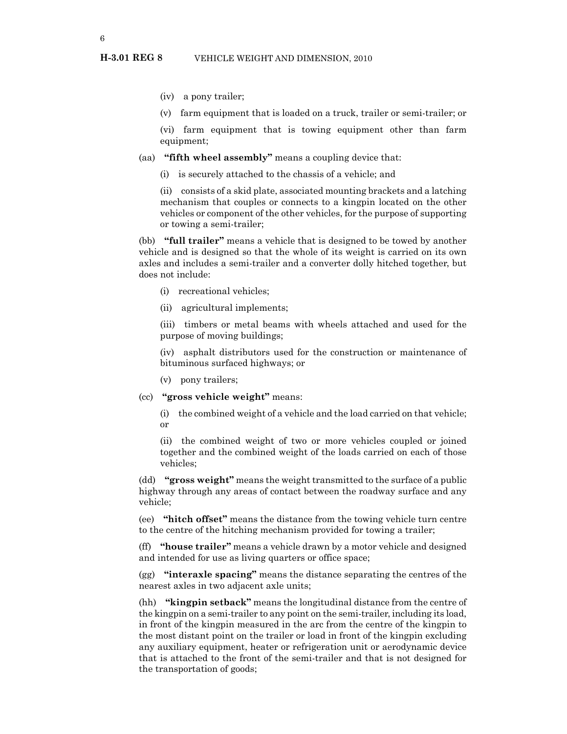(iv) a pony trailer;

(v) farm equipment that is loaded on a truck, trailer or semi-trailer; or

(vi) farm equipment that is towing equipment other than farm equipment;

(aa) **"fifth wheel assembly"** means a coupling device that:

(i) is securely attached to the chassis of a vehicle; and

(ii) consists of a skid plate, associated mounting brackets and a latching mechanism that couples or connects to a kingpin located on the other vehicles or component of the other vehicles, for the purpose of supporting or towing a semi-trailer;

(bb) **"full trailer"** means a vehicle that is designed to be towed by another vehicle and is designed so that the whole of its weight is carried on its own axles and includes a semi-trailer and a converter dolly hitched together, but does not include:

(i) recreational vehicles;

(ii) agricultural implements;

(iii) timbers or metal beams with wheels attached and used for the purpose of moving buildings;

(iv) asphalt distributors used for the construction or maintenance of bituminous surfaced highways; or

(v) pony trailers;

(cc) **"gross vehicle weight"** means:

(i) the combined weight of a vehicle and the load carried on that vehicle; or

(ii) the combined weight of two or more vehicles coupled or joined together and the combined weight of the loads carried on each of those vehicles;

(dd) **"gross weight"** means the weight transmitted to the surface of a public highway through any areas of contact between the roadway surface and any vehicle;

(ee) **"hitch offset"** means the distance from the towing vehicle turn centre to the centre of the hitching mechanism provided for towing a trailer;

(ff) **"house trailer"** means a vehicle drawn by a motor vehicle and designed and intended for use as living quarters or office space;

(gg) **"interaxle spacing"** means the distance separating the centres of the nearest axles in two adjacent axle units;

(hh) **"kingpin setback"** means the longitudinal distance from the centre of the kingpin on a semi-trailer to any point on the semi-trailer, including its load, in front of the kingpin measured in the arc from the centre of the kingpin to the most distant point on the trailer or load in front of the kingpin excluding any auxiliary equipment, heater or refrigeration unit or aerodynamic device that is attached to the front of the semi-trailer and that is not designed for the transportation of goods;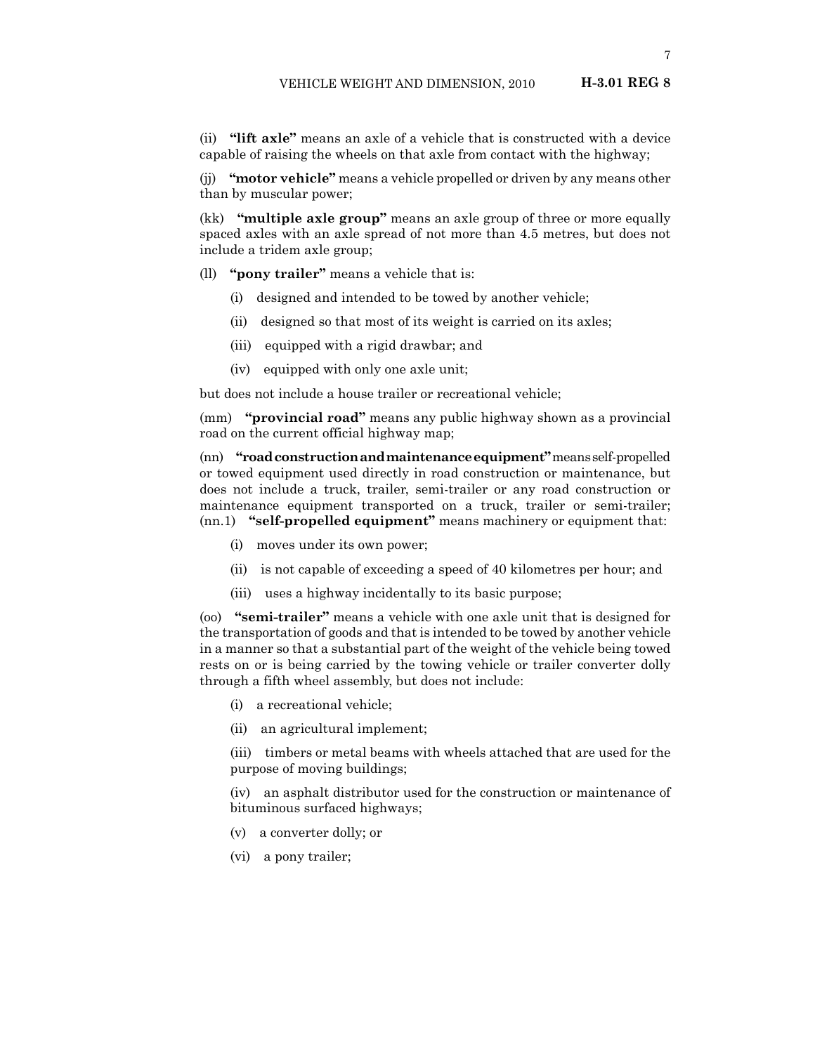(ii) **"lift axle"** means an axle of a vehicle that is constructed with a device capable of raising the wheels on that axle from contact with the highway;

(jj) **"motor vehicle"** means a vehicle propelled or driven by any means other than by muscular power;

(kk) **"multiple axle group"** means an axle group of three or more equally spaced axles with an axle spread of not more than 4.5 metres, but does not include a tridem axle group;

(ll) **"pony trailer"** means a vehicle that is:

(i) designed and intended to be towed by another vehicle;

(ii) designed so that most of its weight is carried on its axles;

(iii) equipped with a rigid drawbar; and

(iv) equipped with only one axle unit;

but does not include a house trailer or recreational vehicle;

(mm) **"provincial road"** means any public highway shown as a provincial road on the current official highway map;

(nn) **"road construction and maintenance equipment"** means self-propelled or towed equipment used directly in road construction or maintenance, but does not include a truck, trailer, semi-trailer or any road construction or maintenance equipment transported on a truck, trailer or semi-trailer;

(nn.1) **"self-propelled equipment"** means machinery or equipment that:

(i) moves under its own power;

(ii) is not capable of exceeding a speed of 40 kilometres per hour; and

(iii) uses a highway incidentally to its basic purpose;

(oo) **"semi-trailer"** means a vehicle with one axle unit that is designed for the transportation of goods and that is intended to be towed by another vehicle in a manner so that a substantial part of the weight of the vehicle being towed rests on or is being carried by the towing vehicle or trailer converter dolly through a fifth wheel assembly, but does not include:

(i) a recreational vehicle;

(ii) an agricultural implement;

(iii) timbers or metal beams with wheels attached that are used for the purpose of moving buildings;

(iv) an asphalt distributor used for the construction or maintenance of bituminous surfaced highways;

(v) a converter dolly; or

(vi) a pony trailer;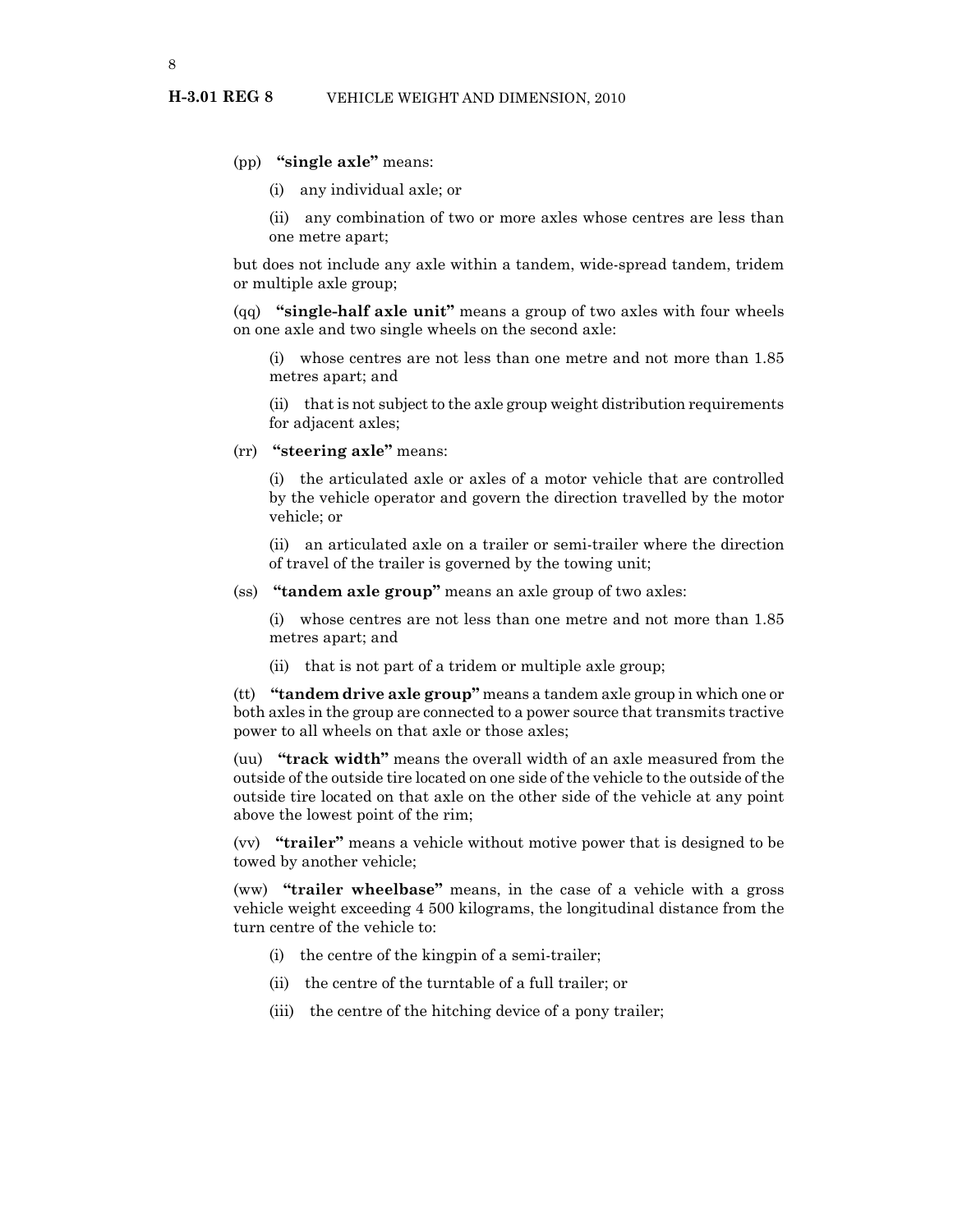(pp) **"single axle"** means:

(i) any individual axle; or

(ii) any combination of two or more axles whose centres are less than one metre apart;

but does not include any axle within a tandem, wide-spread tandem, tridem or multiple axle group;

(qq) **"single-half axle unit"** means a group of two axles with four wheels on one axle and two single wheels on the second axle:

(i) whose centres are not less than one metre and not more than 1.85 metres apart; and

(ii) that is not subject to the axle group weight distribution requirements for adjacent axles;

(rr) **"steering axle"** means:

(i) the articulated axle or axles of a motor vehicle that are controlled by the vehicle operator and govern the direction travelled by the motor vehicle; or

(ii) an articulated axle on a trailer or semi-trailer where the direction of travel of the trailer is governed by the towing unit;

(ss) **"tandem axle group"** means an axle group of two axles:

(i) whose centres are not less than one metre and not more than 1.85 metres apart; and

(ii) that is not part of a tridem or multiple axle group;

(tt) **"tandem drive axle group"** means a tandem axle group in which one or both axles in the group are connected to a power source that transmits tractive power to all wheels on that axle or those axles;

(uu) **"track width"** means the overall width of an axle measured from the outside of the outside tire located on one side of the vehicle to the outside of the outside tire located on that axle on the other side of the vehicle at any point above the lowest point of the rim;

(vv) **"trailer"** means a vehicle without motive power that is designed to be towed by another vehicle;

(ww) **"trailer wheelbase"** means, in the case of a vehicle with a gross vehicle weight exceeding 4 500 kilograms, the longitudinal distance from the turn centre of the vehicle to:

(i) the centre of the kingpin of a semi-trailer;

(ii) the centre of the turntable of a full trailer; or

(iii) the centre of the hitching device of a pony trailer;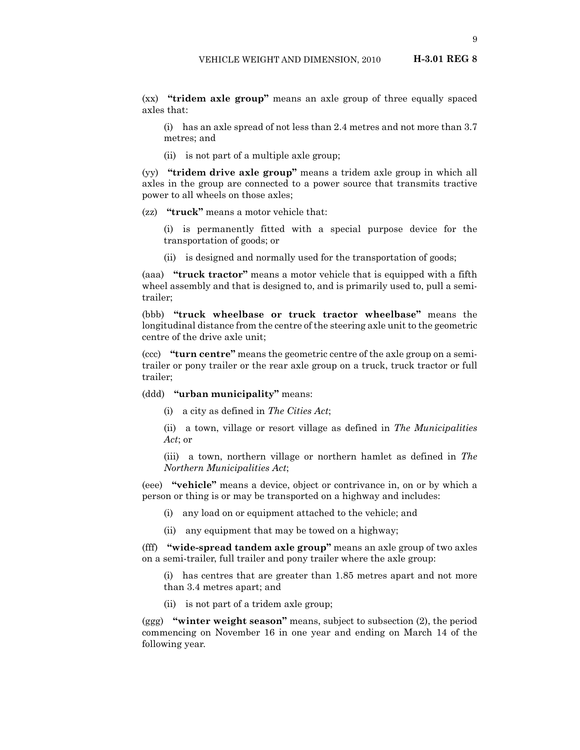(xx) **"tridem axle group"** means an axle group of three equally spaced axles that:

(i) has an axle spread of not less than 2.4 metres and not more than 3.7 metres; and

(ii) is not part of a multiple axle group;

(yy) **"tridem drive axle group"** means a tridem axle group in which all axles in the group are connected to a power source that transmits tractive power to all wheels on those axles;

(zz) **"truck"** means a motor vehicle that:

(i) is permanently fitted with a special purpose device for the transportation of goods; or

(ii) is designed and normally used for the transportation of goods;

(aaa) **"truck tractor"** means a motor vehicle that is equipped with a fifth wheel assembly and that is designed to, and is primarily used to, pull a semi-trailer;

(bbb) **"truck wheelbase or truck tractor wheelbase"** means the longitudinal distance from the centre of the steering axle unit to the geometric centre of the drive axle unit;

(ccc) **"turn centre"** means the geometric centre of the axle group on a semi-trailer or pony trailer or the rear axle group on a truck, truck tractor or full trailer;

(ddd) **"urban municipality"** means:

(i) a city as defined in *The Cities Act*;

(ii) a town, village or resort village as defined in *The Municipalities Act*; or

(iii) a town, northern village or northern hamlet as defined in *The Northern Municipalities Act*;

(eee) **"vehicle"** means a device, object or contrivance in, on or by which a person or thing is or may be transported on a highway and includes:

(i) any load on or equipment attached to the vehicle; and

(ii) any equipment that may be towed on a highway;

(fff) **"wide-spread tandem axle group"** means an axle group of two axles on a semi-trailer, full trailer and pony trailer where the axle group:

(i) has centres that are greater than 1.85 metres apart and not more than 3.4 metres apart; and

(ii) is not part of a tridem axle group;

(ggg) **"winter weight season"** means, subject to subsection (2), the period commencing on November 16 in one year and ending on March 14 of the following year.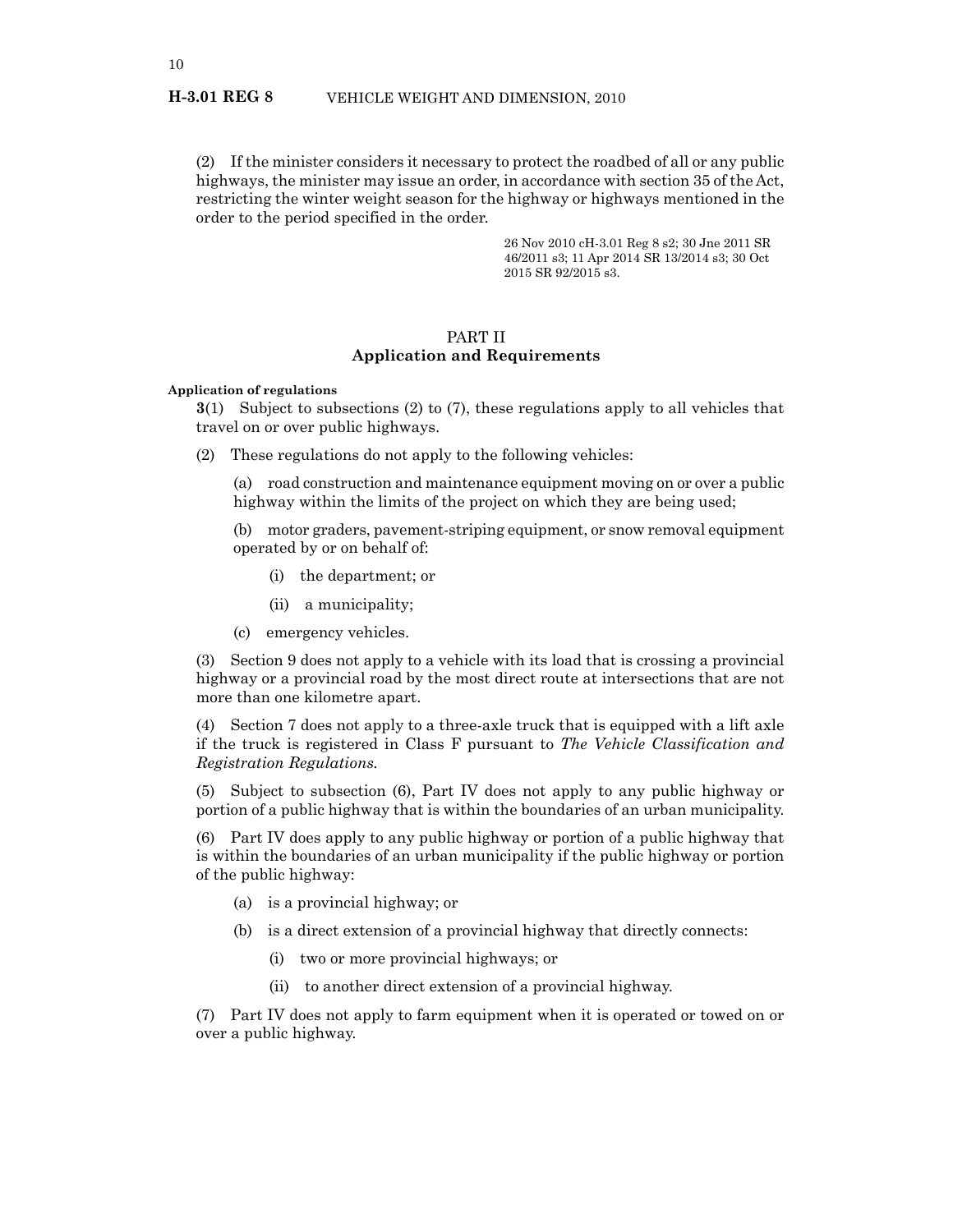(2) If the minister considers it necessary to protect the roadbed of all or any public highways, the minister may issue an order, in accordance with section 35 of the Act, restricting the winter weight season for the highway or highways mentioned in the order to the period specified in the order.

26 Nov 2010 cH-3.01 Reg 8 s2; 30 Jne 2011 SR 46/2011 s3; 11 Apr 2014 SR 13/2014 s3; 30 Oct 2015 SR 92/2015 s3.

## PART II
## Application and Requirements

**Application of regulations**

**3**(1) Subject to subsections (2) to (7), these regulations apply to all vehicles that travel on or over public highways.

(2) These regulations do not apply to the following vehicles:

(a) road construction and maintenance equipment moving on or over a public highway within the limits of the project on which they are being used;

(b) motor graders, pavement-striping equipment, or snow removal equipment operated by or on behalf of:

(i) the department; or

(ii) a municipality;

(c) emergency vehicles.

(3) Section 9 does not apply to a vehicle with its load that is crossing a provincial highway or a provincial road by the most direct route at intersections that are not more than one kilometre apart.

(4) Section 7 does not apply to a three-axle truck that is equipped with a lift axle if the truck is registered in Class F pursuant to *The Vehicle Classification and Registration Regulations*.

(5) Subject to subsection (6), Part IV does not apply to any public highway or portion of a public highway that is within the boundaries of an urban municipality.

(6) Part IV does apply to any public highway or portion of a public highway that is within the boundaries of an urban municipality if the public highway or portion of the public highway:

(a) is a provincial highway; or

(b) is a direct extension of a provincial highway that directly connects:

(i) two or more provincial highways; or

(ii) to another direct extension of a provincial highway.

(7) Part IV does not apply to farm equipment when it is operated or towed on or over a public highway.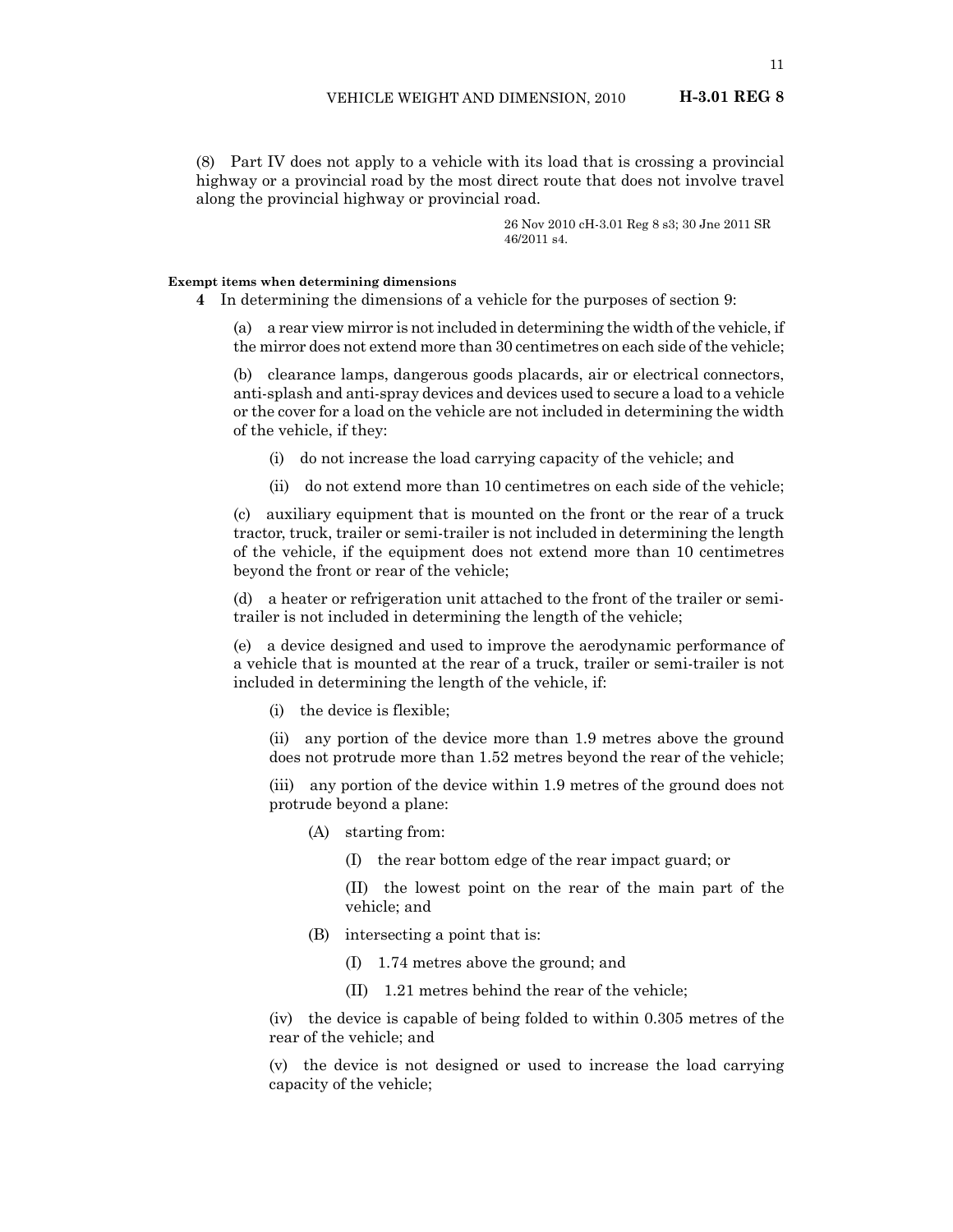(8) Part IV does not apply to a vehicle with its load that is crossing a provincial highway or a provincial road by the most direct route that does not involve travel along the provincial highway or provincial road.

26 Nov 2010 cH-3.01 Reg 8 s3; 30 Jne 2011 SR 46/2011 s4.

**Exempt items when determining dimensions**

**4** In determining the dimensions of a vehicle for the purposes of section 9:

(a) a rear view mirror is not included in determining the width of the vehicle, if the mirror does not extend more than 30 centimetres on each side of the vehicle;

(b) clearance lamps, dangerous goods placards, air or electrical connectors, anti-splash and anti-spray devices and devices used to secure a load to a vehicle or the cover for a load on the vehicle are not included in determining the width of the vehicle, if they:

(i) do not increase the load carrying capacity of the vehicle; and

(ii) do not extend more than 10 centimetres on each side of the vehicle;

(c) auxiliary equipment that is mounted on the front or the rear of a truck tractor, truck, trailer or semi-trailer is not included in determining the length of the vehicle, if the equipment does not extend more than 10 centimetres beyond the front or rear of the vehicle;

(d) a heater or refrigeration unit attached to the front of the trailer or semi-trailer is not included in determining the length of the vehicle;

(e) a device designed and used to improve the aerodynamic performance of a vehicle that is mounted at the rear of a truck, trailer or semi-trailer is not included in determining the length of the vehicle, if:

(i) the device is flexible;

(ii) any portion of the device more than 1.9 metres above the ground does not protrude more than 1.52 metres beyond the rear of the vehicle;

(iii) any portion of the device within 1.9 metres of the ground does not protrude beyond a plane:

(A) starting from:

(I) the rear bottom edge of the rear impact guard; or

(II) the lowest point on the rear of the main part of the vehicle; and

(B) intersecting a point that is:

(I) 1.74 metres above the ground; and

(II) 1.21 metres behind the rear of the vehicle;

(iv) the device is capable of being folded to within 0.305 metres of the rear of the vehicle; and

(v) the device is not designed or used to increase the load carrying capacity of the vehicle;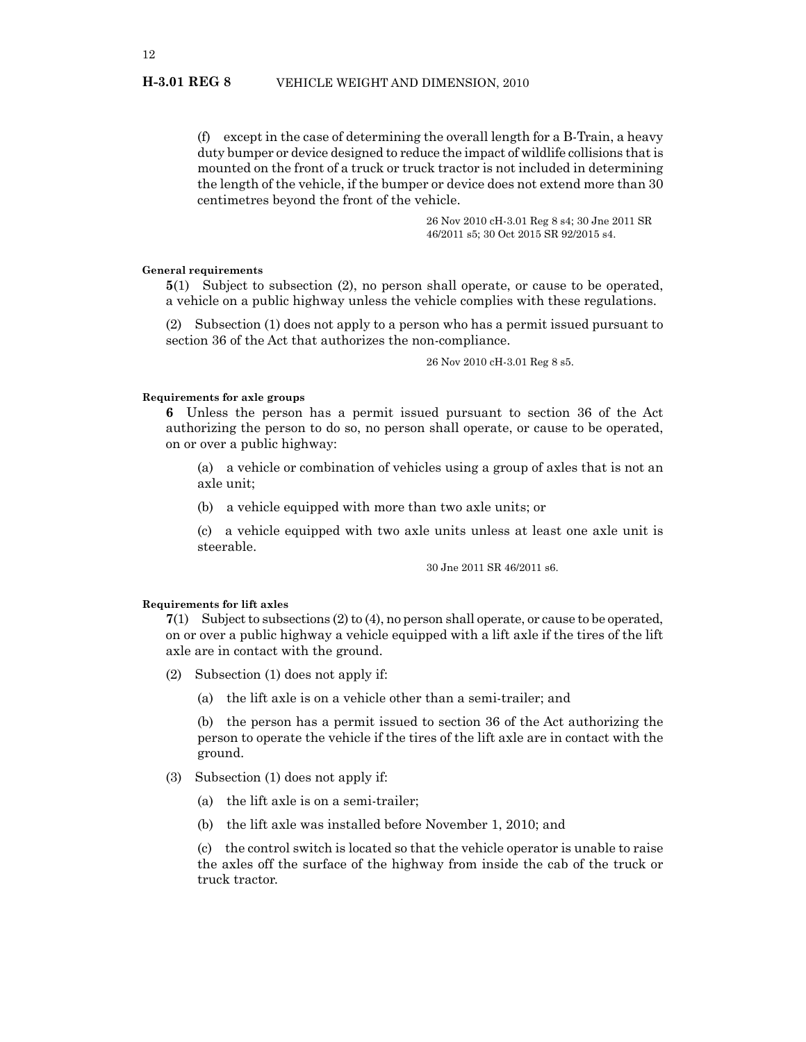(f) except in the case of determining the overall length for a B-Train, a heavy duty bumper or device designed to reduce the impact of wildlife collisions that is mounted on the front of a truck or truck tractor is not included in determining the length of the vehicle, if the bumper or device does not extend more than 30 centimetres beyond the front of the vehicle.

26 Nov 2010 cH-3.01 Reg 8 s4; 30 Jne 2011 SR 46/2011 s5; 30 Oct 2015 SR 92/2015 s4.

**General requirements**

**5**(1) Subject to subsection (2), no person shall operate, or cause to be operated, a vehicle on a public highway unless the vehicle complies with these regulations.

(2) Subsection (1) does not apply to a person who has a permit issued pursuant to section 36 of the Act that authorizes the non-compliance.

26 Nov 2010 cH-3.01 Reg 8 s5.

**Requirements for axle groups**

**6** Unless the person has a permit issued pursuant to section 36 of the Act authorizing the person to do so, no person shall operate, or cause to be operated, on or over a public highway:

(a) a vehicle or combination of vehicles using a group of axles that is not an axle unit;

(b) a vehicle equipped with more than two axle units; or

(c) a vehicle equipped with two axle units unless at least one axle unit is steerable.

30 Jne 2011 SR 46/2011 s6.

**Requirements for lift axles**

**7**(1) Subject to subsections (2) to (4), no person shall operate, or cause to be operated, on or over a public highway a vehicle equipped with a lift axle if the tires of the lift axle are in contact with the ground.

(2) Subsection (1) does not apply if:

(a) the lift axle is on a vehicle other than a semi-trailer; and

(b) the person has a permit issued to section 36 of the Act authorizing the person to operate the vehicle if the tires of the lift axle are in contact with the ground.

(3) Subsection (1) does not apply if:

(a) the lift axle is on a semi-trailer;

(b) the lift axle was installed before November 1, 2010; and

(c) the control switch is located so that the vehicle operator is unable to raise the axles off the surface of the highway from inside the cab of the truck or truck tractor.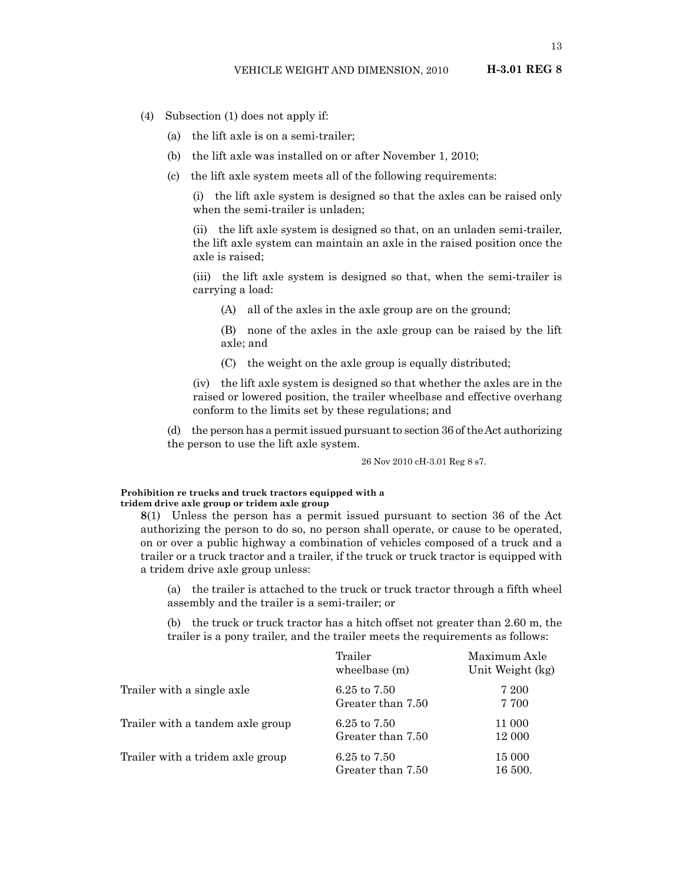(4) Subsection (1) does not apply if:

(a) the lift axle is on a semi-trailer;

(b) the lift axle was installed on or after November 1, 2010;

(c) the lift axle system meets all of the following requirements:

(i) the lift axle system is designed so that the axles can be raised only when the semi-trailer is unladen;

(ii) the lift axle system is designed so that, on an unladen semi-trailer, the lift axle system can maintain an axle in the raised position once the axle is raised;

(iii) the lift axle system is designed so that, when the semi-trailer is carrying a load:

(A) all of the axles in the axle group are on the ground;

(B) none of the axles in the axle group can be raised by the lift axle; and

(C) the weight on the axle group is equally distributed;

(iv) the lift axle system is designed so that whether the axles are in the raised or lowered position, the trailer wheelbase and effective overhang conform to the limits set by these regulations; and

(d) the person has a permit issued pursuant to section 36 of the Act authorizing the person to use the lift axle system.

26 Nov 2010 cH-3.01 Reg 8 s7.

**Prohibition re trucks and truck tractors equipped with a tridem drive axle group or tridem axle group**

**8**(1) Unless the person has a permit issued pursuant to section 36 of the Act authorizing the person to do so, no person shall operate, or cause to be operated, on or over a public highway a combination of vehicles composed of a truck and a trailer or a truck tractor and a trailer, if the truck or truck tractor is equipped with a tridem drive axle group unless:

(a) the trailer is attached to the truck or truck tractor through a fifth wheel assembly and the trailer is a semi-trailer; or

(b) the truck or truck tractor has a hitch offset not greater than 2.60 m, the trailer is a pony trailer, and the trailer meets the requirements as follows:

| | Trailer wheelbase (m) | Maximum Axle Unit Weight (kg) |
|---|---|---|
| Trailer with a single axle | 6.25 to 7.50 | 7 200 |
| | Greater than 7.50 | 7 700 |
| Trailer with a tandem axle group | 6.25 to 7.50 | 11 000 |
| | Greater than 7.50 | 12 000 |
| Trailer with a tridem axle group | 6.25 to 7.50 | 15 000 |
| | Greater than 7.50 | 16 500. |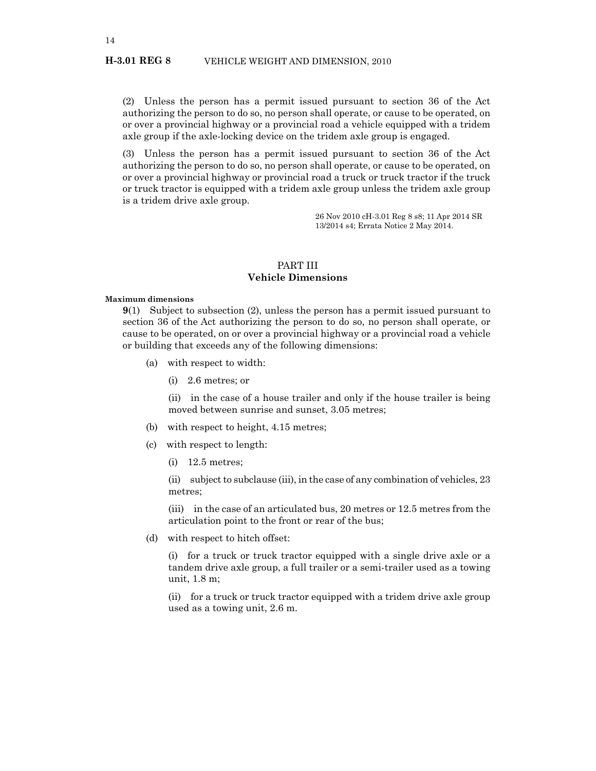(2) Unless the person has a permit issued pursuant to section 36 of the Act authorizing the person to do so, no person shall operate, or cause to be operated, on or over a provincial highway or a provincial road a vehicle equipped with a tridem axle group if the axle-locking device on the tridem axle group is engaged.

(3) Unless the person has a permit issued pursuant to section 36 of the Act authorizing the person to do so, no person shall operate, or cause to be operated, on or over a provincial highway or provincial road a truck or truck tractor if the truck or truck tractor is equipped with a tridem axle group unless the tridem axle group is a tridem drive axle group.

26 Nov 2010 cH-3.01 Reg 8 s8; 11 Apr 2014 SR 13/2014 s4; Errata Notice 2 May 2014.

## PART III
## Vehicle Dimensions

**Maximum dimensions**

**9**(1) Subject to subsection (2), unless the person has a permit issued pursuant to section 36 of the Act authorizing the person to do so, no person shall operate, or cause to be operated, on or over a provincial highway or a provincial road a vehicle or building that exceeds any of the following dimensions:

(a) with respect to width:

(i) 2.6 metres; or

(ii) in the case of a house trailer and only if the house trailer is being moved between sunrise and sunset, 3.05 metres;

(b) with respect to height, 4.15 metres;

(c) with respect to length:

(i) 12.5 metres;

(ii) subject to subclause (iii), in the case of any combination of vehicles, 23 metres;

(iii) in the case of an articulated bus, 20 metres or 12.5 metres from the articulation point to the front or rear of the bus;

(d) with respect to hitch offset:

(i) for a truck or truck tractor equipped with a single drive axle or a tandem drive axle group, a full trailer or a semi-trailer used as a towing unit, 1.8 m;

(ii) for a truck or truck tractor equipped with a tridem drive axle group used as a towing unit, 2.6 m.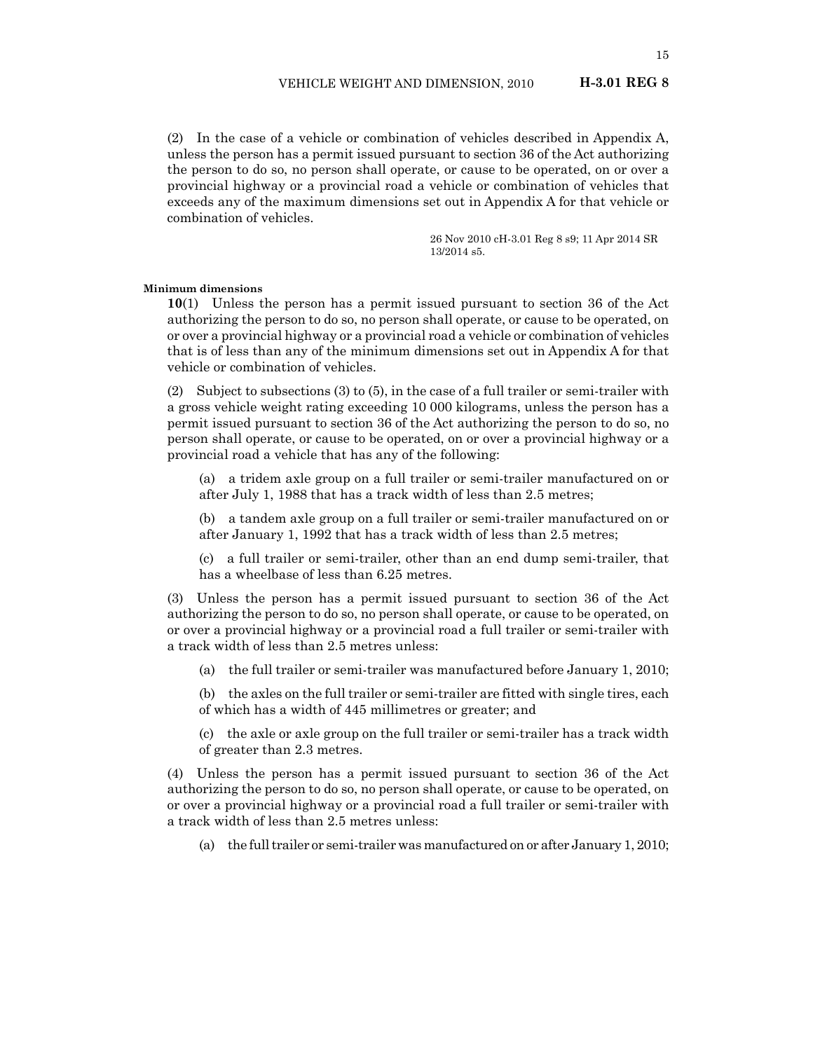(2) In the case of a vehicle or combination of vehicles described in Appendix A, unless the person has a permit issued pursuant to section 36 of the Act authorizing the person to do so, no person shall operate, or cause to be operated, on or over a provincial highway or a provincial road a vehicle or combination of vehicles that exceeds any of the maximum dimensions set out in Appendix A for that vehicle or combination of vehicles.

26 Nov 2010 cH-3.01 Reg 8 s9; 11 Apr 2014 SR 13/2014 s5.

**Minimum dimensions**

**10**(1) Unless the person has a permit issued pursuant to section 36 of the Act authorizing the person to do so, no person shall operate, or cause to be operated, on or over a provincial highway or a provincial road a vehicle or combination of vehicles that is of less than any of the minimum dimensions set out in Appendix A for that vehicle or combination of vehicles.

(2) Subject to subsections (3) to (5), in the case of a full trailer or semi-trailer with a gross vehicle weight rating exceeding 10 000 kilograms, unless the person has a permit issued pursuant to section 36 of the Act authorizing the person to do so, no person shall operate, or cause to be operated, on or over a provincial highway or a provincial road a vehicle that has any of the following:

(a) a tridem axle group on a full trailer or semi-trailer manufactured on or after July 1, 1988 that has a track width of less than 2.5 metres;

(b) a tandem axle group on a full trailer or semi-trailer manufactured on or after January 1, 1992 that has a track width of less than 2.5 metres;

(c) a full trailer or semi-trailer, other than an end dump semi-trailer, that has a wheelbase of less than 6.25 metres.

(3) Unless the person has a permit issued pursuant to section 36 of the Act authorizing the person to do so, no person shall operate, or cause to be operated, on or over a provincial highway or a provincial road a full trailer or semi-trailer with a track width of less than 2.5 metres unless:

(a) the full trailer or semi-trailer was manufactured before January 1, 2010;

(b) the axles on the full trailer or semi-trailer are fitted with single tires, each of which has a width of 445 millimetres or greater; and

(c) the axle or axle group on the full trailer or semi-trailer has a track width of greater than 2.3 metres.

(4) Unless the person has a permit issued pursuant to section 36 of the Act authorizing the person to do so, no person shall operate, or cause to be operated, on or over a provincial highway or a provincial road a full trailer or semi-trailer with a track width of less than 2.5 metres unless:

(a) the full trailer or semi-trailer was manufactured on or after January 1, 2010;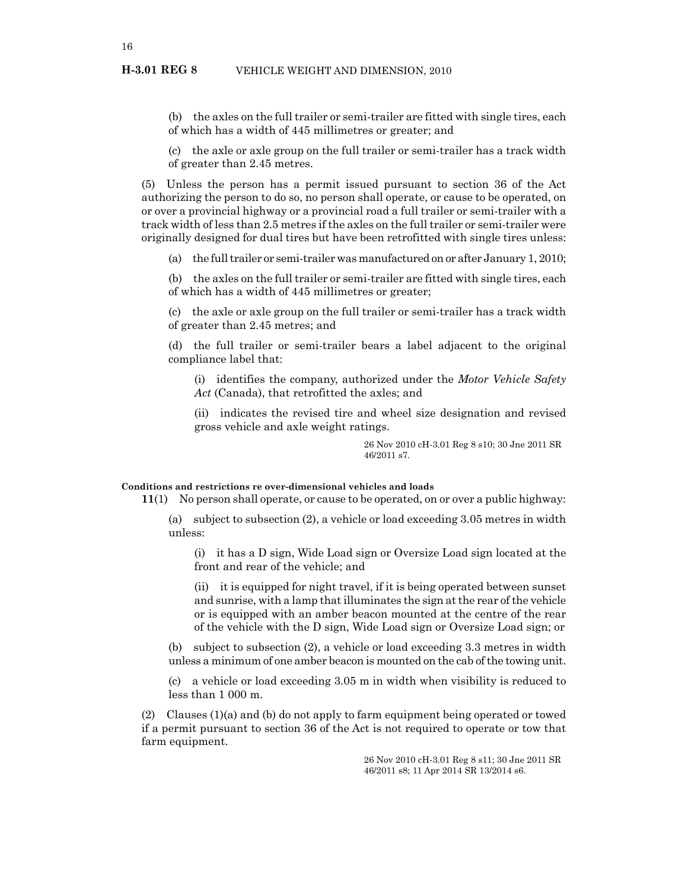(b) the axles on the full trailer or semi-trailer are fitted with single tires, each of which has a width of 445 millimetres or greater; and

(c) the axle or axle group on the full trailer or semi-trailer has a track width of greater than 2.45 metres.

(5) Unless the person has a permit issued pursuant to section 36 of the Act authorizing the person to do so, no person shall operate, or cause to be operated, on or over a provincial highway or a provincial road a full trailer or semi-trailer with a track width of less than 2.5 metres if the axles on the full trailer or semi-trailer were originally designed for dual tires but have been retrofitted with single tires unless:

(a) the full trailer or semi-trailer was manufactured on or after January 1, 2010;

(b) the axles on the full trailer or semi-trailer are fitted with single tires, each of which has a width of 445 millimetres or greater;

(c) the axle or axle group on the full trailer or semi-trailer has a track width of greater than 2.45 metres; and

(d) the full trailer or semi-trailer bears a label adjacent to the original compliance label that:

(i) identifies the company, authorized under the *Motor Vehicle Safety Act* (Canada), that retrofitted the axles; and

(ii) indicates the revised tire and wheel size designation and revised gross vehicle and axle weight ratings.

26 Nov 2010 cH-3.01 Reg 8 s10; 30 Jne 2011 SR 46/2011 s7.

**Conditions and restrictions re over-dimensional vehicles and loads**

**11**(1) No person shall operate, or cause to be operated, on or over a public highway:

(a) subject to subsection (2), a vehicle or load exceeding 3.05 metres in width unless:

(i) it has a D sign, Wide Load sign or Oversize Load sign located at the front and rear of the vehicle; and

(ii) it is equipped for night travel, if it is being operated between sunset and sunrise, with a lamp that illuminates the sign at the rear of the vehicle or is equipped with an amber beacon mounted at the centre of the rear of the vehicle with the D sign, Wide Load sign or Oversize Load sign; or

(b) subject to subsection (2), a vehicle or load exceeding 3.3 metres in width unless a minimum of one amber beacon is mounted on the cab of the towing unit.

(c) a vehicle or load exceeding 3.05 m in width when visibility is reduced to less than 1 000 m.

(2) Clauses (1)(a) and (b) do not apply to farm equipment being operated or towed if a permit pursuant to section 36 of the Act is not required to operate or tow that farm equipment.

26 Nov 2010 cH-3.01 Reg 8 s11; 30 Jne 2011 SR 46/2011 s8; 11 Apr 2014 SR 13/2014 s6.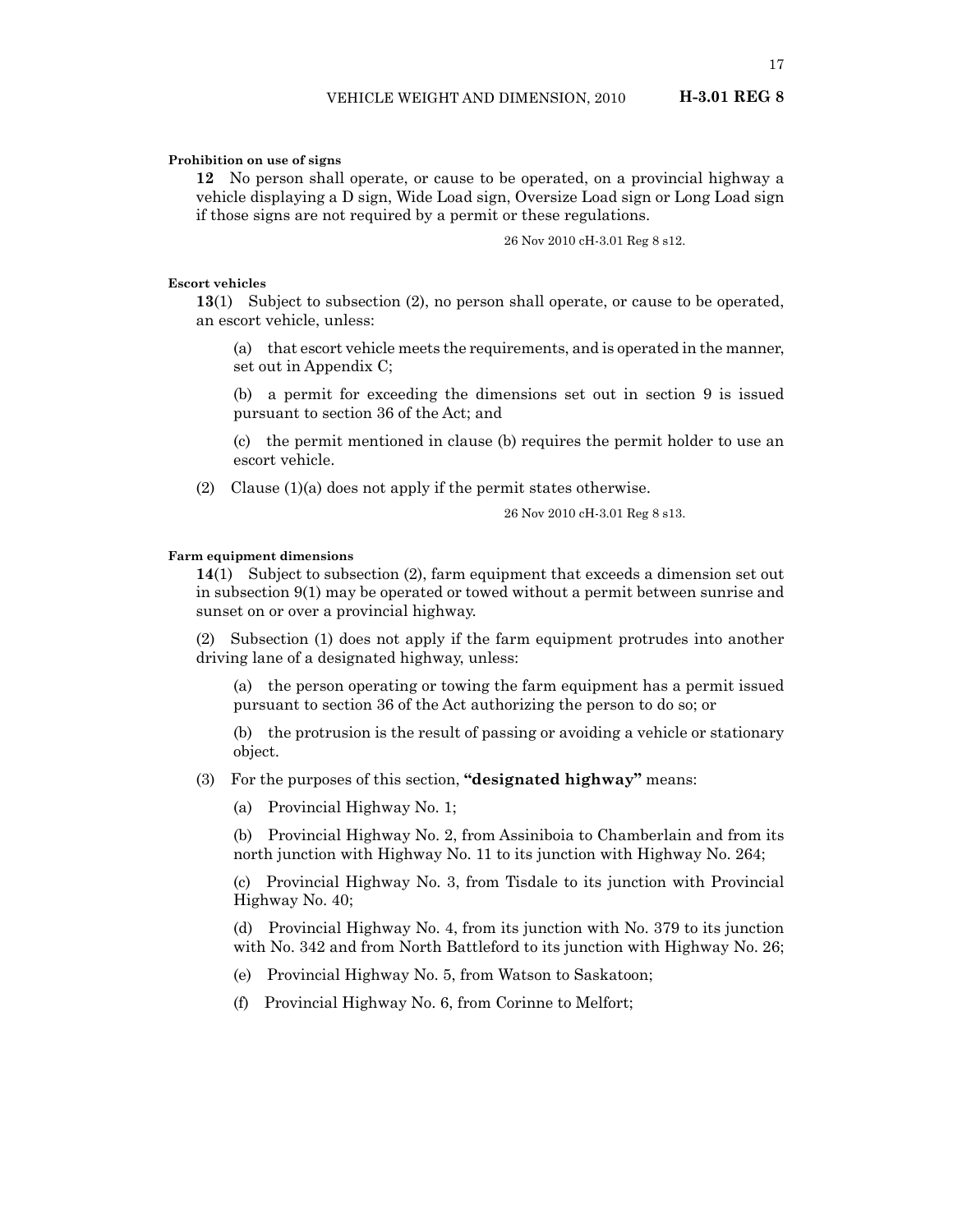**Prohibition on use of signs**

**12** No person shall operate, or cause to be operated, on a provincial highway a vehicle displaying a D sign, Wide Load sign, Oversize Load sign or Long Load sign if those signs are not required by a permit or these regulations.

26 Nov 2010 cH-3.01 Reg 8 s12.

**Escort vehicles**

**13**(1) Subject to subsection (2), no person shall operate, or cause to be operated, an escort vehicle, unless:

(a) that escort vehicle meets the requirements, and is operated in the manner, set out in Appendix C;

(b) a permit for exceeding the dimensions set out in section 9 is issued pursuant to section 36 of the Act; and

(c) the permit mentioned in clause (b) requires the permit holder to use an escort vehicle.

(2) Clause (1)(a) does not apply if the permit states otherwise.

26 Nov 2010 cH-3.01 Reg 8 s13.

**Farm equipment dimensions**

**14**(1) Subject to subsection (2), farm equipment that exceeds a dimension set out in subsection 9(1) may be operated or towed without a permit between sunrise and sunset on or over a provincial highway.

(2) Subsection (1) does not apply if the farm equipment protrudes into another driving lane of a designated highway, unless:

(a) the person operating or towing the farm equipment has a permit issued pursuant to section 36 of the Act authorizing the person to do so; or

(b) the protrusion is the result of passing or avoiding a vehicle or stationary object.

(3) For the purposes of this section, **"designated highway"** means:

(a) Provincial Highway No. 1;

(b) Provincial Highway No. 2, from Assiniboia to Chamberlain and from its north junction with Highway No. 11 to its junction with Highway No. 264;

(c) Provincial Highway No. 3, from Tisdale to its junction with Provincial Highway No. 40;

(d) Provincial Highway No. 4, from its junction with No. 379 to its junction with No. 342 and from North Battleford to its junction with Highway No. 26;

(e) Provincial Highway No. 5, from Watson to Saskatoon;

(f) Provincial Highway No. 6, from Corinne to Melfort;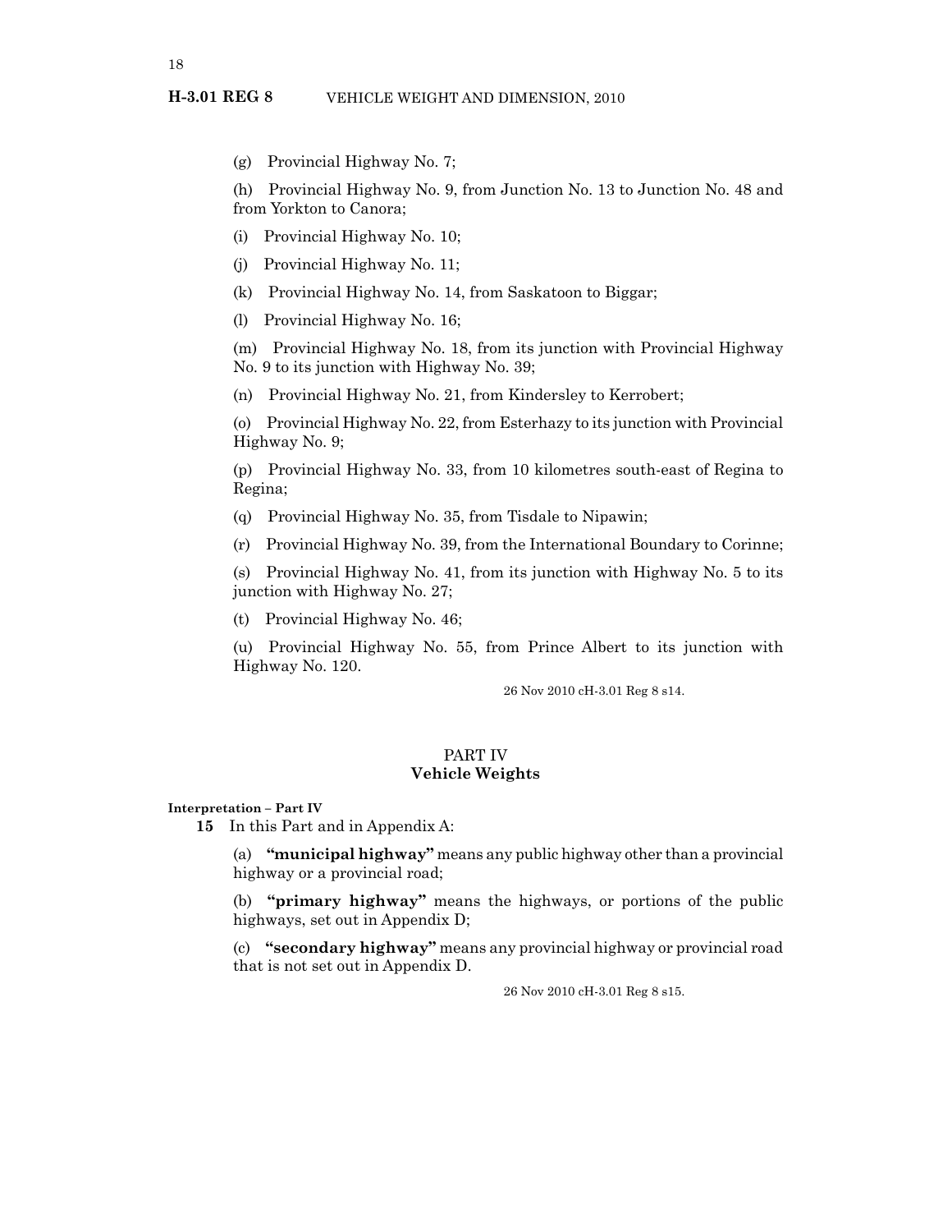(g) Provincial Highway No. 7;

(h) Provincial Highway No. 9, from Junction No. 13 to Junction No. 48 and from Yorkton to Canora;

(i) Provincial Highway No. 10;

(j) Provincial Highway No. 11;

(k) Provincial Highway No. 14, from Saskatoon to Biggar;

(l) Provincial Highway No. 16;

(m) Provincial Highway No. 18, from its junction with Provincial Highway No. 9 to its junction with Highway No. 39;

(n) Provincial Highway No. 21, from Kindersley to Kerrobert;

(o) Provincial Highway No. 22, from Esterhazy to its junction with Provincial Highway No. 9;

(p) Provincial Highway No. 33, from 10 kilometres south-east of Regina to Regina;

(q) Provincial Highway No. 35, from Tisdale to Nipawin;

(r) Provincial Highway No. 39, from the International Boundary to Corinne;

(s) Provincial Highway No. 41, from its junction with Highway No. 5 to its junction with Highway No. 27;

(t) Provincial Highway No. 46;

(u) Provincial Highway No. 55, from Prince Albert to its junction with Highway No. 120.

26 Nov 2010 cH-3.01 Reg 8 s14.

## PART IV
## Vehicle Weights

**Interpretation – Part IV**

**15** In this Part and in Appendix A:

(a) **"municipal highway"** means any public highway other than a provincial highway or a provincial road;

(b) **"primary highway"** means the highways, or portions of the public highways, set out in Appendix D;

(c) **"secondary highway"** means any provincial highway or provincial road that is not set out in Appendix D.

26 Nov 2010 cH-3.01 Reg 8 s15.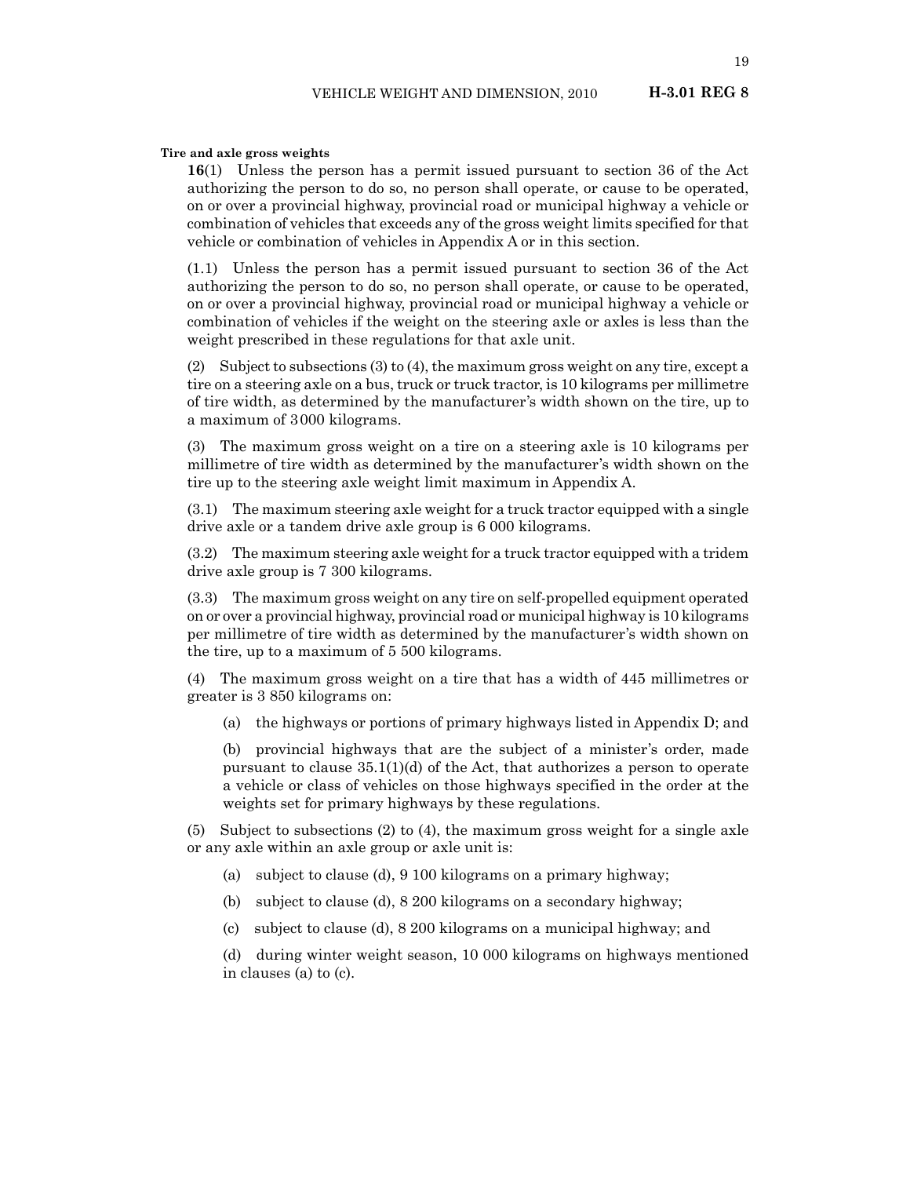**Tire and axle gross weights**

**16**(1) Unless the person has a permit issued pursuant to section 36 of the Act authorizing the person to do so, no person shall operate, or cause to be operated, on or over a provincial highway, provincial road or municipal highway a vehicle or combination of vehicles that exceeds any of the gross weight limits specified for that vehicle or combination of vehicles in Appendix A or in this section.

(1.1) Unless the person has a permit issued pursuant to section 36 of the Act authorizing the person to do so, no person shall operate, or cause to be operated, on or over a provincial highway, provincial road or municipal highway a vehicle or combination of vehicles if the weight on the steering axle or axles is less than the weight prescribed in these regulations for that axle unit.

(2) Subject to subsections (3) to (4), the maximum gross weight on any tire, except a tire on a steering axle on a bus, truck or truck tractor, is 10 kilograms per millimetre of tire width, as determined by the manufacturer's width shown on the tire, up to a maximum of 3 000 kilograms.

(3) The maximum gross weight on a tire on a steering axle is 10 kilograms per millimetre of tire width as determined by the manufacturer's width shown on the tire up to the steering axle weight limit maximum in Appendix A.

(3.1) The maximum steering axle weight for a truck tractor equipped with a single drive axle or a tandem drive axle group is 6 000 kilograms.

(3.2) The maximum steering axle weight for a truck tractor equipped with a tridem drive axle group is 7 300 kilograms.

(3.3) The maximum gross weight on any tire on self-propelled equipment operated on or over a provincial highway, provincial road or municipal highway is 10 kilograms per millimetre of tire width as determined by the manufacturer's width shown on the tire, up to a maximum of 5 500 kilograms.

(4) The maximum gross weight on a tire that has a width of 445 millimetres or greater is 3 850 kilograms on:

(a) the highways or portions of primary highways listed in Appendix D; and

(b) provincial highways that are the subject of a minister's order, made pursuant to clause 35.1(1)(d) of the Act, that authorizes a person to operate a vehicle or class of vehicles on those highways specified in the order at the weights set for primary highways by these regulations.

(5) Subject to subsections (2) to (4), the maximum gross weight for a single axle or any axle within an axle group or axle unit is:

(a) subject to clause (d), 9 100 kilograms on a primary highway;

(b) subject to clause (d), 8 200 kilograms on a secondary highway;

(c) subject to clause (d), 8 200 kilograms on a municipal highway; and

(d) during winter weight season, 10 000 kilograms on highways mentioned in clauses (a) to (c).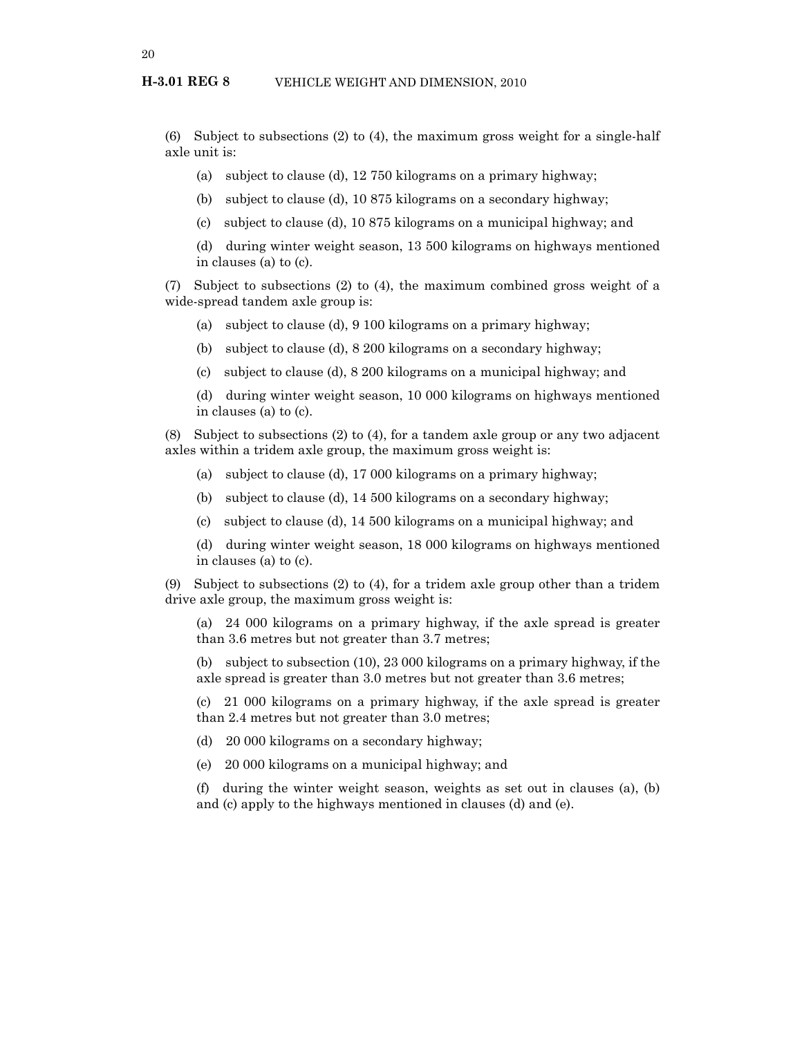(6) Subject to subsections (2) to (4), the maximum gross weight for a single-half axle unit is:

(a) subject to clause (d), 12 750 kilograms on a primary highway;

(b) subject to clause (d), 10 875 kilograms on a secondary highway;

(c) subject to clause (d), 10 875 kilograms on a municipal highway; and

(d) during winter weight season, 13 500 kilograms on highways mentioned in clauses (a) to (c).

(7) Subject to subsections (2) to (4), the maximum combined gross weight of a wide-spread tandem axle group is:

(a) subject to clause (d), 9 100 kilograms on a primary highway;

(b) subject to clause (d), 8 200 kilograms on a secondary highway;

(c) subject to clause (d), 8 200 kilograms on a municipal highway; and

(d) during winter weight season, 10 000 kilograms on highways mentioned in clauses (a) to (c).

(8) Subject to subsections (2) to (4), for a tandem axle group or any two adjacent axles within a tridem axle group, the maximum gross weight is:

(a) subject to clause (d), 17 000 kilograms on a primary highway;

(b) subject to clause (d), 14 500 kilograms on a secondary highway;

(c) subject to clause (d), 14 500 kilograms on a municipal highway; and

(d) during winter weight season, 18 000 kilograms on highways mentioned in clauses (a) to (c).

(9) Subject to subsections (2) to (4), for a tridem axle group other than a tridem drive axle group, the maximum gross weight is:

(a) 24 000 kilograms on a primary highway, if the axle spread is greater than 3.6 metres but not greater than 3.7 metres;

(b) subject to subsection (10), 23 000 kilograms on a primary highway, if the axle spread is greater than 3.0 metres but not greater than 3.6 metres;

(c) 21 000 kilograms on a primary highway, if the axle spread is greater than 2.4 metres but not greater than 3.0 metres;

(d) 20 000 kilograms on a secondary highway;

(e) 20 000 kilograms on a municipal highway; and

(f) during the winter weight season, weights as set out in clauses (a), (b) and (c) apply to the highways mentioned in clauses (d) and (e).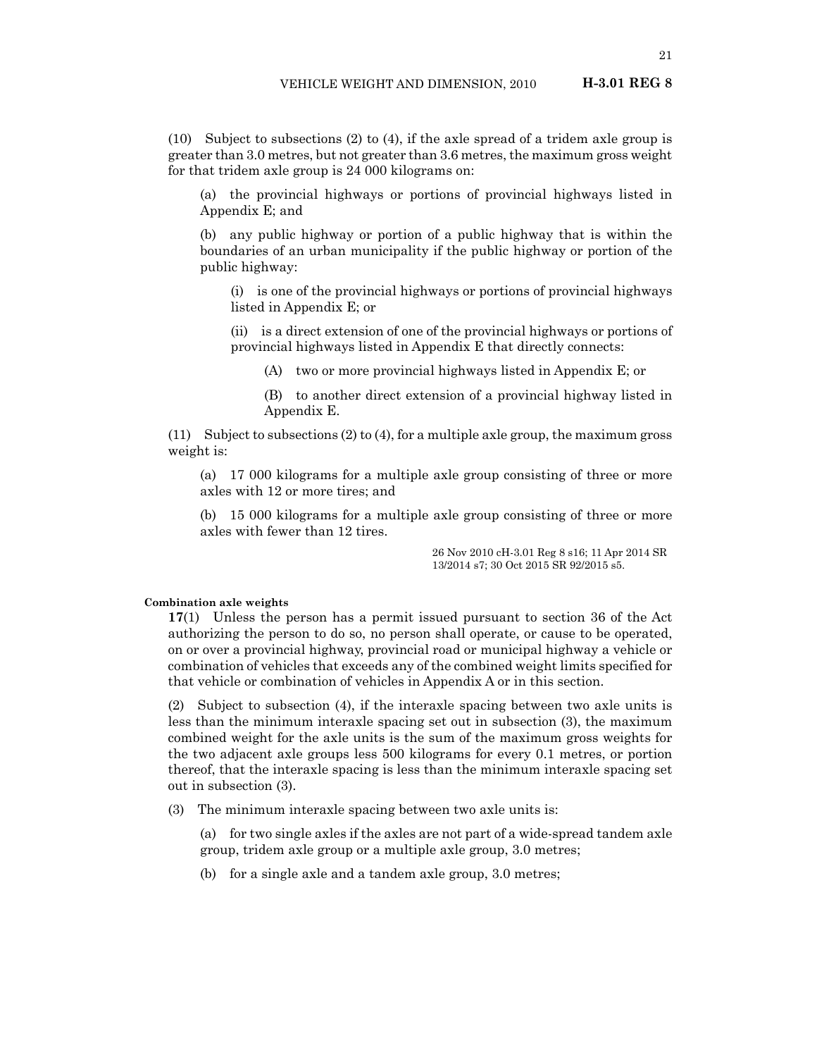(10) Subject to subsections (2) to (4), if the axle spread of a tridem axle group is greater than 3.0 metres, but not greater than 3.6 metres, the maximum gross weight for that tridem axle group is 24 000 kilograms on:

(a) the provincial highways or portions of provincial highways listed in Appendix E; and

(b) any public highway or portion of a public highway that is within the boundaries of an urban municipality if the public highway or portion of the public highway:

(i) is one of the provincial highways or portions of provincial highways listed in Appendix E; or

(ii) is a direct extension of one of the provincial highways or portions of provincial highways listed in Appendix E that directly connects:

(A) two or more provincial highways listed in Appendix E; or

(B) to another direct extension of a provincial highway listed in Appendix E.

(11) Subject to subsections (2) to (4), for a multiple axle group, the maximum gross weight is:

(a) 17 000 kilograms for a multiple axle group consisting of three or more axles with 12 or more tires; and

(b) 15 000 kilograms for a multiple axle group consisting of three or more axles with fewer than 12 tires.

26 Nov 2010 cH-3.01 Reg 8 s16; 11 Apr 2014 SR 13/2014 s7; 30 Oct 2015 SR 92/2015 s5.

**Combination axle weights**

**17**(1) Unless the person has a permit issued pursuant to section 36 of the Act authorizing the person to do so, no person shall operate, or cause to be operated, on or over a provincial highway, provincial road or municipal highway a vehicle or combination of vehicles that exceeds any of the combined weight limits specified for that vehicle or combination of vehicles in Appendix A or in this section.

(2) Subject to subsection (4), if the interaxle spacing between two axle units is less than the minimum interaxle spacing set out in subsection (3), the maximum combined weight for the axle units is the sum of the maximum gross weights for the two adjacent axle groups less 500 kilograms for every 0.1 metres, or portion thereof, that the interaxle spacing is less than the minimum interaxle spacing set out in subsection (3).

(3) The minimum interaxle spacing between two axle units is:

(a) for two single axles if the axles are not part of a wide-spread tandem axle group, tridem axle group or a multiple axle group, 3.0 metres;

(b) for a single axle and a tandem axle group, 3.0 metres;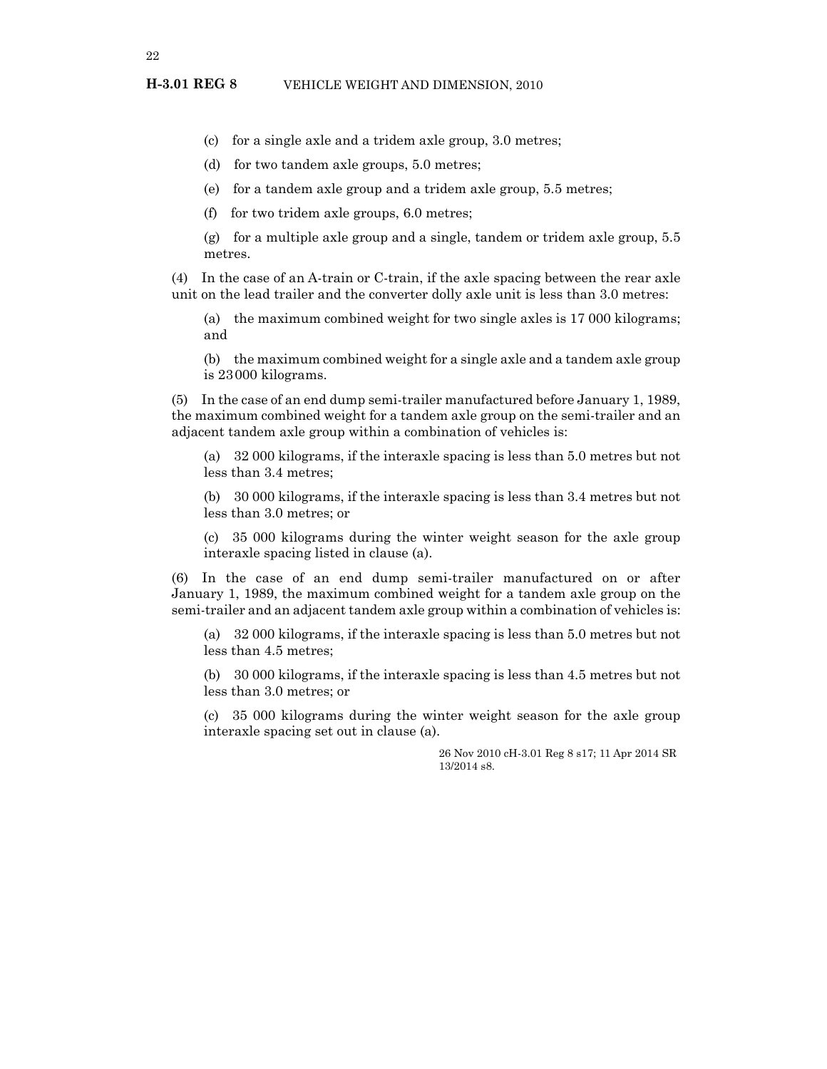(c) for a single axle and a tridem axle group, 3.0 metres;

(d) for two tandem axle groups, 5.0 metres;

(e) for a tandem axle group and a tridem axle group, 5.5 metres;

(f) for two tridem axle groups, 6.0 metres;

(g) for a multiple axle group and a single, tandem or tridem axle group, 5.5 metres.

(4) In the case of an A-train or C-train, if the axle spacing between the rear axle unit on the lead trailer and the converter dolly axle unit is less than 3.0 metres:

(a) the maximum combined weight for two single axles is 17 000 kilograms; and

(b) the maximum combined weight for a single axle and a tandem axle group is 23 000 kilograms.

(5) In the case of an end dump semi-trailer manufactured before January 1, 1989, the maximum combined weight for a tandem axle group on the semi-trailer and an adjacent tandem axle group within a combination of vehicles is:

(a) 32 000 kilograms, if the interaxle spacing is less than 5.0 metres but not less than 3.4 metres;

(b) 30 000 kilograms, if the interaxle spacing is less than 3.4 metres but not less than 3.0 metres; or

(c) 35 000 kilograms during the winter weight season for the axle group interaxle spacing listed in clause (a).

(6) In the case of an end dump semi-trailer manufactured on or after January 1, 1989, the maximum combined weight for a tandem axle group on the semi-trailer and an adjacent tandem axle group within a combination of vehicles is:

(a) 32 000 kilograms, if the interaxle spacing is less than 5.0 metres but not less than 4.5 metres;

(b) 30 000 kilograms, if the interaxle spacing is less than 4.5 metres but not less than 3.0 metres; or

(c) 35 000 kilograms during the winter weight season for the axle group interaxle spacing set out in clause (a).

26 Nov 2010 cH-3.01 Reg 8 s17; 11 Apr 2014 SR 13/2014 s8.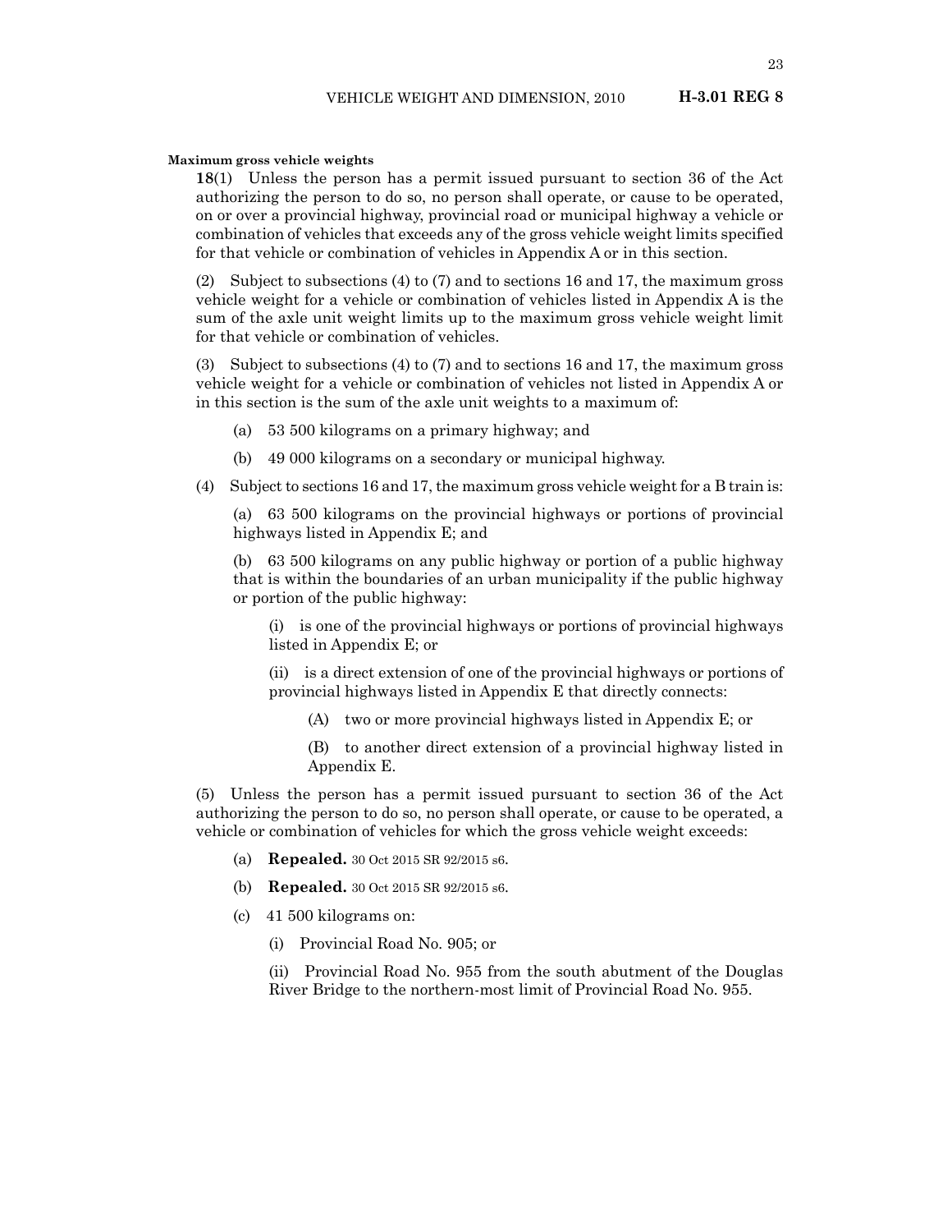**Maximum gross vehicle weights**

**18**(1) Unless the person has a permit issued pursuant to section 36 of the Act authorizing the person to do so, no person shall operate, or cause to be operated, on or over a provincial highway, provincial road or municipal highway a vehicle or combination of vehicles that exceeds any of the gross vehicle weight limits specified for that vehicle or combination of vehicles in Appendix A or in this section.

(2) Subject to subsections (4) to (7) and to sections 16 and 17, the maximum gross vehicle weight for a vehicle or combination of vehicles listed in Appendix A is the sum of the axle unit weight limits up to the maximum gross vehicle weight limit for that vehicle or combination of vehicles.

(3) Subject to subsections (4) to (7) and to sections 16 and 17, the maximum gross vehicle weight for a vehicle or combination of vehicles not listed in Appendix A or in this section is the sum of the axle unit weights to a maximum of:

(a) 53 500 kilograms on a primary highway; and

(b) 49 000 kilograms on a secondary or municipal highway.

(4) Subject to sections 16 and 17, the maximum gross vehicle weight for a B train is:

(a) 63 500 kilograms on the provincial highways or portions of provincial highways listed in Appendix E; and

(b) 63 500 kilograms on any public highway or portion of a public highway that is within the boundaries of an urban municipality if the public highway or portion of the public highway:

(i) is one of the provincial highways or portions of provincial highways listed in Appendix E; or

(ii) is a direct extension of one of the provincial highways or portions of provincial highways listed in Appendix E that directly connects:

(A) two or more provincial highways listed in Appendix E; or

(B) to another direct extension of a provincial highway listed in Appendix E.

(5) Unless the person has a permit issued pursuant to section 36 of the Act authorizing the person to do so, no person shall operate, or cause to be operated, a vehicle or combination of vehicles for which the gross vehicle weight exceeds:

(a) **Repealed.** 30 Oct 2015 SR 92/2015 s6.

(b) **Repealed.** 30 Oct 2015 SR 92/2015 s6.

(c) 41 500 kilograms on:

(i) Provincial Road No. 905; or

(ii) Provincial Road No. 955 from the south abutment of the Douglas River Bridge to the northern-most limit of Provincial Road No. 955.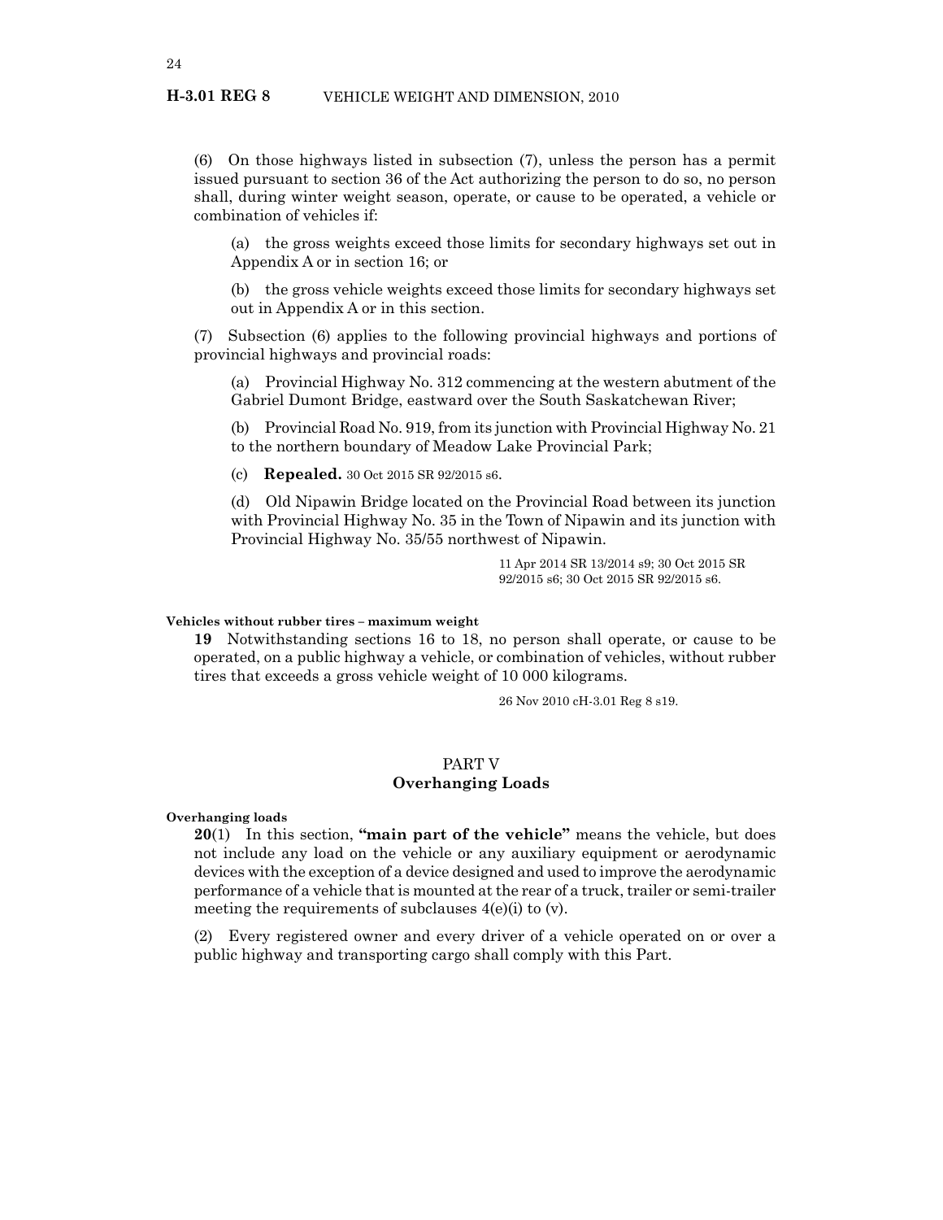(6) On those highways listed in subsection (7), unless the person has a permit issued pursuant to section 36 of the Act authorizing the person to do so, no person shall, during winter weight season, operate, or cause to be operated, a vehicle or combination of vehicles if:

(a) the gross weights exceed those limits for secondary highways set out in Appendix A or in section 16; or

(b) the gross vehicle weights exceed those limits for secondary highways set out in Appendix A or in this section.

(7) Subsection (6) applies to the following provincial highways and portions of provincial highways and provincial roads:

(a) Provincial Highway No. 312 commencing at the western abutment of the Gabriel Dumont Bridge, eastward over the South Saskatchewan River;

(b) Provincial Road No. 919, from its junction with Provincial Highway No. 21 to the northern boundary of Meadow Lake Provincial Park;

(c) **Repealed.** 30 Oct 2015 SR 92/2015 s6.

(d) Old Nipawin Bridge located on the Provincial Road between its junction with Provincial Highway No. 35 in the Town of Nipawin and its junction with Provincial Highway No. 35/55 northwest of Nipawin.

11 Apr 2014 SR 13/2014 s9; 30 Oct 2015 SR 92/2015 s6; 30 Oct 2015 SR 92/2015 s6.

**Vehicles without rubber tires – maximum weight**

**19** Notwithstanding sections 16 to 18, no person shall operate, or cause to be operated, on a public highway a vehicle, or combination of vehicles, without rubber tires that exceeds a gross vehicle weight of 10 000 kilograms.

26 Nov 2010 cH-3.01 Reg 8 s19.

## PART V
## Overhanging Loads

**Overhanging loads**

**20**(1) In this section, **"main part of the vehicle"** means the vehicle, but does not include any load on the vehicle or any auxiliary equipment or aerodynamic devices with the exception of a device designed and used to improve the aerodynamic performance of a vehicle that is mounted at the rear of a truck, trailer or semi-trailer meeting the requirements of subclauses 4(e)(i) to (v).

(2) Every registered owner and every driver of a vehicle operated on or over a public highway and transporting cargo shall comply with this Part.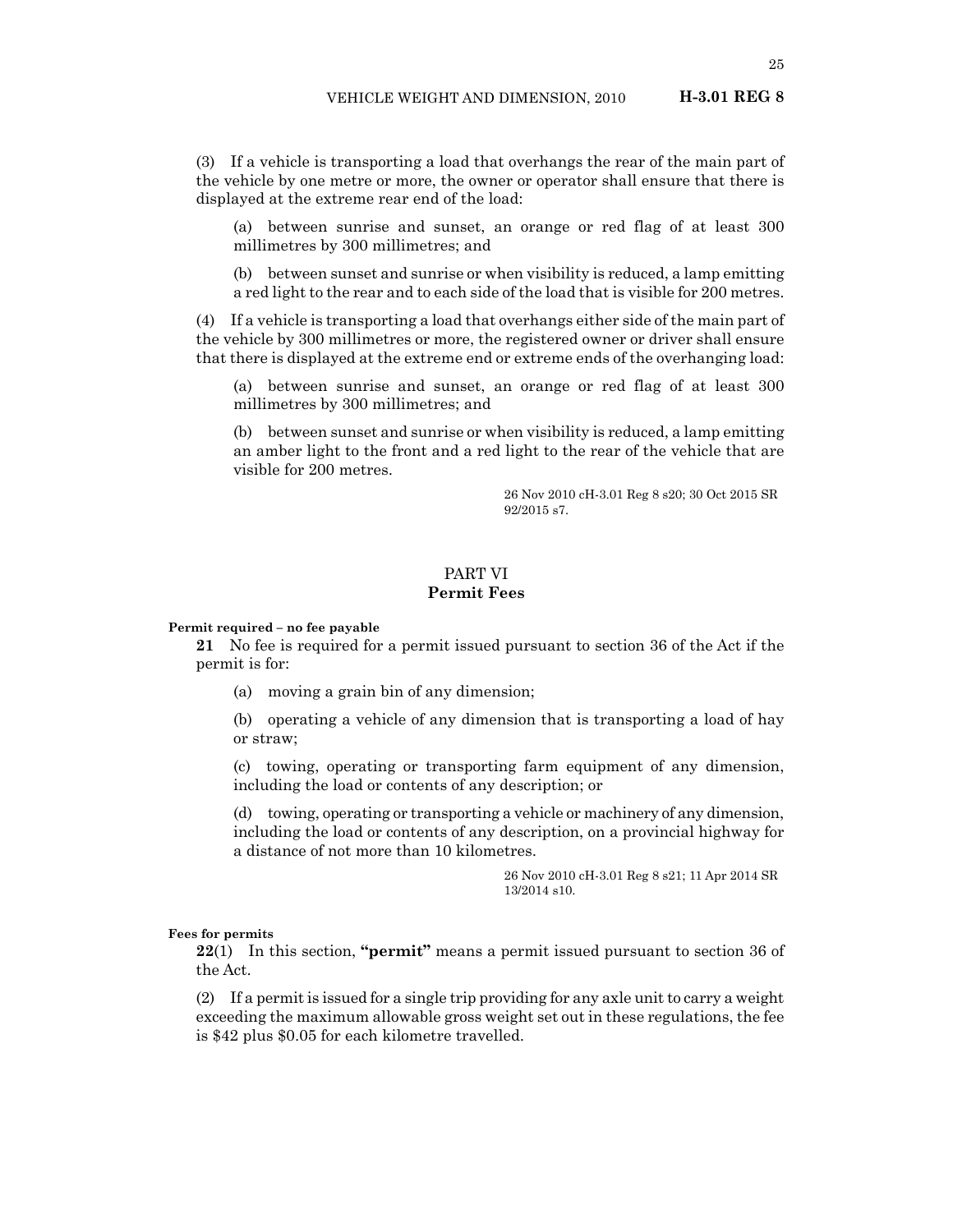(3) If a vehicle is transporting a load that overhangs the rear of the main part of the vehicle by one metre or more, the owner or operator shall ensure that there is displayed at the extreme rear end of the load:

(a) between sunrise and sunset, an orange or red flag of at least 300 millimetres by 300 millimetres; and

(b) between sunset and sunrise or when visibility is reduced, a lamp emitting a red light to the rear and to each side of the load that is visible for 200 metres.

(4) If a vehicle is transporting a load that overhangs either side of the main part of the vehicle by 300 millimetres or more, the registered owner or driver shall ensure that there is displayed at the extreme end or extreme ends of the overhanging load:

(a) between sunrise and sunset, an orange or red flag of at least 300 millimetres by 300 millimetres; and

(b) between sunset and sunrise or when visibility is reduced, a lamp emitting an amber light to the front and a red light to the rear of the vehicle that are visible for 200 metres.

26 Nov 2010 cH-3.01 Reg 8 s20; 30 Oct 2015 SR 92/2015 s7.

## PART VI
## Permit Fees

**Permit required – no fee payable**

**21** No fee is required for a permit issued pursuant to section 36 of the Act if the permit is for:

(a) moving a grain bin of any dimension;

(b) operating a vehicle of any dimension that is transporting a load of hay or straw;

(c) towing, operating or transporting farm equipment of any dimension, including the load or contents of any description; or

(d) towing, operating or transporting a vehicle or machinery of any dimension, including the load or contents of any description, on a provincial highway for a distance of not more than 10 kilometres.

26 Nov 2010 cH-3.01 Reg 8 s21; 11 Apr 2014 SR 13/2014 s10.

**Fees for permits**

**22**(1) In this section, **"permit"** means a permit issued pursuant to section 36 of the Act.

(2) If a permit is issued for a single trip providing for any axle unit to carry a weight exceeding the maximum allowable gross weight set out in these regulations, the fee is $42 plus $0.05 for each kilometre travelled.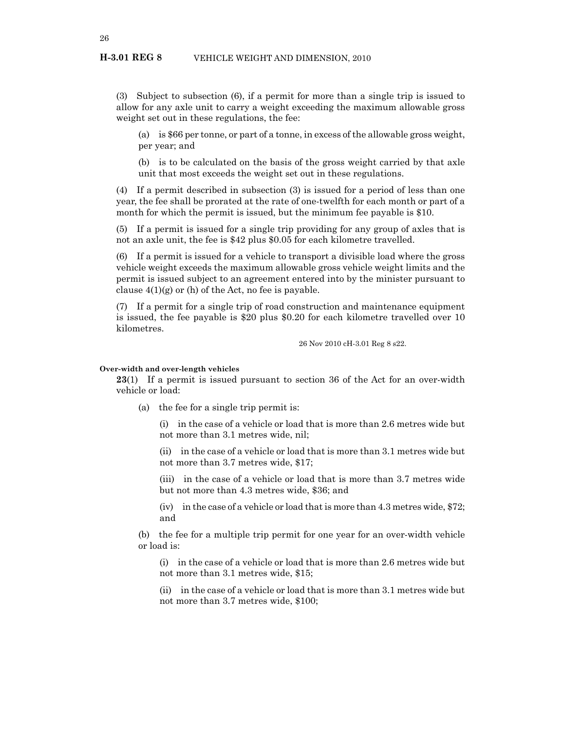(3) Subject to subsection (6), if a permit for more than a single trip is issued to allow for any axle unit to carry a weight exceeding the maximum allowable gross weight set out in these regulations, the fee:

(a) is $66 per tonne, or part of a tonne, in excess of the allowable gross weight, per year; and

(b) is to be calculated on the basis of the gross weight carried by that axle unit that most exceeds the weight set out in these regulations.

(4) If a permit described in subsection (3) is issued for a period of less than one year, the fee shall be prorated at the rate of one-twelfth for each month or part of a month for which the permit is issued, but the minimum fee payable is $10.

(5) If a permit is issued for a single trip providing for any group of axles that is not an axle unit, the fee is $42 plus $0.05 for each kilometre travelled.

(6) If a permit is issued for a vehicle to transport a divisible load where the gross vehicle weight exceeds the maximum allowable gross vehicle weight limits and the permit is issued subject to an agreement entered into by the minister pursuant to clause 4(1)(g) or (h) of the Act, no fee is payable.

(7) If a permit for a single trip of road construction and maintenance equipment is issued, the fee payable is $20 plus $0.20 for each kilometre travelled over 10 kilometres.

26 Nov 2010 cH-3.01 Reg 8 s22.

**Over-width and over-length vehicles**

**23**(1) If a permit is issued pursuant to section 36 of the Act for an over-width vehicle or load:

(a) the fee for a single trip permit is:

(i) in the case of a vehicle or load that is more than 2.6 metres wide but not more than 3.1 metres wide, nil;

(ii) in the case of a vehicle or load that is more than 3.1 metres wide but not more than 3.7 metres wide, $17;

(iii) in the case of a vehicle or load that is more than 3.7 metres wide but not more than 4.3 metres wide, $36; and

(iv) in the case of a vehicle or load that is more than 4.3 metres wide, $72; and

(b) the fee for a multiple trip permit for one year for an over-width vehicle or load is:

(i) in the case of a vehicle or load that is more than 2.6 metres wide but not more than 3.1 metres wide, $15;

(ii) in the case of a vehicle or load that is more than 3.1 metres wide but not more than 3.7 metres wide, $100;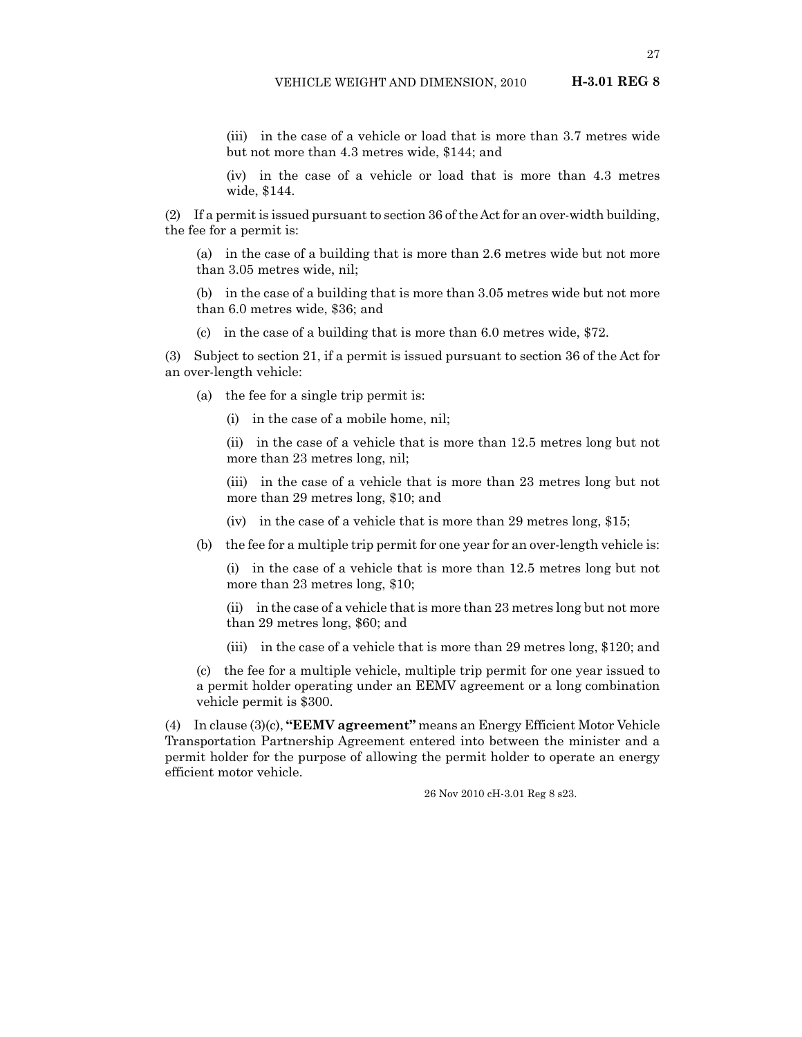(iii) in the case of a vehicle or load that is more than 3.7 metres wide but not more than 4.3 metres wide, $144; and

(iv) in the case of a vehicle or load that is more than 4.3 metres wide, $144.

(2) If a permit is issued pursuant to section 36 of the Act for an over-width building, the fee for a permit is:

(a) in the case of a building that is more than 2.6 metres wide but not more than 3.05 metres wide, nil;

(b) in the case of a building that is more than 3.05 metres wide but not more than 6.0 metres wide, $36; and

(c) in the case of a building that is more than 6.0 metres wide, $72.

(3) Subject to section 21, if a permit is issued pursuant to section 36 of the Act for an over-length vehicle:

(a) the fee for a single trip permit is:

(i) in the case of a mobile home, nil;

(ii) in the case of a vehicle that is more than 12.5 metres long but not more than 23 metres long, nil;

(iii) in the case of a vehicle that is more than 23 metres long but not more than 29 metres long, $10; and

(iv) in the case of a vehicle that is more than 29 metres long, $15;

(b) the fee for a multiple trip permit for one year for an over-length vehicle is:

(i) in the case of a vehicle that is more than 12.5 metres long but not more than 23 metres long, $10;

(ii) in the case of a vehicle that is more than 23 metres long but not more than 29 metres long, $60; and

(iii) in the case of a vehicle that is more than 29 metres long, $120; and

(c) the fee for a multiple vehicle, multiple trip permit for one year issued to a permit holder operating under an EEMV agreement or a long combination vehicle permit is $300.

(4) In clause (3)(c), **"EEMV agreement"** means an Energy Efficient Motor Vehicle Transportation Partnership Agreement entered into between the minister and a permit holder for the purpose of allowing the permit holder to operate an energy efficient motor vehicle.

26 Nov 2010 cH-3.01 Reg 8 s23.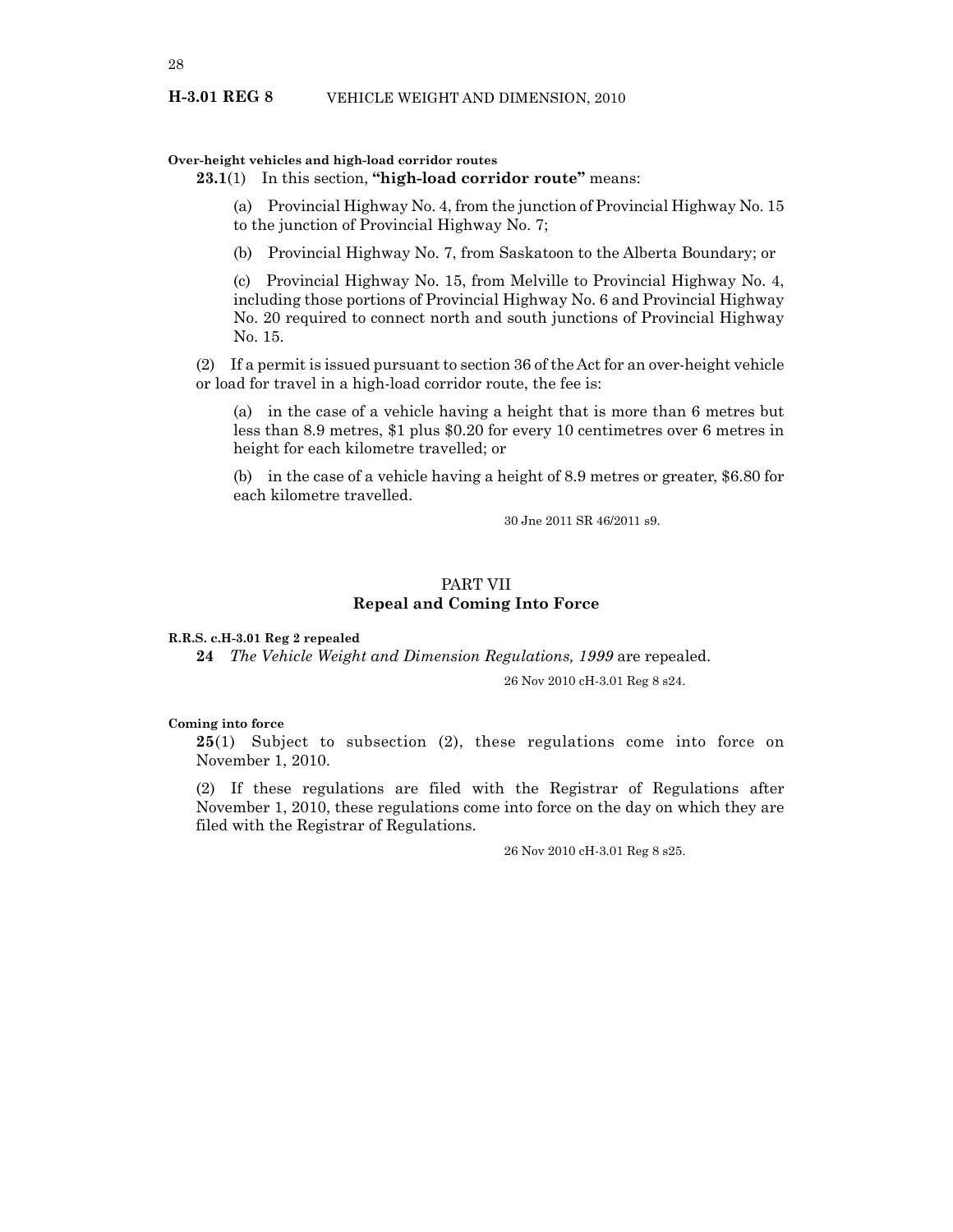**Over-height vehicles and high-load corridor routes**

**23.1**(1) In this section, **"high-load corridor route"** means:

(a) Provincial Highway No. 4, from the junction of Provincial Highway No. 15 to the junction of Provincial Highway No. 7;

(b) Provincial Highway No. 7, from Saskatoon to the Alberta Boundary; or

(c) Provincial Highway No. 15, from Melville to Provincial Highway No. 4, including those portions of Provincial Highway No. 6 and Provincial Highway No. 20 required to connect north and south junctions of Provincial Highway No. 15.

(2) If a permit is issued pursuant to section 36 of the Act for an over-height vehicle or load for travel in a high-load corridor route, the fee is:

(a) in the case of a vehicle having a height that is more than 6 metres but less than 8.9 metres, $1 plus $0.20 for every 10 centimetres over 6 metres in height for each kilometre travelled; or

(b) in the case of a vehicle having a height of 8.9 metres or greater, $6.80 for each kilometre travelled.

30 Jne 2011 SR 46/2011 s9.

## PART VII
## Repeal and Coming Into Force

**R.R.S. c.H-3.01 Reg 2 repealed**

**24** *The Vehicle Weight and Dimension Regulations, 1999* are repealed.

26 Nov 2010 cH-3.01 Reg 8 s24.

**Coming into force**

**25**(1) Subject to subsection (2), these regulations come into force on November 1, 2010.

(2) If these regulations are filed with the Registrar of Regulations after November 1, 2010, these regulations come into force on the day on which they are filed with the Registrar of Regulations.

26 Nov 2010 cH-3.01 Reg 8 s25.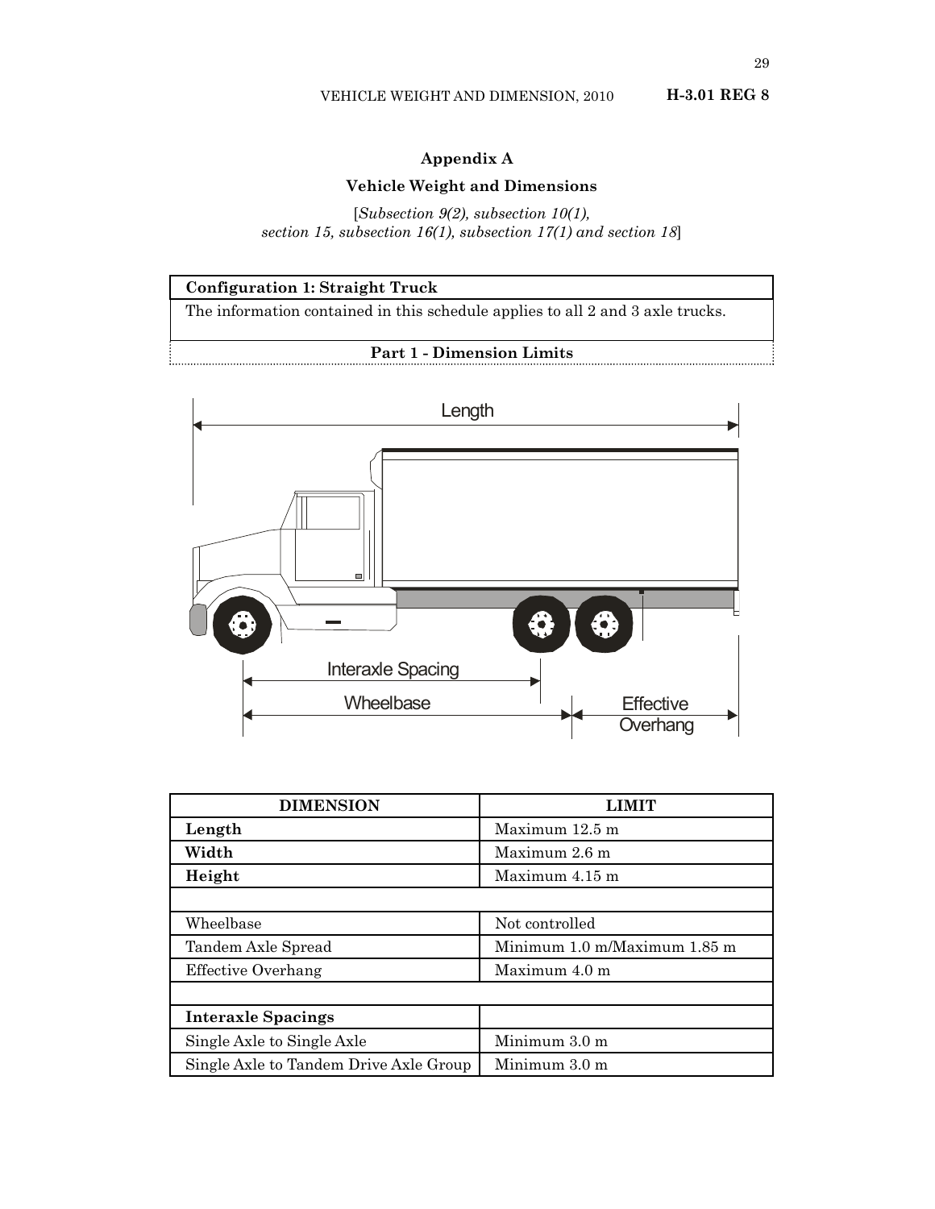## Appendix A

## Vehicle Weight and Dimensions

[*Subsection 9(2), subsection 10(1), section 15, subsection 16(1), subsection 17(1) and section 18*]

| **Configuration 1: Straight Truck** |
|---|
| The information contained in this schedule applies to all 2 and 3 axle trucks. |
| **Part 1 - Dimension Limits** |

| DIMENSION | LIMIT |
|---|---|
| **Length** | Maximum 12.5 m |
| **Width** | Maximum 2.6 m |
| **Height** | Maximum 4.15 m |
| | |
| Wheelbase | Not controlled |
| Tandem Axle Spread | Minimum 1.0 m/Maximum 1.85 m |
| Effective Overhang | Maximum 4.0 m |
| | |
| **Interaxle Spacings** | |
| Single Axle to Single Axle | Minimum 3.0 m |
| Single Axle to Tandem Drive Axle Group | Minimum 3.0 m |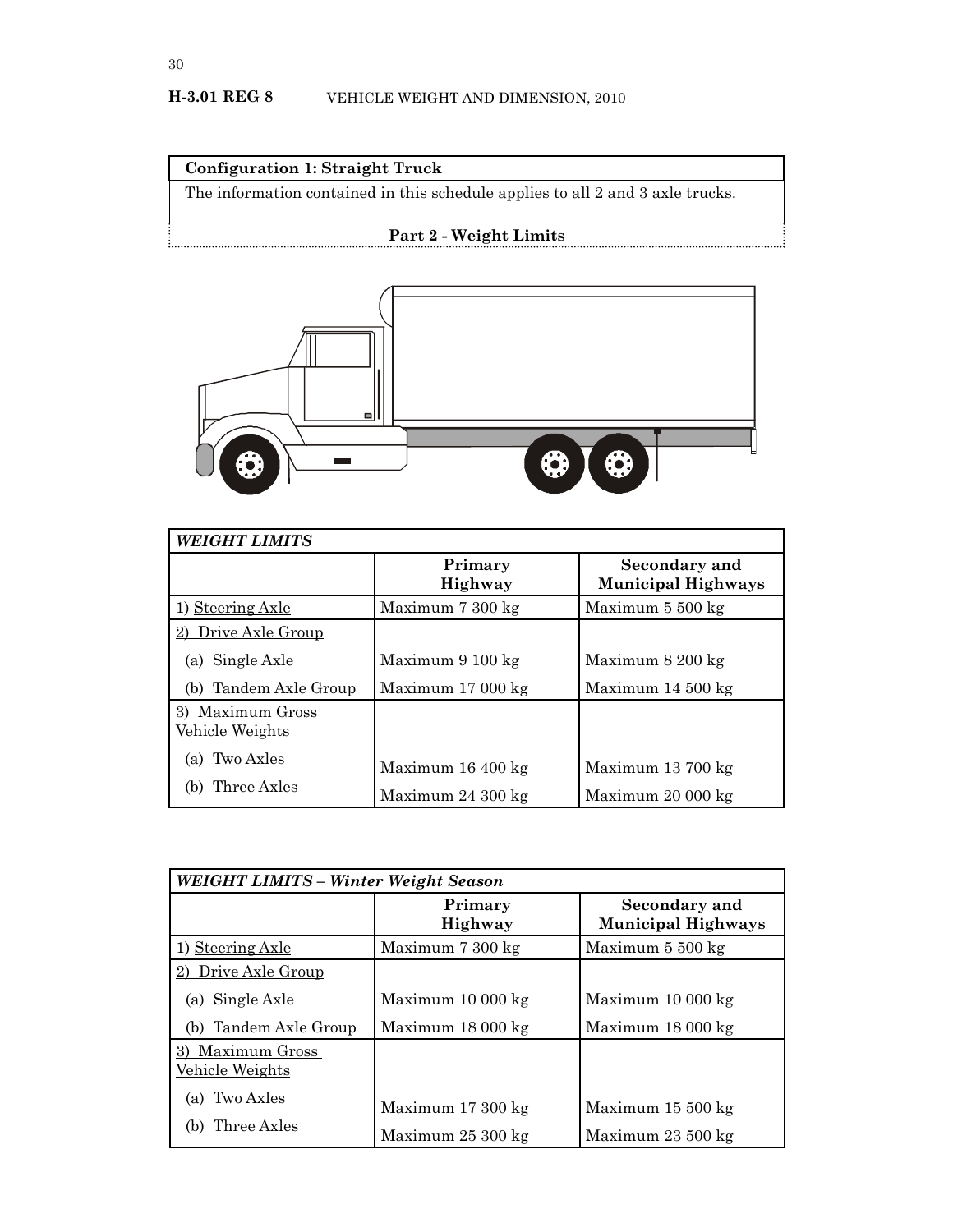**Configuration 1: Straight Truck**

The information contained in this schedule applies to all 2 and 3 axle trucks.

**Part 2 - Weight Limits**

| ***WEIGHT LIMITS*** | | |
|---|---|---|
| | **Primary Highway** | **Secondary and Municipal Highways** |
| 1) Steering Axle | Maximum 7 300 kg | Maximum 5 500 kg |
| 2) Drive Axle Group | | |
| (a) Single Axle | Maximum 9 100 kg | Maximum 8 200 kg |
| (b) Tandem Axle Group | Maximum 17 000 kg | Maximum 14 500 kg |
| 3) Maximum Gross Vehicle Weights | | |
| (a) Two Axles | Maximum 16 400 kg | Maximum 13 700 kg |
| (b) Three Axles | Maximum 24 300 kg | Maximum 20 000 kg |

| ***WEIGHT LIMITS – Winter Weight Season*** | | |
|---|---|---|
| | **Primary Highway** | **Secondary and Municipal Highways** |
| 1) Steering Axle | Maximum 7 300 kg | Maximum 5 500 kg |
| 2) Drive Axle Group | | |
| (a) Single Axle | Maximum 10 000 kg | Maximum 10 000 kg |
| (b) Tandem Axle Group | Maximum 18 000 kg | Maximum 18 000 kg |
| 3) Maximum Gross Vehicle Weights | | |
| (a) Two Axles | Maximum 17 300 kg | Maximum 15 500 kg |
| (b) Three Axles | Maximum 25 300 kg | Maximum 23 500 kg |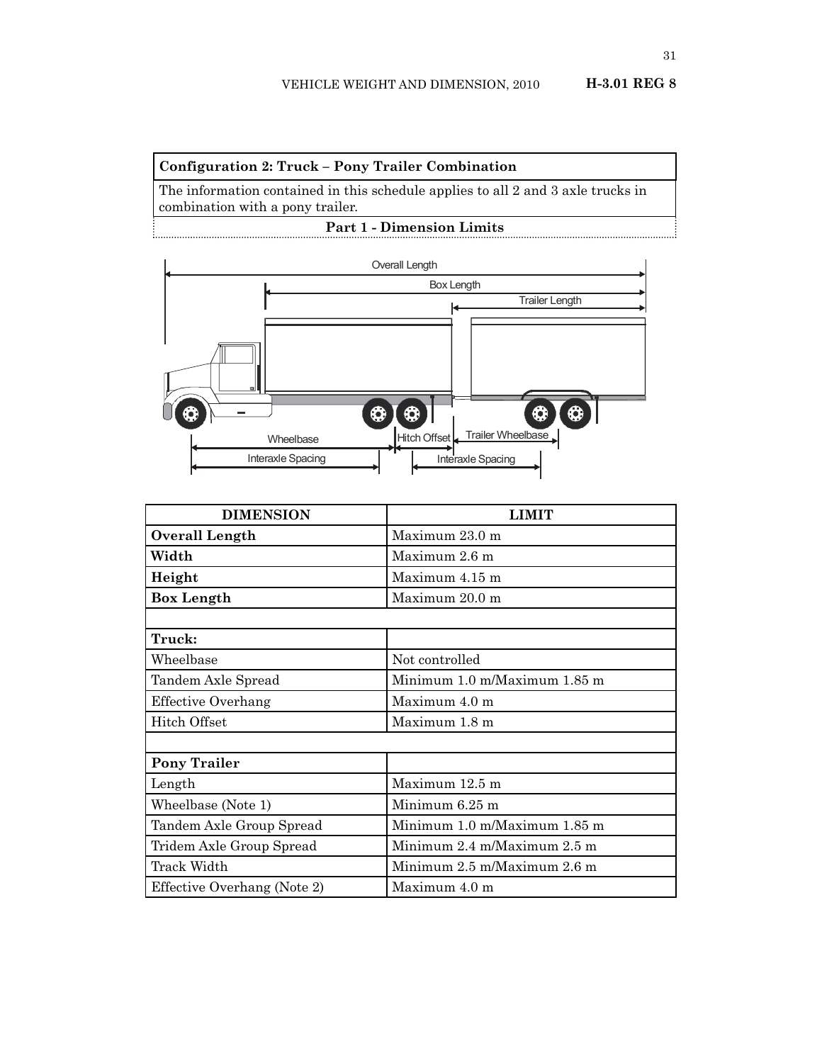**Configuration 2: Truck – Pony Trailer Combination**

The information contained in this schedule applies to all 2 and 3 axle trucks in combination with a pony trailer.

**Part 1 - Dimension Limits**

| DIMENSION | LIMIT |
|---|---|
| **Overall Length** | Maximum 23.0 m |
| **Width** | Maximum 2.6 m |
| **Height** | Maximum 4.15 m |
| **Box Length** | Maximum 20.0 m |
| | |
| **Truck:** | |
| Wheelbase | Not controlled |
| Tandem Axle Spread | Minimum 1.0 m/Maximum 1.85 m |
| Effective Overhang | Maximum 4.0 m |
| Hitch Offset | Maximum 1.8 m |
| | |
| **Pony Trailer** | |
| Length | Maximum 12.5 m |
| Wheelbase (Note 1) | Minimum 6.25 m |
| Tandem Axle Group Spread | Minimum 1.0 m/Maximum 1.85 m |
| Tridem Axle Group Spread | Minimum 2.4 m/Maximum 2.5 m |
| Track Width | Minimum 2.5 m/Maximum 2.6 m |
| Effective Overhang (Note 2) | Maximum 4.0 m |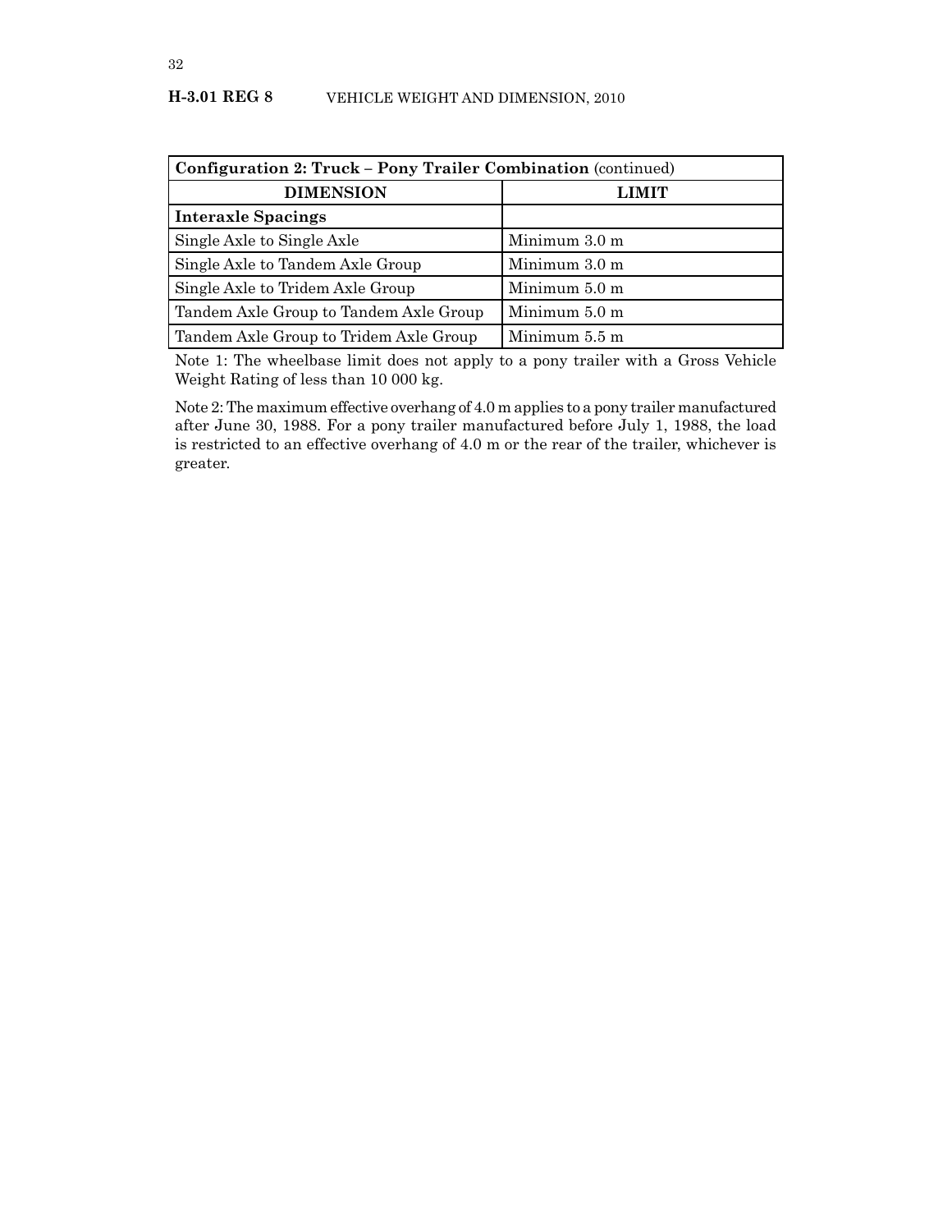| **Configuration 2: Truck – Pony Trailer Combination** (continued) | |
| --- | --- |
| **DIMENSION** | **LIMIT** |
| **Interaxle Spacings** | |
| Single Axle to Single Axle | Minimum 3.0 m |
| Single Axle to Tandem Axle Group | Minimum 3.0 m |
| Single Axle to Tridem Axle Group | Minimum 5.0 m |
| Tandem Axle Group to Tandem Axle Group | Minimum 5.0 m |
| Tandem Axle Group to Tridem Axle Group | Minimum 5.5 m |

Note 1: The wheelbase limit does not apply to a pony trailer with a Gross Vehicle Weight Rating of less than 10 000 kg.

Note 2: The maximum effective overhang of 4.0 m applies to a pony trailer manufactured after June 30, 1988. For a pony trailer manufactured before July 1, 1988, the load is restricted to an effective overhang of 4.0 m or the rear of the trailer, whichever is greater.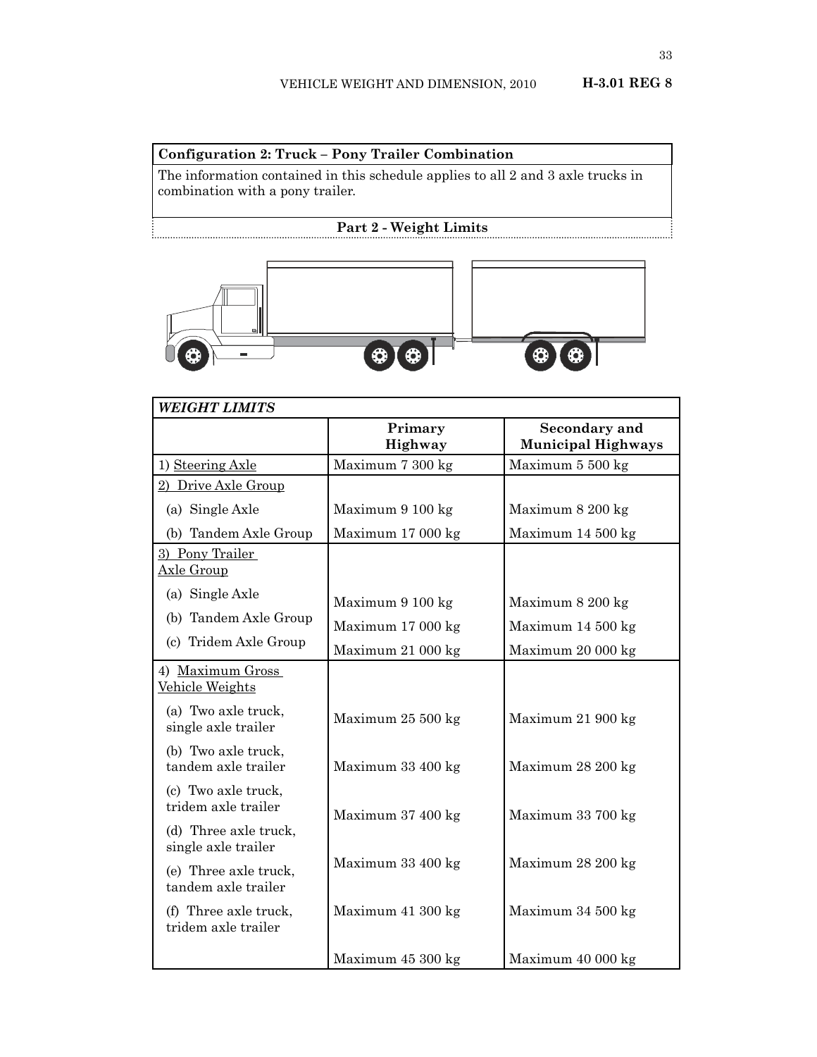**Configuration 2: Truck – Pony Trailer Combination**

The information contained in this schedule applies to all 2 and 3 axle trucks in combination with a pony trailer.

**Part 2 - Weight Limits**

| *WEIGHT LIMITS* | | |
|---|---|---|
| | **Primary Highway** | **Secondary and Municipal Highways** |
| 1) Steering Axle | Maximum 7 300 kg | Maximum 5 500 kg |
| 2) Drive Axle Group | | |
| (a) Single Axle | Maximum 9 100 kg | Maximum 8 200 kg |
| (b) Tandem Axle Group | Maximum 17 000 kg | Maximum 14 500 kg |
| 3) Pony Trailer Axle Group | | |
| (a) Single Axle | Maximum 9 100 kg | Maximum 8 200 kg |
| (b) Tandem Axle Group | Maximum 17 000 kg | Maximum 14 500 kg |
| (c) Tridem Axle Group | Maximum 21 000 kg | Maximum 20 000 kg |
| 4) Maximum Gross Vehicle Weights | | |
| (a) Two axle truck, single axle trailer | Maximum 25 500 kg | Maximum 21 900 kg |
| (b) Two axle truck, tandem axle trailer | Maximum 33 400 kg | Maximum 28 200 kg |
| (c) Two axle truck, tridem axle trailer | Maximum 37 400 kg | Maximum 33 700 kg |
| (d) Three axle truck, single axle trailer | Maximum 33 400 kg | Maximum 28 200 kg |
| (e) Three axle truck, tandem axle trailer | Maximum 41 300 kg | Maximum 34 500 kg |
| (f) Three axle truck, tridem axle trailer | Maximum 45 300 kg | Maximum 40 000 kg |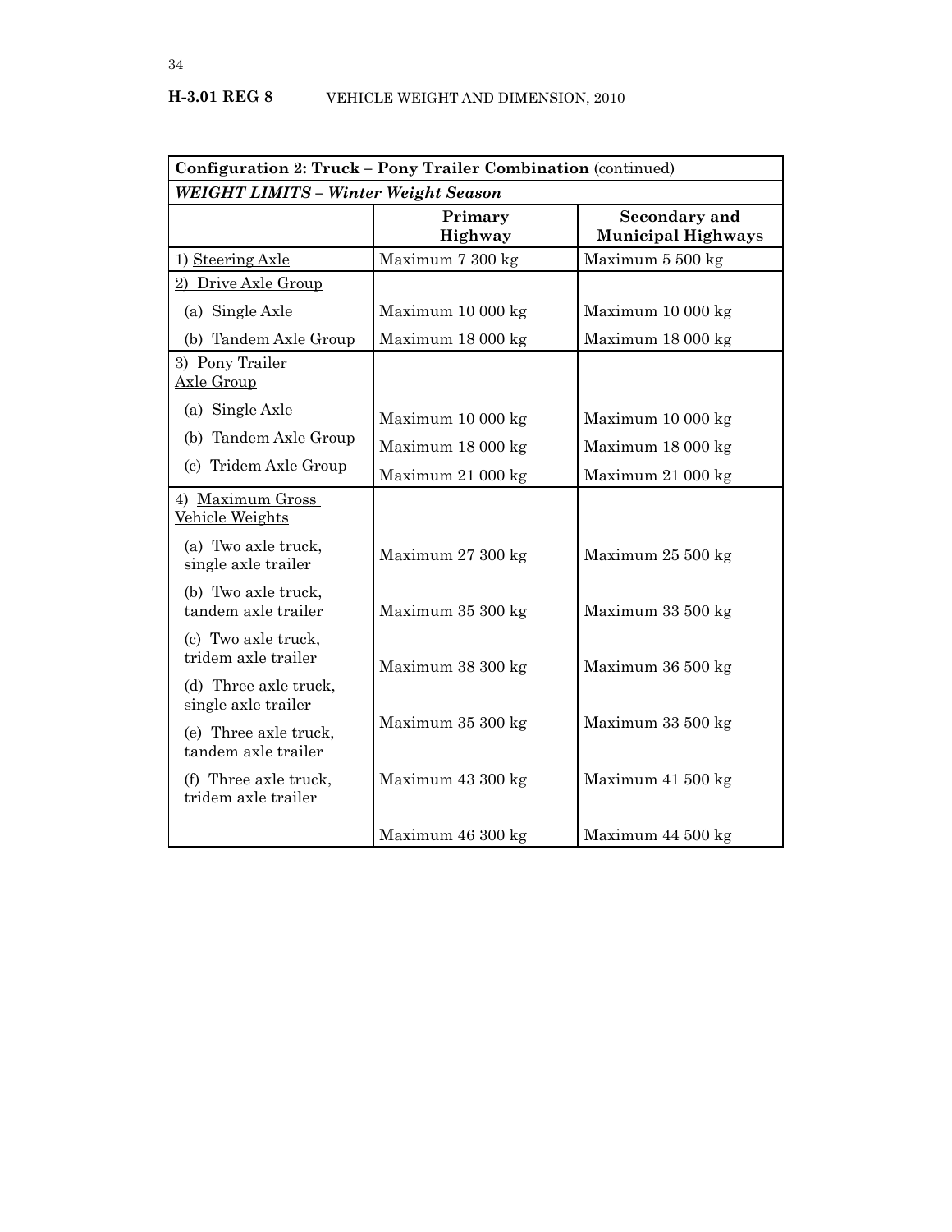| Configuration 2: Truck – Pony Trailer Combination (continued) | | |
|---|---|---|
| ***WEIGHT LIMITS – Winter Weight Season*** | | |
| | **Primary Highway** | **Secondary and Municipal Highways** |
| 1) Steering Axle | Maximum 7 300 kg | Maximum 5 500 kg |
| 2) Drive Axle Group | | |
| (a) Single Axle | Maximum 10 000 kg | Maximum 10 000 kg |
| (b) Tandem Axle Group | Maximum 18 000 kg | Maximum 18 000 kg |
| 3) Pony Trailer Axle Group | | |
| (a) Single Axle | Maximum 10 000 kg | Maximum 10 000 kg |
| (b) Tandem Axle Group | Maximum 18 000 kg | Maximum 18 000 kg |
| (c) Tridem Axle Group | Maximum 21 000 kg | Maximum 21 000 kg |
| 4) Maximum Gross Vehicle Weights | | |
| (a) Two axle truck, single axle trailer | Maximum 27 300 kg | Maximum 25 500 kg |
| (b) Two axle truck, tandem axle trailer | Maximum 35 300 kg | Maximum 33 500 kg |
| (c) Two axle truck, tridem axle trailer | Maximum 38 300 kg | Maximum 36 500 kg |
| (d) Three axle truck, single axle trailer | Maximum 35 300 kg | Maximum 33 500 kg |
| (e) Three axle truck, tandem axle trailer | Maximum 43 300 kg | Maximum 41 500 kg |
| (f) Three axle truck, tridem axle trailer | Maximum 46 300 kg | Maximum 44 500 kg |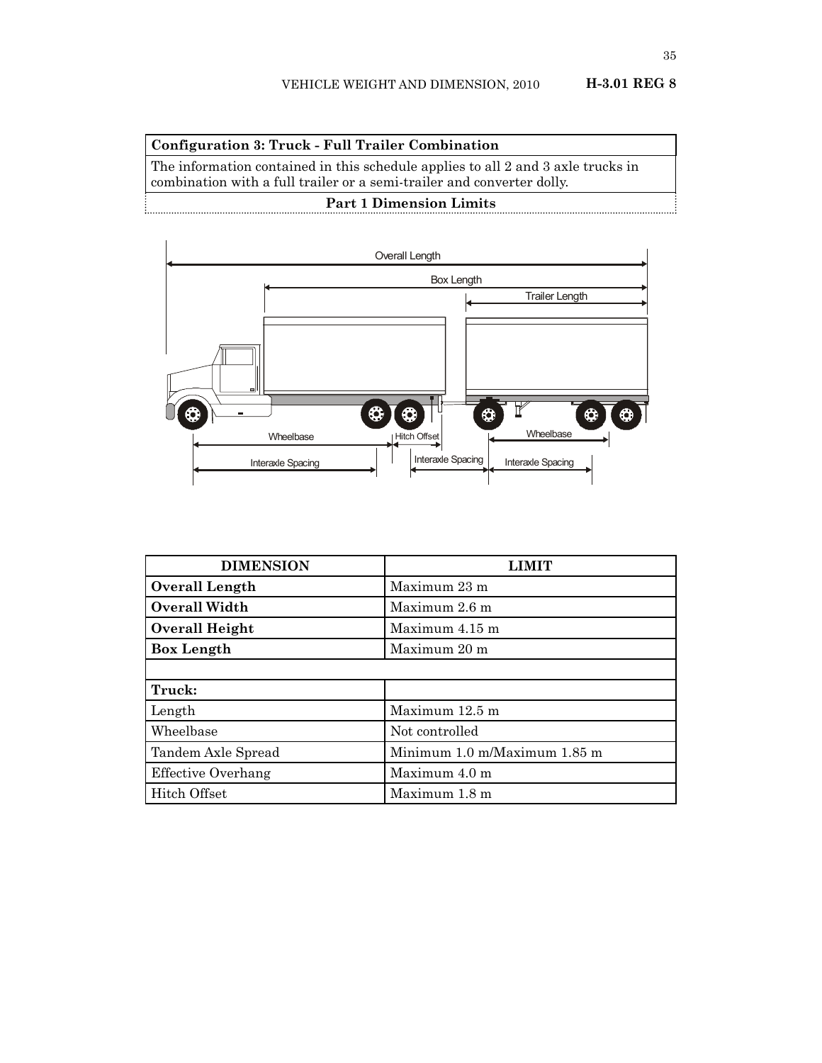**Configuration 3: Truck - Full Trailer Combination**

The information contained in this schedule applies to all 2 and 3 axle trucks in combination with a full trailer or a semi-trailer and converter dolly.

**Part 1 Dimension Limits**

| DIMENSION | LIMIT |
|---|---|
| **Overall Length** | Maximum 23 m |
| **Overall Width** | Maximum 2.6 m |
| **Overall Height** | Maximum 4.15 m |
| **Box Length** | Maximum 20 m |
| | |
| **Truck:** | |
| Length | Maximum 12.5 m |
| Wheelbase | Not controlled |
| Tandem Axle Spread | Minimum 1.0 m/Maximum 1.85 m |
| Effective Overhang | Maximum 4.0 m |
| Hitch Offset | Maximum 1.8 m |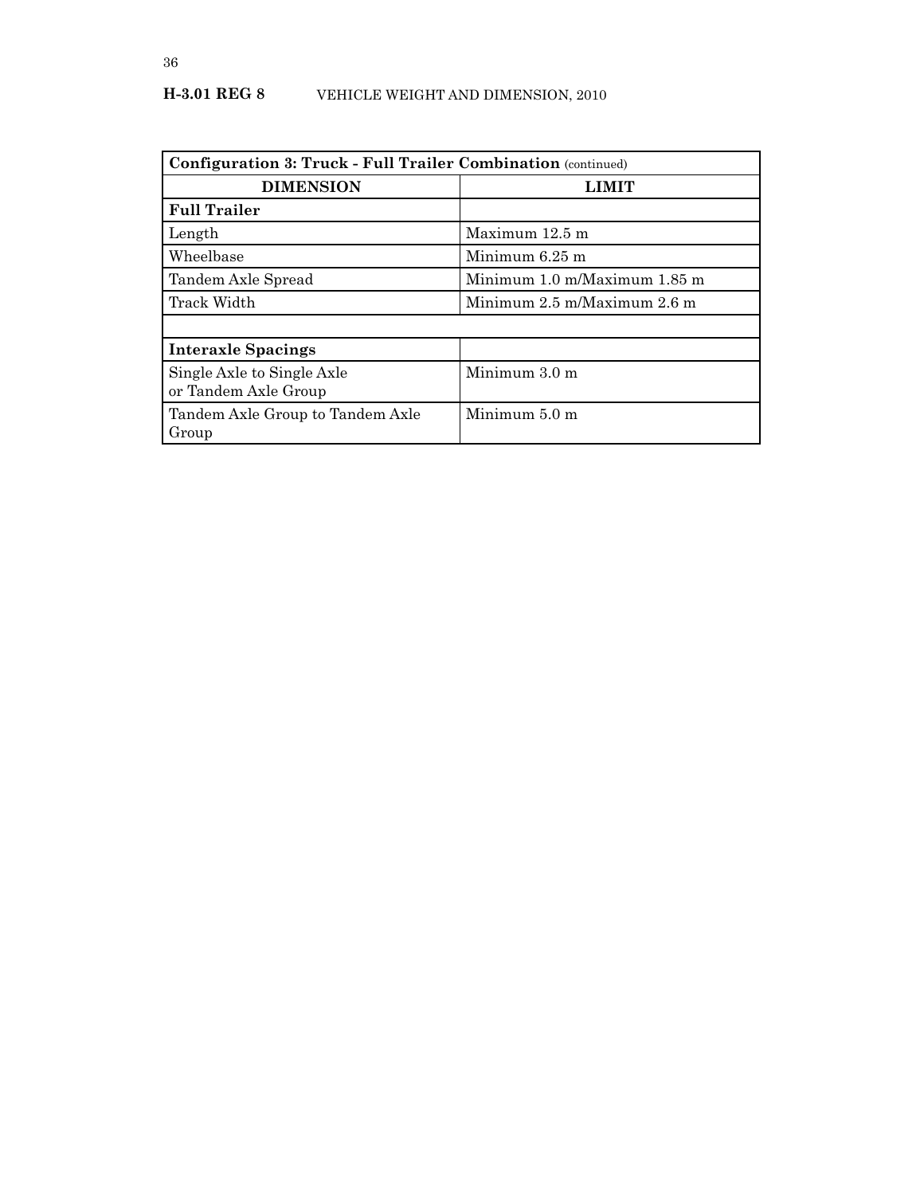| **Configuration 3: Truck - Full Trailer Combination** (continued) | |
|---|---|
| **DIMENSION** | **LIMIT** |
| **Full Trailer** | |
| Length | Maximum 12.5 m |
| Wheelbase | Minimum 6.25 m |
| Tandem Axle Spread | Minimum 1.0 m/Maximum 1.85 m |
| Track Width | Minimum 2.5 m/Maximum 2.6 m |
| | |
| **Interaxle Spacings** | |
| Single Axle to Single Axle or Tandem Axle Group | Minimum 3.0 m |
| Tandem Axle Group to Tandem Axle Group | Minimum 5.0 m |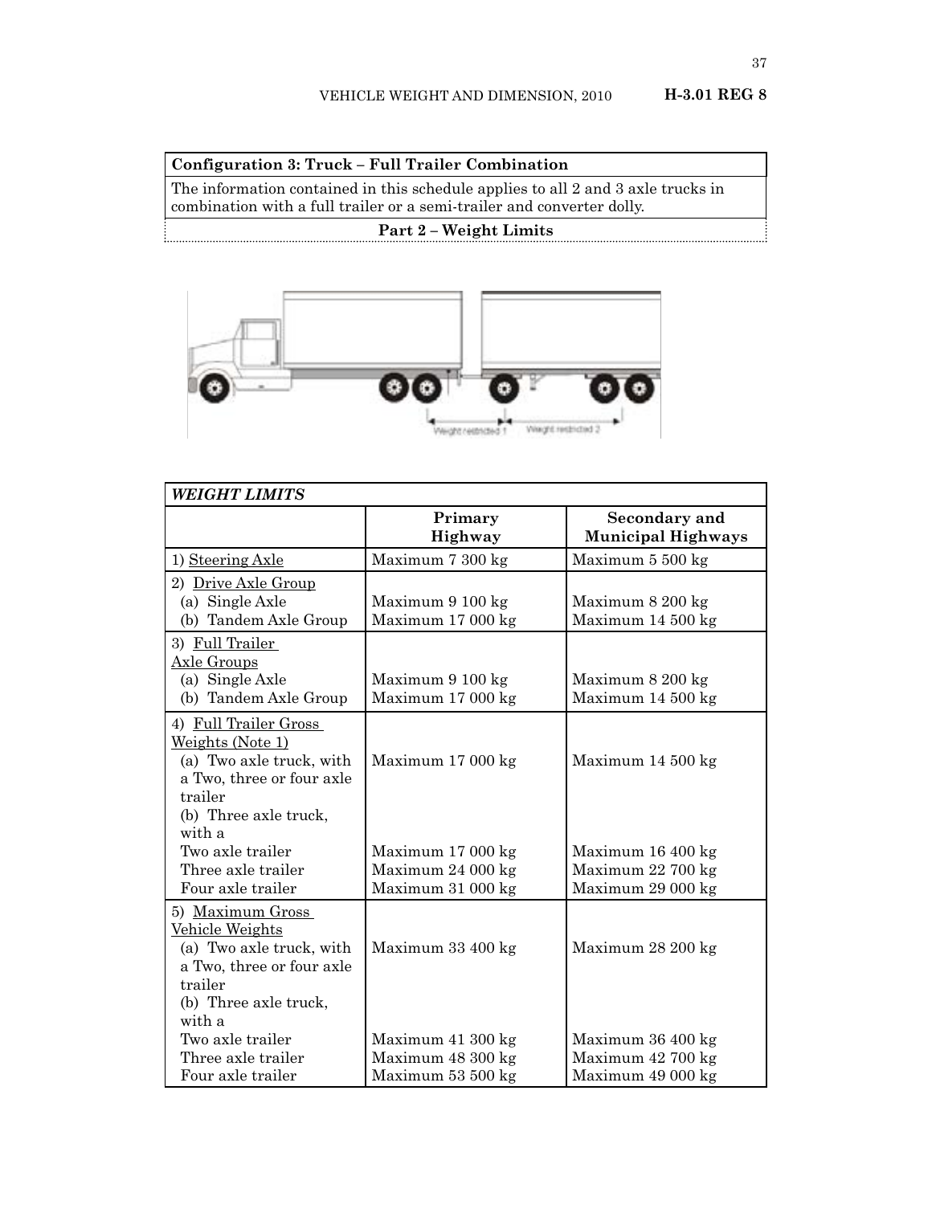**Configuration 3: Truck – Full Trailer Combination**

The information contained in this schedule applies to all 2 and 3 axle trucks in combination with a full trailer or a semi-trailer and converter dolly.

**Part 2 – Weight Limits**

| *WEIGHT LIMITS* | | |
|---|---|---|
| | **Primary Highway** | **Secondary and Municipal Highways** |
| 1) Steering Axle | Maximum 7 300 kg | Maximum 5 500 kg |
| 2) Drive Axle Group | | |
| (a) Single Axle | Maximum 9 100 kg | Maximum 8 200 kg |
| (b) Tandem Axle Group | Maximum 17 000 kg | Maximum 14 500 kg |
| 3) Full Trailer Axle Groups | | |
| (a) Single Axle | Maximum 9 100 kg | Maximum 8 200 kg |
| (b) Tandem Axle Group | Maximum 17 000 kg | Maximum 14 500 kg |
| 4) Full Trailer Gross Weights (Note 1) | | |
| (a) Two axle truck, with a Two, three or four axle trailer | Maximum 17 000 kg | Maximum 14 500 kg |
| (b) Three axle truck, with a | | |
| Two axle trailer | Maximum 17 000 kg | Maximum 16 400 kg |
| Three axle trailer | Maximum 24 000 kg | Maximum 22 700 kg |
| Four axle trailer | Maximum 31 000 kg | Maximum 29 000 kg |
| 5) Maximum Gross Vehicle Weights | | |
| (a) Two axle truck, with a Two, three or four axle trailer | Maximum 33 400 kg | Maximum 28 200 kg |
| (b) Three axle truck, with a | | |
| Two axle trailer | Maximum 41 300 kg | Maximum 36 400 kg |
| Three axle trailer | Maximum 48 300 kg | Maximum 42 700 kg |
| Four axle trailer | Maximum 53 500 kg | Maximum 49 000 kg |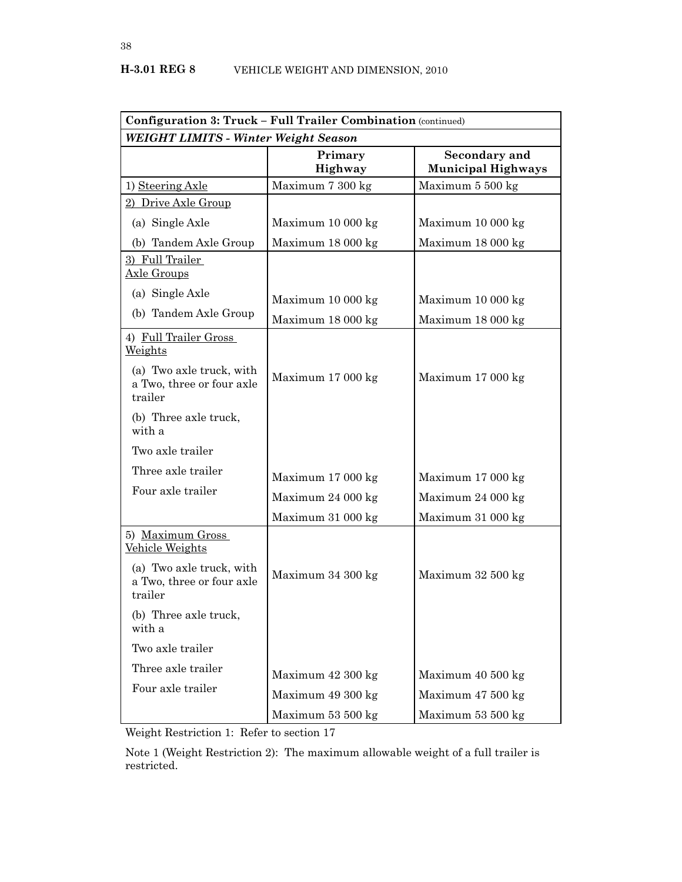| **Configuration 3: Truck – Full Trailer Combination** (continued) | | |
|---|---|---|
| ***WEIGHT LIMITS - Winter Weight Season*** | | |
| | **Primary Highway** | **Secondary and Municipal Highways** |
| 1) <u>Steering Axle</u> | Maximum 7 300 kg | Maximum 5 500 kg |
| 2) <u>Drive Axle Group</u> | | |
| (a) Single Axle | Maximum 10 000 kg | Maximum 10 000 kg |
| (b) Tandem Axle Group | Maximum 18 000 kg | Maximum 18 000 kg |
| 3) <u>Full Trailer Axle Groups</u> | | |
| (a) Single Axle | Maximum 10 000 kg | Maximum 10 000 kg |
| (b) Tandem Axle Group | Maximum 18 000 kg | Maximum 18 000 kg |
| 4) <u>Full Trailer Gross Weights</u> | | |
| (a) Two axle truck, with a Two, three or four axle trailer | Maximum 17 000 kg | Maximum 17 000 kg |
| (b) Three axle truck, with a | | |
| Two axle trailer | Maximum 17 000 kg | Maximum 17 000 kg |
| Three axle trailer | Maximum 24 000 kg | Maximum 24 000 kg |
| Four axle trailer | Maximum 31 000 kg | Maximum 31 000 kg |
| 5) <u>Maximum Gross Vehicle Weights</u> | | |
| (a) Two axle truck, with a Two, three or four axle trailer | Maximum 34 300 kg | Maximum 32 500 kg |
| (b) Three axle truck, with a | | |
| Two axle trailer | Maximum 42 300 kg | Maximum 40 500 kg |
| Three axle trailer | Maximum 49 300 kg | Maximum 47 500 kg |
| Four axle trailer | Maximum 53 500 kg | Maximum 53 500 kg |

Weight Restriction 1: Refer to section 17

Note 1 (Weight Restriction 2): The maximum allowable weight of a full trailer is restricted.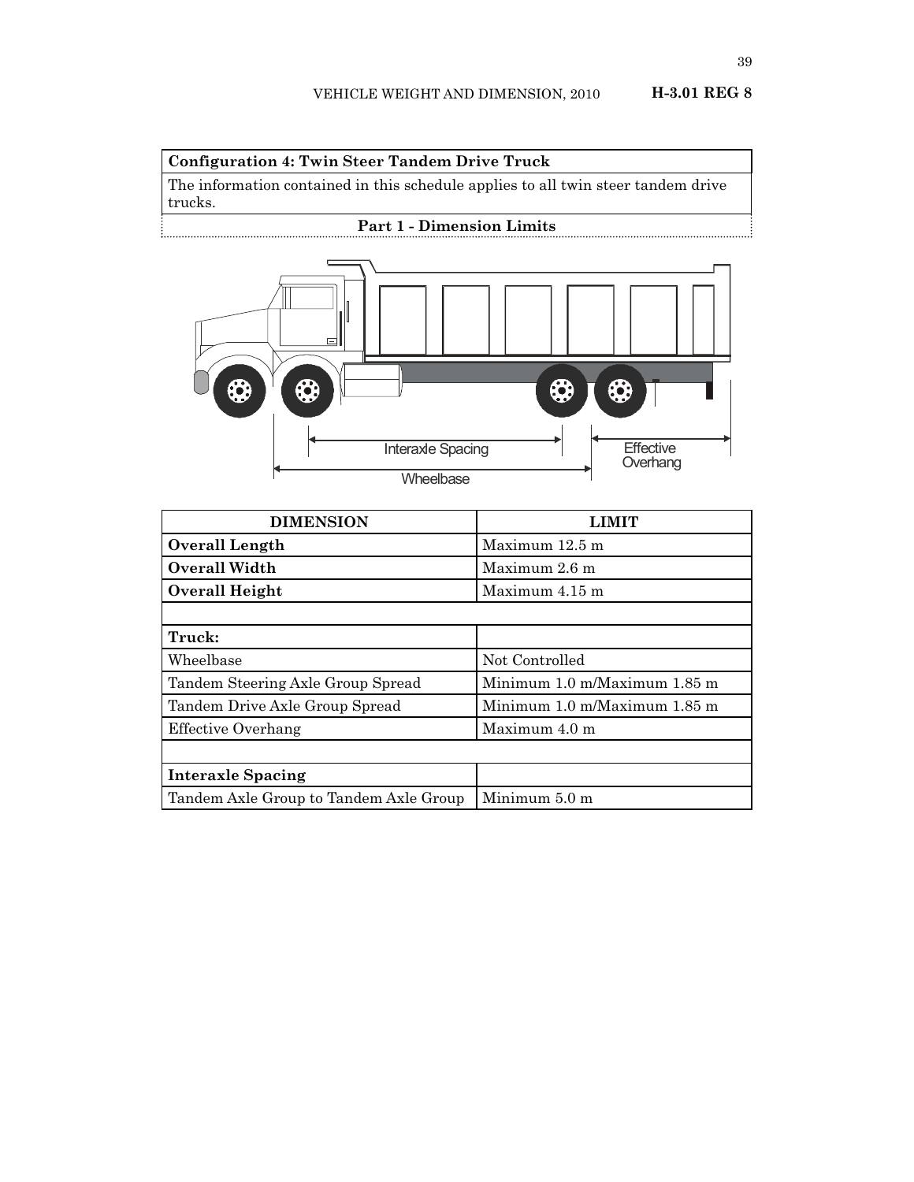**Configuration 4: Twin Steer Tandem Drive Truck**

The information contained in this schedule applies to all twin steer tandem drive trucks.

**Part 1 - Dimension Limits**

Interaxle Spacing

Effective Overhang

Wheelbase

| DIMENSION | LIMIT |
|---|---|
| **Overall Length** | Maximum 12.5 m |
| **Overall Width** | Maximum 2.6 m |
| **Overall Height** | Maximum 4.15 m |
| | |
| **Truck:** | |
| Wheelbase | Not Controlled |
| Tandem Steering Axle Group Spread | Minimum 1.0 m/Maximum 1.85 m |
| Tandem Drive Axle Group Spread | Minimum 1.0 m/Maximum 1.85 m |
| Effective Overhang | Maximum 4.0 m |
| | |
| **Interaxle Spacing** | |
| Tandem Axle Group to Tandem Axle Group | Minimum 5.0 m |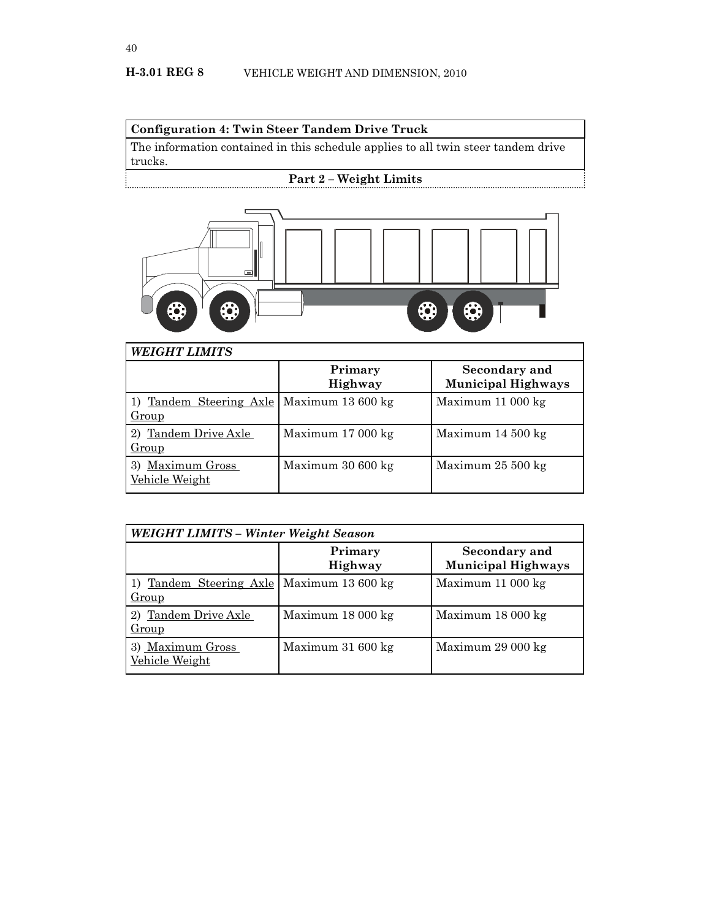**Configuration 4: Twin Steer Tandem Drive Truck**

The information contained in this schedule applies to all twin steer tandem drive trucks.

**Part 2 – Weight Limits**

| *WEIGHT LIMITS* | | |
|---|---|---|
| | **Primary Highway** | **Secondary and Municipal Highways** |
| 1) Tandem Steering Axle Group | Maximum 13 600 kg | Maximum 11 000 kg |
| 2) Tandem Drive Axle Group | Maximum 17 000 kg | Maximum 14 500 kg |
| 3) Maximum Gross Vehicle Weight | Maximum 30 600 kg | Maximum 25 500 kg |

| *WEIGHT LIMITS – Winter Weight Season* | | |
|---|---|---|
| | **Primary Highway** | **Secondary and Municipal Highways** |
| 1) Tandem Steering Axle Group | Maximum 13 600 kg | Maximum 11 000 kg |
| 2) Tandem Drive Axle Group | Maximum 18 000 kg | Maximum 18 000 kg |
| 3) Maximum Gross Vehicle Weight | Maximum 31 600 kg | Maximum 29 000 kg |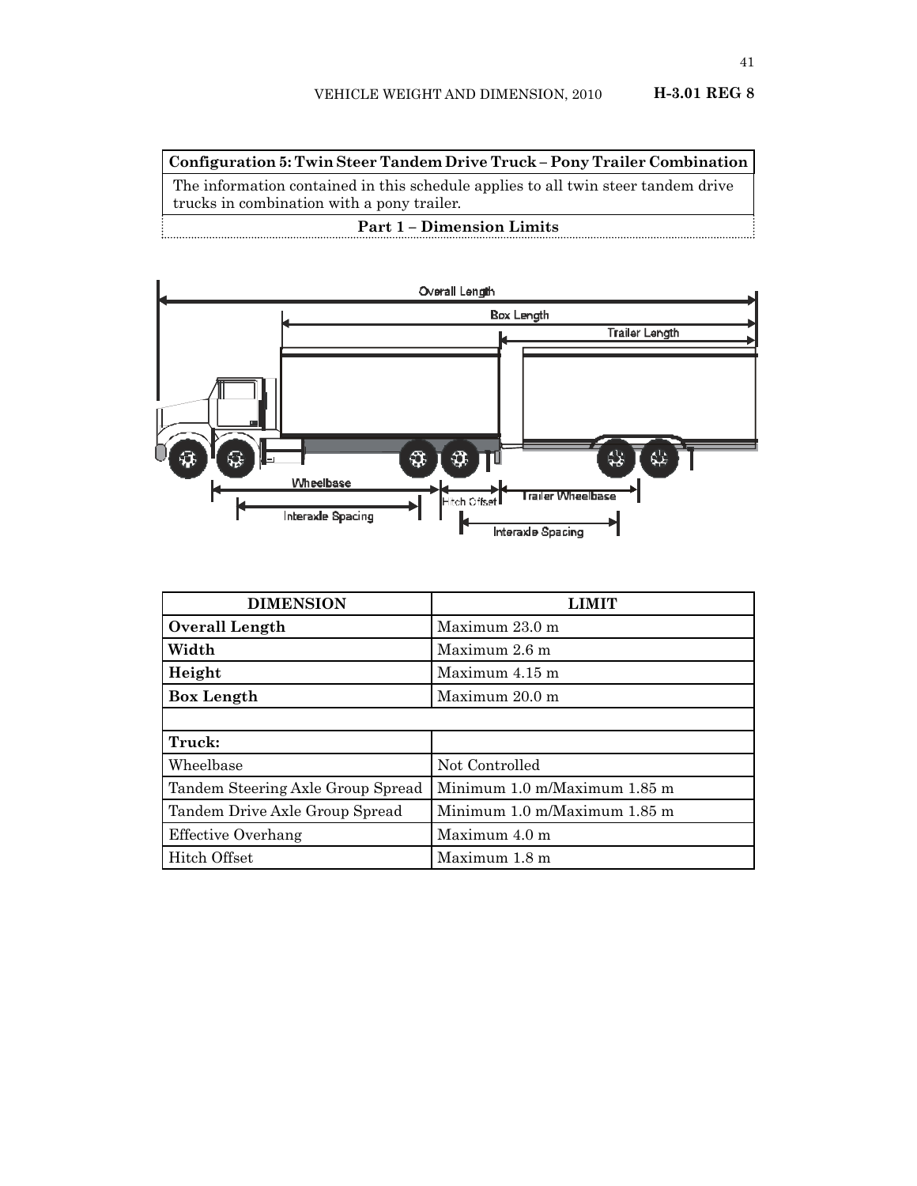## Configuration 5: Twin Steer Tandem Drive Truck – Pony Trailer Combination

The information contained in this schedule applies to all twin steer tandem drive trucks in combination with a pony trailer.

### Part 1 – Dimension Limits

| DIMENSION | LIMIT |
|---|---|
| **Overall Length** | Maximum 23.0 m |
| **Width** | Maximum 2.6 m |
| **Height** | Maximum 4.15 m |
| **Box Length** | Maximum 20.0 m |
| | |
| **Truck:** | |
| Wheelbase | Not Controlled |
| Tandem Steering Axle Group Spread | Minimum 1.0 m/Maximum 1.85 m |
| Tandem Drive Axle Group Spread | Minimum 1.0 m/Maximum 1.85 m |
| Effective Overhang | Maximum 4.0 m |
| Hitch Offset | Maximum 1.8 m |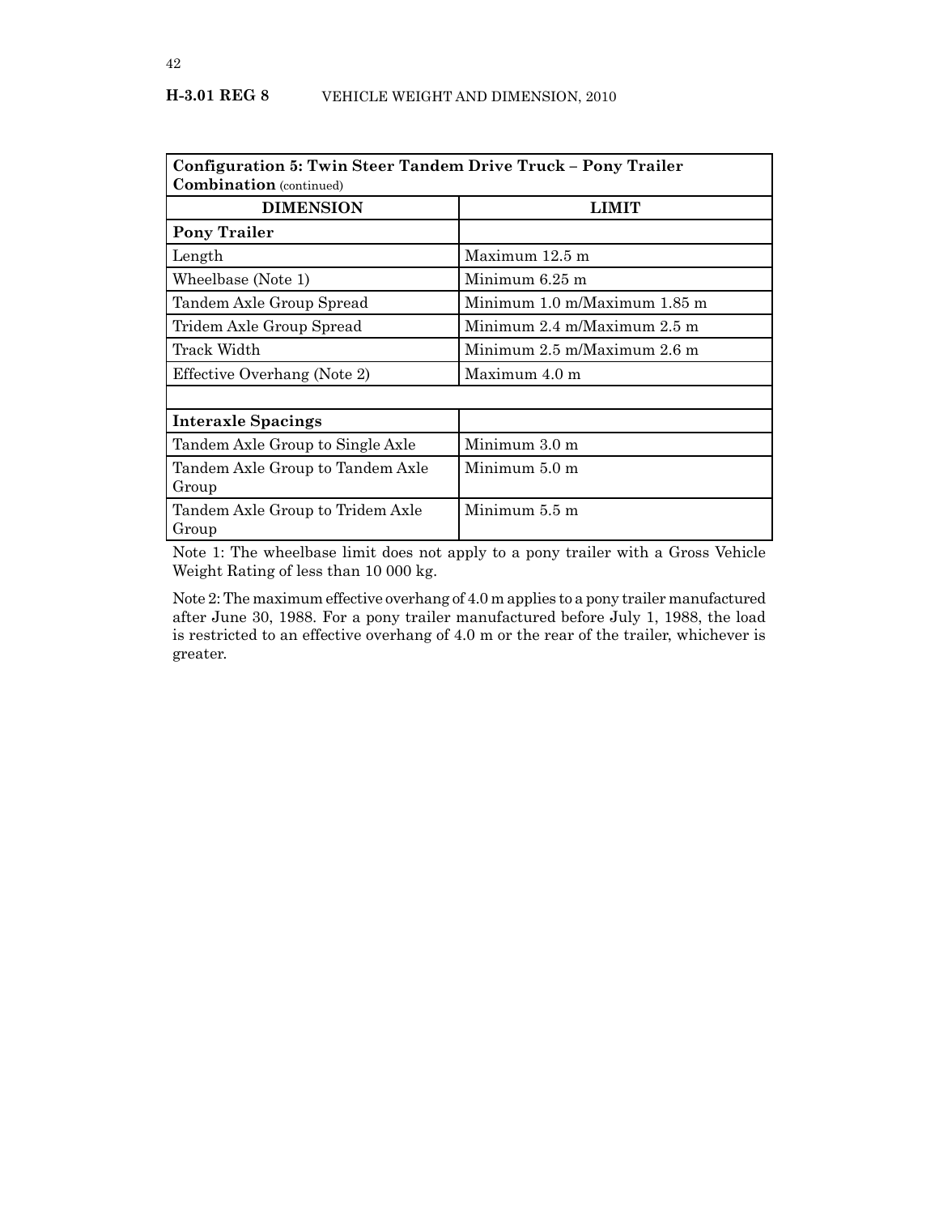| **Configuration 5: Twin Steer Tandem Drive Truck – Pony Trailer Combination** (continued) | |
|---|---|
| **DIMENSION** | **LIMIT** |
| **Pony Trailer** | |
| Length | Maximum 12.5 m |
| Wheelbase (Note 1) | Minimum 6.25 m |
| Tandem Axle Group Spread | Minimum 1.0 m/Maximum 1.85 m |
| Tridem Axle Group Spread | Minimum 2.4 m/Maximum 2.5 m |
| Track Width | Minimum 2.5 m/Maximum 2.6 m |
| Effective Overhang (Note 2) | Maximum 4.0 m |
| | |
| **Interaxle Spacings** | |
| Tandem Axle Group to Single Axle | Minimum 3.0 m |
| Tandem Axle Group to Tandem Axle Group | Minimum 5.0 m |
| Tandem Axle Group to Tridem Axle Group | Minimum 5.5 m |

Note 1: The wheelbase limit does not apply to a pony trailer with a Gross Vehicle Weight Rating of less than 10 000 kg.

Note 2: The maximum effective overhang of 4.0 m applies to a pony trailer manufactured after June 30, 1988. For a pony trailer manufactured before July 1, 1988, the load is restricted to an effective overhang of 4.0 m or the rear of the trailer, whichever is greater.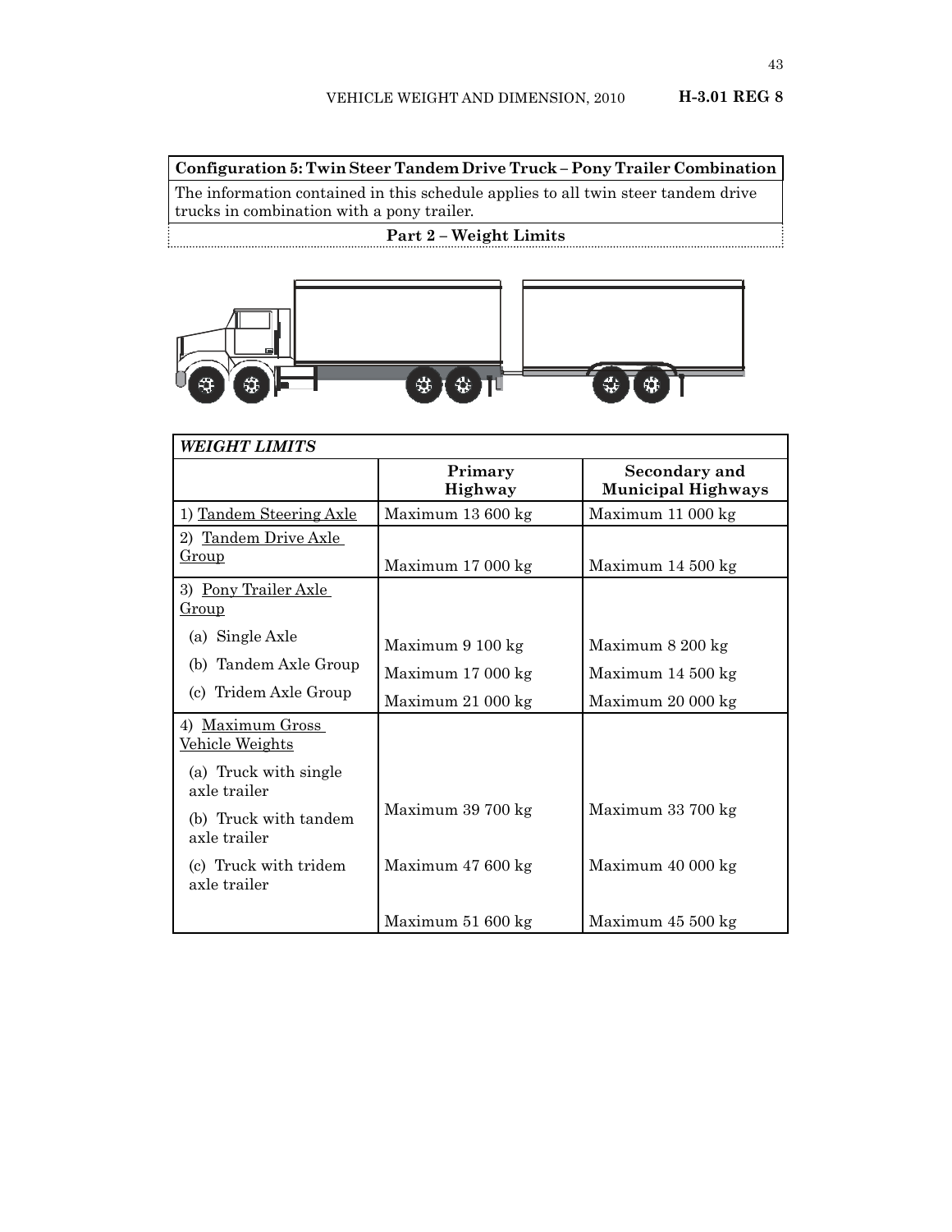**Configuration 5: Twin Steer Tandem Drive Truck – Pony Trailer Combination**

The information contained in this schedule applies to all twin steer tandem drive trucks in combination with a pony trailer.

**Part 2 – Weight Limits**

| *WEIGHT LIMITS* | | |
|---|---|---|
| | **Primary Highway** | **Secondary and Municipal Highways** |
| 1) Tandem Steering Axle | Maximum 13 600 kg | Maximum 11 000 kg |
| 2) Tandem Drive Axle Group | Maximum 17 000 kg | Maximum 14 500 kg |
| 3) Pony Trailer Axle Group | | |
| (a) Single Axle | Maximum 9 100 kg | Maximum 8 200 kg |
| (b) Tandem Axle Group | Maximum 17 000 kg | Maximum 14 500 kg |
| (c) Tridem Axle Group | Maximum 21 000 kg | Maximum 20 000 kg |
| 4) Maximum Gross Vehicle Weights | | |
| (a) Truck with single axle trailer | | |
| (b) Truck with tandem axle trailer | Maximum 39 700 kg | Maximum 33 700 kg |
| (c) Truck with tridem axle trailer | Maximum 47 600 kg | Maximum 40 000 kg |
| | Maximum 51 600 kg | Maximum 45 500 kg |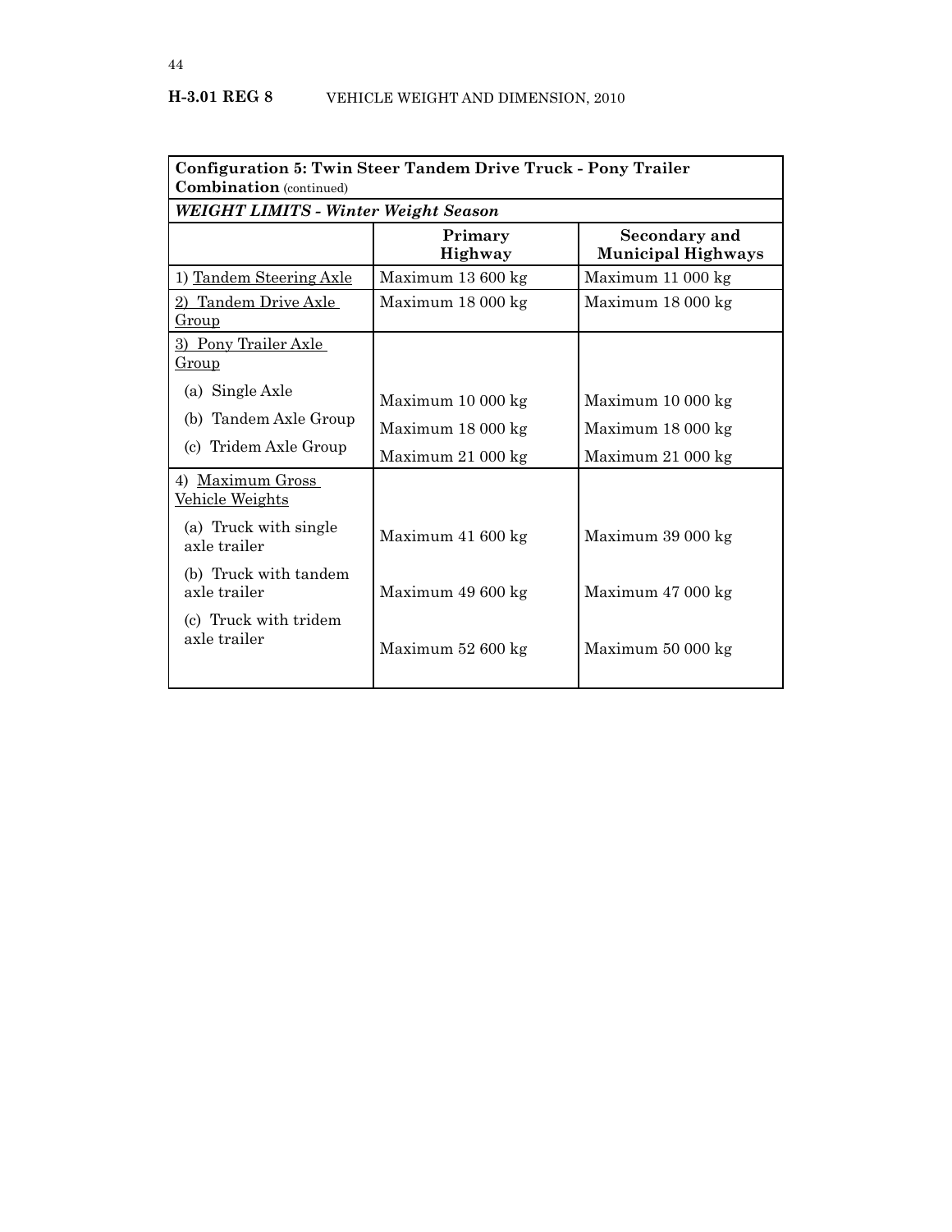| Configuration 5: Twin Steer Tandem Drive Truck - Pony Trailer Combination (continued) | | |
|---|---|---|
| ***WEIGHT LIMITS - Winter Weight Season*** | | |
| | **Primary Highway** | **Secondary and Municipal Highways** |
| 1) Tandem Steering Axle | Maximum 13 600 kg | Maximum 11 000 kg |
| 2) Tandem Drive Axle Group | Maximum 18 000 kg | Maximum 18 000 kg |
| 3) Pony Trailer Axle Group | | |
| (a) Single Axle | Maximum 10 000 kg | Maximum 10 000 kg |
| (b) Tandem Axle Group | Maximum 18 000 kg | Maximum 18 000 kg |
| (c) Tridem Axle Group | Maximum 21 000 kg | Maximum 21 000 kg |
| 4) Maximum Gross Vehicle Weights | | |
| (a) Truck with single axle trailer | Maximum 41 600 kg | Maximum 39 000 kg |
| (b) Truck with tandem axle trailer | Maximum 49 600 kg | Maximum 47 000 kg |
| (c) Truck with tridem axle trailer | Maximum 52 600 kg | Maximum 50 000 kg |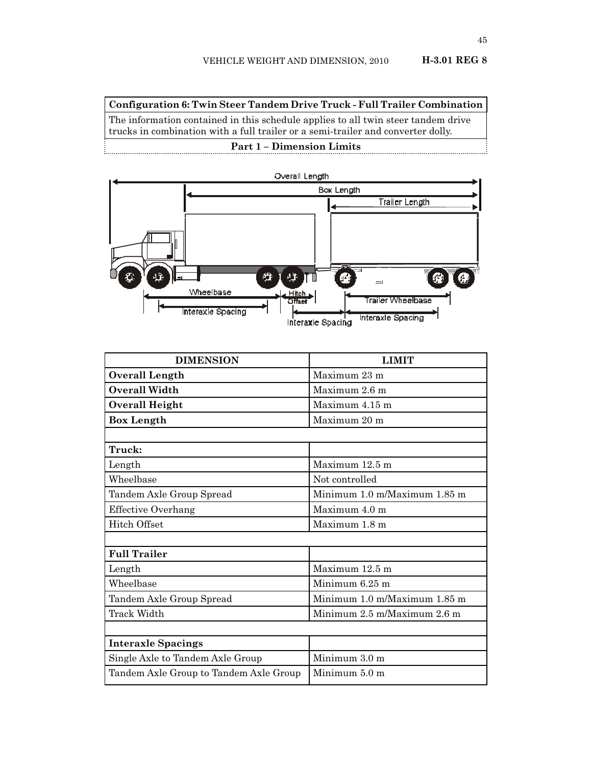**Configuration 6: Twin Steer Tandem Drive Truck - Full Trailer Combination**

The information contained in this schedule applies to all twin steer tandem drive trucks in combination with a full trailer or a semi-trailer and converter dolly.

**Part 1 – Dimension Limits**

| DIMENSION | LIMIT |
|---|---|
| **Overall Length** | Maximum 23 m |
| **Overall Width** | Maximum 2.6 m |
| **Overall Height** | Maximum 4.15 m |
| **Box Length** | Maximum 20 m |
| | |
| **Truck:** | |
| Length | Maximum 12.5 m |
| Wheelbase | Not controlled |
| Tandem Axle Group Spread | Minimum 1.0 m/Maximum 1.85 m |
| Effective Overhang | Maximum 4.0 m |
| Hitch Offset | Maximum 1.8 m |
| | |
| **Full Trailer** | |
| Length | Maximum 12.5 m |
| Wheelbase | Minimum 6.25 m |
| Tandem Axle Group Spread | Minimum 1.0 m/Maximum 1.85 m |
| Track Width | Minimum 2.5 m/Maximum 2.6 m |
| | |
| **Interaxle Spacings** | |
| Single Axle to Tandem Axle Group | Minimum 3.0 m |
| Tandem Axle Group to Tandem Axle Group | Minimum 5.0 m |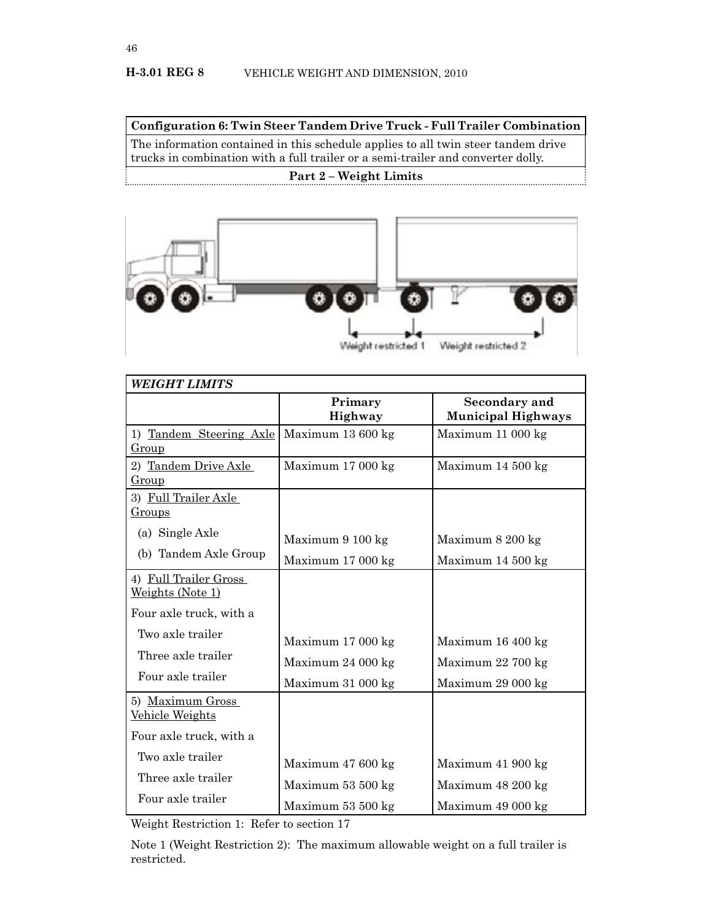**Configuration 6: Twin Steer Tandem Drive Truck - Full Trailer Combination**

The information contained in this schedule applies to all twin steer tandem drive trucks in combination with a full trailer or a semi-trailer and converter dolly.

**Part 2 – Weight Limits**

| *WEIGHT LIMITS* | | |
|---|---|---|
| | **Primary Highway** | **Secondary and Municipal Highways** |
| 1) Tandem Steering Axle Group | Maximum 13 600 kg | Maximum 11 000 kg |
| 2) Tandem Drive Axle Group | Maximum 17 000 kg | Maximum 14 500 kg |
| 3) Full Trailer Axle Groups | | |
| (a) Single Axle | Maximum 9 100 kg | Maximum 8 200 kg |
| (b) Tandem Axle Group | Maximum 17 000 kg | Maximum 14 500 kg |
| 4) Full Trailer Gross Weights (Note 1) | | |
| Four axle truck, with a | | |
| Two axle trailer | Maximum 17 000 kg | Maximum 16 400 kg |
| Three axle trailer | Maximum 24 000 kg | Maximum 22 700 kg |
| Four axle trailer | Maximum 31 000 kg | Maximum 29 000 kg |
| 5) Maximum Gross Vehicle Weights | | |
| Four axle truck, with a | | |
| Two axle trailer | Maximum 47 600 kg | Maximum 41 900 kg |
| Three axle trailer | Maximum 53 500 kg | Maximum 48 200 kg |
| Four axle trailer | Maximum 53 500 kg | Maximum 49 000 kg |

Weight Restriction 1: Refer to section 17

Note 1 (Weight Restriction 2): The maximum allowable weight on a full trailer is restricted.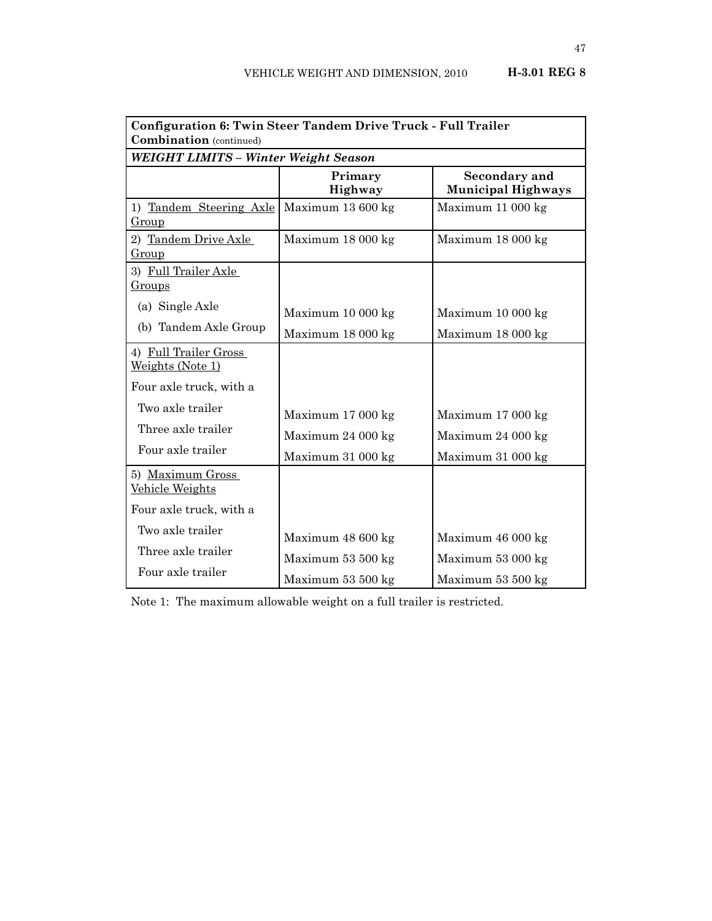| **Configuration 6: Twin Steer Tandem Drive Truck - Full Trailer Combination** (continued) | | |
|---|---|---|
| ***WEIGHT LIMITS – Winter Weight Season*** | | |
| | **Primary Highway** | **Secondary and Municipal Highways** |
| 1) Tandem Steering Axle Group | Maximum 13 600 kg | Maximum 11 000 kg |
| 2) Tandem Drive Axle Group | Maximum 18 000 kg | Maximum 18 000 kg |
| 3) Full Trailer Axle Groups | | |
| (a) Single Axle | Maximum 10 000 kg | Maximum 10 000 kg |
| (b) Tandem Axle Group | Maximum 18 000 kg | Maximum 18 000 kg |
| 4) Full Trailer Gross Weights (Note 1) | | |
| Four axle truck, with a | | |
| Two axle trailer | Maximum 17 000 kg | Maximum 17 000 kg |
| Three axle trailer | Maximum 24 000 kg | Maximum 24 000 kg |
| Four axle trailer | Maximum 31 000 kg | Maximum 31 000 kg |
| 5) Maximum Gross Vehicle Weights | | |
| Four axle truck, with a | | |
| Two axle trailer | Maximum 48 600 kg | Maximum 46 000 kg |
| Three axle trailer | Maximum 53 500 kg | Maximum 53 000 kg |
| Four axle trailer | Maximum 53 500 kg | Maximum 53 500 kg |

Note 1: The maximum allowable weight on a full trailer is restricted.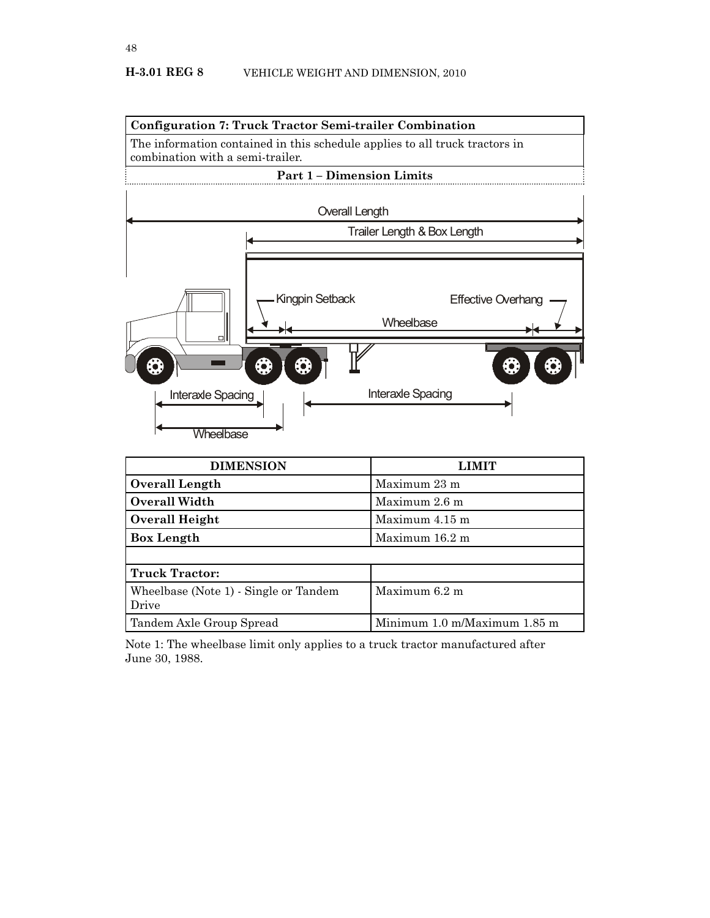**Configuration 7: Truck Tractor Semi-trailer Combination**

The information contained in this schedule applies to all truck tractors in combination with a semi-trailer.

**Part 1 – Dimension Limits**

| DIMENSION | LIMIT |
|---|---|
| **Overall Length** | Maximum 23 m |
| **Overall Width** | Maximum 2.6 m |
| **Overall Height** | Maximum 4.15 m |
| **Box Length** | Maximum 16.2 m |
| | |
| **Truck Tractor:** | |
| Wheelbase (Note 1) - Single or Tandem Drive | Maximum 6.2 m |
| Tandem Axle Group Spread | Minimum 1.0 m/Maximum 1.85 m |

Note 1: The wheelbase limit only applies to a truck tractor manufactured after June 30, 1988.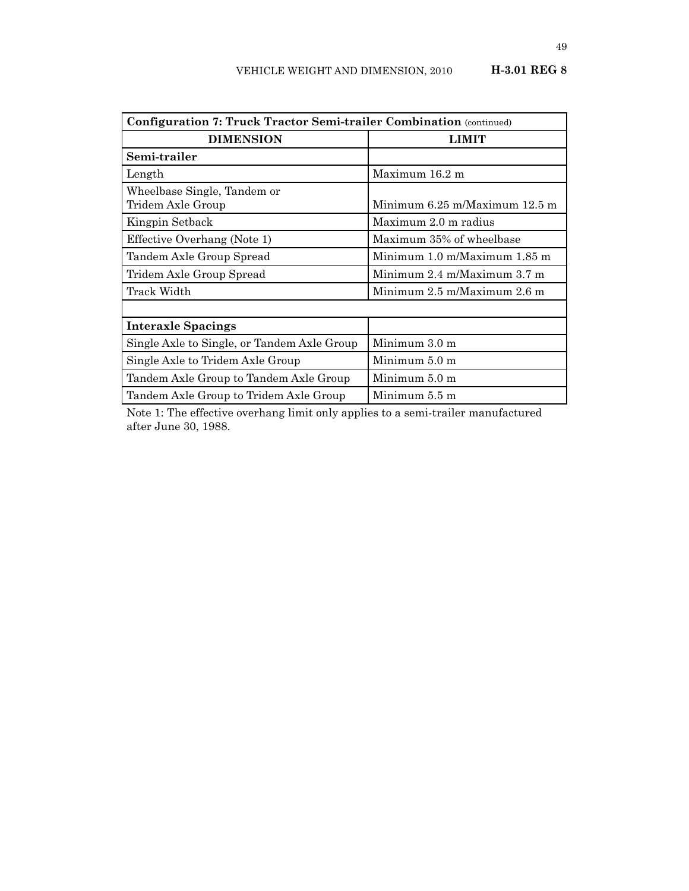| **Configuration 7: Truck Tractor Semi-trailer Combination** (continued) | |
|---|---|
| **DIMENSION** | **LIMIT** |
| **Semi-trailer** | |
| Length | Maximum 16.2 m |
| Wheelbase Single, Tandem or Tridem Axle Group | Minimum 6.25 m/Maximum 12.5 m |
| Kingpin Setback | Maximum 2.0 m radius |
| Effective Overhang (Note 1) | Maximum 35% of wheelbase |
| Tandem Axle Group Spread | Minimum 1.0 m/Maximum 1.85 m |
| Tridem Axle Group Spread | Minimum 2.4 m/Maximum 3.7 m |
| Track Width | Minimum 2.5 m/Maximum 2.6 m |
| | |
| **Interaxle Spacings** | |
| Single Axle to Single, or Tandem Axle Group | Minimum 3.0 m |
| Single Axle to Tridem Axle Group | Minimum 5.0 m |
| Tandem Axle Group to Tandem Axle Group | Minimum 5.0 m |
| Tandem Axle Group to Tridem Axle Group | Minimum 5.5 m |

Note 1: The effective overhang limit only applies to a semi-trailer manufactured after June 30, 1988.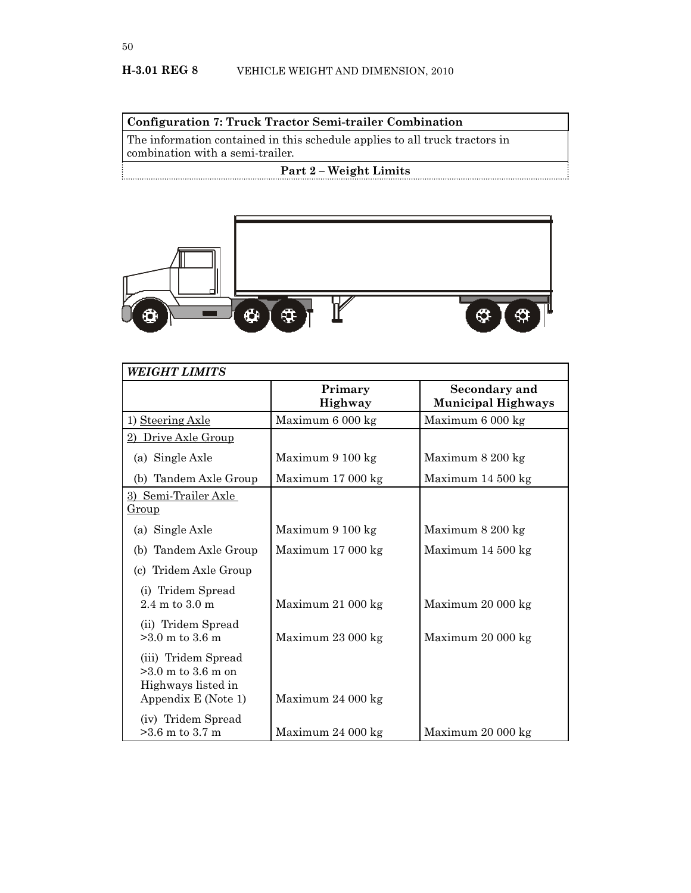**Configuration 7: Truck Tractor Semi-trailer Combination**

The information contained in this schedule applies to all truck tractors in combination with a semi-trailer.

**Part 2 – Weight Limits**

| *WEIGHT LIMITS* | | |
|---|---|---|
| | **Primary Highway** | **Secondary and Municipal Highways** |
| 1) Steering Axle | Maximum 6 000 kg | Maximum 6 000 kg |
| 2) Drive Axle Group | | |
| (a) Single Axle | Maximum 9 100 kg | Maximum 8 200 kg |
| (b) Tandem Axle Group | Maximum 17 000 kg | Maximum 14 500 kg |
| 3) Semi-Trailer Axle Group | | |
| (a) Single Axle | Maximum 9 100 kg | Maximum 8 200 kg |
| (b) Tandem Axle Group | Maximum 17 000 kg | Maximum 14 500 kg |
| (c) Tridem Axle Group | | |
| (i) Tridem Spread 2.4 m to 3.0 m | Maximum 21 000 kg | Maximum 20 000 kg |
| (ii) Tridem Spread >3.0 m to 3.6 m | Maximum 23 000 kg | Maximum 20 000 kg |
| (iii) Tridem Spread >3.0 m to 3.6 m on Highways listed in Appendix E (Note 1) | Maximum 24 000 kg | |
| (iv) Tridem Spread >3.6 m to 3.7 m | Maximum 24 000 kg | Maximum 20 000 kg |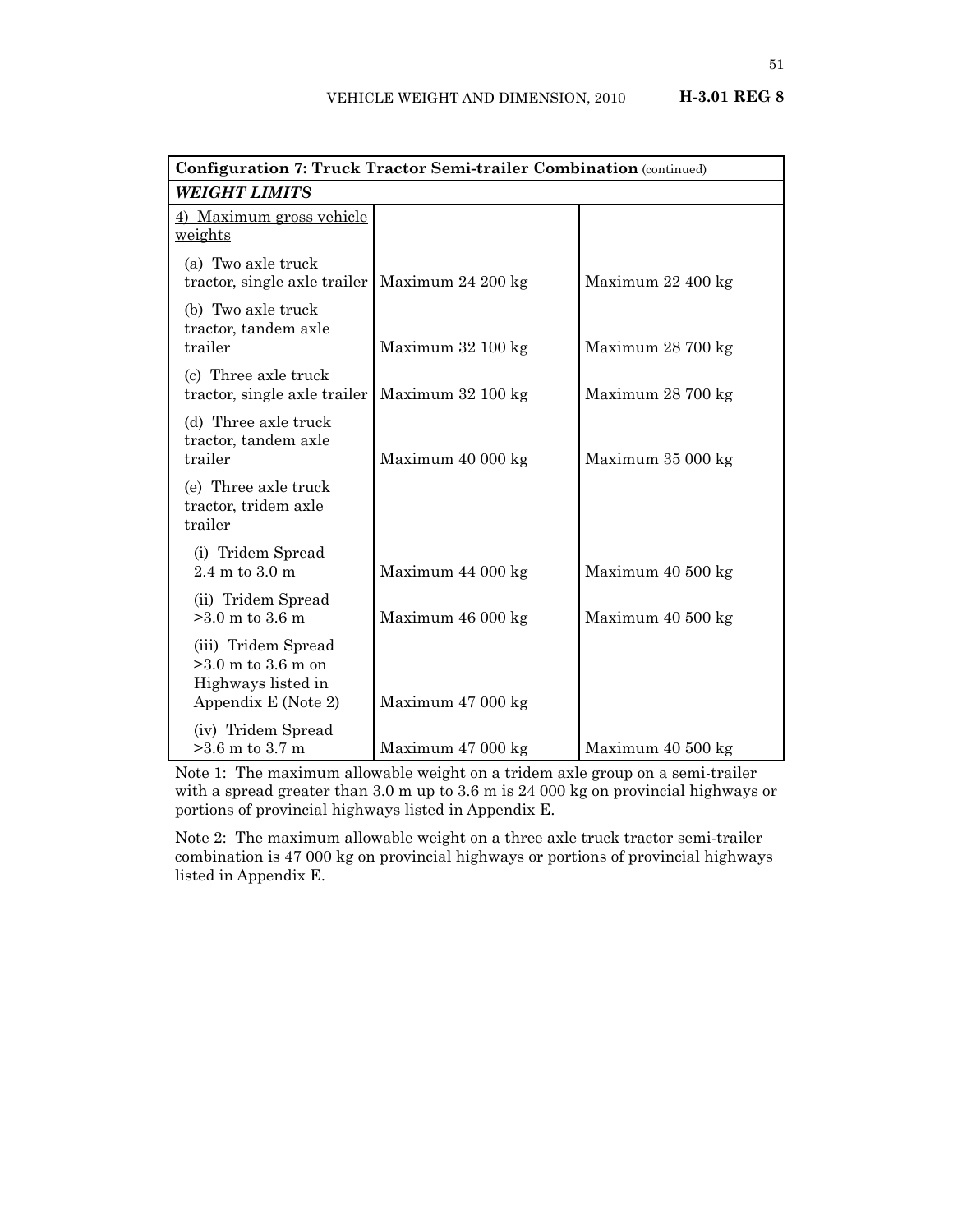| Configuration 7: Truck Tractor Semi-trailer Combination (continued) | | |
|---|---|---|
| ***WEIGHT LIMITS*** | | |
| 4) Maximum gross vehicle weights | | |
| (a) Two axle truck tractor, single axle trailer | Maximum 24 200 kg | Maximum 22 400 kg |
| (b) Two axle truck tractor, tandem axle trailer | Maximum 32 100 kg | Maximum 28 700 kg |
| (c) Three axle truck tractor, single axle trailer | Maximum 32 100 kg | Maximum 28 700 kg |
| (d) Three axle truck tractor, tandem axle trailer | Maximum 40 000 kg | Maximum 35 000 kg |
| (e) Three axle truck tractor, tridem axle trailer | | |
| (i) Tridem Spread 2.4 m to 3.0 m | Maximum 44 000 kg | Maximum 40 500 kg |
| (ii) Tridem Spread >3.0 m to 3.6 m | Maximum 46 000 kg | Maximum 40 500 kg |
| (iii) Tridem Spread >3.0 m to 3.6 m on Highways listed in Appendix E (Note 2) | Maximum 47 000 kg | |
| (iv) Tridem Spread >3.6 m to 3.7 m | Maximum 47 000 kg | Maximum 40 500 kg |

Note 1: The maximum allowable weight on a tridem axle group on a semi-trailer with a spread greater than 3.0 m up to 3.6 m is 24 000 kg on provincial highways or portions of provincial highways listed in Appendix E.

Note 2: The maximum allowable weight on a three axle truck tractor semi-trailer combination is 47 000 kg on provincial highways or portions of provincial highways listed in Appendix E.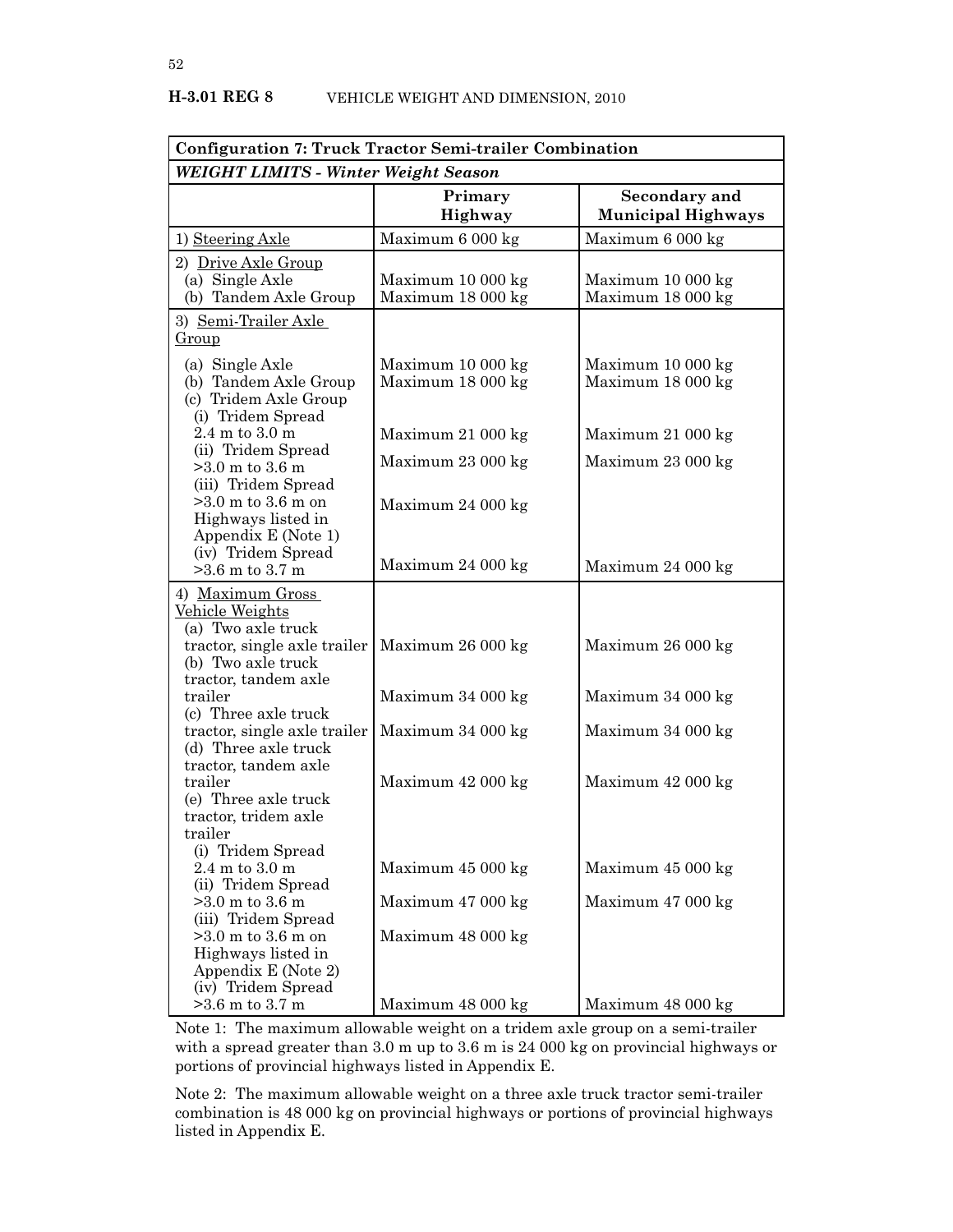| Configuration 7: Truck Tractor Semi-trailer Combination | | |
|---|---|---|
| ***WEIGHT LIMITS - Winter Weight Season*** | | |
| | **Primary Highway** | **Secondary and Municipal Highways** |
| 1) Steering Axle | Maximum 6 000 kg | Maximum 6 000 kg |
| 2) Drive Axle Group | | |
| (a) Single Axle | Maximum 10 000 kg | Maximum 10 000 kg |
| (b) Tandem Axle Group | Maximum 18 000 kg | Maximum 18 000 kg |
| 3) Semi-Trailer Axle Group | | |
| (a) Single Axle | Maximum 10 000 kg | Maximum 10 000 kg |
| (b) Tandem Axle Group | Maximum 18 000 kg | Maximum 18 000 kg |
| (c) Tridem Axle Group | | |
| (i) Tridem Spread 2.4 m to 3.0 m | Maximum 21 000 kg | Maximum 21 000 kg |
| (ii) Tridem Spread >3.0 m to 3.6 m | Maximum 23 000 kg | Maximum 23 000 kg |
| (iii) Tridem Spread >3.0 m to 3.6 m on Highways listed in Appendix E (Note 1) | Maximum 24 000 kg | |
| (iv) Tridem Spread >3.6 m to 3.7 m | Maximum 24 000 kg | Maximum 24 000 kg |
| 4) Maximum Gross Vehicle Weights | | |
| (a) Two axle truck tractor, single axle trailer | Maximum 26 000 kg | Maximum 26 000 kg |
| (b) Two axle truck tractor, tandem axle trailer | Maximum 34 000 kg | Maximum 34 000 kg |
| (c) Three axle truck tractor, single axle trailer | Maximum 34 000 kg | Maximum 34 000 kg |
| (d) Three axle truck tractor, tandem axle trailer | Maximum 42 000 kg | Maximum 42 000 kg |
| (e) Three axle truck tractor, tridem axle trailer | | |
| (i) Tridem Spread 2.4 m to 3.0 m | Maximum 45 000 kg | Maximum 45 000 kg |
| (ii) Tridem Spread >3.0 m to 3.6 m | Maximum 47 000 kg | Maximum 47 000 kg |
| (iii) Tridem Spread >3.0 m to 3.6 m on Highways listed in Appendix E (Note 2) | Maximum 48 000 kg | |
| (iv) Tridem Spread >3.6 m to 3.7 m | Maximum 48 000 kg | Maximum 48 000 kg |

Note 1: The maximum allowable weight on a tridem axle group on a semi-trailer with a spread greater than 3.0 m up to 3.6 m is 24 000 kg on provincial highways or portions of provincial highways listed in Appendix E.

Note 2: The maximum allowable weight on a three axle truck tractor semi-trailer combination is 48 000 kg on provincial highways or portions of provincial highways listed in Appendix E.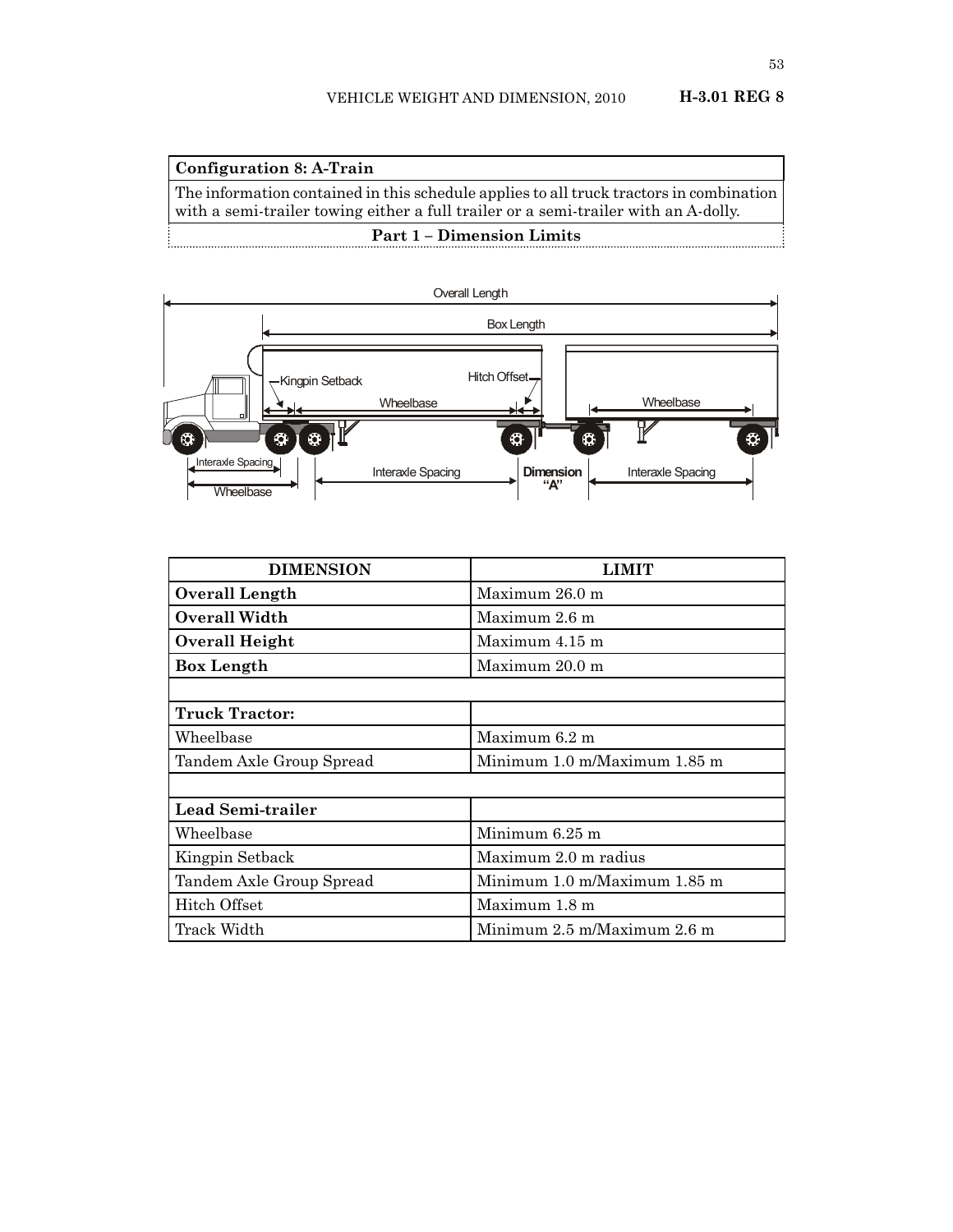## Configuration 8: A-Train

The information contained in this schedule applies to all truck tractors in combination with a semi-trailer towing either a full trailer or a semi-trailer with an A-dolly.

### Part 1 – Dimension Limits

| DIMENSION | LIMIT |
|---|---|
| **Overall Length** | Maximum 26.0 m |
| **Overall Width** | Maximum 2.6 m |
| **Overall Height** | Maximum 4.15 m |
| **Box Length** | Maximum 20.0 m |
| | |
| **Truck Tractor:** | |
| Wheelbase | Maximum 6.2 m |
| Tandem Axle Group Spread | Minimum 1.0 m/Maximum 1.85 m |
| | |
| **Lead Semi-trailer** | |
| Wheelbase | Minimum 6.25 m |
| Kingpin Setback | Maximum 2.0 m radius |
| Tandem Axle Group Spread | Minimum 1.0 m/Maximum 1.85 m |
| Hitch Offset | Maximum 1.8 m |
| Track Width | Minimum 2.5 m/Maximum 2.6 m |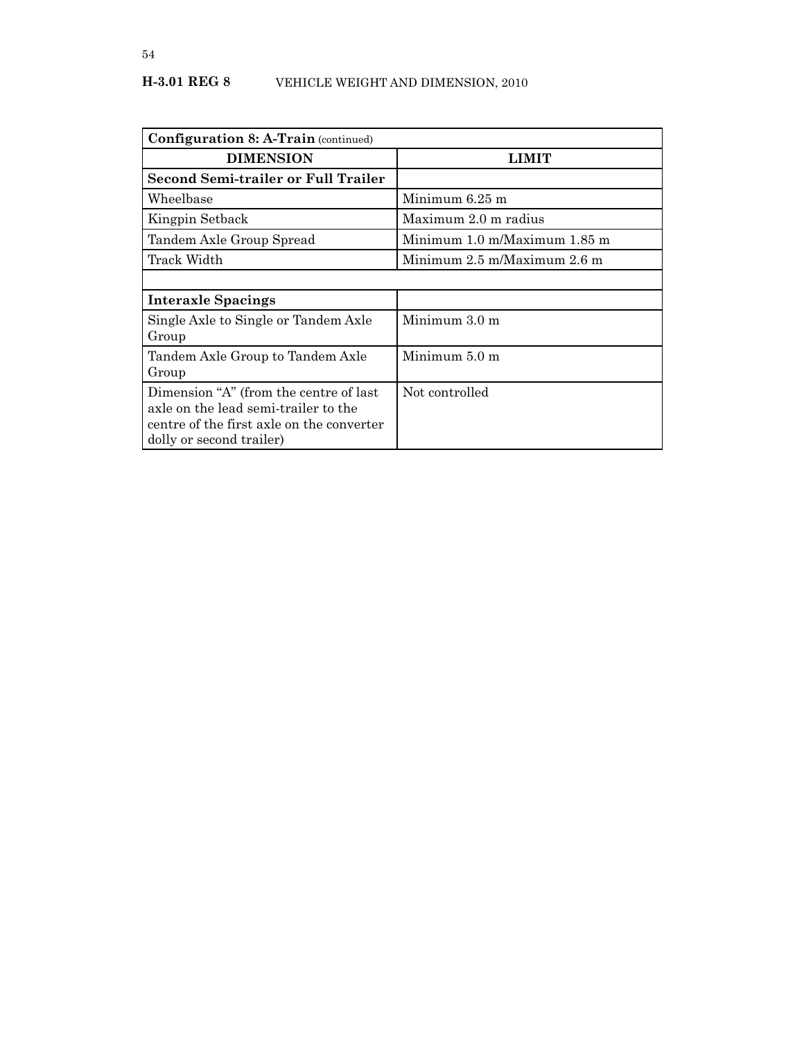| **Configuration 8: A-Train** (continued) | |
|---|---|
| **DIMENSION** | **LIMIT** |
| **Second Semi-trailer or Full Trailer** | |
| Wheelbase | Minimum 6.25 m |
| Kingpin Setback | Maximum 2.0 m radius |
| Tandem Axle Group Spread | Minimum 1.0 m/Maximum 1.85 m |
| Track Width | Minimum 2.5 m/Maximum 2.6 m |
| | |
| **Interaxle Spacings** | |
| Single Axle to Single or Tandem Axle Group | Minimum 3.0 m |
| Tandem Axle Group to Tandem Axle Group | Minimum 5.0 m |
| Dimension "A" (from the centre of last axle on the lead semi-trailer to the centre of the first axle on the converter dolly or second trailer) | Not controlled |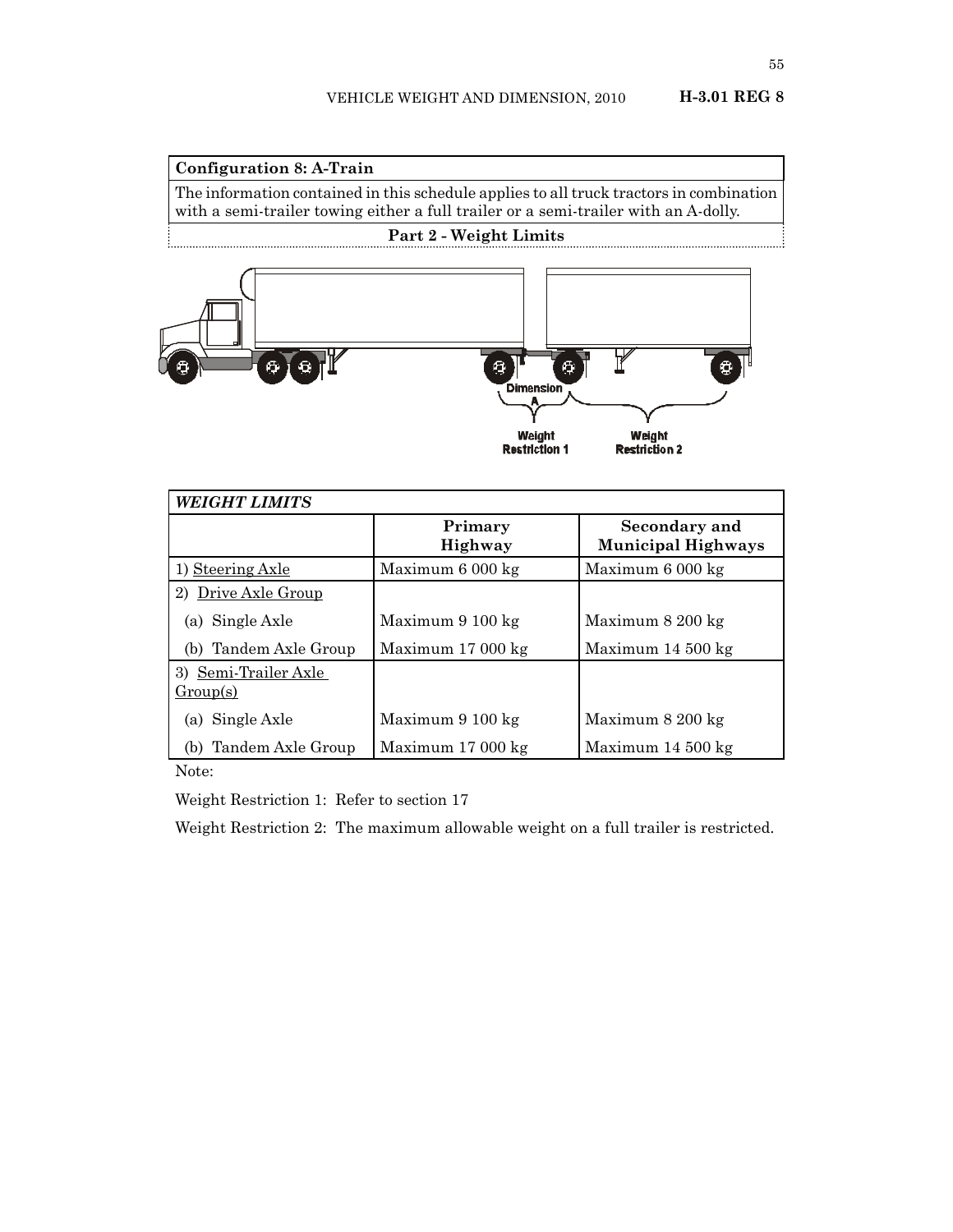**Configuration 8: A-Train**

The information contained in this schedule applies to all truck tractors in combination with a semi-trailer towing either a full trailer or a semi-trailer with an A-dolly.

**Part 2 - Weight Limits**

Dimension A

Weight Restriction 1

Weight Restriction 2

| *WEIGHT LIMITS* | | |
|---|---|---|
| | **Primary Highway** | **Secondary and Municipal Highways** |
| 1) Steering Axle | Maximum 6 000 kg | Maximum 6 000 kg |
| 2) Drive Axle Group | | |
| (a) Single Axle | Maximum 9 100 kg | Maximum 8 200 kg |
| (b) Tandem Axle Group | Maximum 17 000 kg | Maximum 14 500 kg |
| 3) Semi-Trailer Axle Group(s) | | |
| (a) Single Axle | Maximum 9 100 kg | Maximum 8 200 kg |
| (b) Tandem Axle Group | Maximum 17 000 kg | Maximum 14 500 kg |

Note:

Weight Restriction 1: Refer to section 17

Weight Restriction 2: The maximum allowable weight on a full trailer is restricted.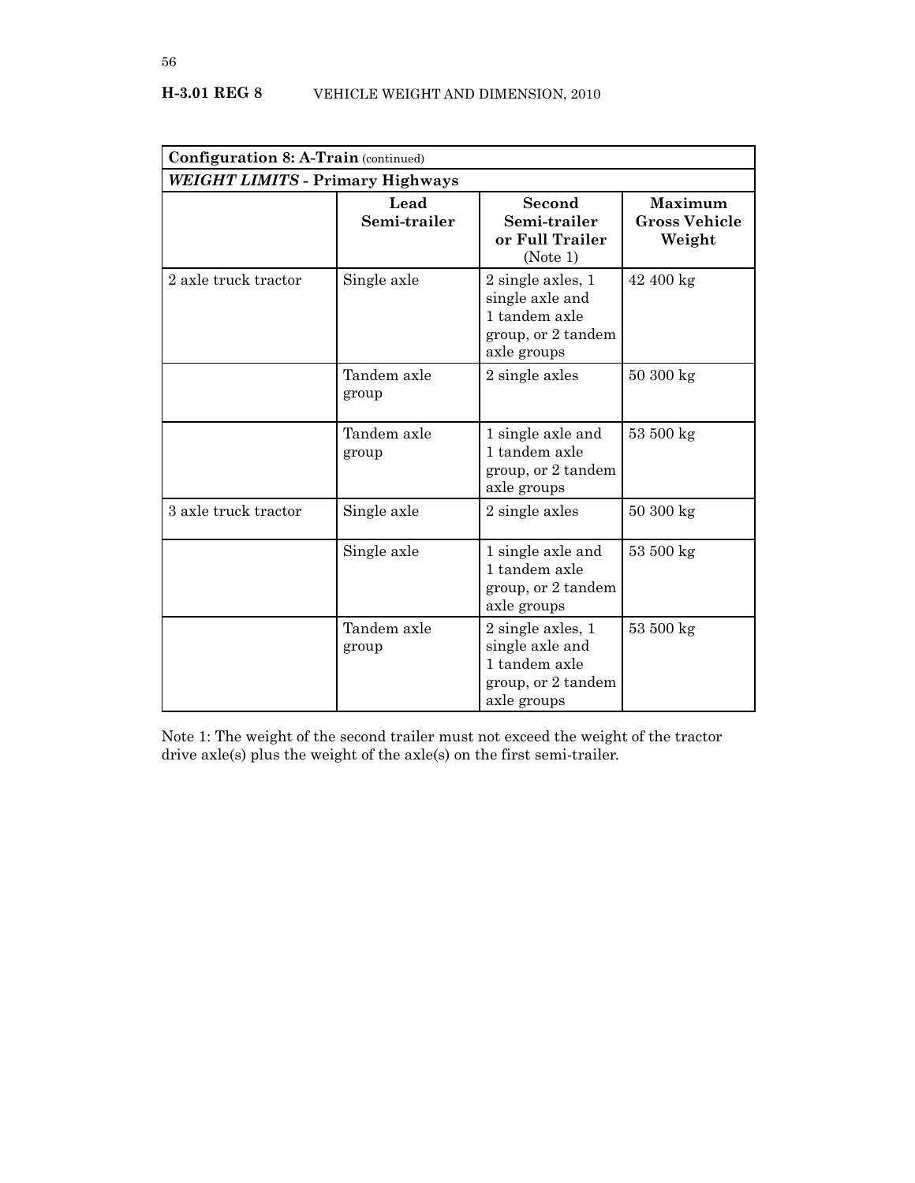| **Configuration 8: A-Train** (continued) | | | |
|---|---|---|---|
| ***WEIGHT LIMITS* - Primary Highways** | | | |
| | **Lead Semi-trailer** | **Second Semi-trailer or Full Trailer** (Note 1) | **Maximum Gross Vehicle Weight** |
| 2 axle truck tractor | Single axle | 2 single axles, 1 single axle and 1 tandem axle group, or 2 tandem axle groups | 42 400 kg |
| | Tandem axle group | 2 single axles | 50 300 kg |
| | Tandem axle group | 1 single axle and 1 tandem axle group, or 2 tandem axle groups | 53 500 kg |
| 3 axle truck tractor | Single axle | 2 single axles | 50 300 kg |
| | Single axle | 1 single axle and 1 tandem axle group, or 2 tandem axle groups | 53 500 kg |
| | Tandem axle group | 2 single axles, 1 single axle and 1 tandem axle group, or 2 tandem axle groups | 53 500 kg |

Note 1: The weight of the second trailer must not exceed the weight of the tractor drive axle(s) plus the weight of the axle(s) on the first semi-trailer.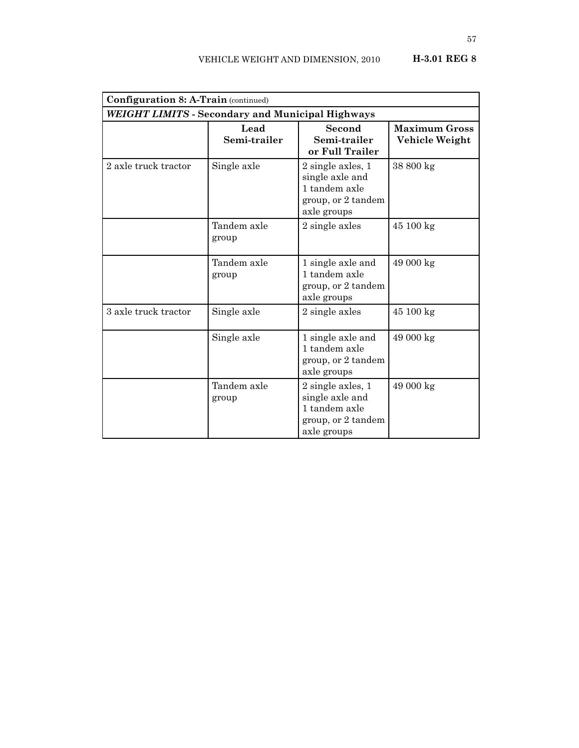| **Configuration 8: A-Train** (continued) | | | |
|---|---|---|---|
| ***WEIGHT LIMITS* - Secondary and Municipal Highways** | | | |
| | **Lead Semi-trailer** | **Second Semi-trailer or Full Trailer** | **Maximum Gross Vehicle Weight** |
| 2 axle truck tractor | Single axle | 2 single axles, 1 single axle and 1 tandem axle group, or 2 tandem axle groups | 38 800 kg |
| | Tandem axle group | 2 single axles | 45 100 kg |
| | Tandem axle group | 1 single axle and 1 tandem axle group, or 2 tandem axle groups | 49 000 kg |
| 3 axle truck tractor | Single axle | 2 single axles | 45 100 kg |
| | Single axle | 1 single axle and 1 tandem axle group, or 2 tandem axle groups | 49 000 kg |
| | Tandem axle group | 2 single axles, 1 single axle and 1 tandem axle group, or 2 tandem axle groups | 49 000 kg |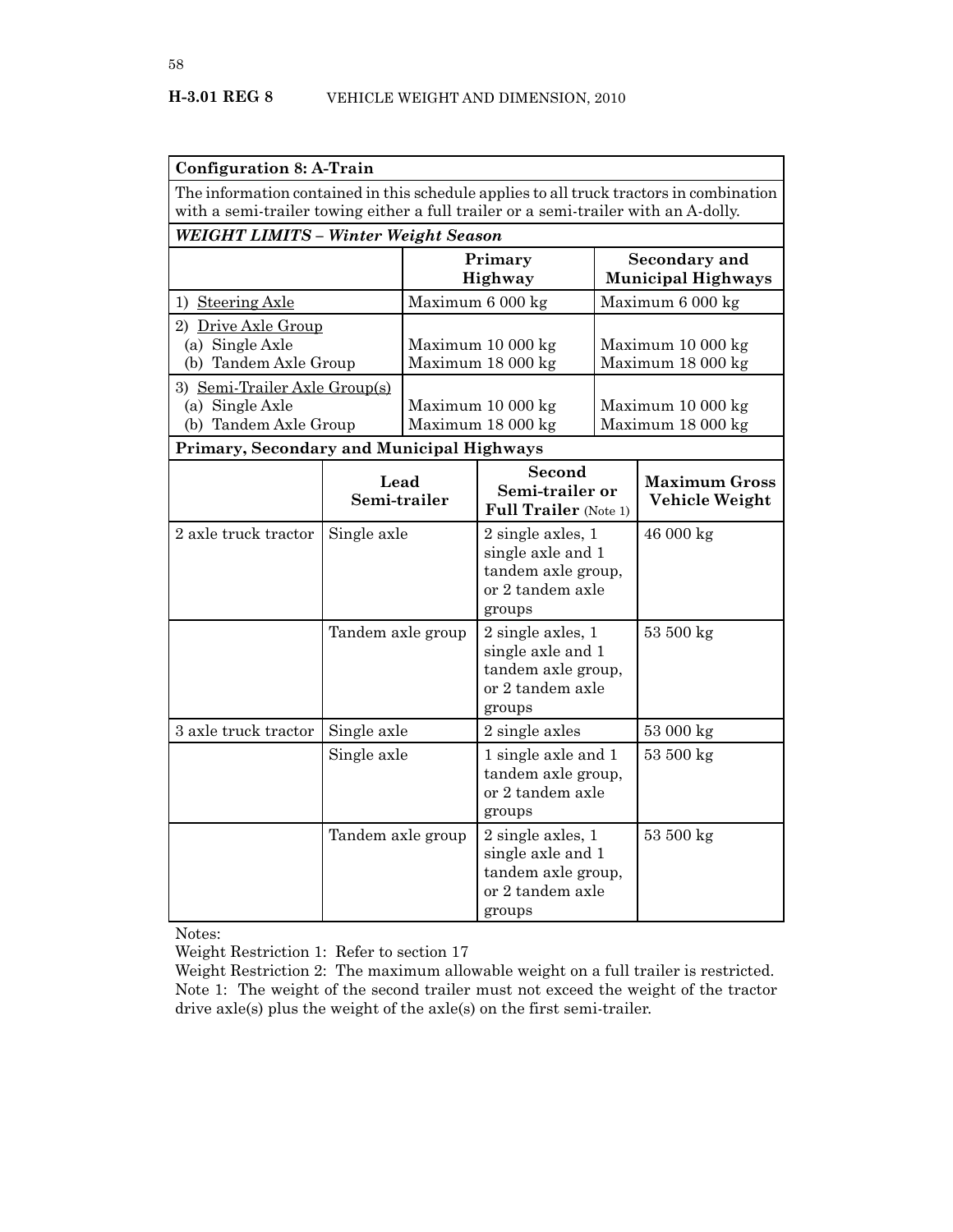**Configuration 8: A-Train**

The information contained in this schedule applies to all truck tractors in combination with a semi-trailer towing either a full trailer or a semi-trailer with an A-dolly.

***WEIGHT LIMITS – Winter Weight Season***

| | Primary Highway | Secondary and Municipal Highways |
|---|---|---|
| 1) Steering Axle | Maximum 6 000 kg | Maximum 6 000 kg |
| 2) Drive Axle Group<br>(a) Single Axle<br>(b) Tandem Axle Group | <br>Maximum 10 000 kg<br>Maximum 18 000 kg | <br>Maximum 10 000 kg<br>Maximum 18 000 kg |
| 3) Semi-Trailer Axle Group(s)<br>(a) Single Axle<br>(b) Tandem Axle Group | <br>Maximum 10 000 kg<br>Maximum 18 000 kg | <br>Maximum 10 000 kg<br>Maximum 18 000 kg |

**Primary, Secondary and Municipal Highways**

| | Lead Semi-trailer | Second Semi-trailer or Full Trailer (Note 1) | Maximum Gross Vehicle Weight |
|---|---|---|---|
| 2 axle truck tractor | Single axle | 2 single axles, 1 single axle and 1 tandem axle group, or 2 tandem axle groups | 46 000 kg |
| | Tandem axle group | 2 single axles, 1 single axle and 1 tandem axle group, or 2 tandem axle groups | 53 500 kg |
| 3 axle truck tractor | Single axle | 2 single axles | 53 000 kg |
| | Single axle | 1 single axle and 1 tandem axle group, or 2 tandem axle groups | 53 500 kg |
| | Tandem axle group | 2 single axles, 1 single axle and 1 tandem axle group, or 2 tandem axle groups | 53 500 kg |

Notes:

Weight Restriction 1: Refer to section 17

Weight Restriction 2: The maximum allowable weight on a full trailer is restricted.

Note 1: The weight of the second trailer must not exceed the weight of the tractor drive axle(s) plus the weight of the axle(s) on the first semi-trailer.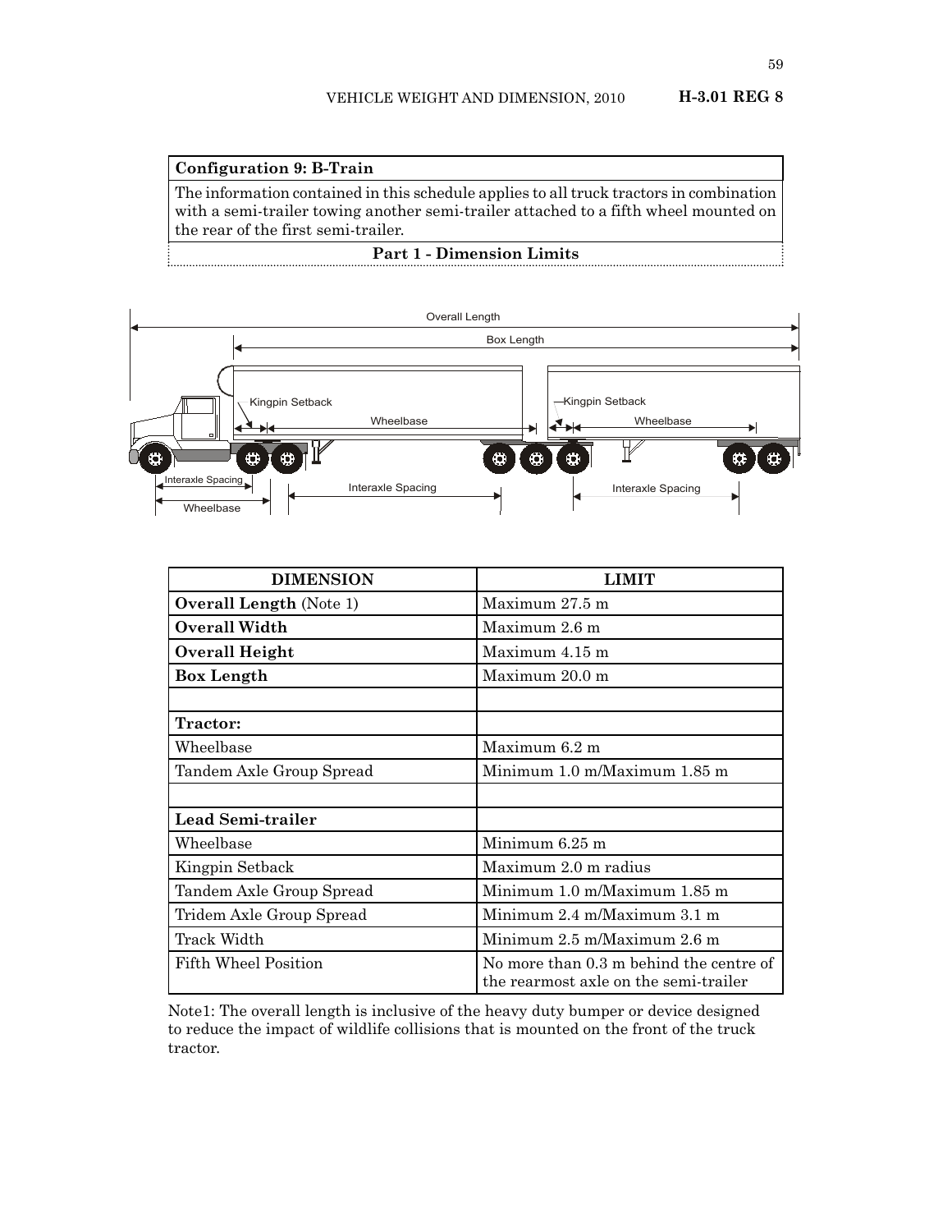**Configuration 9: B-Train**

The information contained in this schedule applies to all truck tractors in combination with a semi-trailer towing another semi-trailer attached to a fifth wheel mounted on the rear of the first semi-trailer.

**Part 1 - Dimension Limits**

| DIMENSION | LIMIT |
|---|---|
| **Overall Length** (Note 1) | Maximum 27.5 m |
| **Overall Width** | Maximum 2.6 m |
| **Overall Height** | Maximum 4.15 m |
| **Box Length** | Maximum 20.0 m |
| | |
| **Tractor:** | |
| Wheelbase | Maximum 6.2 m |
| Tandem Axle Group Spread | Minimum 1.0 m/Maximum 1.85 m |
| | |
| **Lead Semi-trailer** | |
| Wheelbase | Minimum 6.25 m |
| Kingpin Setback | Maximum 2.0 m radius |
| Tandem Axle Group Spread | Minimum 1.0 m/Maximum 1.85 m |
| Tridem Axle Group Spread | Minimum 2.4 m/Maximum 3.1 m |
| Track Width | Minimum 2.5 m/Maximum 2.6 m |
| Fifth Wheel Position | No more than 0.3 m behind the centre of the rearmost axle on the semi-trailer |

Note1: The overall length is inclusive of the heavy duty bumper or device designed to reduce the impact of wildlife collisions that is mounted on the front of the truck tractor.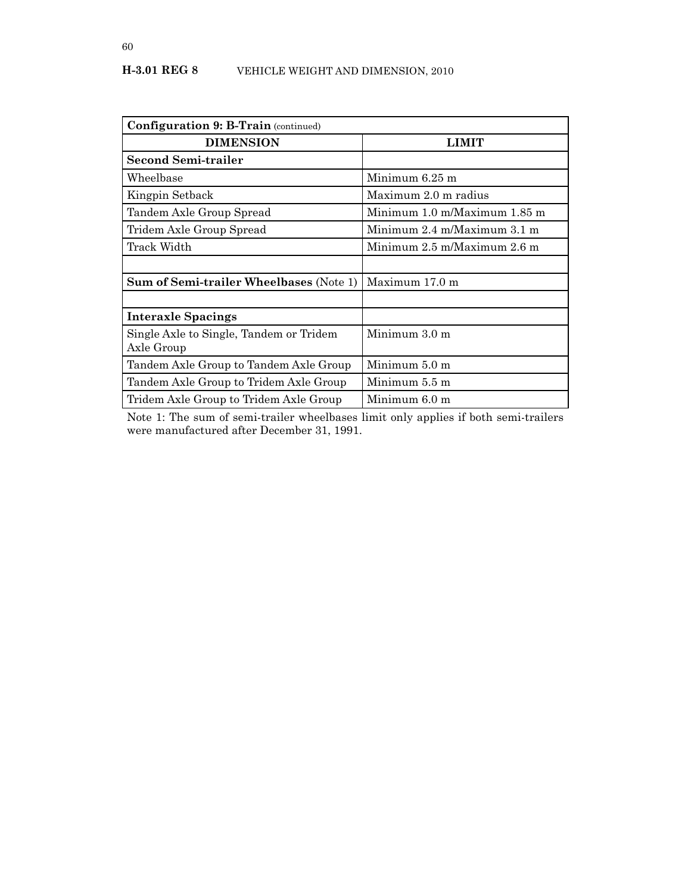| **Configuration 9: B-Train** (continued) | |
|---|---|
| **DIMENSION** | **LIMIT** |
| **Second Semi-trailer** | |
| Wheelbase | Minimum 6.25 m |
| Kingpin Setback | Maximum 2.0 m radius |
| Tandem Axle Group Spread | Minimum 1.0 m/Maximum 1.85 m |
| Tridem Axle Group Spread | Minimum 2.4 m/Maximum 3.1 m |
| Track Width | Minimum 2.5 m/Maximum 2.6 m |
| | |
| **Sum of Semi-trailer Wheelbases** (Note 1) | Maximum 17.0 m |
| | |
| **Interaxle Spacings** | |
| Single Axle to Single, Tandem or Tridem Axle Group | Minimum 3.0 m |
| Tandem Axle Group to Tandem Axle Group | Minimum 5.0 m |
| Tandem Axle Group to Tridem Axle Group | Minimum 5.5 m |
| Tridem Axle Group to Tridem Axle Group | Minimum 6.0 m |

Note 1: The sum of semi-trailer wheelbases limit only applies if both semi-trailers were manufactured after December 31, 1991.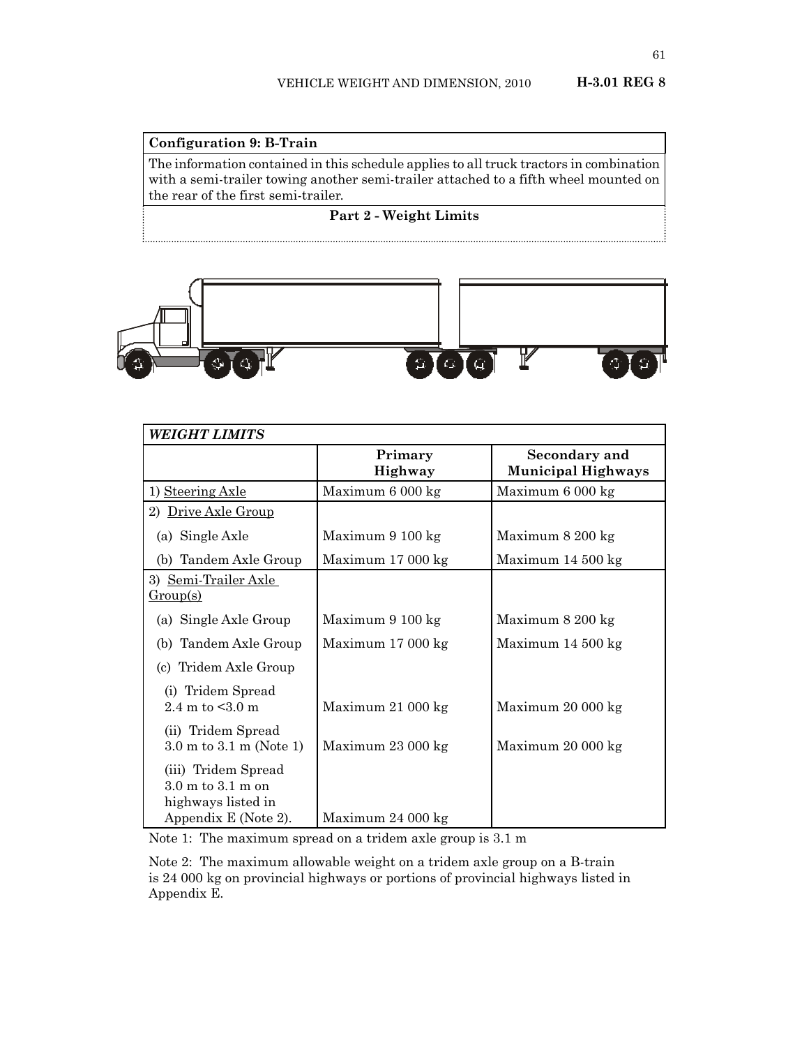| Configuration 9: B-Train |
|---|
| The information contained in this schedule applies to all truck tractors in combination with a semi-trailer towing another semi-trailer attached to a fifth wheel mounted on the rear of the first semi-trailer. |
| **Part 2 - Weight Limits** |

| *WEIGHT LIMITS* | | |
|---|---|---|
| | **Primary Highway** | **Secondary and Municipal Highways** |
| 1) Steering Axle | Maximum 6 000 kg | Maximum 6 000 kg |
| 2) Drive Axle Group | | |
| (a) Single Axle | Maximum 9 100 kg | Maximum 8 200 kg |
| (b) Tandem Axle Group | Maximum 17 000 kg | Maximum 14 500 kg |
| 3) Semi-Trailer Axle Group(s) | | |
| (a) Single Axle Group | Maximum 9 100 kg | Maximum 8 200 kg |
| (b) Tandem Axle Group | Maximum 17 000 kg | Maximum 14 500 kg |
| (c) Tridem Axle Group | | |
| (i) Tridem Spread 2.4 m to <3.0 m | Maximum 21 000 kg | Maximum 20 000 kg |
| (ii) Tridem Spread 3.0 m to 3.1 m (Note 1) | Maximum 23 000 kg | Maximum 20 000 kg |
| (iii) Tridem Spread 3.0 m to 3.1 m on highways listed in Appendix E (Note 2). | Maximum 24 000 kg | |

Note 1: The maximum spread on a tridem axle group is 3.1 m

Note 2: The maximum allowable weight on a tridem axle group on a B-train is 24 000 kg on provincial highways or portions of provincial highways listed in Appendix E.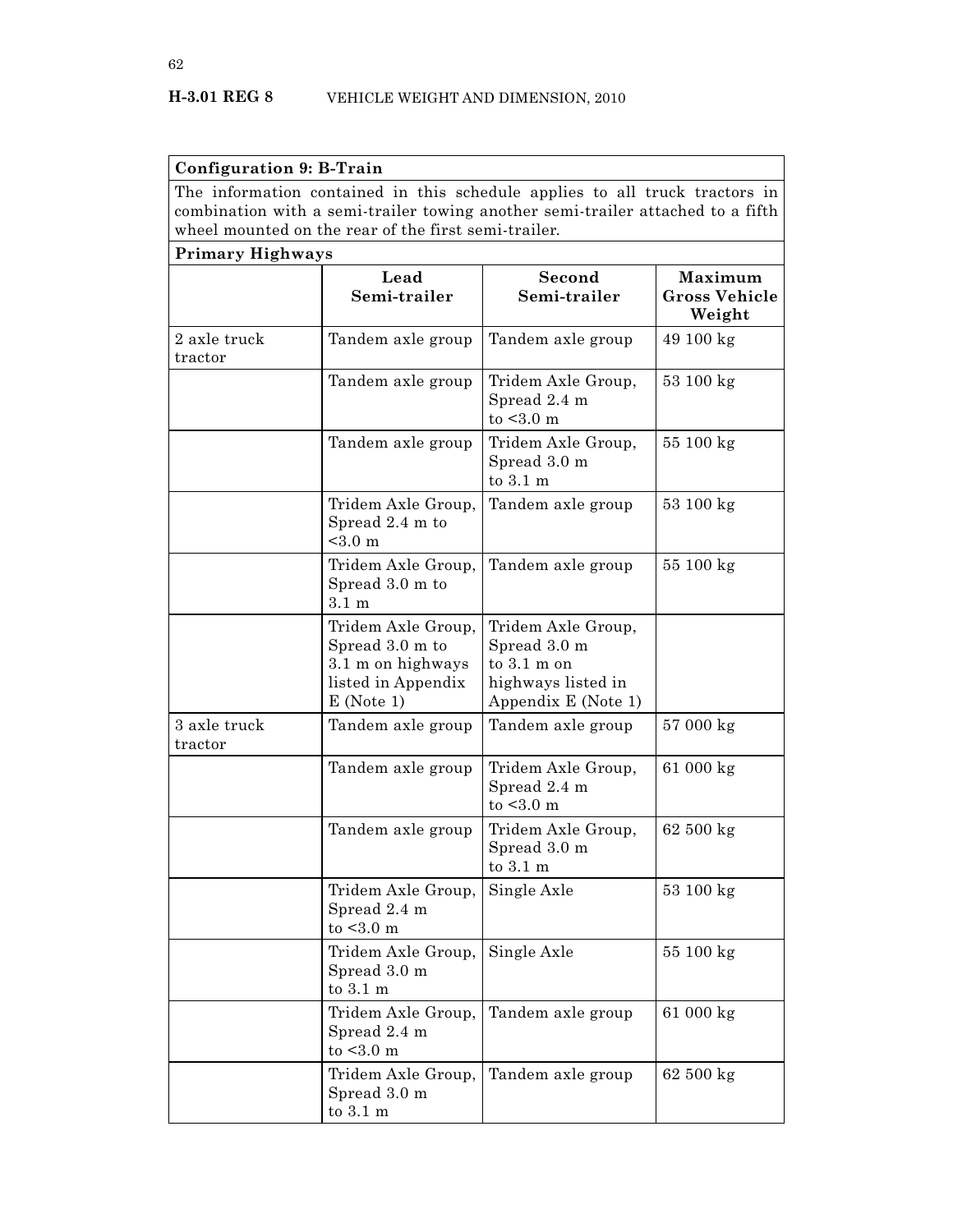| Configuration 9: B-Train | | | |
|---|---|---|---|
| The information contained in this schedule applies to all truck tractors in combination with a semi-trailer towing another semi-trailer attached to a fifth wheel mounted on the rear of the first semi-trailer. | | | |
| **Primary Highways** | | | |
| | **Lead Semi-trailer** | **Second Semi-trailer** | **Maximum Gross Vehicle Weight** |
| 2 axle truck tractor | Tandem axle group | Tandem axle group | 49 100 kg |
| | Tandem axle group | Tridem Axle Group, Spread 2.4 m to <3.0 m | 53 100 kg |
| | Tandem axle group | Tridem Axle Group, Spread 3.0 m to 3.1 m | 55 100 kg |
| | Tridem Axle Group, Spread 2.4 m to <3.0 m | Tandem axle group | 53 100 kg |
| | Tridem Axle Group, Spread 3.0 m to 3.1 m | Tandem axle group | 55 100 kg |
| | Tridem Axle Group, Spread 3.0 m to 3.1 m on highways listed in Appendix E (Note 1) | Tridem Axle Group, Spread 3.0 m to 3.1 m on highways listed in Appendix E (Note 1) | |
| 3 axle truck tractor | Tandem axle group | Tandem axle group | 57 000 kg |
| | Tandem axle group | Tridem Axle Group, Spread 2.4 m to <3.0 m | 61 000 kg |
| | Tandem axle group | Tridem Axle Group, Spread 3.0 m to 3.1 m | 62 500 kg |
| | Tridem Axle Group, Spread 2.4 m to <3.0 m | Single Axle | 53 100 kg |
| | Tridem Axle Group, Spread 3.0 m to 3.1 m | Single Axle | 55 100 kg |
| | Tridem Axle Group, Spread 2.4 m to <3.0 m | Tandem axle group | 61 000 kg |
| | Tridem Axle Group, Spread 3.0 m to 3.1 m | Tandem axle group | 62 500 kg |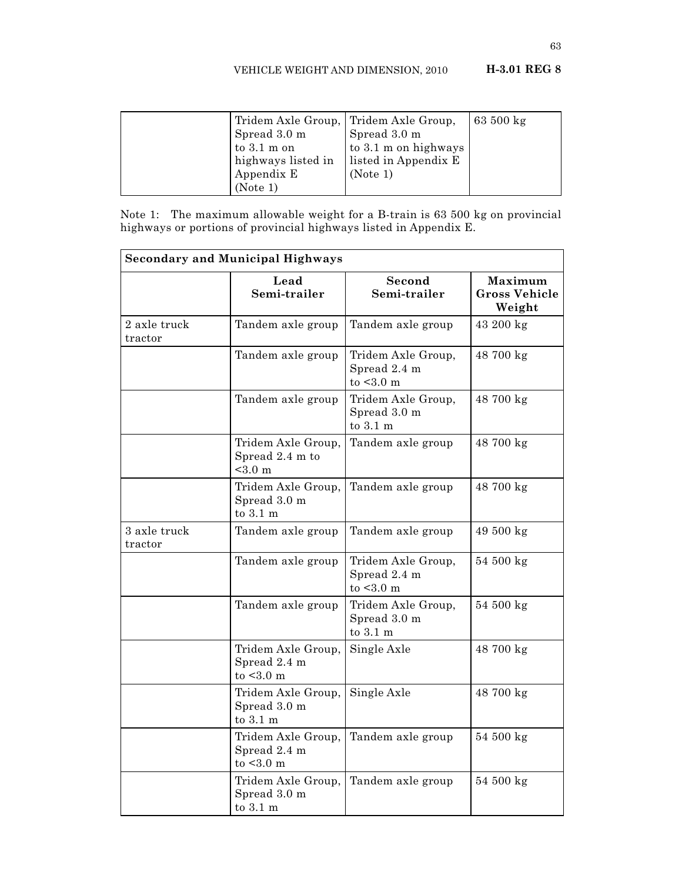| | Tridem Axle Group, Spread 3.0 m to 3.1 m on highways listed in Appendix E (Note 1) | Tridem Axle Group, Spread 3.0 m to 3.1 m on highways listed in Appendix E (Note 1) | 63 500 kg |
|---|---|---|---|

Note 1: The maximum allowable weight for a B-train is 63 500 kg on provincial highways or portions of provincial highways listed in Appendix E.

| Secondary and Municipal Highways | | | |
|---|---|---|---|
| | **Lead Semi-trailer** | **Second Semi-trailer** | **Maximum Gross Vehicle Weight** |
| 2 axle truck tractor | Tandem axle group | Tandem axle group | 43 200 kg |
| | Tandem axle group | Tridem Axle Group, Spread 2.4 m to <3.0 m | 48 700 kg |
| | Tandem axle group | Tridem Axle Group, Spread 3.0 m to 3.1 m | 48 700 kg |
| | Tridem Axle Group, Spread 2.4 m to <3.0 m | Tandem axle group | 48 700 kg |
| | Tridem Axle Group, Spread 3.0 m to 3.1 m | Tandem axle group | 48 700 kg |
| 3 axle truck tractor | Tandem axle group | Tandem axle group | 49 500 kg |
| | Tandem axle group | Tridem Axle Group, Spread 2.4 m to <3.0 m | 54 500 kg |
| | Tandem axle group | Tridem Axle Group, Spread 3.0 m to 3.1 m | 54 500 kg |
| | Tridem Axle Group, Spread 2.4 m to <3.0 m | Single Axle | 48 700 kg |
| | Tridem Axle Group, Spread 3.0 m to 3.1 m | Single Axle | 48 700 kg |
| | Tridem Axle Group, Spread 2.4 m to <3.0 m | Tandem axle group | 54 500 kg |
| | Tridem Axle Group, Spread 3.0 m to 3.1 m | Tandem axle group | 54 500 kg |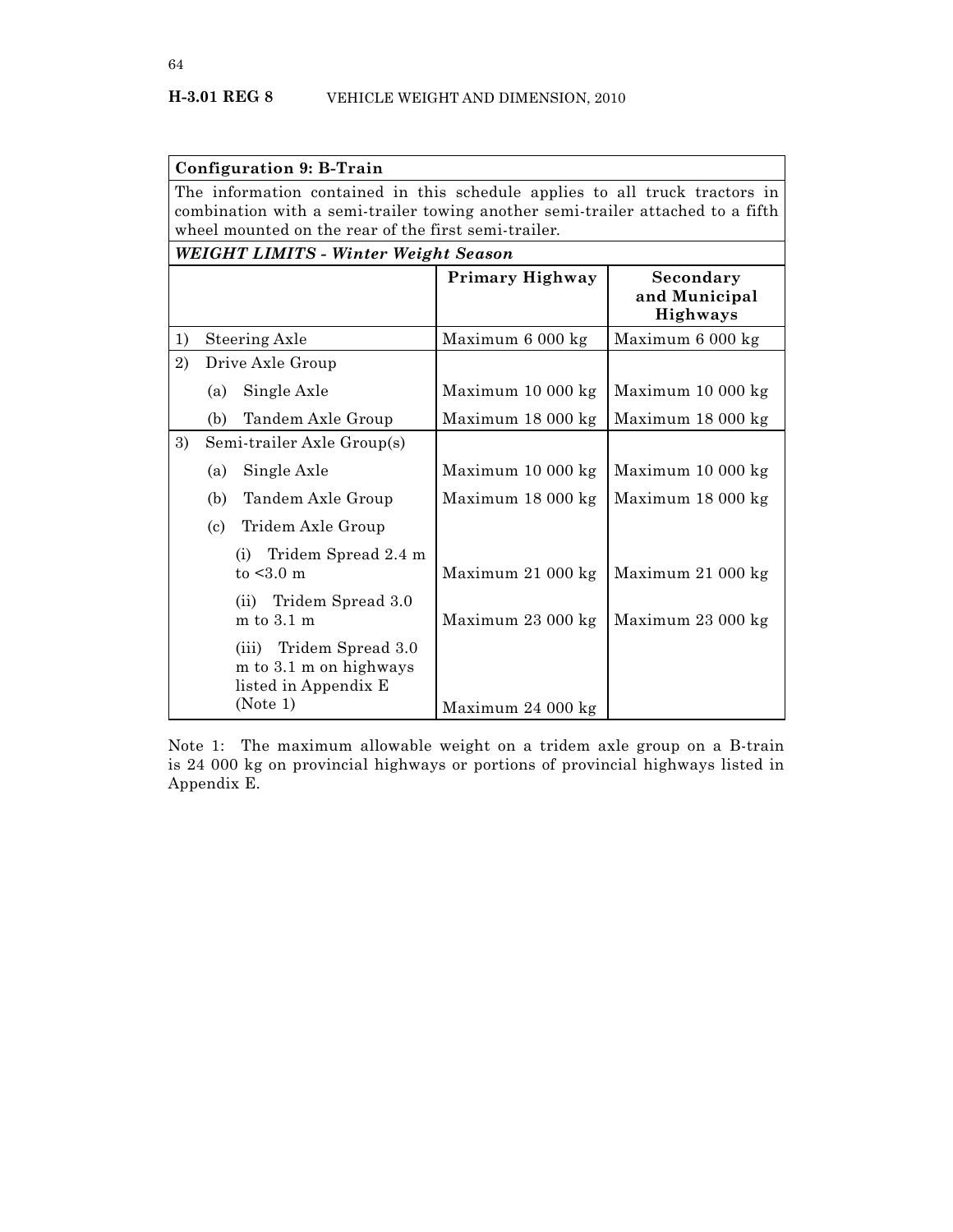| Configuration 9: B-Train | | |
|---|---|---|
| The information contained in this schedule applies to all truck tractors in combination with a semi-trailer towing another semi-trailer attached to a fifth wheel mounted on the rear of the first semi-trailer. | | |
| ***WEIGHT LIMITS - Winter Weight Season*** | | |
| | **Primary Highway** | **Secondary and Municipal Highways** |
| 1) Steering Axle | Maximum 6 000 kg | Maximum 6 000 kg |
| 2) Drive Axle Group | | |
| (a) Single Axle | Maximum 10 000 kg | Maximum 10 000 kg |
| (b) Tandem Axle Group | Maximum 18 000 kg | Maximum 18 000 kg |
| 3) Semi-trailer Axle Group(s) | | |
| (a) Single Axle | Maximum 10 000 kg | Maximum 10 000 kg |
| (b) Tandem Axle Group | Maximum 18 000 kg | Maximum 18 000 kg |
| (c) Tridem Axle Group | | |
| (i) Tridem Spread 2.4 m to <3.0 m | Maximum 21 000 kg | Maximum 21 000 kg |
| (ii) Tridem Spread 3.0 m to 3.1 m | Maximum 23 000 kg | Maximum 23 000 kg |
| (iii) Tridem Spread 3.0 m to 3.1 m on highways listed in Appendix E (Note 1) | Maximum 24 000 kg | |

Note 1: The maximum allowable weight on a tridem axle group on a B-train is 24 000 kg on provincial highways or portions of provincial highways listed in Appendix E.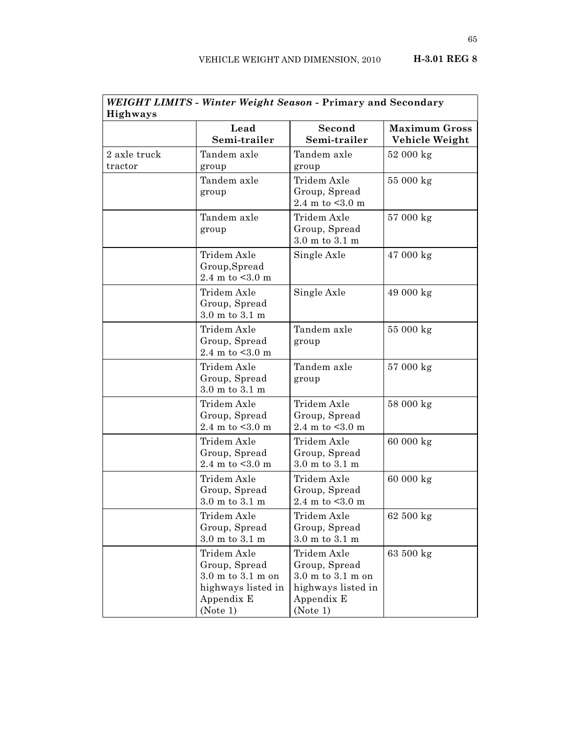| *WEIGHT LIMITS - Winter Weight Season* - **Primary and Secondary Highways** | | | |
|---|---|---|---|
| | **Lead Semi-trailer** | **Second Semi-trailer** | **Maximum Gross Vehicle Weight** |
| 2 axle truck tractor | Tandem axle group | Tandem axle group | 52 000 kg |
| | Tandem axle group | Tridem Axle Group, Spread 2.4 m to <3.0 m | 55 000 kg |
| | Tandem axle group | Tridem Axle Group, Spread 3.0 m to 3.1 m | 57 000 kg |
| | Tridem Axle Group,Spread 2.4 m to <3.0 m | Single Axle | 47 000 kg |
| | Tridem Axle Group, Spread 3.0 m to 3.1 m | Single Axle | 49 000 kg |
| | Tridem Axle Group, Spread 2.4 m to <3.0 m | Tandem axle group | 55 000 kg |
| | Tridem Axle Group, Spread 3.0 m to 3.1 m | Tandem axle group | 57 000 kg |
| | Tridem Axle Group, Spread 2.4 m to <3.0 m | Tridem Axle Group, Spread 2.4 m to <3.0 m | 58 000 kg |
| | Tridem Axle Group, Spread 2.4 m to <3.0 m | Tridem Axle Group, Spread 3.0 m to 3.1 m | 60 000 kg |
| | Tridem Axle Group, Spread 3.0 m to 3.1 m | Tridem Axle Group, Spread 2.4 m to <3.0 m | 60 000 kg |
| | Tridem Axle Group, Spread 3.0 m to 3.1 m | Tridem Axle Group, Spread 3.0 m to 3.1 m | 62 500 kg |
| | Tridem Axle Group, Spread 3.0 m to 3.1 m on highways listed in Appendix E (Note 1) | Tridem Axle Group, Spread 3.0 m to 3.1 m on highways listed in Appendix E (Note 1) | 63 500 kg |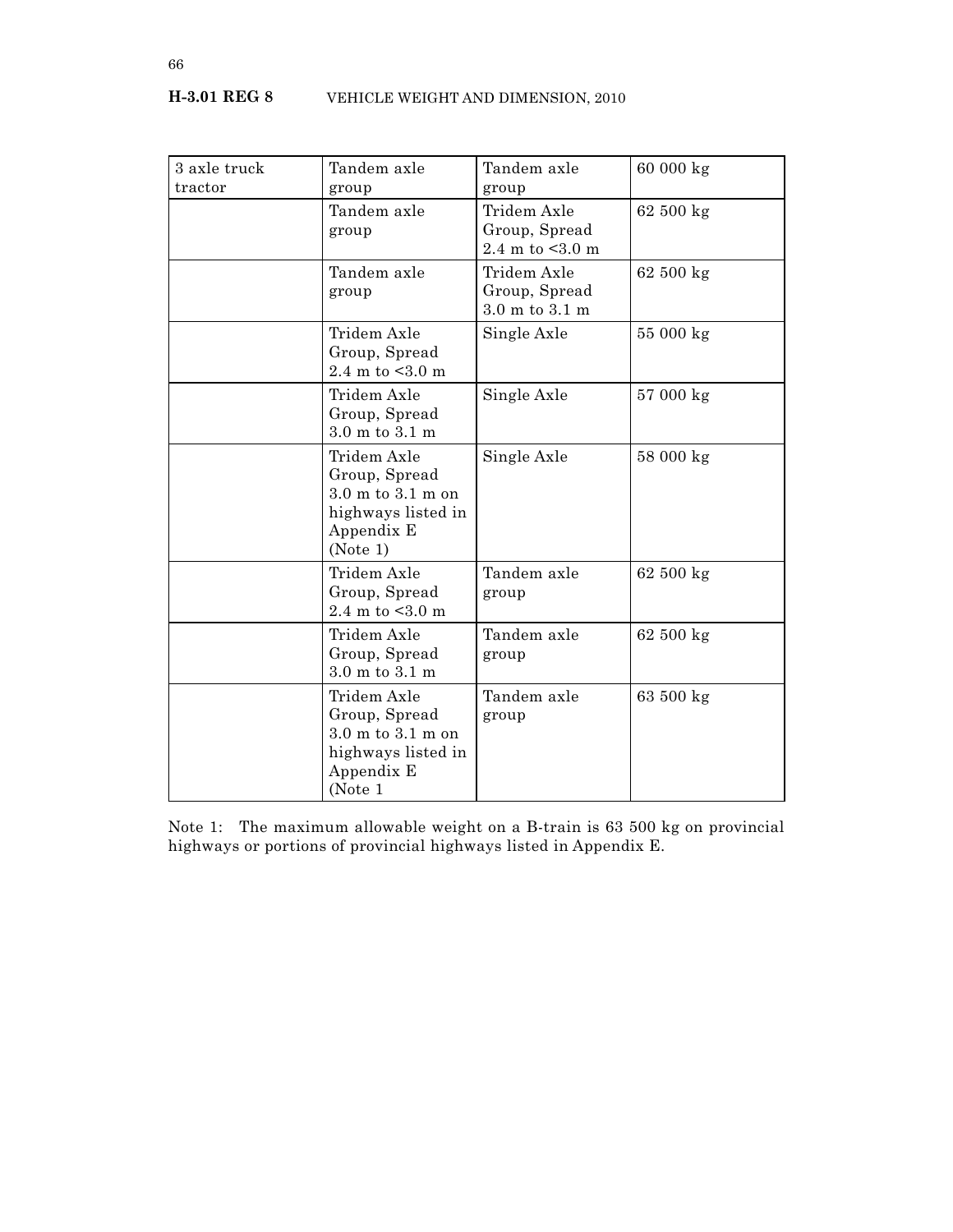| 3 axle truck tractor | Tandem axle group | Tandem axle group | 60 000 kg |
|---|---|---|---|
| | Tandem axle group | Tridem Axle Group, Spread 2.4 m to <3.0 m | 62 500 kg |
| | Tandem axle group | Tridem Axle Group, Spread 3.0 m to 3.1 m | 62 500 kg |
| | Tridem Axle Group, Spread 2.4 m to <3.0 m | Single Axle | 55 000 kg |
| | Tridem Axle Group, Spread 3.0 m to 3.1 m | Single Axle | 57 000 kg |
| | Tridem Axle Group, Spread 3.0 m to 3.1 m on highways listed in Appendix E (Note 1) | Single Axle | 58 000 kg |
| | Tridem Axle Group, Spread 2.4 m to <3.0 m | Tandem axle group | 62 500 kg |
| | Tridem Axle Group, Spread 3.0 m to 3.1 m | Tandem axle group | 62 500 kg |
| | Tridem Axle Group, Spread 3.0 m to 3.1 m on highways listed in Appendix E (Note 1 | Tandem axle group | 63 500 kg |

Note 1: The maximum allowable weight on a B-train is 63 500 kg on provincial highways or portions of provincial highways listed in Appendix E.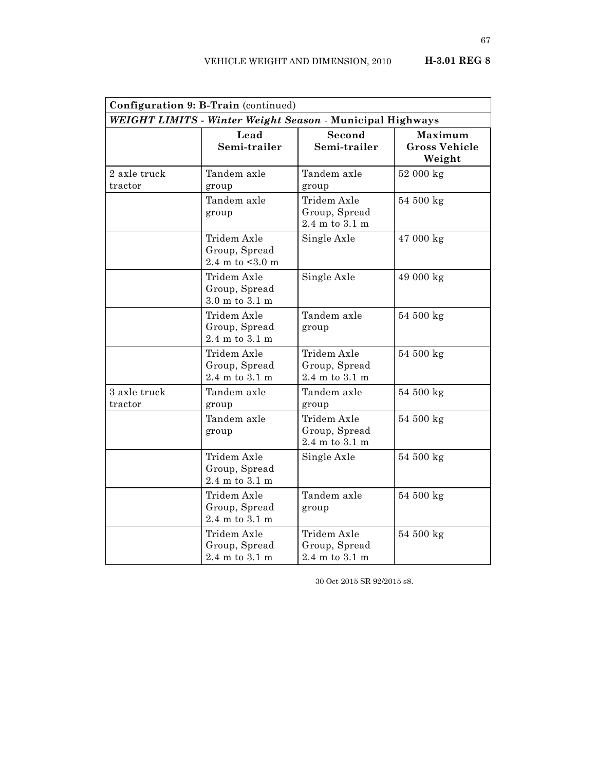| **Configuration 9: B-Train** (continued) | | | |
|---|---|---|---|
| ***WEIGHT LIMITS - Winter Weight Season*** **- Municipal Highways** | | | |
| | **Lead Semi-trailer** | **Second Semi-trailer** | **Maximum Gross Vehicle Weight** |
| 2 axle truck tractor | Tandem axle group | Tandem axle group | 52 000 kg |
| | Tandem axle group | Tridem Axle Group, Spread 2.4 m to 3.1 m | 54 500 kg |
| | Tridem Axle Group, Spread 2.4 m to <3.0 m | Single Axle | 47 000 kg |
| | Tridem Axle Group, Spread 3.0 m to 3.1 m | Single Axle | 49 000 kg |
| | Tridem Axle Group, Spread 2.4 m to 3.1 m | Tandem axle group | 54 500 kg |
| | Tridem Axle Group, Spread 2.4 m to 3.1 m | Tridem Axle Group, Spread 2.4 m to 3.1 m | 54 500 kg |
| 3 axle truck tractor | Tandem axle group | Tandem axle group | 54 500 kg |
| | Tandem axle group | Tridem Axle Group, Spread 2.4 m to 3.1 m | 54 500 kg |
| | Tridem Axle Group, Spread 2.4 m to 3.1 m | Single Axle | 54 500 kg |
| | Tridem Axle Group, Spread 2.4 m to 3.1 m | Tandem axle group | 54 500 kg |
| | Tridem Axle Group, Spread 2.4 m to 3.1 m | Tridem Axle Group, Spread 2.4 m to 3.1 m | 54 500 kg |

30 Oct 2015 SR 92/2015 s8.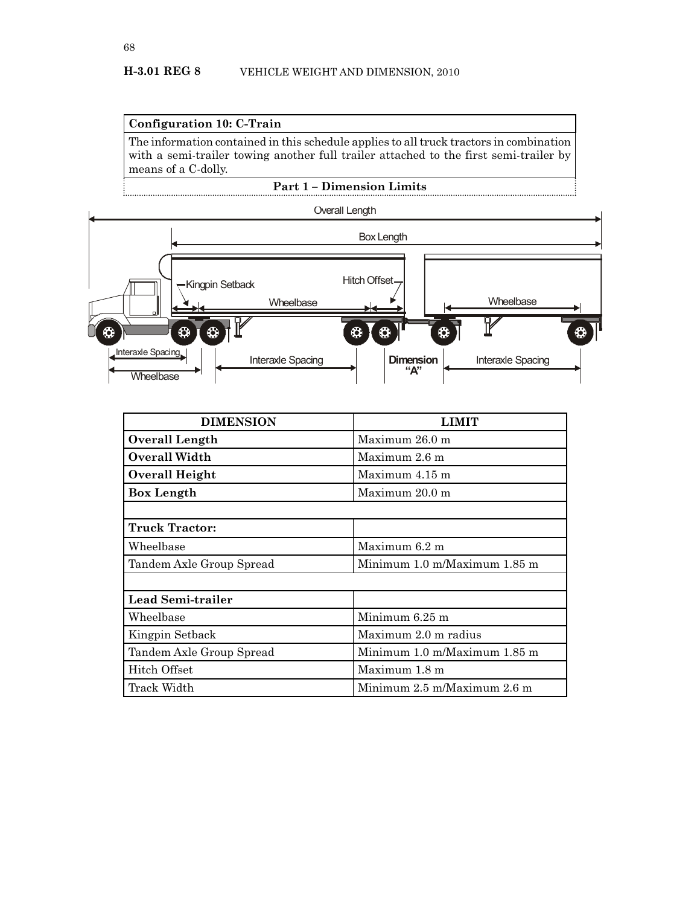**Configuration 10: C-Train**

The information contained in this schedule applies to all truck tractors in combination with a semi-trailer towing another full trailer attached to the first semi-trailer by means of a C-dolly.

**Part 1 – Dimension Limits**

| DIMENSION | LIMIT |
|---|---|
| **Overall Length** | Maximum 26.0 m |
| **Overall Width** | Maximum 2.6 m |
| **Overall Height** | Maximum 4.15 m |
| **Box Length** | Maximum 20.0 m |
| | |
| **Truck Tractor:** | |
| Wheelbase | Maximum 6.2 m |
| Tandem Axle Group Spread | Minimum 1.0 m/Maximum 1.85 m |
| | |
| **Lead Semi-trailer** | |
| Wheelbase | Minimum 6.25 m |
| Kingpin Setback | Maximum 2.0 m radius |
| Tandem Axle Group Spread | Minimum 1.0 m/Maximum 1.85 m |
| Hitch Offset | Maximum 1.8 m |
| Track Width | Minimum 2.5 m/Maximum 2.6 m |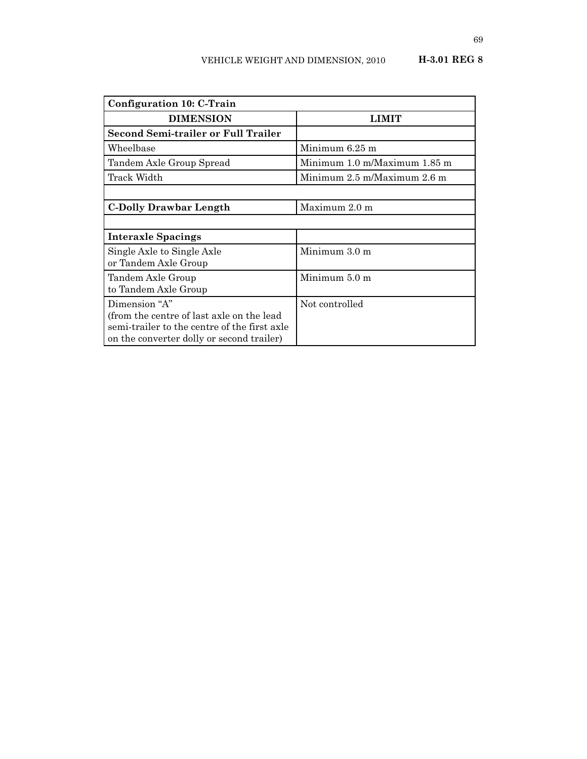| **Configuration 10: C-Train** | |
|---|---|
| **DIMENSION** | **LIMIT** |
| **Second Semi-trailer or Full Trailer** | |
| Wheelbase | Minimum 6.25 m |
| Tandem Axle Group Spread | Minimum 1.0 m/Maximum 1.85 m |
| Track Width | Minimum 2.5 m/Maximum 2.6 m |
| | |
| **C-Dolly Drawbar Length** | Maximum 2.0 m |
| | |
| **Interaxle Spacings** | |
| Single Axle to Single Axle or Tandem Axle Group | Minimum 3.0 m |
| Tandem Axle Group to Tandem Axle Group | Minimum 5.0 m |
| Dimension "A" (from the centre of last axle on the lead semi-trailer to the centre of the first axle on the converter dolly or second trailer) | Not controlled |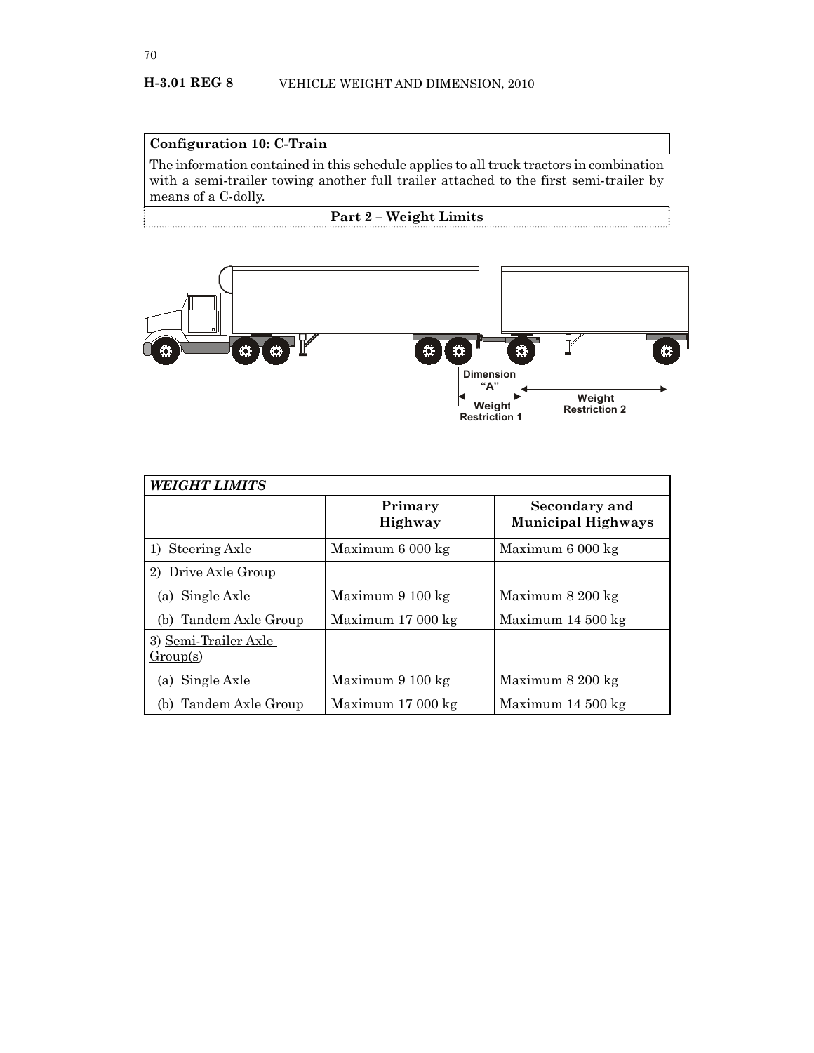## Configuration 10: C-Train

The information contained in this schedule applies to all truck tractors in combination with a semi-trailer towing another full trailer attached to the first semi-trailer by means of a C-dolly.

### Part 2 – Weight Limits

Dimension "A"

Weight Restriction 1

Weight Restriction 2

| *WEIGHT LIMITS* | | |
|---|---|---|
| | **Primary Highway** | **Secondary and Municipal Highways** |
| 1) Steering Axle | Maximum 6 000 kg | Maximum 6 000 kg |
| 2) Drive Axle Group | | |
| (a) Single Axle | Maximum 9 100 kg | Maximum 8 200 kg |
| (b) Tandem Axle Group | Maximum 17 000 kg | Maximum 14 500 kg |
| 3) Semi-Trailer Axle Group(s) | | |
| (a) Single Axle | Maximum 9 100 kg | Maximum 8 200 kg |
| (b) Tandem Axle Group | Maximum 17 000 kg | Maximum 14 500 kg |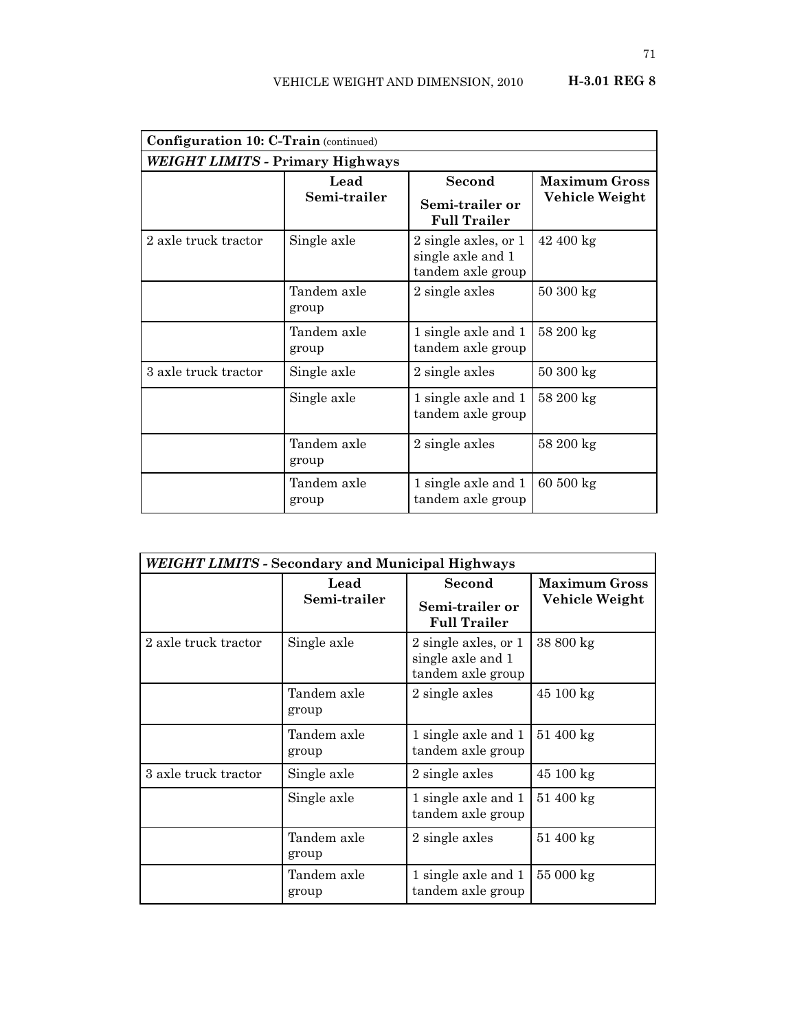| **Configuration 10: C-Train** (continued) | | | |
|---|---|---|---|
| ***WEIGHT LIMITS* - Primary Highways** | | | |
| | **Lead Semi-trailer** | **Second Semi-trailer or Full Trailer** | **Maximum Gross Vehicle Weight** |
| 2 axle truck tractor | Single axle | 2 single axles, or 1 single axle and 1 tandem axle group | 42 400 kg |
| | Tandem axle group | 2 single axles | 50 300 kg |
| | Tandem axle group | 1 single axle and 1 tandem axle group | 58 200 kg |
| 3 axle truck tractor | Single axle | 2 single axles | 50 300 kg |
| | Single axle | 1 single axle and 1 tandem axle group | 58 200 kg |
| | Tandem axle group | 2 single axles | 58 200 kg |
| | Tandem axle group | 1 single axle and 1 tandem axle group | 60 500 kg |

| ***WEIGHT LIMITS* - Secondary and Municipal Highways** | | | |
|---|---|---|---|
| | **Lead Semi-trailer** | **Second Semi-trailer or Full Trailer** | **Maximum Gross Vehicle Weight** |
| 2 axle truck tractor | Single axle | 2 single axles, or 1 single axle and 1 tandem axle group | 38 800 kg |
| | Tandem axle group | 2 single axles | 45 100 kg |
| | Tandem axle group | 1 single axle and 1 tandem axle group | 51 400 kg |
| 3 axle truck tractor | Single axle | 2 single axles | 45 100 kg |
| | Single axle | 1 single axle and 1 tandem axle group | 51 400 kg |
| | Tandem axle group | 2 single axles | 51 400 kg |
| | Tandem axle group | 1 single axle and 1 tandem axle group | 55 000 kg |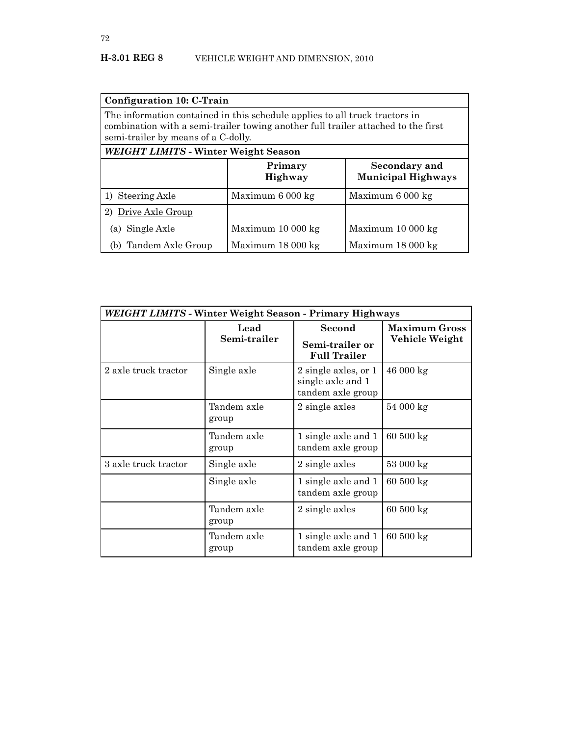| **Configuration 10: C-Train** | | |
|---|---|---|
| The information contained in this schedule applies to all truck tractors in combination with a semi-trailer towing another full trailer attached to the first semi-trailer by means of a C-dolly. | | |
| ***WEIGHT LIMITS* - Winter Weight Season** | | |
| | **Primary Highway** | **Secondary and Municipal Highways** |
| 1) Steering Axle | Maximum 6 000 kg | Maximum 6 000 kg |
| 2) Drive Axle Group | | |
| (a) Single Axle | Maximum 10 000 kg | Maximum 10 000 kg |
| (b) Tandem Axle Group | Maximum 18 000 kg | Maximum 18 000 kg |

| ***WEIGHT LIMITS* - Winter Weight Season - Primary Highways** | | | |
|---|---|---|---|
| | **Lead Semi-trailer** | **Second Semi-trailer or Full Trailer** | **Maximum Gross Vehicle Weight** |
| 2 axle truck tractor | Single axle | 2 single axles, or 1 single axle and 1 tandem axle group | 46 000 kg |
| | Tandem axle group | 2 single axles | 54 000 kg |
| | Tandem axle group | 1 single axle and 1 tandem axle group | 60 500 kg |
| 3 axle truck tractor | Single axle | 2 single axles | 53 000 kg |
| | Single axle | 1 single axle and 1 tandem axle group | 60 500 kg |
| | Tandem axle group | 2 single axles | 60 500 kg |
| | Tandem axle group | 1 single axle and 1 tandem axle group | 60 500 kg |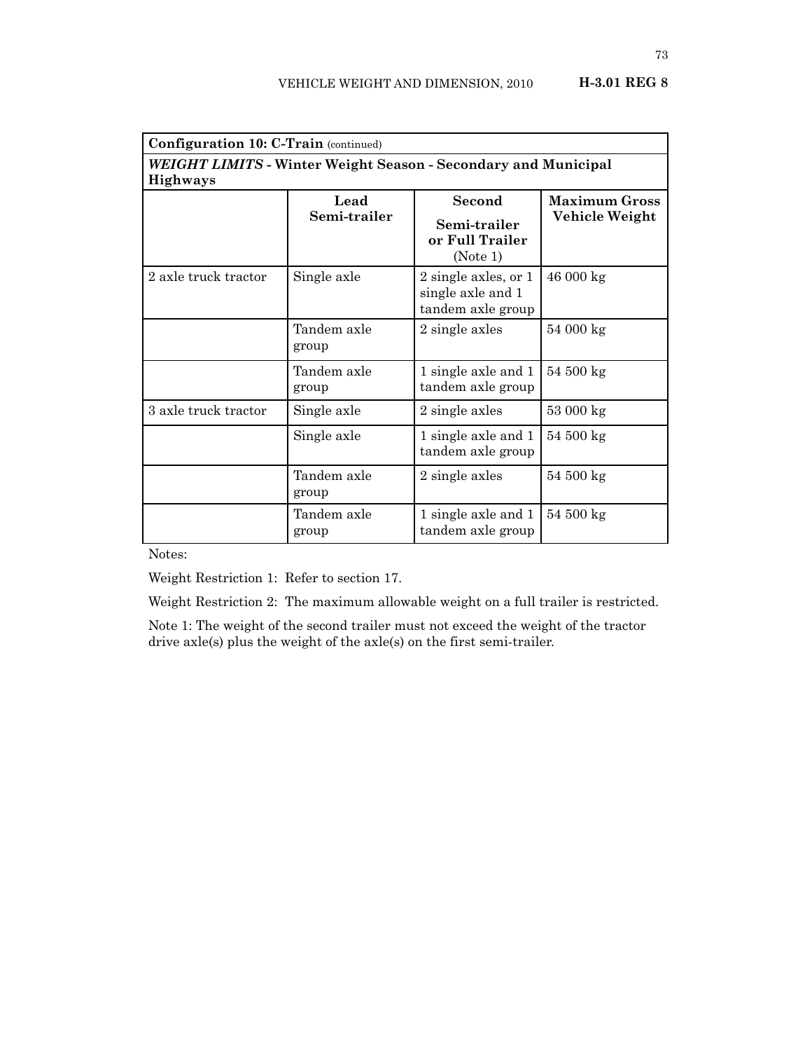| Configuration 10: C-Train (continued) | | | |
|---|---|---|---|
| ***WEIGHT LIMITS*** **- Winter Weight Season - Secondary and Municipal Highways** | | | |
| | **Lead Semi-trailer** | **Second Semi-trailer or Full Trailer** (Note 1) | **Maximum Gross Vehicle Weight** |
| 2 axle truck tractor | Single axle | 2 single axles, or 1 single axle and 1 tandem axle group | 46 000 kg |
| | Tandem axle group | 2 single axles | 54 000 kg |
| | Tandem axle group | 1 single axle and 1 tandem axle group | 54 500 kg |
| 3 axle truck tractor | Single axle | 2 single axles | 53 000 kg |
| | Single axle | 1 single axle and 1 tandem axle group | 54 500 kg |
| | Tandem axle group | 2 single axles | 54 500 kg |
| | Tandem axle group | 1 single axle and 1 tandem axle group | 54 500 kg |

Notes:

Weight Restriction 1: Refer to section 17.

Weight Restriction 2: The maximum allowable weight on a full trailer is restricted.

Note 1: The weight of the second trailer must not exceed the weight of the tractor drive axle(s) plus the weight of the axle(s) on the first semi-trailer.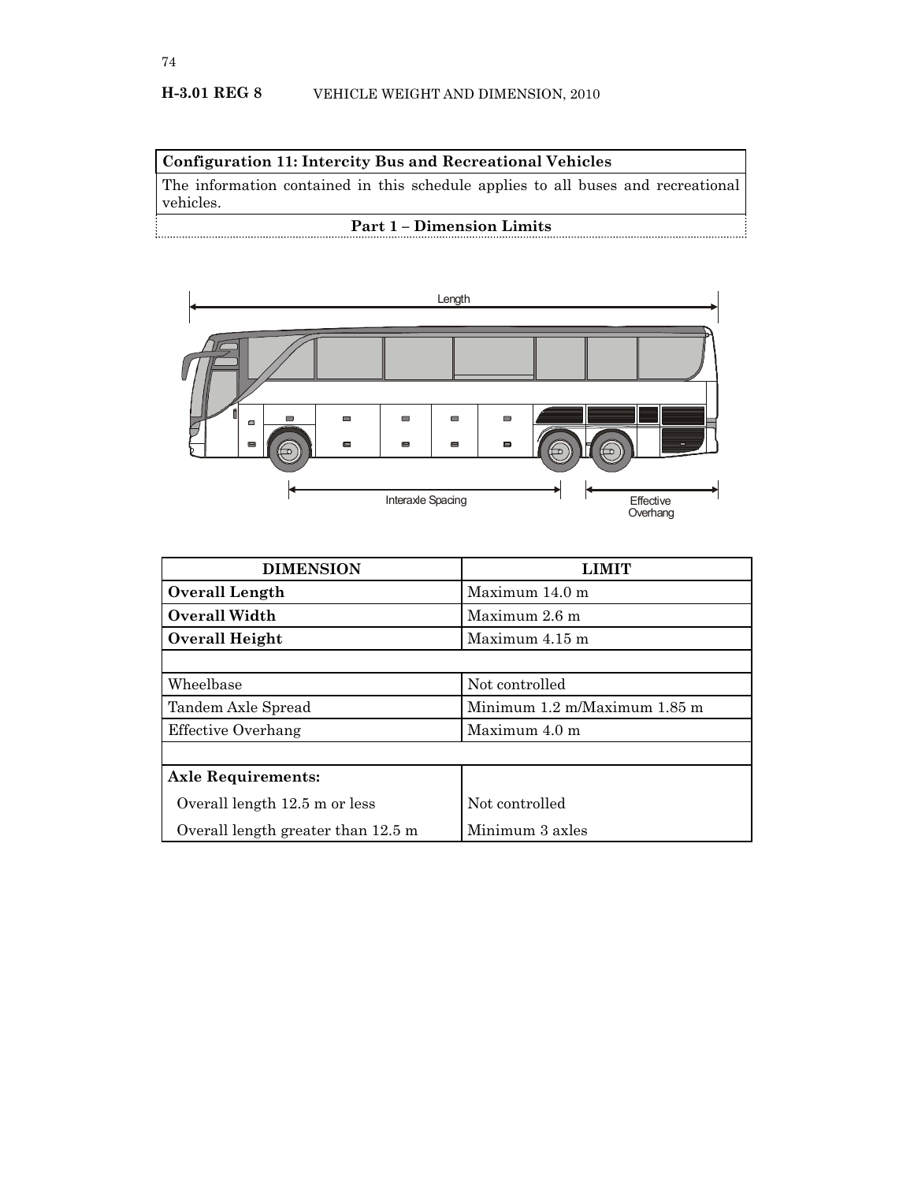**Configuration 11: Intercity Bus and Recreational Vehicles**

The information contained in this schedule applies to all buses and recreational vehicles.

**Part 1 – Dimension Limits**

Length

Interaxle Spacing

Effective Overhang

| DIMENSION | LIMIT |
|---|---|
| **Overall Length** | Maximum 14.0 m |
| **Overall Width** | Maximum 2.6 m |
| **Overall Height** | Maximum 4.15 m |
| | |
| Wheelbase | Not controlled |
| Tandem Axle Spread | Minimum 1.2 m/Maximum 1.85 m |
| Effective Overhang | Maximum 4.0 m |
| | |
| **Axle Requirements:** | |
| Overall length 12.5 m or less | Not controlled |
| Overall length greater than 12.5 m | Minimum 3 axles |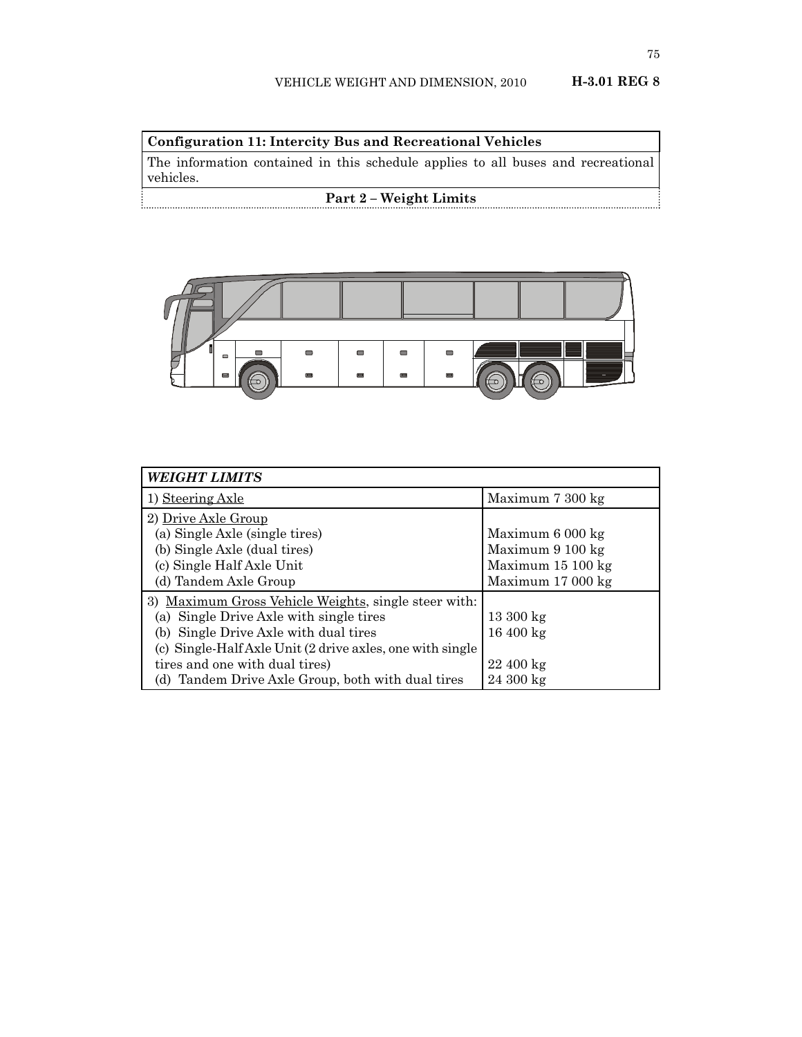| **Configuration 11: Intercity Bus and Recreational Vehicles** |
|---|
| The information contained in this schedule applies to all buses and recreational vehicles. |

**Part 2 – Weight Limits**

| ***WEIGHT LIMITS*** | |
|---|---|
| 1) Steering Axle | Maximum 7 300 kg |
| 2) Drive Axle Group | |
| (a) Single Axle (single tires) | Maximum 6 000 kg |
| (b) Single Axle (dual tires) | Maximum 9 100 kg |
| (c) Single Half Axle Unit | Maximum 15 100 kg |
| (d) Tandem Axle Group | Maximum 17 000 kg |
| 3) Maximum Gross Vehicle Weights, single steer with: | |
| (a) Single Drive Axle with single tires | 13 300 kg |
| (b) Single Drive Axle with dual tires | 16 400 kg |
| (c) Single-Half Axle Unit (2 drive axles, one with single tires and one with dual tires) | 22 400 kg |
| (d) Tandem Drive Axle Group, both with dual tires | 24 300 kg |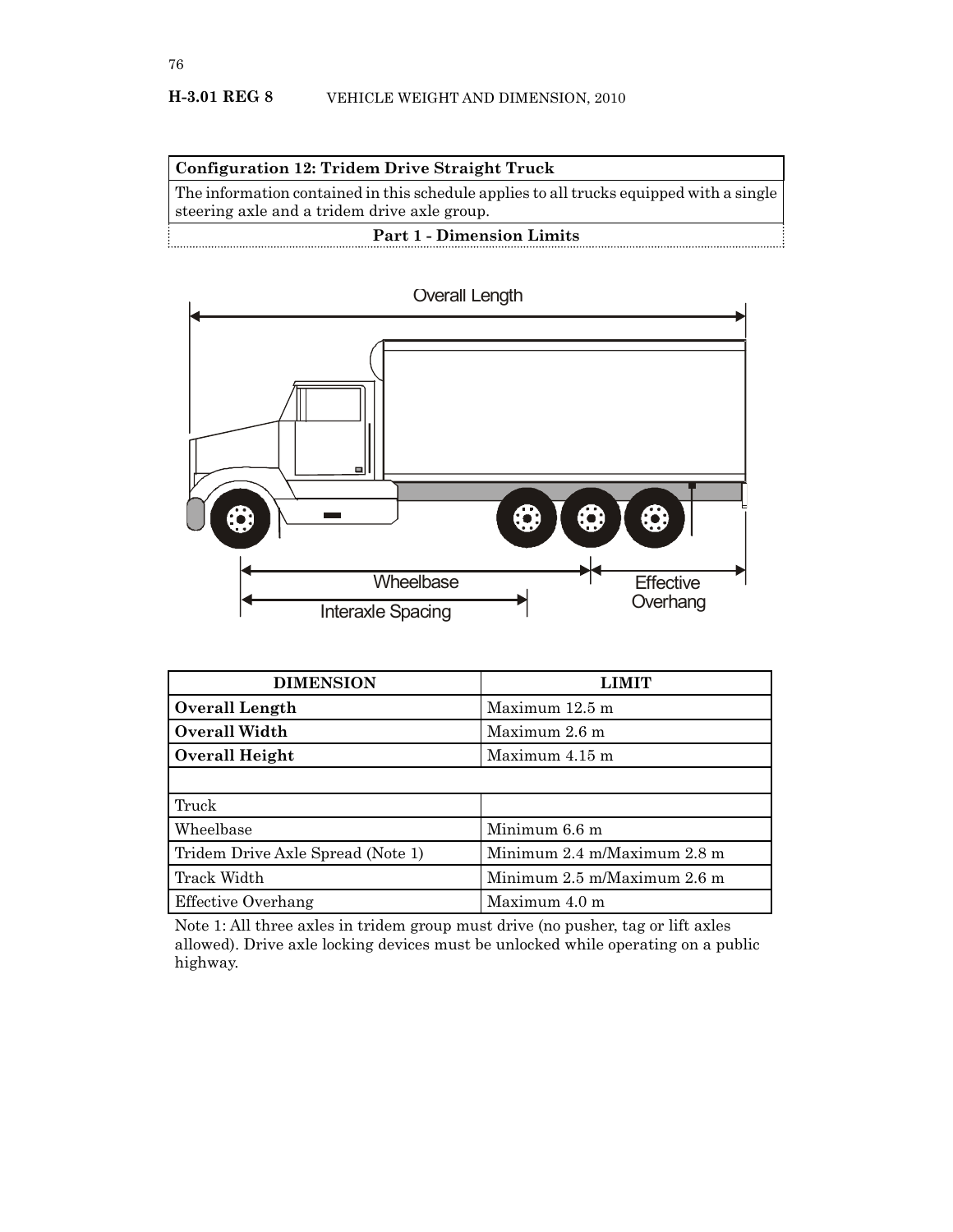**Configuration 12: Tridem Drive Straight Truck**

The information contained in this schedule applies to all trucks equipped with a single steering axle and a tridem drive axle group.

**Part 1 - Dimension Limits**

| DIMENSION | LIMIT |
|---|---|
| **Overall Length** | Maximum 12.5 m |
| **Overall Width** | Maximum 2.6 m |
| **Overall Height** | Maximum 4.15 m |
| | |
| Truck | |
| Wheelbase | Minimum 6.6 m |
| Tridem Drive Axle Spread (Note 1) | Minimum 2.4 m/Maximum 2.8 m |
| Track Width | Minimum 2.5 m/Maximum 2.6 m |
| Effective Overhang | Maximum 4.0 m |

Note 1: All three axles in tridem group must drive (no pusher, tag or lift axles allowed). Drive axle locking devices must be unlocked while operating on a public highway.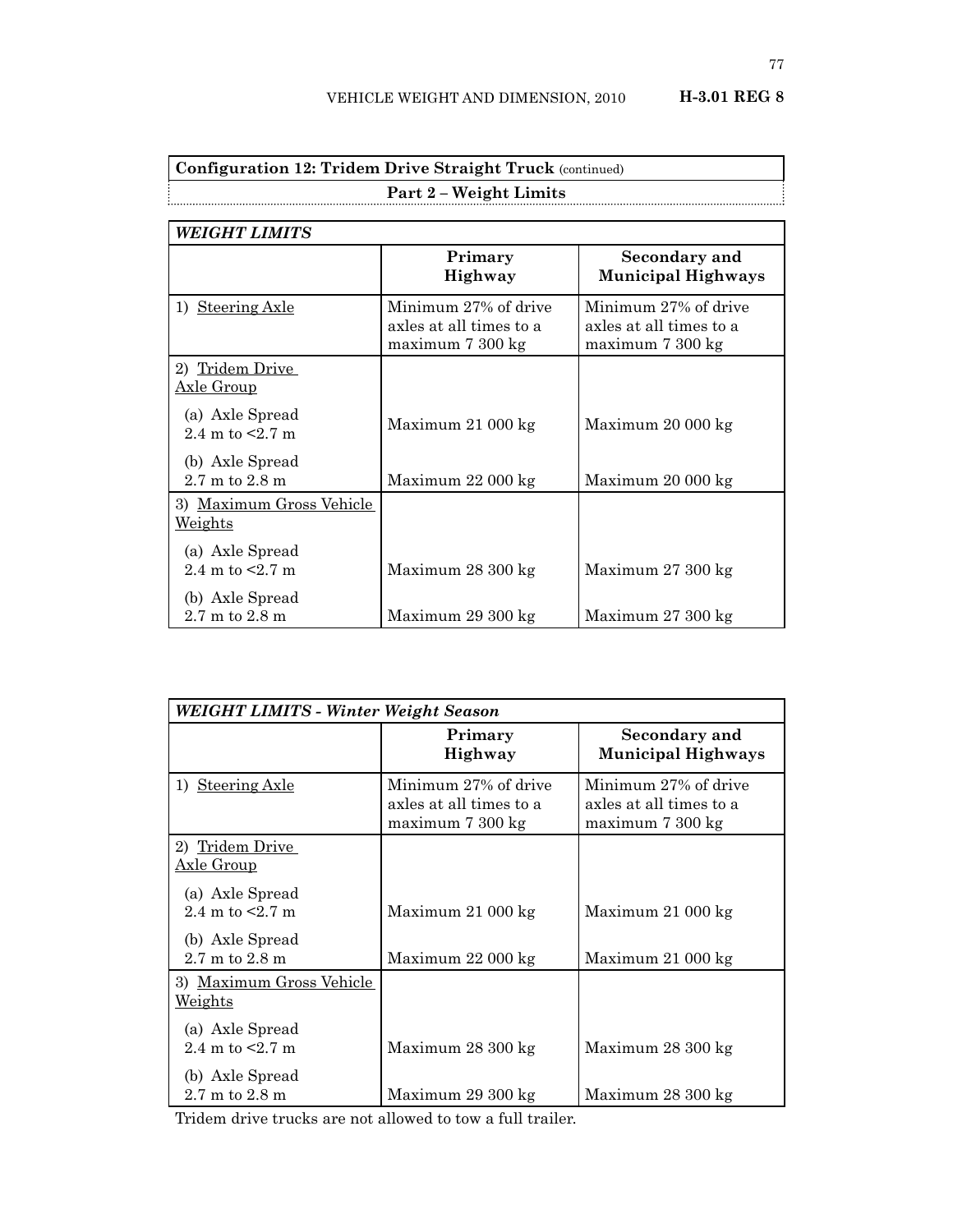| **Configuration 12: Tridem Drive Straight Truck** (continued) |
| --- |
| **Part 2 – Weight Limits** |

| ***WEIGHT LIMITS*** | | |
| --- | --- | --- |
| | **Primary Highway** | **Secondary and Municipal Highways** |
| 1) Steering Axle | Minimum 27% of drive axles at all times to a maximum 7 300 kg | Minimum 27% of drive axles at all times to a maximum 7 300 kg |
| 2) Tridem Drive Axle Group | | |
| (a) Axle Spread 2.4 m to <2.7 m | Maximum 21 000 kg | Maximum 20 000 kg |
| (b) Axle Spread 2.7 m to 2.8 m | Maximum 22 000 kg | Maximum 20 000 kg |
| 3) Maximum Gross Vehicle Weights | | |
| (a) Axle Spread 2.4 m to <2.7 m | Maximum 28 300 kg | Maximum 27 300 kg |
| (b) Axle Spread 2.7 m to 2.8 m | Maximum 29 300 kg | Maximum 27 300 kg |

| ***WEIGHT LIMITS - Winter Weight Season*** | | |
| --- | --- | --- |
| | **Primary Highway** | **Secondary and Municipal Highways** |
| 1) Steering Axle | Minimum 27% of drive axles at all times to a maximum 7 300 kg | Minimum 27% of drive axles at all times to a maximum 7 300 kg |
| 2) Tridem Drive Axle Group | | |
| (a) Axle Spread 2.4 m to <2.7 m | Maximum 21 000 kg | Maximum 21 000 kg |
| (b) Axle Spread 2.7 m to 2.8 m | Maximum 22 000 kg | Maximum 21 000 kg |
| 3) Maximum Gross Vehicle Weights | | |
| (a) Axle Spread 2.4 m to <2.7 m | Maximum 28 300 kg | Maximum 28 300 kg |
| (b) Axle Spread 2.7 m to 2.8 m | Maximum 29 300 kg | Maximum 28 300 kg |

Tridem drive trucks are not allowed to tow a full trailer.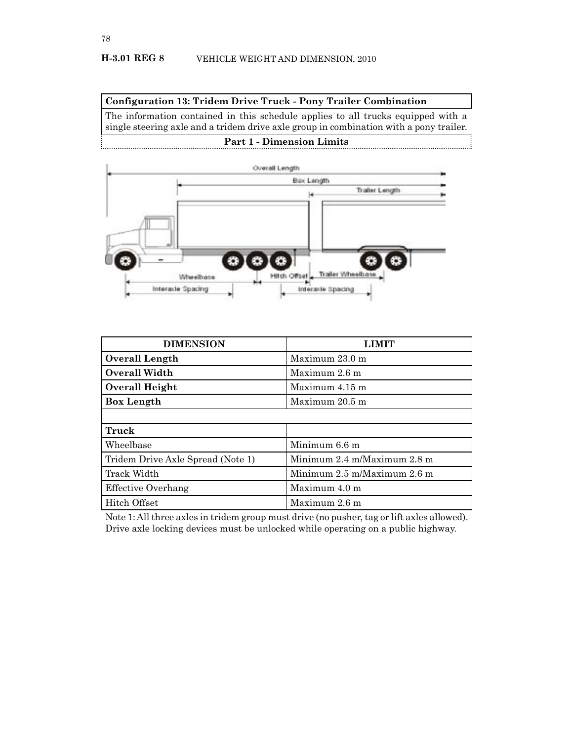H-3.01 REG 8 VEHICLE WEIGHT AND DIMENSION, 2010

| Configuration 13: Tridem Drive Truck - Pony Trailer Combination |
|---|
| The information contained in this schedule applies to all trucks equipped with a single steering axle and a tridem drive axle group in combination with a pony trailer. |

**Part 1 - Dimension Limits**

| DIMENSION | LIMIT |
|---|---|
| **Overall Length** | Maximum 23.0 m |
| **Overall Width** | Maximum 2.6 m |
| **Overall Height** | Maximum 4.15 m |
| **Box Length** | Maximum 20.5 m |
| | |
| **Truck** | |
| Wheelbase | Minimum 6.6 m |
| Tridem Drive Axle Spread (Note 1) | Minimum 2.4 m/Maximum 2.8 m |
| Track Width | Minimum 2.5 m/Maximum 2.6 m |
| Effective Overhang | Maximum 4.0 m |
| Hitch Offset | Maximum 2.6 m |

Note 1: All three axles in tridem group must drive (no pusher, tag or lift axles allowed). Drive axle locking devices must be unlocked while operating on a public highway.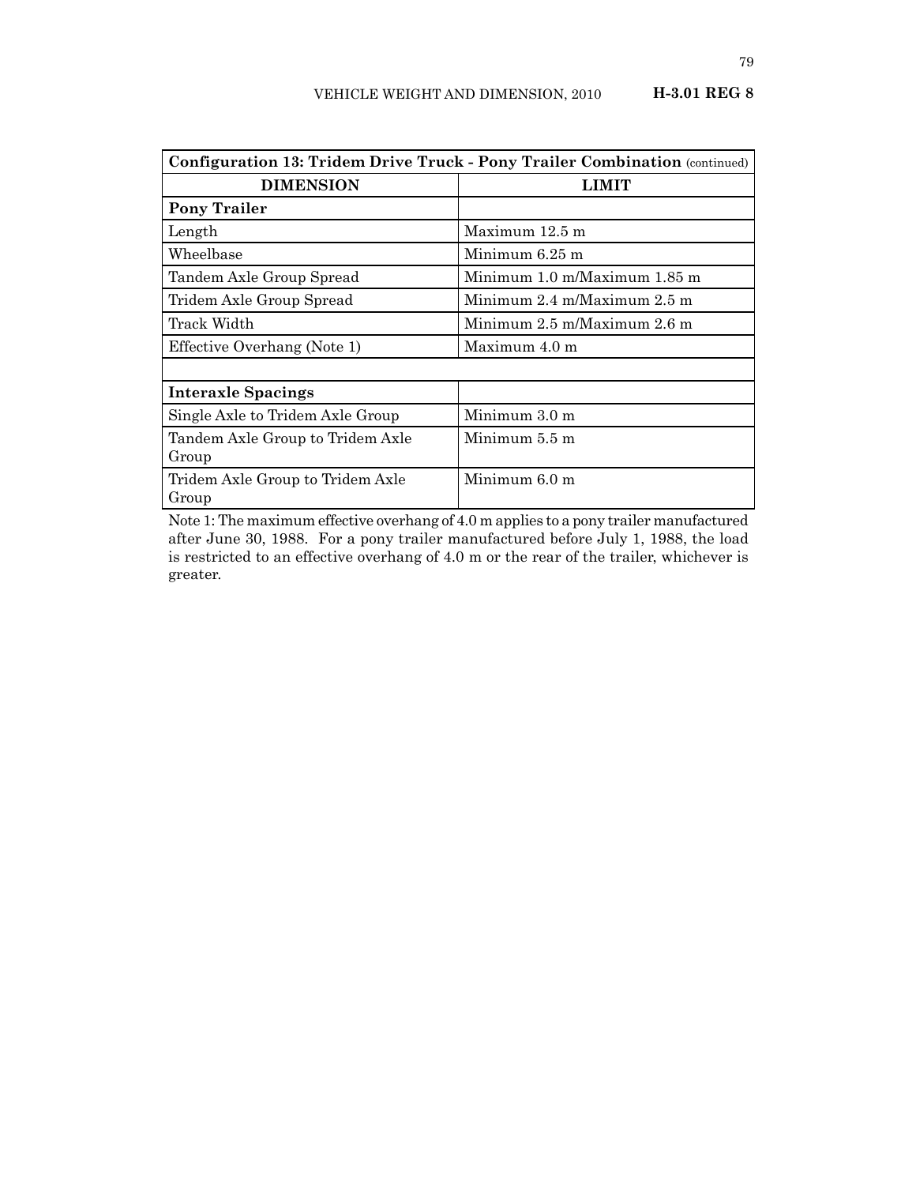| **Configuration 13: Tridem Drive Truck - Pony Trailer Combination** (continued) | |
|---|---|
| **DIMENSION** | **LIMIT** |
| **Pony Trailer** | |
| Length | Maximum 12.5 m |
| Wheelbase | Minimum 6.25 m |
| Tandem Axle Group Spread | Minimum 1.0 m/Maximum 1.85 m |
| Tridem Axle Group Spread | Minimum 2.4 m/Maximum 2.5 m |
| Track Width | Minimum 2.5 m/Maximum 2.6 m |
| Effective Overhang (Note 1) | Maximum 4.0 m |
| | |
| **Interaxle Spacings** | |
| Single Axle to Tridem Axle Group | Minimum 3.0 m |
| Tandem Axle Group to Tridem Axle Group | Minimum 5.5 m |
| Tridem Axle Group to Tridem Axle Group | Minimum 6.0 m |

Note 1: The maximum effective overhang of 4.0 m applies to a pony trailer manufactured after June 30, 1988. For a pony trailer manufactured before July 1, 1988, the load is restricted to an effective overhang of 4.0 m or the rear of the trailer, whichever is greater.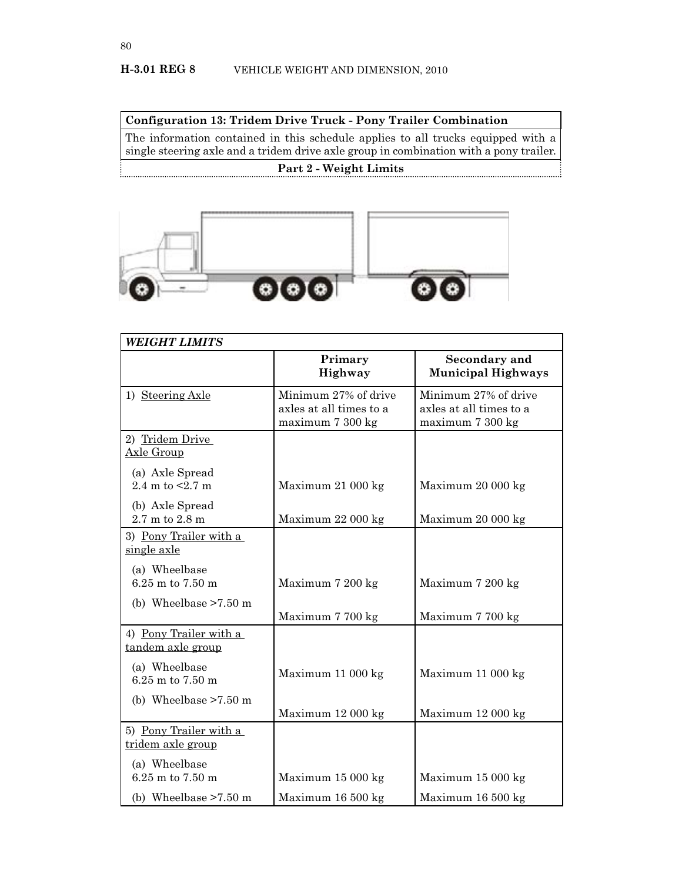**Configuration 13: Tridem Drive Truck - Pony Trailer Combination**

The information contained in this schedule applies to all trucks equipped with a single steering axle and a tridem drive axle group in combination with a pony trailer.

**Part 2 - Weight Limits**

| *WEIGHT LIMITS* | | |
|---|---|---|
| | **Primary Highway** | **Secondary and Municipal Highways** |
| 1) Steering Axle | Minimum 27% of drive axles at all times to a maximum 7 300 kg | Minimum 27% of drive axles at all times to a maximum 7 300 kg |
| 2) Tridem Drive Axle Group | | |
| (a) Axle Spread 2.4 m to <2.7 m | Maximum 21 000 kg | Maximum 20 000 kg |
| (b) Axle Spread 2.7 m to 2.8 m | Maximum 22 000 kg | Maximum 20 000 kg |
| 3) Pony Trailer with a single axle | | |
| (a) Wheelbase 6.25 m to 7.50 m | Maximum 7 200 kg | Maximum 7 200 kg |
| (b) Wheelbase >7.50 m | Maximum 7 700 kg | Maximum 7 700 kg |
| 4) Pony Trailer with a tandem axle group | | |
| (a) Wheelbase 6.25 m to 7.50 m | Maximum 11 000 kg | Maximum 11 000 kg |
| (b) Wheelbase >7.50 m | Maximum 12 000 kg | Maximum 12 000 kg |
| 5) Pony Trailer with a tridem axle group | | |
| (a) Wheelbase 6.25 m to 7.50 m | Maximum 15 000 kg | Maximum 15 000 kg |
| (b) Wheelbase >7.50 m | Maximum 16 500 kg | Maximum 16 500 kg |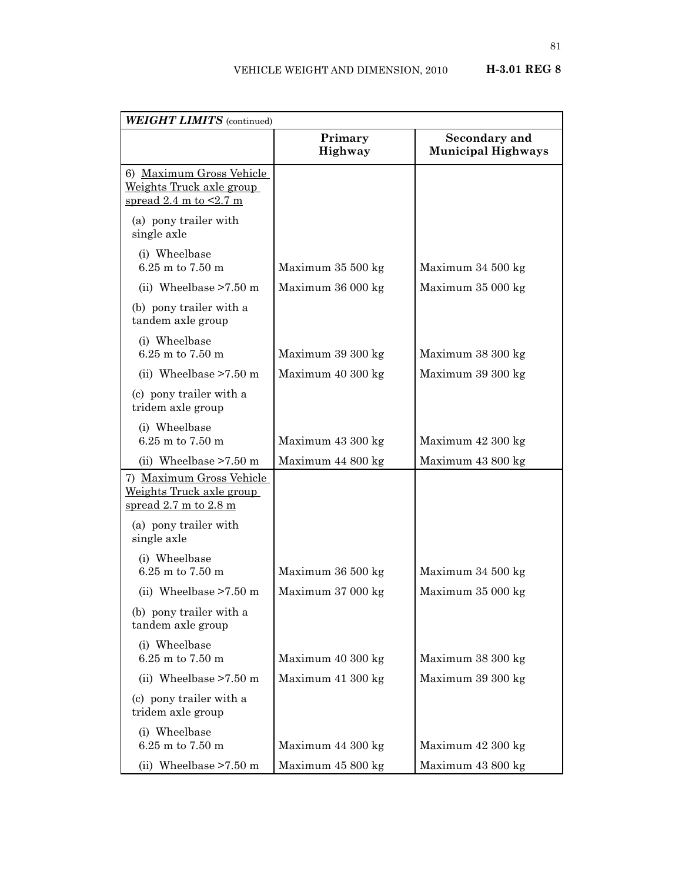| *WEIGHT LIMITS* (continued) | | |
|---|---|---|
| | **Primary Highway** | **Secondary and Municipal Highways** |
| 6) Maximum Gross Vehicle Weights Truck axle group spread 2.4 m to <2.7 m | | |
| (a) pony trailer with single axle | | |
| (i) Wheelbase 6.25 m to 7.50 m | Maximum 35 500 kg | Maximum 34 500 kg |
| (ii) Wheelbase >7.50 m | Maximum 36 000 kg | Maximum 35 000 kg |
| (b) pony trailer with a tandem axle group | | |
| (i) Wheelbase 6.25 m to 7.50 m | Maximum 39 300 kg | Maximum 38 300 kg |
| (ii) Wheelbase >7.50 m | Maximum 40 300 kg | Maximum 39 300 kg |
| (c) pony trailer with a tridem axle group | | |
| (i) Wheelbase 6.25 m to 7.50 m | Maximum 43 300 kg | Maximum 42 300 kg |
| (ii) Wheelbase >7.50 m | Maximum 44 800 kg | Maximum 43 800 kg |
| 7) Maximum Gross Vehicle Weights Truck axle group spread 2.7 m to 2.8 m | | |
| (a) pony trailer with single axle | | |
| (i) Wheelbase 6.25 m to 7.50 m | Maximum 36 500 kg | Maximum 34 500 kg |
| (ii) Wheelbase >7.50 m | Maximum 37 000 kg | Maximum 35 000 kg |
| (b) pony trailer with a tandem axle group | | |
| (i) Wheelbase 6.25 m to 7.50 m | Maximum 40 300 kg | Maximum 38 300 kg |
| (ii) Wheelbase >7.50 m | Maximum 41 300 kg | Maximum 39 300 kg |
| (c) pony trailer with a tridem axle group | | |
| (i) Wheelbase 6.25 m to 7.50 m | Maximum 44 300 kg | Maximum 42 300 kg |
| (ii) Wheelbase >7.50 m | Maximum 45 800 kg | Maximum 43 800 kg |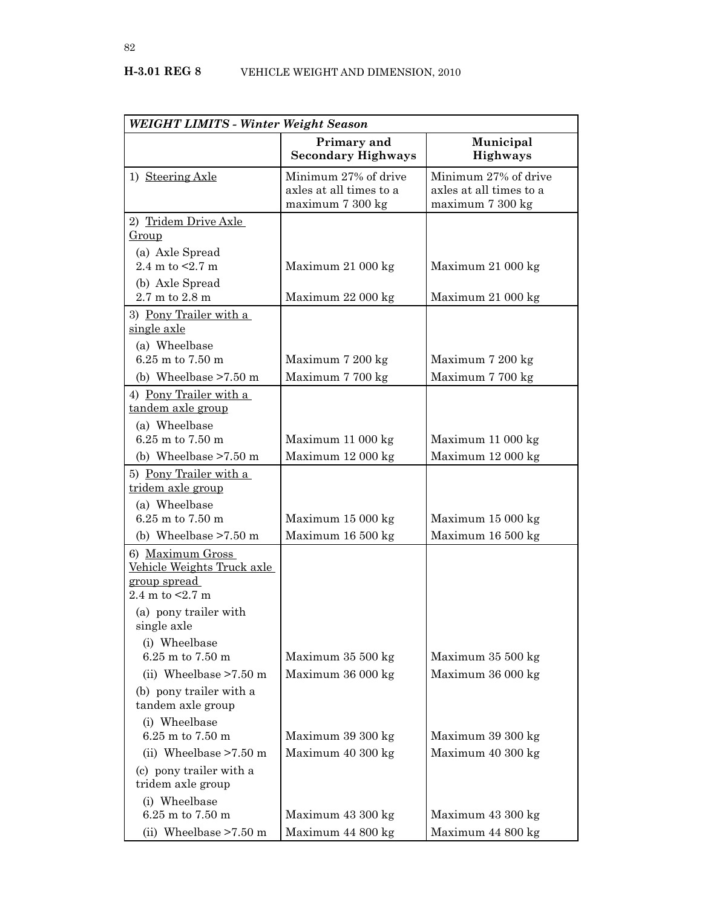| *WEIGHT LIMITS - Winter Weight Season* | | |
|---|---|---|
| | **Primary and Secondary Highways** | **Municipal Highways** |
| 1) Steering Axle | Minimum 27% of drive axles at all times to a maximum 7 300 kg | Minimum 27% of drive axles at all times to a maximum 7 300 kg |
| 2) Tridem Drive Axle Group | | |
| (a) Axle Spread 2.4 m to <2.7 m | Maximum 21 000 kg | Maximum 21 000 kg |
| (b) Axle Spread 2.7 m to 2.8 m | Maximum 22 000 kg | Maximum 21 000 kg |
| 3) Pony Trailer with a single axle | | |
| (a) Wheelbase 6.25 m to 7.50 m | Maximum 7 200 kg | Maximum 7 200 kg |
| (b) Wheelbase >7.50 m | Maximum 7 700 kg | Maximum 7 700 kg |
| 4) Pony Trailer with a tandem axle group | | |
| (a) Wheelbase 6.25 m to 7.50 m | Maximum 11 000 kg | Maximum 11 000 kg |
| (b) Wheelbase >7.50 m | Maximum 12 000 kg | Maximum 12 000 kg |
| 5) Pony Trailer with a tridem axle group | | |
| (a) Wheelbase 6.25 m to 7.50 m | Maximum 15 000 kg | Maximum 15 000 kg |
| (b) Wheelbase >7.50 m | Maximum 16 500 kg | Maximum 16 500 kg |
| 6) Maximum Gross Vehicle Weights Truck axle group spread 2.4 m to <2.7 m | | |
| (a) pony trailer with single axle | | |
| (i) Wheelbase 6.25 m to 7.50 m | Maximum 35 500 kg | Maximum 35 500 kg |
| (ii) Wheelbase >7.50 m | Maximum 36 000 kg | Maximum 36 000 kg |
| (b) pony trailer with a tandem axle group | | |
| (i) Wheelbase 6.25 m to 7.50 m | Maximum 39 300 kg | Maximum 39 300 kg |
| (ii) Wheelbase >7.50 m | Maximum 40 300 kg | Maximum 40 300 kg |
| (c) pony trailer with a tridem axle group | | |
| (i) Wheelbase 6.25 m to 7.50 m | Maximum 43 300 kg | Maximum 43 300 kg |
| (ii) Wheelbase >7.50 m | Maximum 44 800 kg | Maximum 44 800 kg |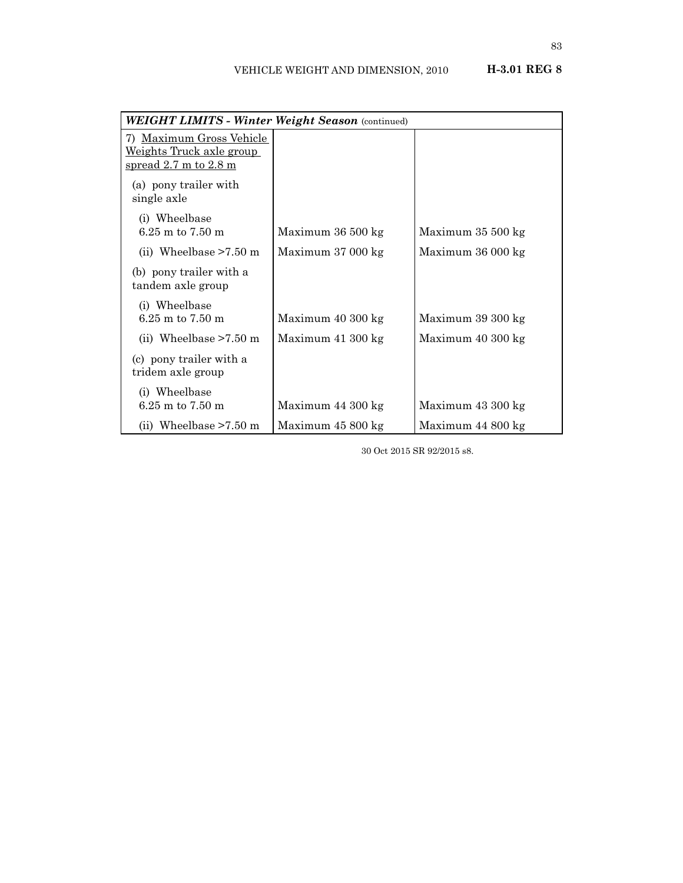| *WEIGHT LIMITS - Winter Weight Season* (continued) | | |
|---|---|---|
| 7) Maximum Gross Vehicle Weights Truck axle group spread 2.7 m to 2.8 m | | |
| (a) pony trailer with single axle | | |
| (i) Wheelbase 6.25 m to 7.50 m | Maximum 36 500 kg | Maximum 35 500 kg |
| (ii) Wheelbase >7.50 m | Maximum 37 000 kg | Maximum 36 000 kg |
| (b) pony trailer with a tandem axle group | | |
| (i) Wheelbase 6.25 m to 7.50 m | Maximum 40 300 kg | Maximum 39 300 kg |
| (ii) Wheelbase >7.50 m | Maximum 41 300 kg | Maximum 40 300 kg |
| (c) pony trailer with a tridem axle group | | |
| (i) Wheelbase 6.25 m to 7.50 m | Maximum 44 300 kg | Maximum 43 300 kg |
| (ii) Wheelbase >7.50 m | Maximum 45 800 kg | Maximum 44 800 kg |

30 Oct 2015 SR 92/2015 s8.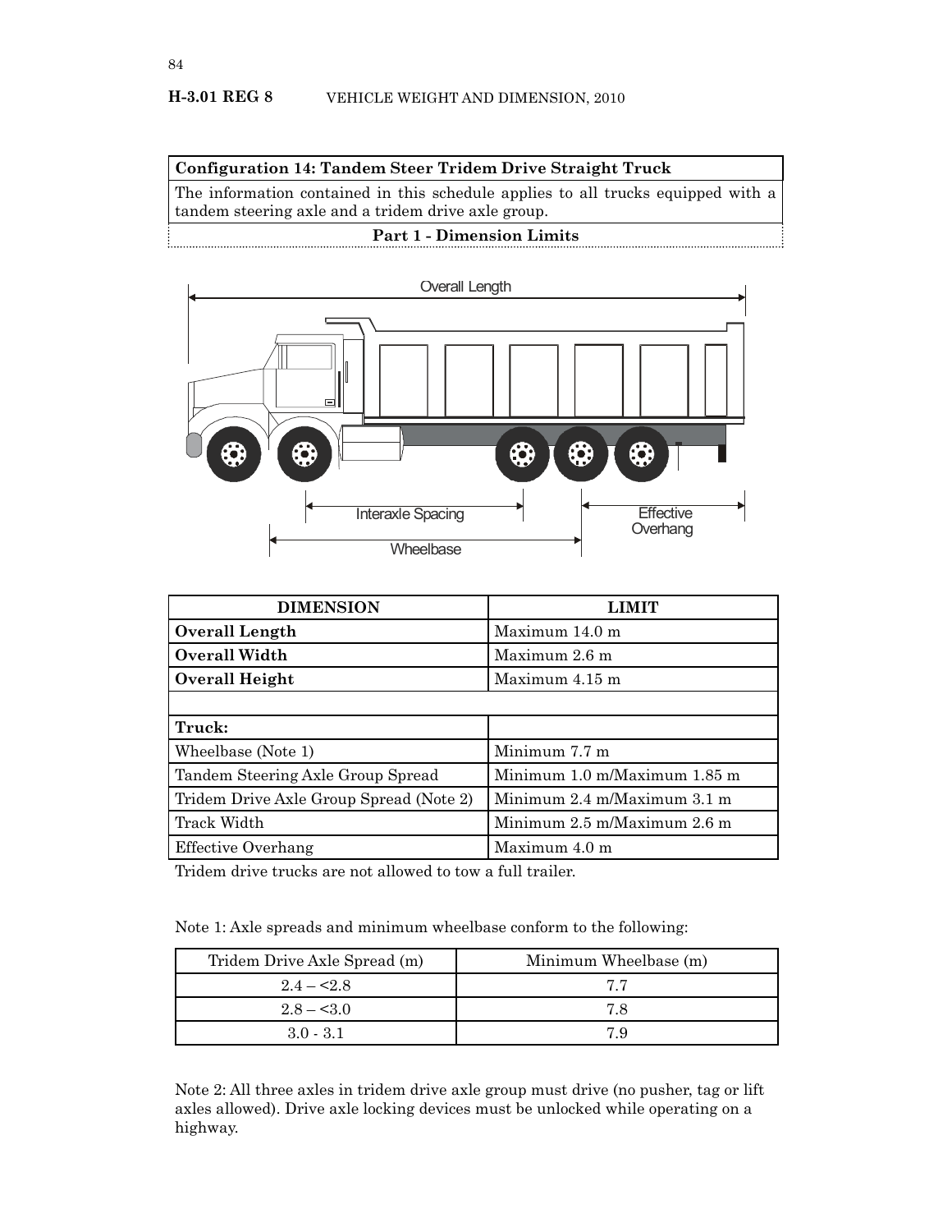## Configuration 14: Tandem Steer Tridem Drive Straight Truck

The information contained in this schedule applies to all trucks equipped with a tandem steering axle and a tridem drive axle group.

### Part 1 - Dimension Limits

| DIMENSION | LIMIT |
|---|---|
| **Overall Length** | Maximum 14.0 m |
| **Overall Width** | Maximum 2.6 m |
| **Overall Height** | Maximum 4.15 m |
| | |
| **Truck:** | |
| Wheelbase (Note 1) | Minimum 7.7 m |
| Tandem Steering Axle Group Spread | Minimum 1.0 m/Maximum 1.85 m |
| Tridem Drive Axle Group Spread (Note 2) | Minimum 2.4 m/Maximum 3.1 m |
| Track Width | Minimum 2.5 m/Maximum 2.6 m |
| Effective Overhang | Maximum 4.0 m |

Tridem drive trucks are not allowed to tow a full trailer.

Note 1: Axle spreads and minimum wheelbase conform to the following:

| Tridem Drive Axle Spread (m) | Minimum Wheelbase (m) |
|---|---|
| 2.4 – <2.8 | 7.7 |
| 2.8 – <3.0 | 7.8 |
| 3.0 - 3.1 | 7.9 |

Note 2: All three axles in tridem drive axle group must drive (no pusher, tag or lift axles allowed). Drive axle locking devices must be unlocked while operating on a highway.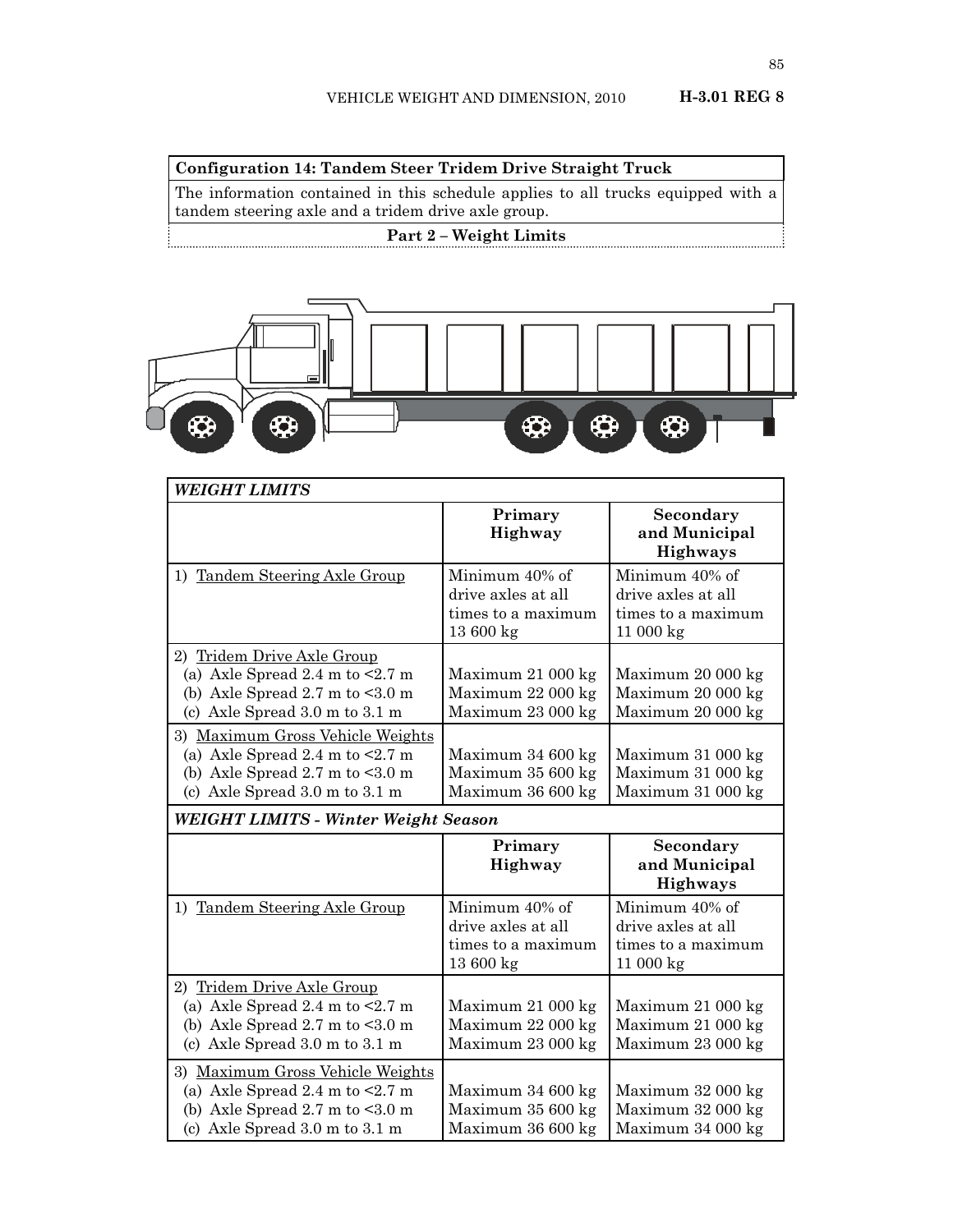**Configuration 14: Tandem Steer Tridem Drive Straight Truck**

The information contained in this schedule applies to all trucks equipped with a tandem steering axle and a tridem drive axle group.

**Part 2 – Weight Limits**

| ***WEIGHT LIMITS*** | | |
|---|---|---|
| | **Primary Highway** | **Secondary and Municipal Highways** |
| 1) <u>Tandem Steering Axle Group</u> | Minimum 40% of drive axles at all times to a maximum 13 600 kg | Minimum 40% of drive axles at all times to a maximum 11 000 kg |
| 2) <u>Tridem Drive Axle Group</u><br>(a) Axle Spread 2.4 m to <2.7 m<br>(b) Axle Spread 2.7 m to <3.0 m<br>(c) Axle Spread 3.0 m to 3.1 m | <br>Maximum 21 000 kg<br>Maximum 22 000 kg<br>Maximum 23 000 kg | <br>Maximum 20 000 kg<br>Maximum 20 000 kg<br>Maximum 20 000 kg |
| 3) <u>Maximum Gross Vehicle Weights</u><br>(a) Axle Spread 2.4 m to <2.7 m<br>(b) Axle Spread 2.7 m to <3.0 m<br>(c) Axle Spread 3.0 m to 3.1 m | <br>Maximum 34 600 kg<br>Maximum 35 600 kg<br>Maximum 36 600 kg | <br>Maximum 31 000 kg<br>Maximum 31 000 kg<br>Maximum 31 000 kg |
| ***WEIGHT LIMITS - Winter Weight Season*** | | |
| | **Primary Highway** | **Secondary and Municipal Highways** |
| 1) <u>Tandem Steering Axle Group</u> | Minimum 40% of drive axles at all times to a maximum 13 600 kg | Minimum 40% of drive axles at all times to a maximum 11 000 kg |
| 2) <u>Tridem Drive Axle Group</u><br>(a) Axle Spread 2.4 m to <2.7 m<br>(b) Axle Spread 2.7 m to <3.0 m<br>(c) Axle Spread 3.0 m to 3.1 m | <br>Maximum 21 000 kg<br>Maximum 22 000 kg<br>Maximum 23 000 kg | <br>Maximum 21 000 kg<br>Maximum 21 000 kg<br>Maximum 23 000 kg |
| 3) <u>Maximum Gross Vehicle Weights</u><br>(a) Axle Spread 2.4 m to <2.7 m<br>(b) Axle Spread 2.7 m to <3.0 m<br>(c) Axle Spread 3.0 m to 3.1 m | <br>Maximum 34 600 kg<br>Maximum 35 600 kg<br>Maximum 36 600 kg | <br>Maximum 32 000 kg<br>Maximum 32 000 kg<br>Maximum 34 000 kg |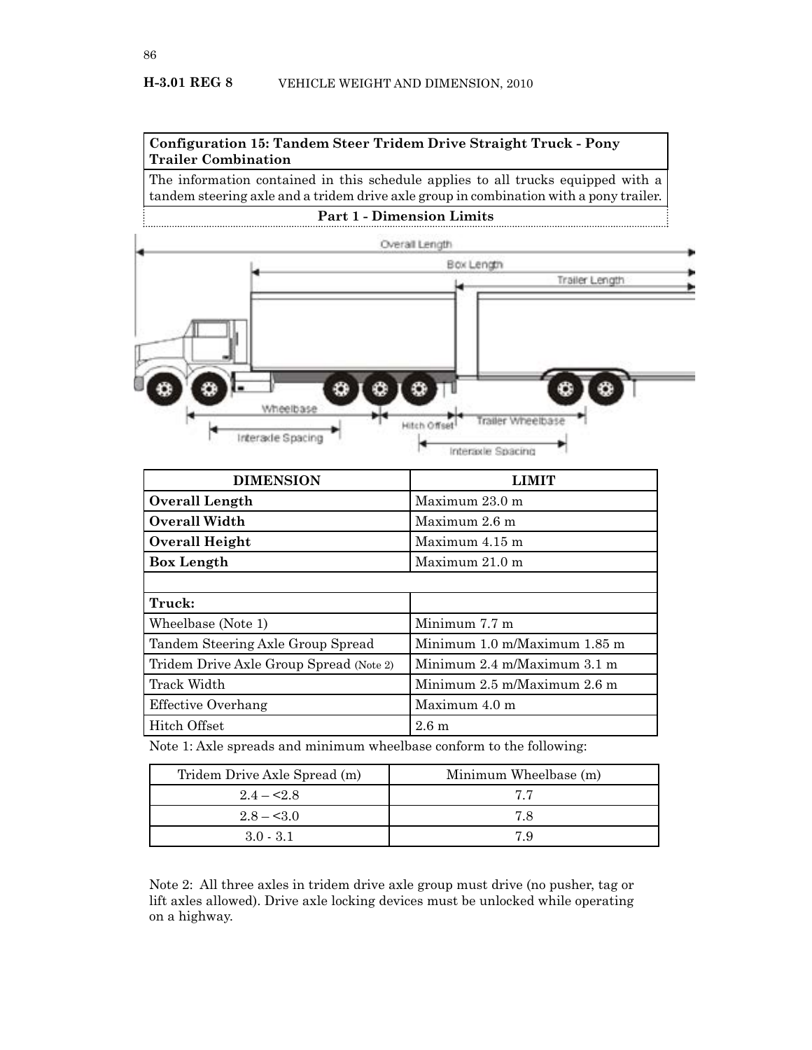## Configuration 15: Tandem Steer Tridem Drive Straight Truck - Pony Trailer Combination

The information contained in this schedule applies to all trucks equipped with a tandem steering axle and a tridem drive axle group in combination with a pony trailer.

### Part 1 - Dimension Limits

| DIMENSION | LIMIT |
|---|---|
| **Overall Length** | Maximum 23.0 m |
| **Overall Width** | Maximum 2.6 m |
| **Overall Height** | Maximum 4.15 m |
| **Box Length** | Maximum 21.0 m |
| | |
| **Truck:** | |
| Wheelbase (Note 1) | Minimum 7.7 m |
| Tandem Steering Axle Group Spread | Minimum 1.0 m/Maximum 1.85 m |
| Tridem Drive Axle Group Spread (Note 2) | Minimum 2.4 m/Maximum 3.1 m |
| Track Width | Minimum 2.5 m/Maximum 2.6 m |
| Effective Overhang | Maximum 4.0 m |
| Hitch Offset | 2.6 m |

Note 1: Axle spreads and minimum wheelbase conform to the following:

| Tridem Drive Axle Spread (m) | Minimum Wheelbase (m) |
|---|---|
| 2.4 – <2.8 | 7.7 |
| 2.8 – <3.0 | 7.8 |
| 3.0 - 3.1 | 7.9 |

Note 2: All three axles in tridem drive axle group must drive (no pusher, tag or lift axles allowed). Drive axle locking devices must be unlocked while operating on a highway.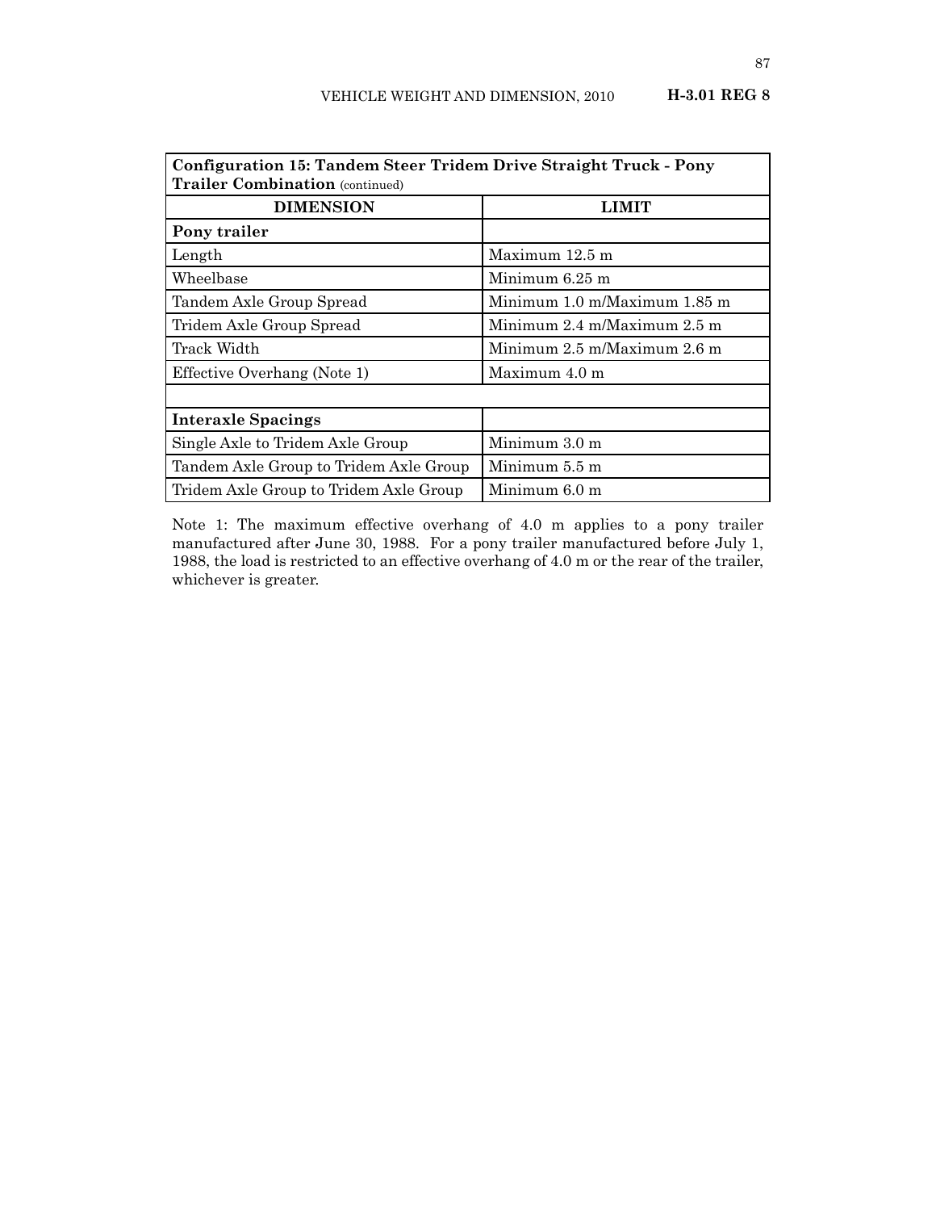| **Configuration 15: Tandem Steer Tridem Drive Straight Truck - Pony Trailer Combination** (continued) | |
|---|---|
| **DIMENSION** | **LIMIT** |
| **Pony trailer** | |
| Length | Maximum 12.5 m |
| Wheelbase | Minimum 6.25 m |
| Tandem Axle Group Spread | Minimum 1.0 m/Maximum 1.85 m |
| Tridem Axle Group Spread | Minimum 2.4 m/Maximum 2.5 m |
| Track Width | Minimum 2.5 m/Maximum 2.6 m |
| Effective Overhang (Note 1) | Maximum 4.0 m |
| | |
| **Interaxle Spacings** | |
| Single Axle to Tridem Axle Group | Minimum 3.0 m |
| Tandem Axle Group to Tridem Axle Group | Minimum 5.5 m |
| Tridem Axle Group to Tridem Axle Group | Minimum 6.0 m |

Note 1: The maximum effective overhang of 4.0 m applies to a pony trailer manufactured after June 30, 1988. For a pony trailer manufactured before July 1, 1988, the load is restricted to an effective overhang of 4.0 m or the rear of the trailer, whichever is greater.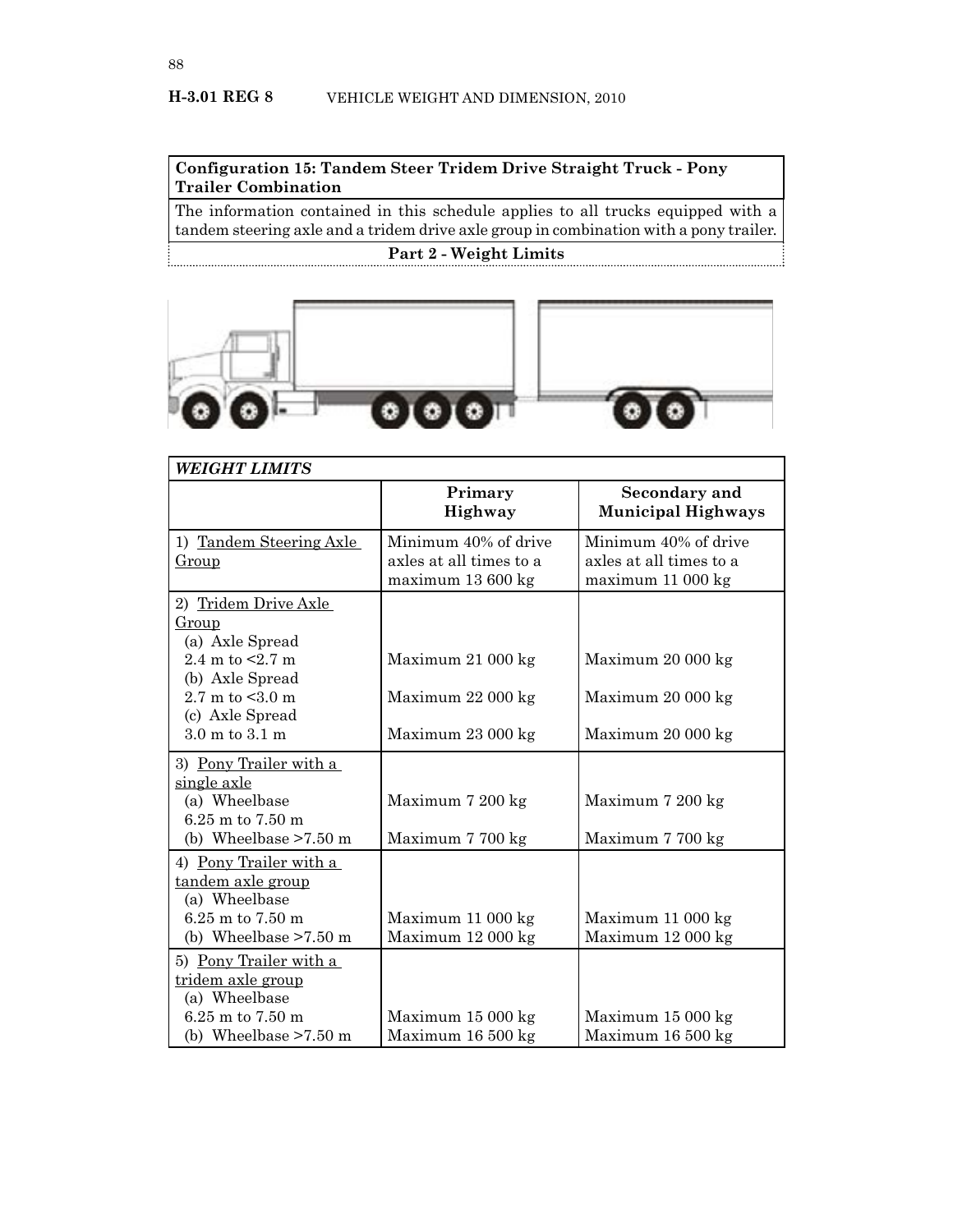**H-3.01 REG 8** VEHICLE WEIGHT AND DIMENSION, 2010

**Configuration 15: Tandem Steer Tridem Drive Straight Truck - Pony Trailer Combination**

The information contained in this schedule applies to all trucks equipped with a tandem steering axle and a tridem drive axle group in combination with a pony trailer.

**Part 2 - Weight Limits**

| *WEIGHT LIMITS* | | |
|---|---|---|
| | **Primary Highway** | **Secondary and Municipal Highways** |
| 1) Tandem Steering Axle Group | Minimum 40% of drive axles at all times to a maximum 13 600 kg | Minimum 40% of drive axles at all times to a maximum 11 000 kg |
| 2) Tridem Drive Axle Group | | |
| (a) Axle Spread 2.4 m to <2.7 m | Maximum 21 000 kg | Maximum 20 000 kg |
| (b) Axle Spread 2.7 m to <3.0 m | Maximum 22 000 kg | Maximum 20 000 kg |
| (c) Axle Spread 3.0 m to 3.1 m | Maximum 23 000 kg | Maximum 20 000 kg |
| 3) Pony Trailer with a single axle | | |
| (a) Wheelbase 6.25 m to 7.50 m | Maximum 7 200 kg | Maximum 7 200 kg |
| (b) Wheelbase >7.50 m | Maximum 7 700 kg | Maximum 7 700 kg |
| 4) Pony Trailer with a tandem axle group | | |
| (a) Wheelbase 6.25 m to 7.50 m | Maximum 11 000 kg | Maximum 11 000 kg |
| (b) Wheelbase >7.50 m | Maximum 12 000 kg | Maximum 12 000 kg |
| 5) Pony Trailer with a tridem axle group | | |
| (a) Wheelbase 6.25 m to 7.50 m | Maximum 15 000 kg | Maximum 15 000 kg |
| (b) Wheelbase >7.50 m | Maximum 16 500 kg | Maximum 16 500 kg |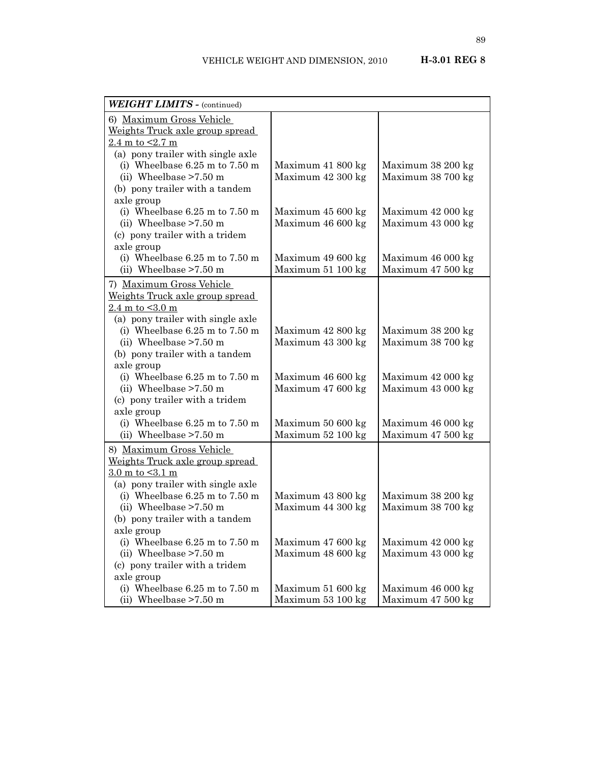| ***WEIGHT LIMITS -*** (continued) | | |
|---|---|---|
| 6) <u>Maximum Gross Vehicle Weights Truck axle group spread 2.4 m to <2.7 m</u> | | |
| (a) pony trailer with single axle | | |
| (i) Wheelbase 6.25 m to 7.50 m | Maximum 41 800 kg | Maximum 38 200 kg |
| (ii) Wheelbase >7.50 m | Maximum 42 300 kg | Maximum 38 700 kg |
| (b) pony trailer with a tandem axle group | | |
| (i) Wheelbase 6.25 m to 7.50 m | Maximum 45 600 kg | Maximum 42 000 kg |
| (ii) Wheelbase >7.50 m | Maximum 46 600 kg | Maximum 43 000 kg |
| (c) pony trailer with a tridem axle group | | |
| (i) Wheelbase 6.25 m to 7.50 m | Maximum 49 600 kg | Maximum 46 000 kg |
| (ii) Wheelbase >7.50 m | Maximum 51 100 kg | Maximum 47 500 kg |
| 7) <u>Maximum Gross Vehicle Weights Truck axle group spread 2.4 m to <3.0 m</u> | | |
| (a) pony trailer with single axle | | |
| (i) Wheelbase 6.25 m to 7.50 m | Maximum 42 800 kg | Maximum 38 200 kg |
| (ii) Wheelbase >7.50 m | Maximum 43 300 kg | Maximum 38 700 kg |
| (b) pony trailer with a tandem axle group | | |
| (i) Wheelbase 6.25 m to 7.50 m | Maximum 46 600 kg | Maximum 42 000 kg |
| (ii) Wheelbase >7.50 m | Maximum 47 600 kg | Maximum 43 000 kg |
| (c) pony trailer with a tridem axle group | | |
| (i) Wheelbase 6.25 m to 7.50 m | Maximum 50 600 kg | Maximum 46 000 kg |
| (ii) Wheelbase >7.50 m | Maximum 52 100 kg | Maximum 47 500 kg |
| 8) <u>Maximum Gross Vehicle Weights Truck axle group spread 3.0 m to <3.1 m</u> | | |
| (a) pony trailer with single axle | | |
| (i) Wheelbase 6.25 m to 7.50 m | Maximum 43 800 kg | Maximum 38 200 kg |
| (ii) Wheelbase >7.50 m | Maximum 44 300 kg | Maximum 38 700 kg |
| (b) pony trailer with a tandem axle group | | |
| (i) Wheelbase 6.25 m to 7.50 m | Maximum 47 600 kg | Maximum 42 000 kg |
| (ii) Wheelbase >7.50 m | Maximum 48 600 kg | Maximum 43 000 kg |
| (c) pony trailer with a tridem axle group | | |
| (i) Wheelbase 6.25 m to 7.50 m | Maximum 51 600 kg | Maximum 46 000 kg |
| (ii) Wheelbase >7.50 m | Maximum 53 100 kg | Maximum 47 500 kg |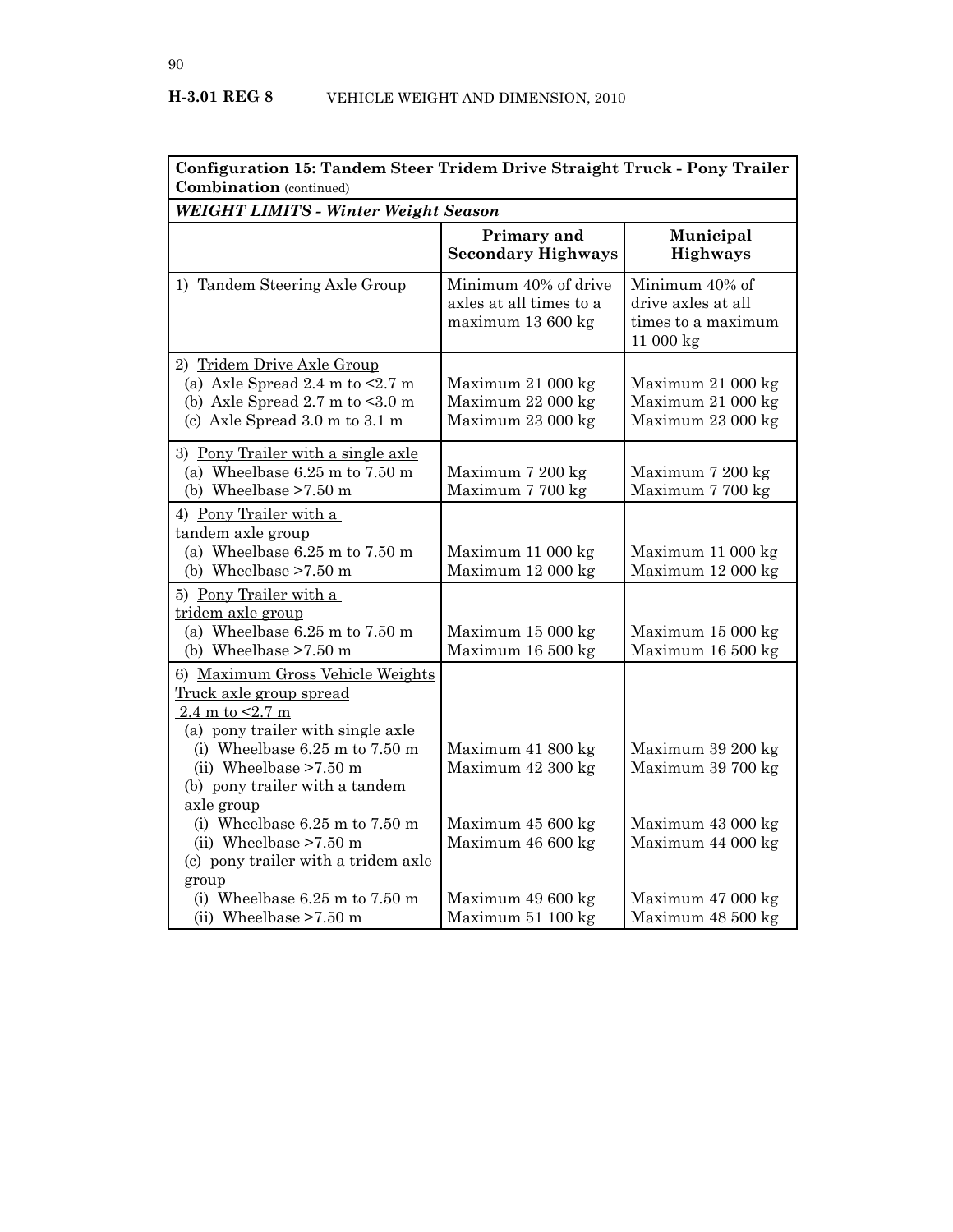| **Configuration 15: Tandem Steer Tridem Drive Straight Truck - Pony Trailer Combination** (continued) | | |
|---|---|---|
| ***WEIGHT LIMITS - Winter Weight Season*** | | |
| | **Primary and Secondary Highways** | **Municipal Highways** |
| 1) Tandem Steering Axle Group | Minimum 40% of drive axles at all times to a maximum 13 600 kg | Minimum 40% of drive axles at all times to a maximum 11 000 kg |
| 2) Tridem Drive Axle Group | | |
| (a) Axle Spread 2.4 m to <2.7 m | Maximum 21 000 kg | Maximum 21 000 kg |
| (b) Axle Spread 2.7 m to <3.0 m | Maximum 22 000 kg | Maximum 21 000 kg |
| (c) Axle Spread 3.0 m to 3.1 m | Maximum 23 000 kg | Maximum 23 000 kg |
| 3) Pony Trailer with a single axle | | |
| (a) Wheelbase 6.25 m to 7.50 m | Maximum 7 200 kg | Maximum 7 200 kg |
| (b) Wheelbase >7.50 m | Maximum 7 700 kg | Maximum 7 700 kg |
| 4) Pony Trailer with a tandem axle group | | |
| (a) Wheelbase 6.25 m to 7.50 m | Maximum 11 000 kg | Maximum 11 000 kg |
| (b) Wheelbase >7.50 m | Maximum 12 000 kg | Maximum 12 000 kg |
| 5) Pony Trailer with a tridem axle group | | |
| (a) Wheelbase 6.25 m to 7.50 m | Maximum 15 000 kg | Maximum 15 000 kg |
| (b) Wheelbase >7.50 m | Maximum 16 500 kg | Maximum 16 500 kg |
| 6) Maximum Gross Vehicle Weights Truck axle group spread 2.4 m to <2.7 m | | |
| (a) pony trailer with single axle | | |
| (i) Wheelbase 6.25 m to 7.50 m | Maximum 41 800 kg | Maximum 39 200 kg |
| (ii) Wheelbase >7.50 m | Maximum 42 300 kg | Maximum 39 700 kg |
| (b) pony trailer with a tandem axle group | | |
| (i) Wheelbase 6.25 m to 7.50 m | Maximum 45 600 kg | Maximum 43 000 kg |
| (ii) Wheelbase >7.50 m | Maximum 46 600 kg | Maximum 44 000 kg |
| (c) pony trailer with a tridem axle group | | |
| (i) Wheelbase 6.25 m to 7.50 m | Maximum 49 600 kg | Maximum 47 000 kg |
| (ii) Wheelbase >7.50 m | Maximum 51 100 kg | Maximum 48 500 kg |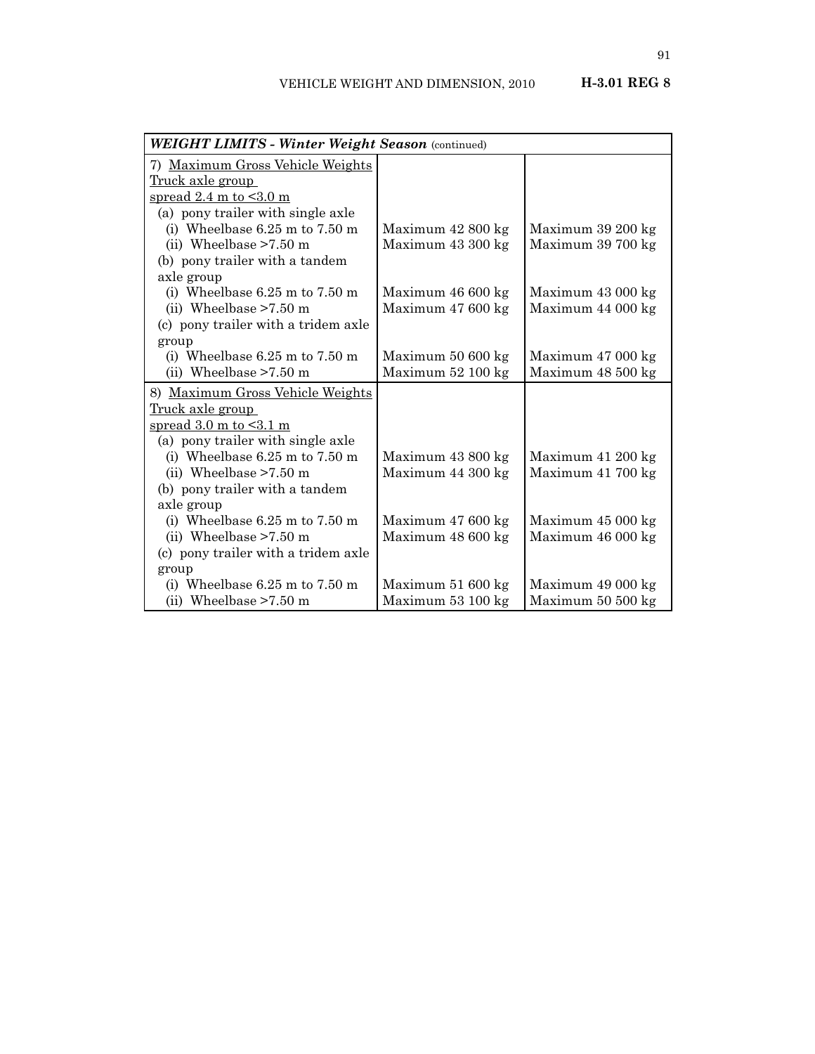| *WEIGHT LIMITS - Winter Weight Season* (continued) | | |
|---|---|---|
| 7) Maximum Gross Vehicle Weights Truck axle group spread 2.4 m to <3.0 m | | |
| (a) pony trailer with single axle | | |
| (i) Wheelbase 6.25 m to 7.50 m | Maximum 42 800 kg | Maximum 39 200 kg |
| (ii) Wheelbase >7.50 m | Maximum 43 300 kg | Maximum 39 700 kg |
| (b) pony trailer with a tandem axle group | | |
| (i) Wheelbase 6.25 m to 7.50 m | Maximum 46 600 kg | Maximum 43 000 kg |
| (ii) Wheelbase >7.50 m | Maximum 47 600 kg | Maximum 44 000 kg |
| (c) pony trailer with a tridem axle group | | |
| (i) Wheelbase 6.25 m to 7.50 m | Maximum 50 600 kg | Maximum 47 000 kg |
| (ii) Wheelbase >7.50 m | Maximum 52 100 kg | Maximum 48 500 kg |
| 8) Maximum Gross Vehicle Weights Truck axle group spread 3.0 m to <3.1 m | | |
| (a) pony trailer with single axle | | |
| (i) Wheelbase 6.25 m to 7.50 m | Maximum 43 800 kg | Maximum 41 200 kg |
| (ii) Wheelbase >7.50 m | Maximum 44 300 kg | Maximum 41 700 kg |
| (b) pony trailer with a tandem axle group | | |
| (i) Wheelbase 6.25 m to 7.50 m | Maximum 47 600 kg | Maximum 45 000 kg |
| (ii) Wheelbase >7.50 m | Maximum 48 600 kg | Maximum 46 000 kg |
| (c) pony trailer with a tridem axle group | | |
| (i) Wheelbase 6.25 m to 7.50 m | Maximum 51 600 kg | Maximum 49 000 kg |
| (ii) Wheelbase >7.50 m | Maximum 53 100 kg | Maximum 50 500 kg |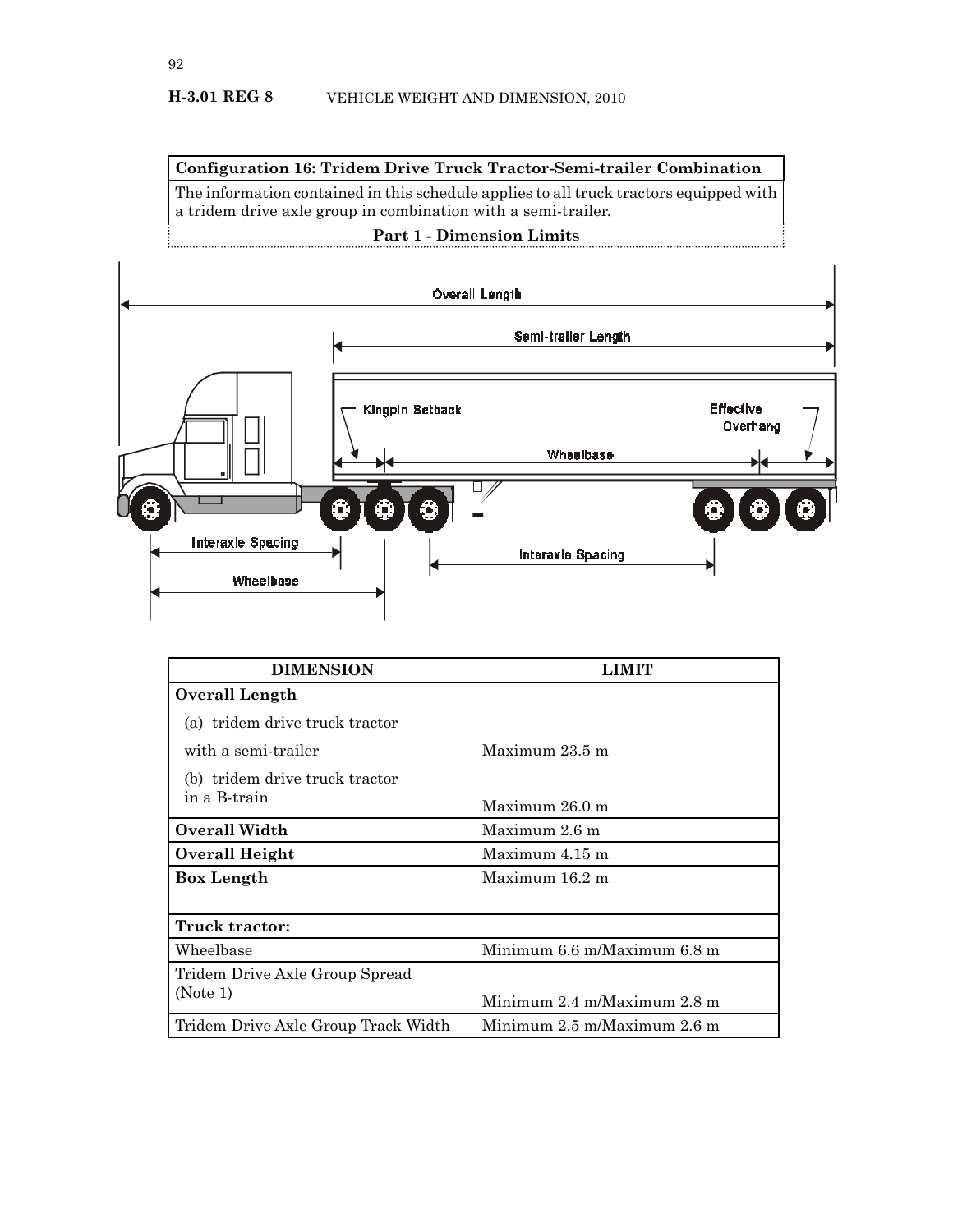**Configuration 16: Tridem Drive Truck Tractor-Semi-trailer Combination**

The information contained in this schedule applies to all truck tractors equipped with a tridem drive axle group in combination with a semi-trailer.

**Part 1 - Dimension Limits**

| DIMENSION | LIMIT |
|---|---|
| **Overall Length** | |
| (a) tridem drive truck tractor with a semi-trailer | Maximum 23.5 m |
| (b) tridem drive truck tractor in a B-train | Maximum 26.0 m |
| **Overall Width** | Maximum 2.6 m |
| **Overall Height** | Maximum 4.15 m |
| **Box Length** | Maximum 16.2 m |
| | |
| **Truck tractor:** | |
| Wheelbase | Minimum 6.6 m/Maximum 6.8 m |
| Tridem Drive Axle Group Spread (Note 1) | Minimum 2.4 m/Maximum 2.8 m |
| Tridem Drive Axle Group Track Width | Minimum 2.5 m/Maximum 2.6 m |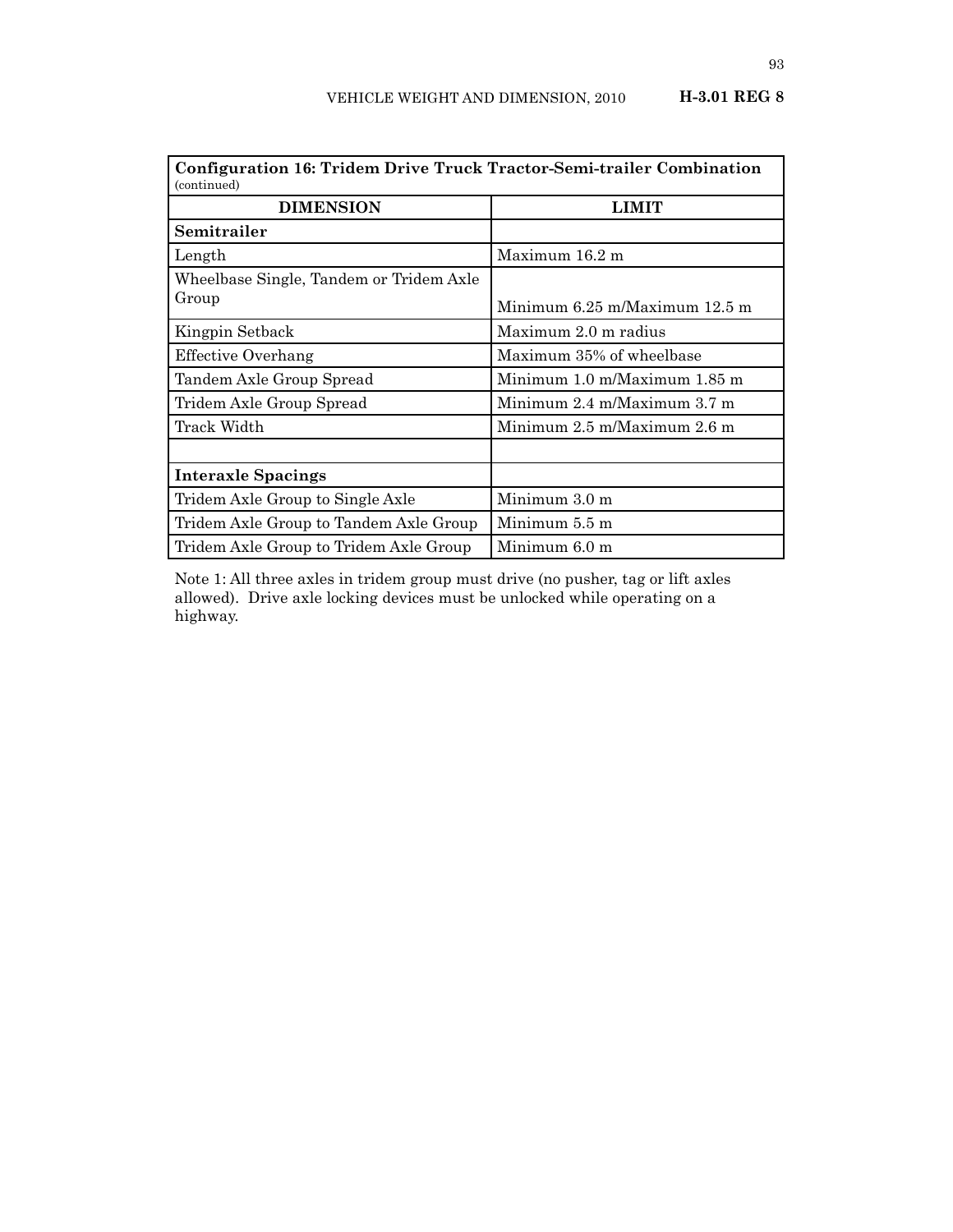| **Configuration 16: Tridem Drive Truck Tractor-Semi-trailer Combination** (continued) | |
|---|---|
| **DIMENSION** | **LIMIT** |
| **Semitrailer** | |
| Length | Maximum 16.2 m |
| Wheelbase Single, Tandem or Tridem Axle Group | Minimum 6.25 m/Maximum 12.5 m |
| Kingpin Setback | Maximum 2.0 m radius |
| Effective Overhang | Maximum 35% of wheelbase |
| Tandem Axle Group Spread | Minimum 1.0 m/Maximum 1.85 m |
| Tridem Axle Group Spread | Minimum 2.4 m/Maximum 3.7 m |
| Track Width | Minimum 2.5 m/Maximum 2.6 m |
| | |
| **Interaxle Spacings** | |
| Tridem Axle Group to Single Axle | Minimum 3.0 m |
| Tridem Axle Group to Tandem Axle Group | Minimum 5.5 m |
| Tridem Axle Group to Tridem Axle Group | Minimum 6.0 m |

Note 1: All three axles in tridem group must drive (no pusher, tag or lift axles allowed). Drive axle locking devices must be unlocked while operating on a highway.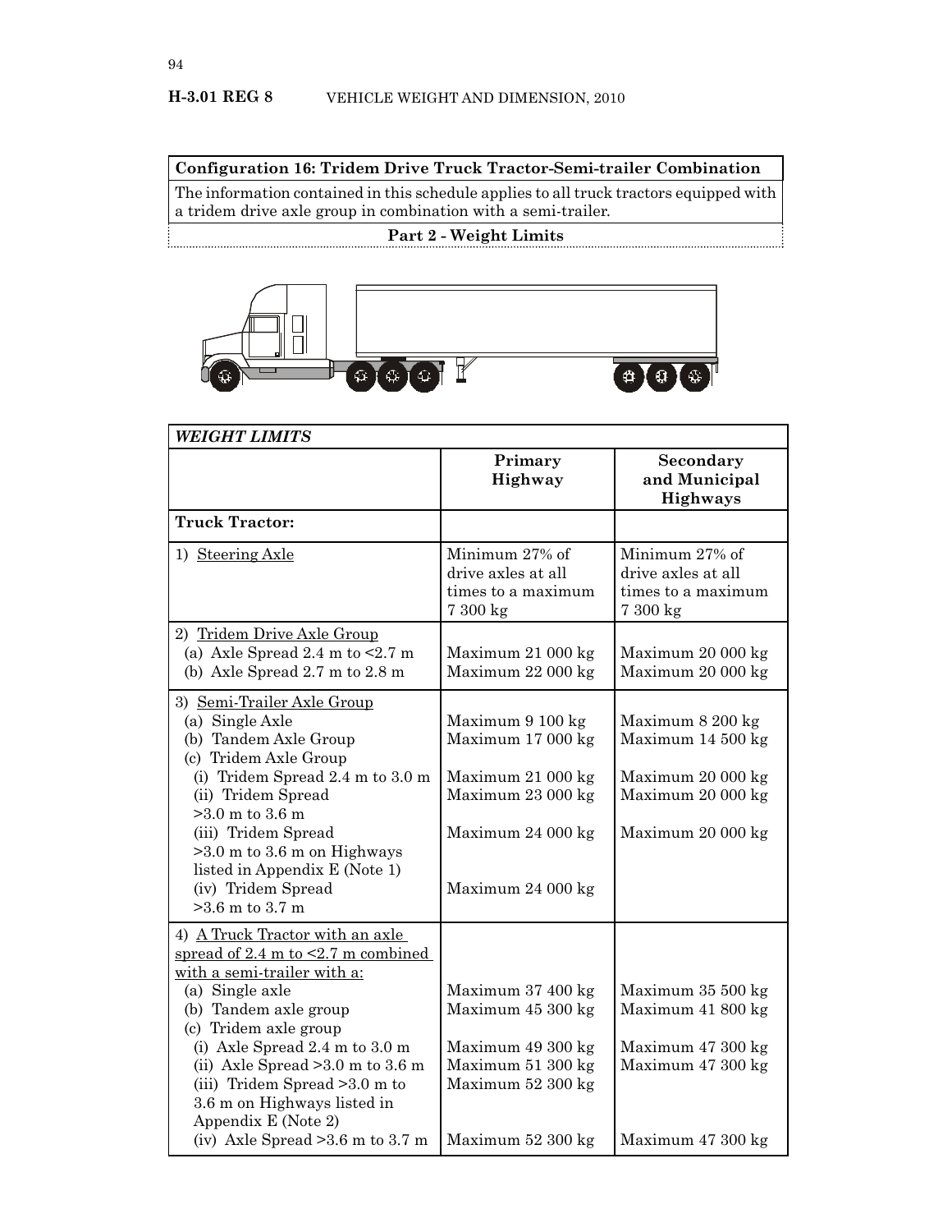**Configuration 16: Tridem Drive Truck Tractor-Semi-trailer Combination**

The information contained in this schedule applies to all truck tractors equipped with a tridem drive axle group in combination with a semi-trailer.

**Part 2 - Weight Limits**

| *WEIGHT LIMITS* | | |
|---|---|---|
| | **Primary Highway** | **Secondary and Municipal Highways** |
| **Truck Tractor:** | | |
| 1) Steering Axle | Minimum 27% of drive axles at all times to a maximum 7 300 kg | Minimum 27% of drive axles at all times to a maximum 7 300 kg |
| 2) Tridem Drive Axle Group | | |
| (a) Axle Spread 2.4 m to <2.7 m | Maximum 21 000 kg | Maximum 20 000 kg |
| (b) Axle Spread 2.7 m to 2.8 m | Maximum 22 000 kg | Maximum 20 000 kg |
| 3) Semi-Trailer Axle Group | | |
| (a) Single Axle | Maximum 9 100 kg | Maximum 8 200 kg |
| (b) Tandem Axle Group | Maximum 17 000 kg | Maximum 14 500 kg |
| (c) Tridem Axle Group | | |
| (i) Tridem Spread 2.4 m to 3.0 m | Maximum 21 000 kg | Maximum 20 000 kg |
| (ii) Tridem Spread >3.0 m to 3.6 m | Maximum 23 000 kg | Maximum 20 000 kg |
| (iii) Tridem Spread >3.0 m to 3.6 m on Highways listed in Appendix E (Note 1) | Maximum 24 000 kg | Maximum 20 000 kg |
| (iv) Tridem Spread >3.6 m to 3.7 m | Maximum 24 000 kg | |
| 4) A Truck Tractor with an axle spread of 2.4 m to <2.7 m combined with a semi-trailer with a: | | |
| (a) Single axle | Maximum 37 400 kg | Maximum 35 500 kg |
| (b) Tandem axle group | Maximum 45 300 kg | Maximum 41 800 kg |
| (c) Tridem axle group | | |
| (i) Axle Spread 2.4 m to 3.0 m | Maximum 49 300 kg | Maximum 47 300 kg |
| (ii) Axle Spread >3.0 m to 3.6 m | Maximum 51 300 kg | Maximum 47 300 kg |
| (iii) Tridem Spread >3.0 m to 3.6 m on Highways listed in Appendix E (Note 2) | Maximum 52 300 kg | |
| (iv) Axle Spread >3.6 m to 3.7 m | Maximum 52 300 kg | Maximum 47 300 kg |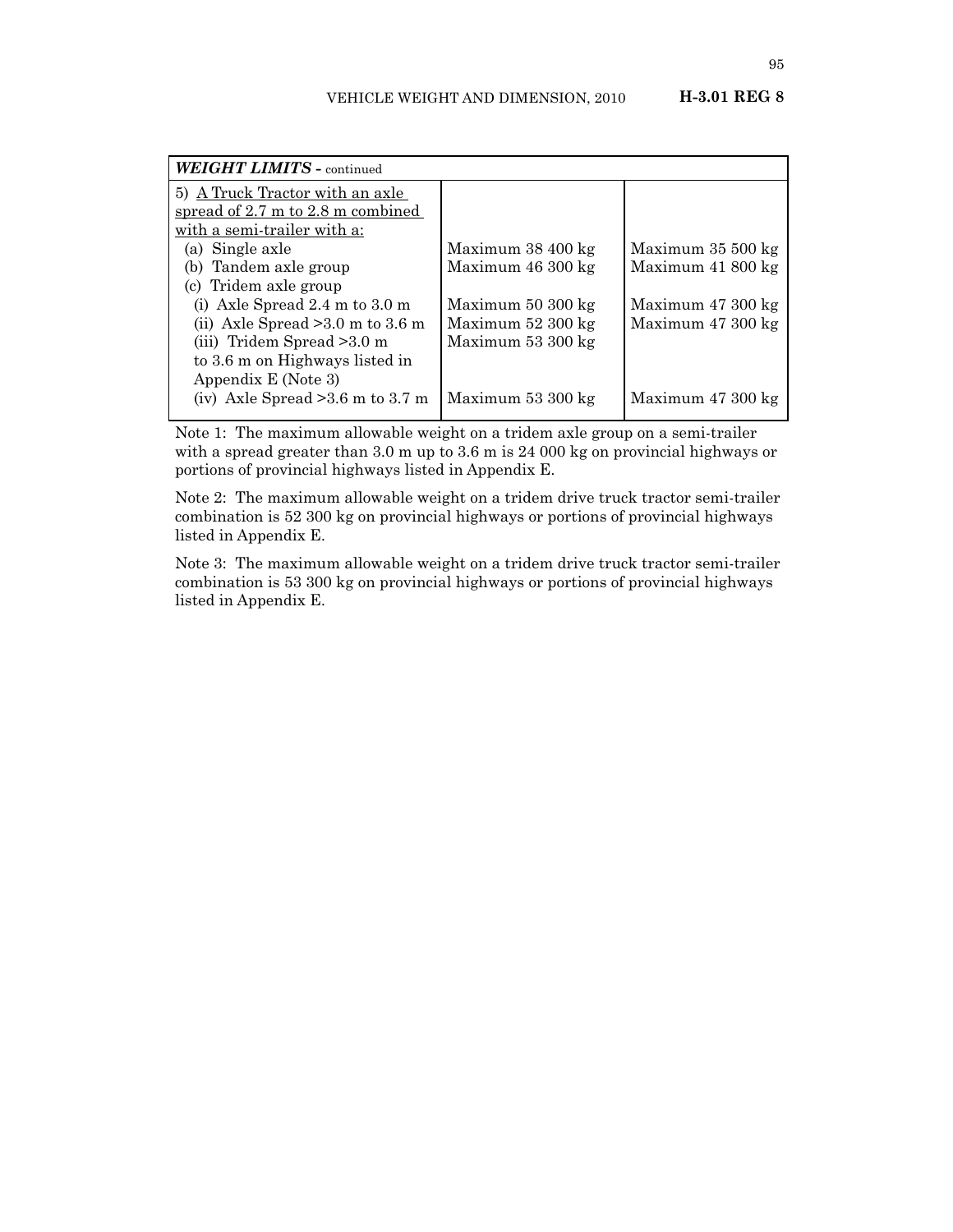| *WEIGHT LIMITS* - continued | | |
|---|---|---|
| 5) <u>A Truck Tractor with an axle spread of 2.7 m to 2.8 m combined with a semi-trailer with a:</u> | | |
| (a) Single axle | Maximum 38 400 kg | Maximum 35 500 kg |
| (b) Tandem axle group | Maximum 46 300 kg | Maximum 41 800 kg |
| (c) Tridem axle group | | |
| (i) Axle Spread 2.4 m to 3.0 m | Maximum 50 300 kg | Maximum 47 300 kg |
| (ii) Axle Spread >3.0 m to 3.6 m | Maximum 52 300 kg | Maximum 47 300 kg |
| (iii) Tridem Spread >3.0 m to 3.6 m on Highways listed in Appendix E (Note 3) | Maximum 53 300 kg | |
| (iv) Axle Spread >3.6 m to 3.7 m | Maximum 53 300 kg | Maximum 47 300 kg |

Note 1: The maximum allowable weight on a tridem axle group on a semi-trailer with a spread greater than 3.0 m up to 3.6 m is 24 000 kg on provincial highways or portions of provincial highways listed in Appendix E.

Note 2: The maximum allowable weight on a tridem drive truck tractor semi-trailer combination is 52 300 kg on provincial highways or portions of provincial highways listed in Appendix E.

Note 3: The maximum allowable weight on a tridem drive truck tractor semi-trailer combination is 53 300 kg on provincial highways or portions of provincial highways listed in Appendix E.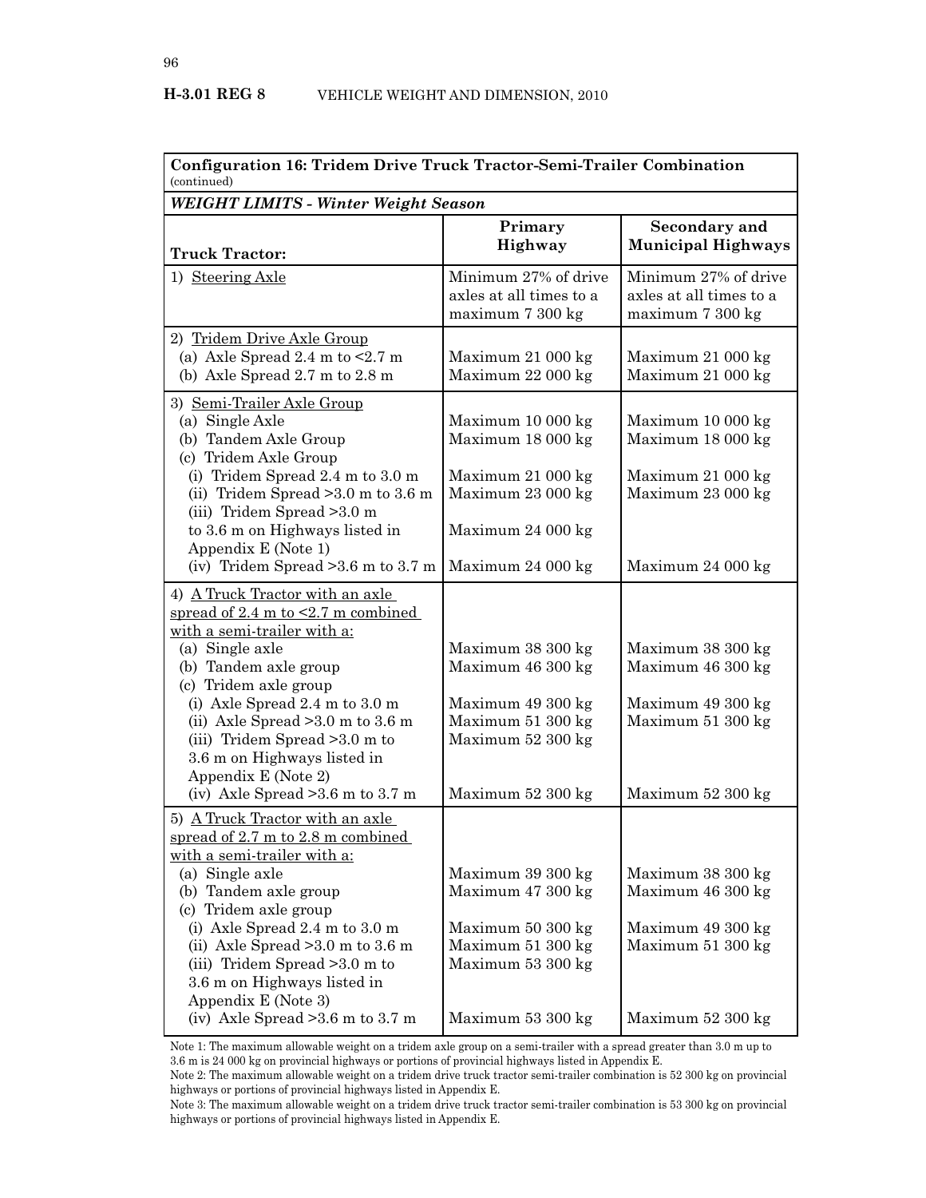| Configuration 16: Tridem Drive Truck Tractor-Semi-Trailer Combination (continued) | | |
|---|---|---|
| ***WEIGHT LIMITS - Winter Weight Season*** | | |
| **Truck Tractor:** | **Primary Highway** | **Secondary and Municipal Highways** |
| 1) Steering Axle | Minimum 27% of drive axles at all times to a maximum 7 300 kg | Minimum 27% of drive axles at all times to a maximum 7 300 kg |
| 2) Tridem Drive Axle Group | | |
| (a) Axle Spread 2.4 m to <2.7 m | Maximum 21 000 kg | Maximum 21 000 kg |
| (b) Axle Spread 2.7 m to 2.8 m | Maximum 22 000 kg | Maximum 21 000 kg |
| 3) Semi-Trailer Axle Group | | |
| (a) Single Axle | Maximum 10 000 kg | Maximum 10 000 kg |
| (b) Tandem Axle Group | Maximum 18 000 kg | Maximum 18 000 kg |
| (c) Tridem Axle Group | | |
| (i) Tridem Spread 2.4 m to 3.0 m | Maximum 21 000 kg | Maximum 21 000 kg |
| (ii) Tridem Spread >3.0 m to 3.6 m | Maximum 23 000 kg | Maximum 23 000 kg |
| (iii) Tridem Spread >3.0 m to 3.6 m on Highways listed in Appendix E (Note 1) | Maximum 24 000 kg | |
| (iv) Tridem Spread >3.6 m to 3.7 m | Maximum 24 000 kg | Maximum 24 000 kg |
| 4) A Truck Tractor with an axle spread of 2.4 m to <2.7 m combined with a semi-trailer with a: | | |
| (a) Single axle | Maximum 38 300 kg | Maximum 38 300 kg |
| (b) Tandem axle group | Maximum 46 300 kg | Maximum 46 300 kg |
| (c) Tridem axle group | | |
| (i) Axle Spread 2.4 m to 3.0 m | Maximum 49 300 kg | Maximum 49 300 kg |
| (ii) Axle Spread >3.0 m to 3.6 m | Maximum 51 300 kg | Maximum 51 300 kg |
| (iii) Tridem Spread >3.0 m to 3.6 m on Highways listed in Appendix E (Note 2) | Maximum 52 300 kg | |
| (iv) Axle Spread >3.6 m to 3.7 m | Maximum 52 300 kg | Maximum 52 300 kg |
| 5) A Truck Tractor with an axle spread of 2.7 m to 2.8 m combined with a semi-trailer with a: | | |
| (a) Single axle | Maximum 39 300 kg | Maximum 38 300 kg |
| (b) Tandem axle group | Maximum 47 300 kg | Maximum 46 300 kg |
| (c) Tridem axle group | | |
| (i) Axle Spread 2.4 m to 3.0 m | Maximum 50 300 kg | Maximum 49 300 kg |
| (ii) Axle Spread >3.0 m to 3.6 m | Maximum 51 300 kg | Maximum 51 300 kg |
| (iii) Tridem Spread >3.0 m to 3.6 m on Highways listed in Appendix E (Note 3) | Maximum 53 300 kg | |
| (iv) Axle Spread >3.6 m to 3.7 m | Maximum 53 300 kg | Maximum 52 300 kg |

Note 1: The maximum allowable weight on a tridem axle group on a semi-trailer with a spread greater than 3.0 m up to 3.6 m is 24 000 kg on provincial highways or portions of provincial highways listed in Appendix E.

Note 2: The maximum allowable weight on a tridem drive truck tractor semi-trailer combination is 52 300 kg on provincial highways or portions of provincial highways listed in Appendix E.

Note 3: The maximum allowable weight on a tridem drive truck tractor semi-trailer combination is 53 300 kg on provincial highways or portions of provincial highways listed in Appendix E.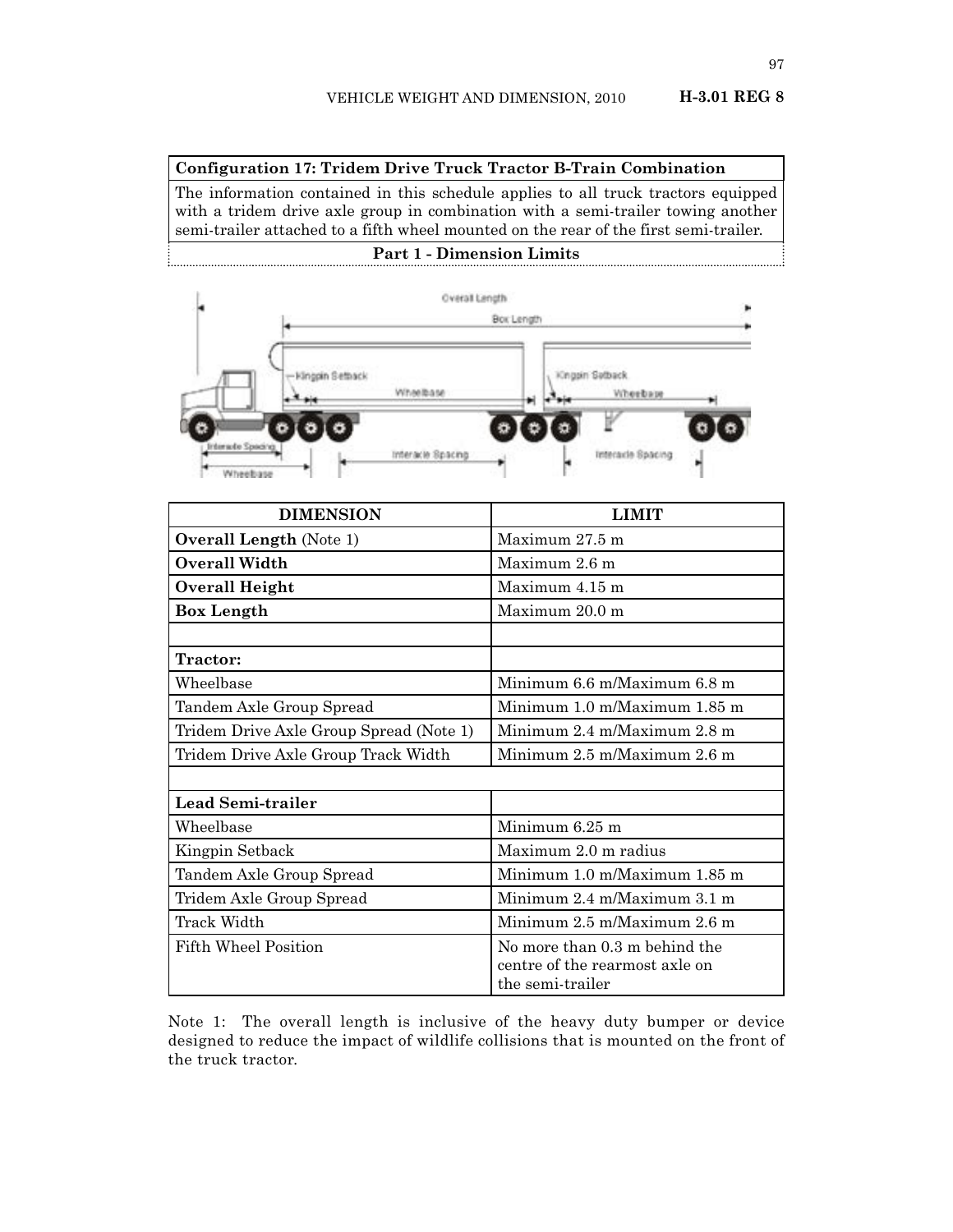**Configuration 17: Tridem Drive Truck Tractor B-Train Combination**

The information contained in this schedule applies to all truck tractors equipped with a tridem drive axle group in combination with a semi-trailer towing another semi-trailer attached to a fifth wheel mounted on the rear of the first semi-trailer.

**Part 1 - Dimension Limits**

| DIMENSION | LIMIT |
|---|---|
| **Overall Length** (Note 1) | Maximum 27.5 m |
| **Overall Width** | Maximum 2.6 m |
| **Overall Height** | Maximum 4.15 m |
| **Box Length** | Maximum 20.0 m |
| | |
| **Tractor:** | |
| Wheelbase | Minimum 6.6 m/Maximum 6.8 m |
| Tandem Axle Group Spread | Minimum 1.0 m/Maximum 1.85 m |
| Tridem Drive Axle Group Spread (Note 1) | Minimum 2.4 m/Maximum 2.8 m |
| Tridem Drive Axle Group Track Width | Minimum 2.5 m/Maximum 2.6 m |
| | |
| **Lead Semi-trailer** | |
| Wheelbase | Minimum 6.25 m |
| Kingpin Setback | Maximum 2.0 m radius |
| Tandem Axle Group Spread | Minimum 1.0 m/Maximum 1.85 m |
| Tridem Axle Group Spread | Minimum 2.4 m/Maximum 3.1 m |
| Track Width | Minimum 2.5 m/Maximum 2.6 m |
| Fifth Wheel Position | No more than 0.3 m behind the centre of the rearmost axle on the semi-trailer |

Note 1: The overall length is inclusive of the heavy duty bumper or device designed to reduce the impact of wildlife collisions that is mounted on the front of the truck tractor.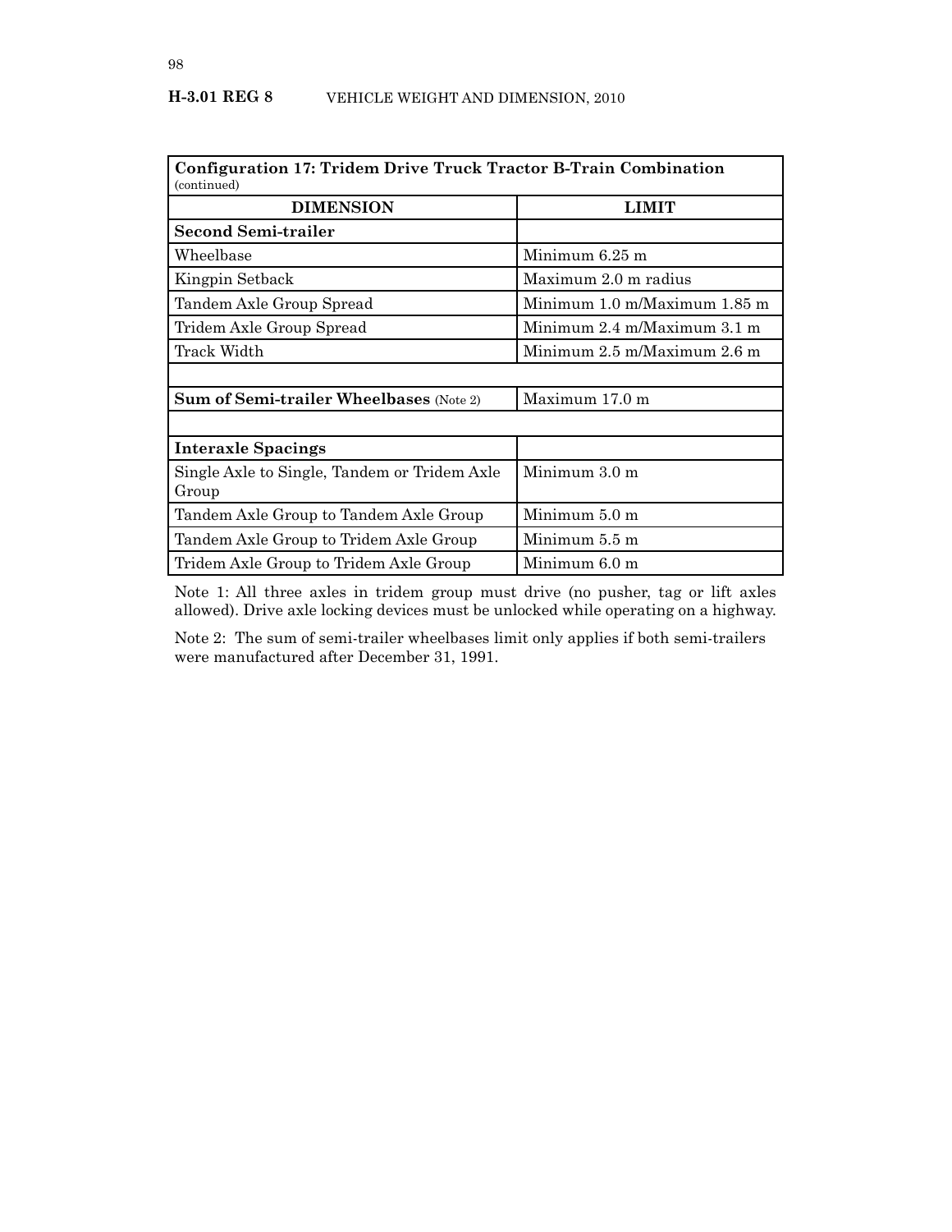| **Configuration 17: Tridem Drive Truck Tractor B-Train Combination** (continued) | |
|---|---|
| **DIMENSION** | **LIMIT** |
| **Second Semi-trailer** | |
| Wheelbase | Minimum 6.25 m |
| Kingpin Setback | Maximum 2.0 m radius |
| Tandem Axle Group Spread | Minimum 1.0 m/Maximum 1.85 m |
| Tridem Axle Group Spread | Minimum 2.4 m/Maximum 3.1 m |
| Track Width | Minimum 2.5 m/Maximum 2.6 m |
| | |
| **Sum of Semi-trailer Wheelbases** (Note 2) | Maximum 17.0 m |
| | |
| **Interaxle Spacings** | |
| Single Axle to Single, Tandem or Tridem Axle Group | Minimum 3.0 m |
| Tandem Axle Group to Tandem Axle Group | Minimum 5.0 m |
| Tandem Axle Group to Tridem Axle Group | Minimum 5.5 m |
| Tridem Axle Group to Tridem Axle Group | Minimum 6.0 m |

Note 1: All three axles in tridem group must drive (no pusher, tag or lift axles allowed). Drive axle locking devices must be unlocked while operating on a highway.

Note 2: The sum of semi-trailer wheelbases limit only applies if both semi-trailers were manufactured after December 31, 1991.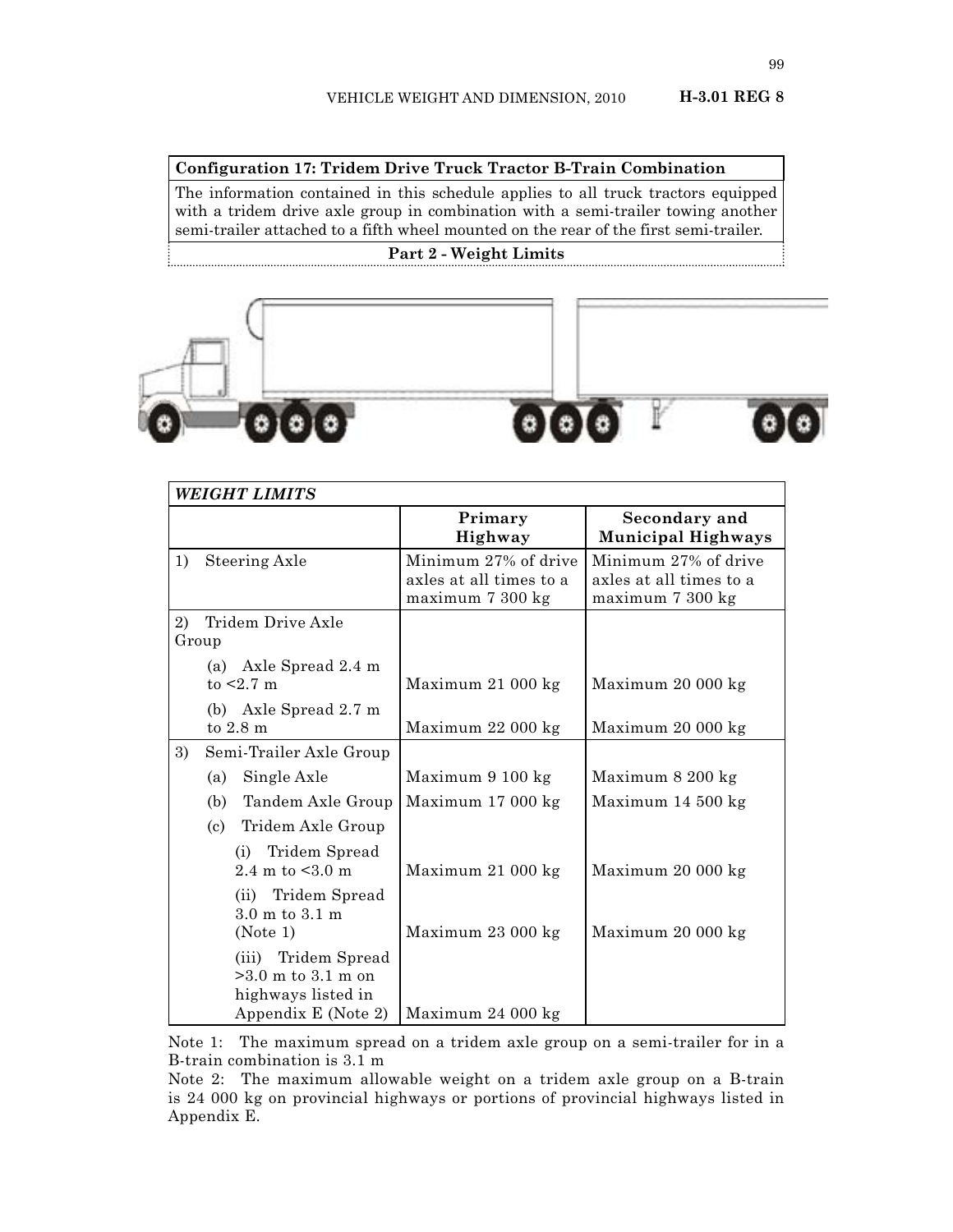**Configuration 17: Tridem Drive Truck Tractor B-Train Combination**

The information contained in this schedule applies to all truck tractors equipped with a tridem drive axle group in combination with a semi-trailer towing another semi-trailer attached to a fifth wheel mounted on the rear of the first semi-trailer.

**Part 2 - Weight Limits**

| *WEIGHT LIMITS* | | |
|---|---|---|
| | **Primary Highway** | **Secondary and Municipal Highways** |
| 1) Steering Axle | Minimum 27% of drive axles at all times to a maximum 7 300 kg | Minimum 27% of drive axles at all times to a maximum 7 300 kg |
| 2) Tridem Drive Axle Group | | |
| (a) Axle Spread 2.4 m to <2.7 m | Maximum 21 000 kg | Maximum 20 000 kg |
| (b) Axle Spread 2.7 m to 2.8 m | Maximum 22 000 kg | Maximum 20 000 kg |
| 3) Semi-Trailer Axle Group | | |
| (a) Single Axle | Maximum 9 100 kg | Maximum 8 200 kg |
| (b) Tandem Axle Group | Maximum 17 000 kg | Maximum 14 500 kg |
| (c) Tridem Axle Group | | |
| (i) Tridem Spread 2.4 m to <3.0 m | Maximum 21 000 kg | Maximum 20 000 kg |
| (ii) Tridem Spread 3.0 m to 3.1 m (Note 1) | Maximum 23 000 kg | Maximum 20 000 kg |
| (iii) Tridem Spread >3.0 m to 3.1 m on highways listed in Appendix E (Note 2) | Maximum 24 000 kg | |

Note 1: The maximum spread on a tridem axle group on a semi-trailer for in a B-train combination is 3.1 m

Note 2: The maximum allowable weight on a tridem axle group on a B-train is 24 000 kg on provincial highways or portions of provincial highways listed in Appendix E.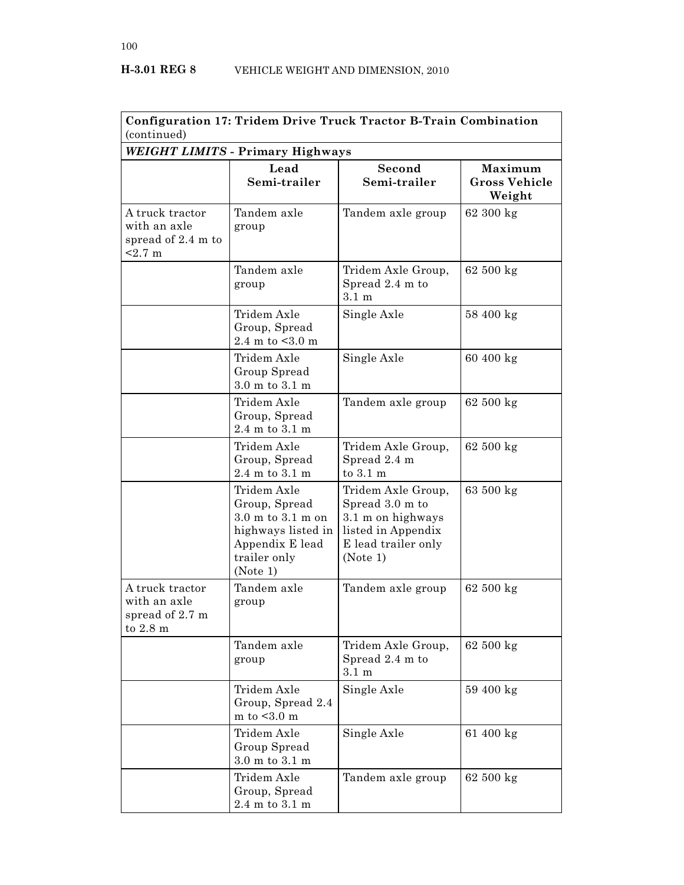| **Configuration 17: Tridem Drive Truck Tractor B-Train Combination** (continued) | | | |
|---|---|---|---|
| ***WEIGHT LIMITS* - Primary Highways** | | | |
| | **Lead Semi-trailer** | **Second Semi-trailer** | **Maximum Gross Vehicle Weight** |
| A truck tractor with an axle spread of 2.4 m to <2.7 m | Tandem axle group | Tandem axle group | 62 300 kg |
| | Tandem axle group | Tridem Axle Group, Spread 2.4 m to 3.1 m | 62 500 kg |
| | Tridem Axle Group, Spread 2.4 m to <3.0 m | Single Axle | 58 400 kg |
| | Tridem Axle Group Spread 3.0 m to 3.1 m | Single Axle | 60 400 kg |
| | Tridem Axle Group, Spread 2.4 m to 3.1 m | Tandem axle group | 62 500 kg |
| | Tridem Axle Group, Spread 2.4 m to 3.1 m | Tridem Axle Group, Spread 2.4 m to 3.1 m | 62 500 kg |
| | Tridem Axle Group, Spread 3.0 m to 3.1 m on highways listed in Appendix E lead trailer only (Note 1) | Tridem Axle Group, Spread 3.0 m to 3.1 m on highways listed in Appendix E lead trailer only (Note 1) | 63 500 kg |
| A truck tractor with an axle spread of 2.7 m to 2.8 m | Tandem axle group | Tandem axle group | 62 500 kg |
| | Tandem axle group | Tridem Axle Group, Spread 2.4 m to 3.1 m | 62 500 kg |
| | Tridem Axle Group, Spread 2.4 m to <3.0 m | Single Axle | 59 400 kg |
| | Tridem Axle Group Spread 3.0 m to 3.1 m | Single Axle | 61 400 kg |
| | Tridem Axle Group, Spread 2.4 m to 3.1 m | Tandem axle group | 62 500 kg |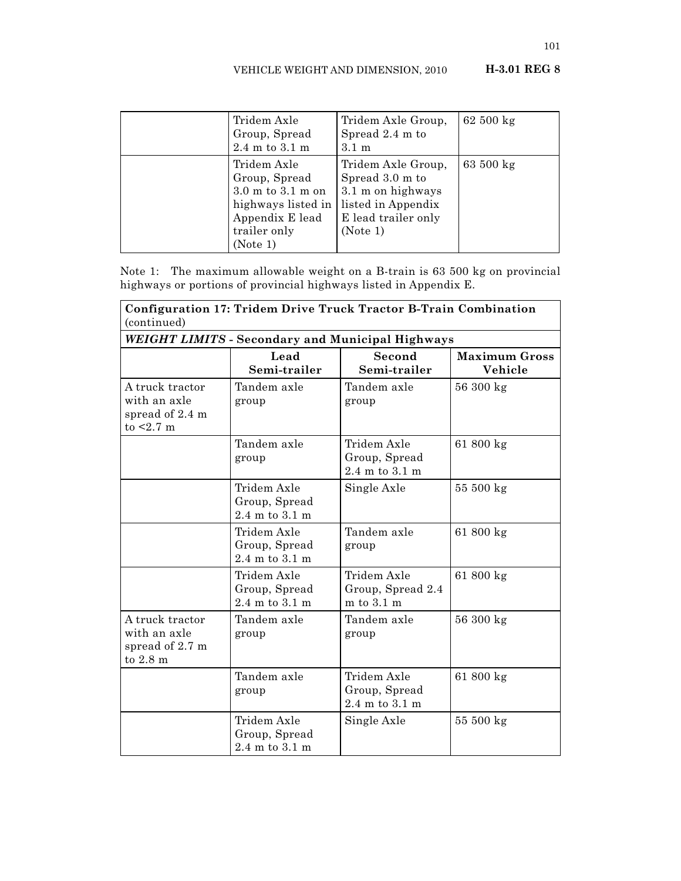| | | | |
|---|---|---|---|
| | Tridem Axle Group, Spread 2.4 m to 3.1 m | Tridem Axle Group, Spread 2.4 m to 3.1 m | 62 500 kg |
| | Tridem Axle Group, Spread 3.0 m to 3.1 m on highways listed in Appendix E lead trailer only (Note 1) | Tridem Axle Group, Spread 3.0 m to 3.1 m on highways listed in Appendix E lead trailer only (Note 1) | 63 500 kg |

Note 1: The maximum allowable weight on a B-train is 63 500 kg on provincial highways or portions of provincial highways listed in Appendix E.

| **Configuration 17: Tridem Drive Truck Tractor B-Train Combination** (continued) | | | |
|---|---|---|---|
| ***WEIGHT LIMITS*** **- Secondary and Municipal Highways** | | | |
| | **Lead Semi-trailer** | **Second Semi-trailer** | **Maximum Gross Vehicle** |
| A truck tractor with an axle spread of 2.4 m to <2.7 m | Tandem axle group | Tandem axle group | 56 300 kg |
| | Tandem axle group | Tridem Axle Group, Spread 2.4 m to 3.1 m | 61 800 kg |
| | Tridem Axle Group, Spread 2.4 m to 3.1 m | Single Axle | 55 500 kg |
| | Tridem Axle Group, Spread 2.4 m to 3.1 m | Tandem axle group | 61 800 kg |
| | Tridem Axle Group, Spread 2.4 m to 3.1 m | Tridem Axle Group, Spread 2.4 m to 3.1 m | 61 800 kg |
| A truck tractor with an axle spread of 2.7 m to 2.8 m | Tandem axle group | Tandem axle group | 56 300 kg |
| | Tandem axle group | Tridem Axle Group, Spread 2.4 m to 3.1 m | 61 800 kg |
| | Tridem Axle Group, Spread 2.4 m to 3.1 m | Single Axle | 55 500 kg |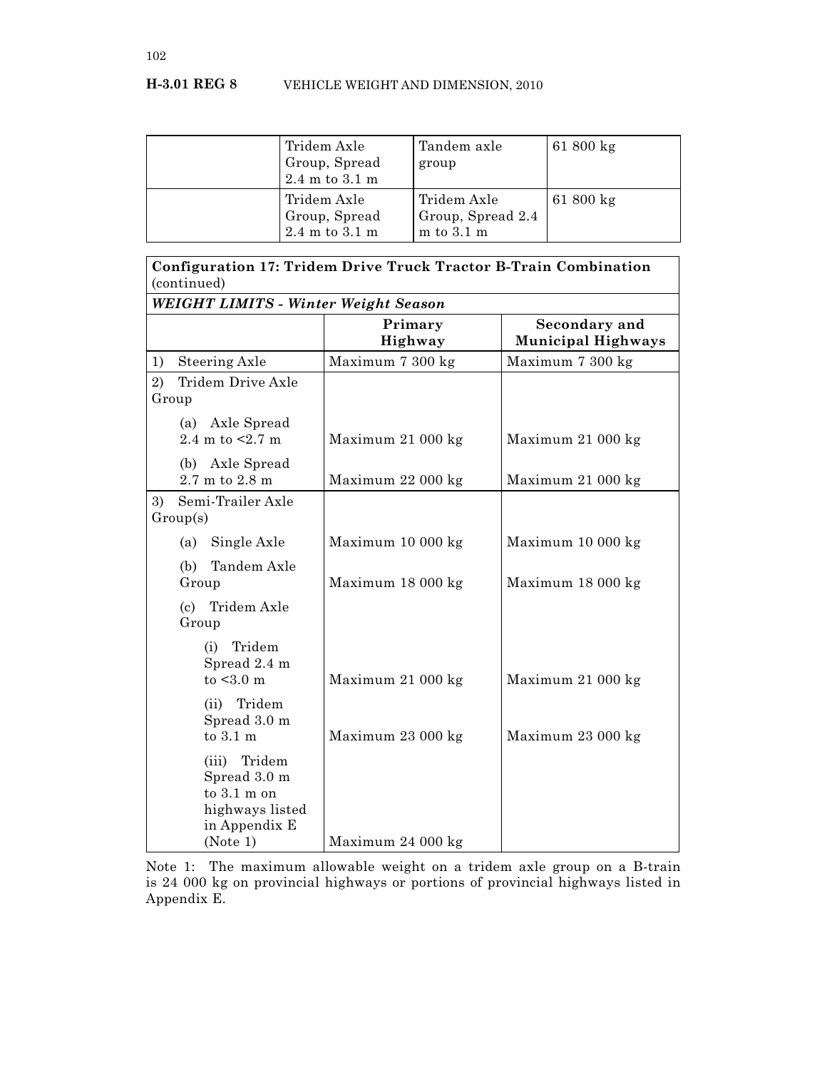| | Tridem Axle Group, Spread 2.4 m to 3.1 m | Tandem axle group | 61 800 kg |
|---|---|---|---|
| | Tridem Axle Group, Spread 2.4 m to 3.1 m | Tridem Axle Group, Spread 2.4 m to 3.1 m | 61 800 kg |

| **Configuration 17: Tridem Drive Truck Tractor B-Train Combination** (continued) | | |
|---|---|---|
| ***WEIGHT LIMITS - Winter Weight Season*** | | |
| | **Primary Highway** | **Secondary and Municipal Highways** |
| 1) Steering Axle | Maximum 7 300 kg | Maximum 7 300 kg |
| 2) Tridem Drive Axle Group | | |
| (a) Axle Spread 2.4 m to <2.7 m | Maximum 21 000 kg | Maximum 21 000 kg |
| (b) Axle Spread 2.7 m to 2.8 m | Maximum 22 000 kg | Maximum 21 000 kg |
| 3) Semi-Trailer Axle Group(s) | | |
| (a) Single Axle | Maximum 10 000 kg | Maximum 10 000 kg |
| (b) Tandem Axle Group | Maximum 18 000 kg | Maximum 18 000 kg |
| (c) Tridem Axle Group | | |
| (i) Tridem Spread 2.4 m to <3.0 m | Maximum 21 000 kg | Maximum 21 000 kg |
| (ii) Tridem Spread 3.0 m to 3.1 m | Maximum 23 000 kg | Maximum 23 000 kg |
| (iii) Tridem Spread 3.0 m to 3.1 m on highways listed in Appendix E (Note 1) | Maximum 24 000 kg | |

Note 1: The maximum allowable weight on a tridem axle group on a B-train is 24 000 kg on provincial highways or portions of provincial highways listed in Appendix E.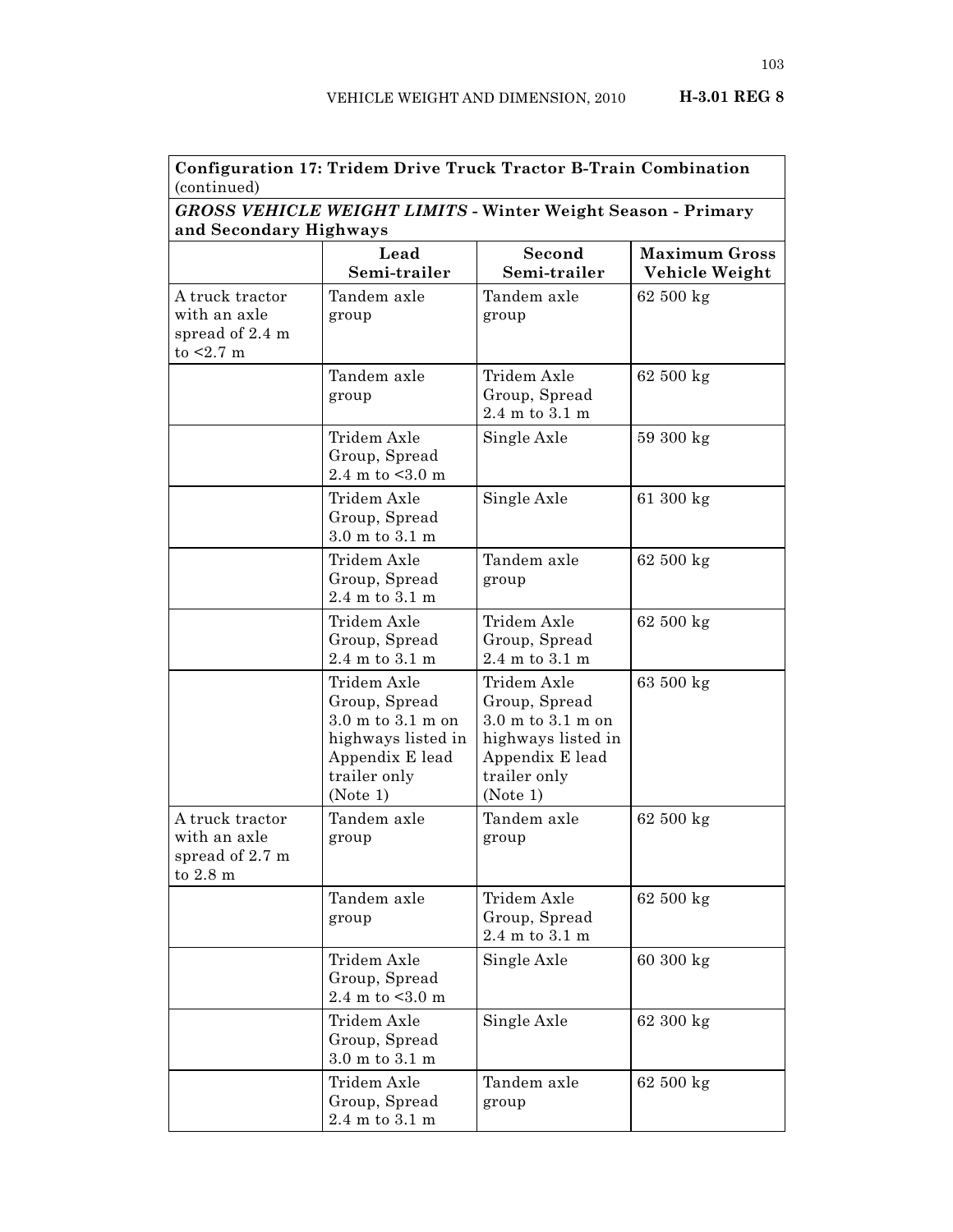| **Configuration 17: Tridem Drive Truck Tractor B-Train Combination** (continued) | | | |
|---|---|---|---|
| ***GROSS VEHICLE WEIGHT LIMITS* - Winter Weight Season - Primary and Secondary Highways** | | | |
| | **Lead Semi-trailer** | **Second Semi-trailer** | **Maximum Gross Vehicle Weight** |
| A truck tractor with an axle spread of 2.4 m to <2.7 m | Tandem axle group | Tandem axle group | 62 500 kg |
| | Tandem axle group | Tridem Axle Group, Spread 2.4 m to 3.1 m | 62 500 kg |
| | Tridem Axle Group, Spread 2.4 m to <3.0 m | Single Axle | 59 300 kg |
| | Tridem Axle Group, Spread 3.0 m to 3.1 m | Single Axle | 61 300 kg |
| | Tridem Axle Group, Spread 2.4 m to 3.1 m | Tandem axle group | 62 500 kg |
| | Tridem Axle Group, Spread 2.4 m to 3.1 m | Tridem Axle Group, Spread 2.4 m to 3.1 m | 62 500 kg |
| | Tridem Axle Group, Spread 3.0 m to 3.1 m on highways listed in Appendix E lead trailer only (Note 1) | Tridem Axle Group, Spread 3.0 m to 3.1 m on highways listed in Appendix E lead trailer only (Note 1) | 63 500 kg |
| A truck tractor with an axle spread of 2.7 m to 2.8 m | Tandem axle group | Tandem axle group | 62 500 kg |
| | Tandem axle group | Tridem Axle Group, Spread 2.4 m to 3.1 m | 62 500 kg |
| | Tridem Axle Group, Spread 2.4 m to <3.0 m | Single Axle | 60 300 kg |
| | Tridem Axle Group, Spread 3.0 m to 3.1 m | Single Axle | 62 300 kg |
| | Tridem Axle Group, Spread 2.4 m to 3.1 m | Tandem axle group | 62 500 kg |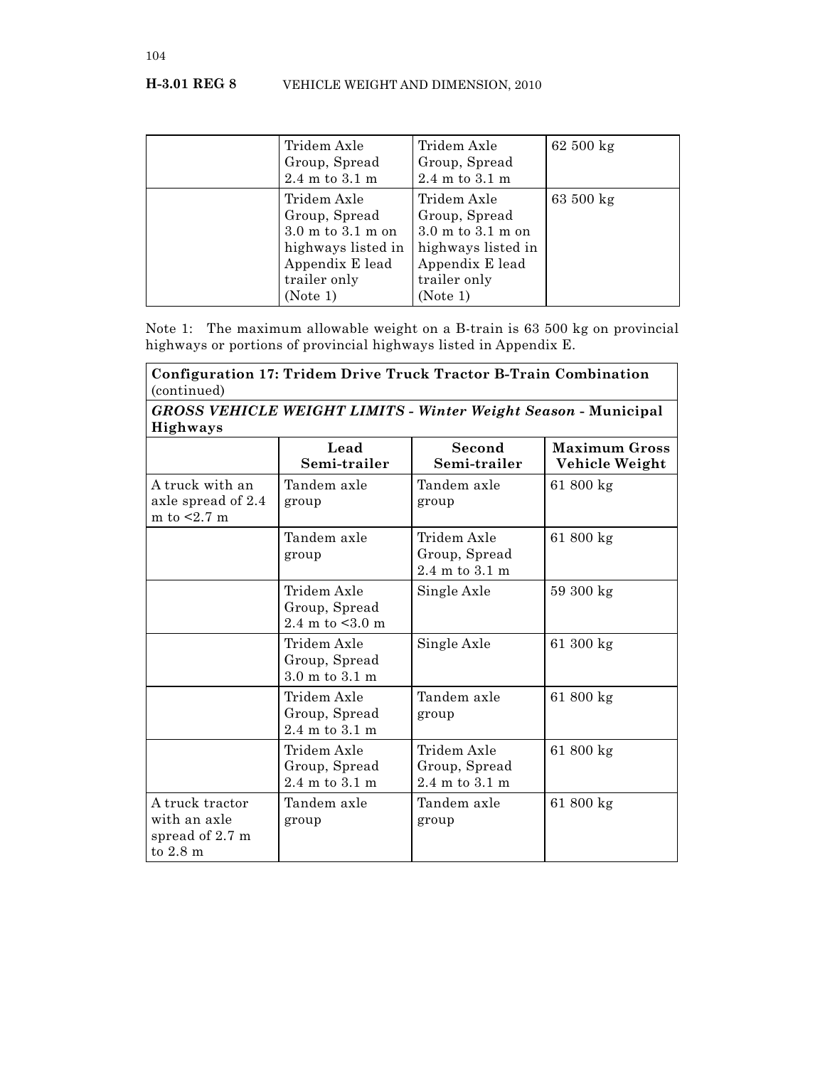| | Tridem Axle Group, Spread 2.4 m to 3.1 m | Tridem Axle Group, Spread 2.4 m to 3.1 m | 62 500 kg |
|---|---|---|---|
| | Tridem Axle Group, Spread 3.0 m to 3.1 m on highways listed in Appendix E lead trailer only (Note 1) | Tridem Axle Group, Spread 3.0 m to 3.1 m on highways listed in Appendix E lead trailer only (Note 1) | 63 500 kg |

Note 1: The maximum allowable weight on a B-train is 63 500 kg on provincial highways or portions of provincial highways listed in Appendix E.

**Configuration 17: Tridem Drive Truck Tractor B-Train Combination** (continued)

***GROSS VEHICLE WEIGHT LIMITS - Winter Weight Season* - Municipal Highways**

| | Lead Semi-trailer | Second Semi-trailer | Maximum Gross Vehicle Weight |
|---|---|---|---|
| A truck with an axle spread of 2.4 m to <2.7 m | Tandem axle group | Tandem axle group | 61 800 kg |
| | Tandem axle group | Tridem Axle Group, Spread 2.4 m to 3.1 m | 61 800 kg |
| | Tridem Axle Group, Spread 2.4 m to <3.0 m | Single Axle | 59 300 kg |
| | Tridem Axle Group, Spread 3.0 m to 3.1 m | Single Axle | 61 300 kg |
| | Tridem Axle Group, Spread 2.4 m to 3.1 m | Tandem axle group | 61 800 kg |
| | Tridem Axle Group, Spread 2.4 m to 3.1 m | Tridem Axle Group, Spread 2.4 m to 3.1 m | 61 800 kg |
| A truck tractor with an axle spread of 2.7 m to 2.8 m | Tandem axle group | Tandem axle group | 61 800 kg |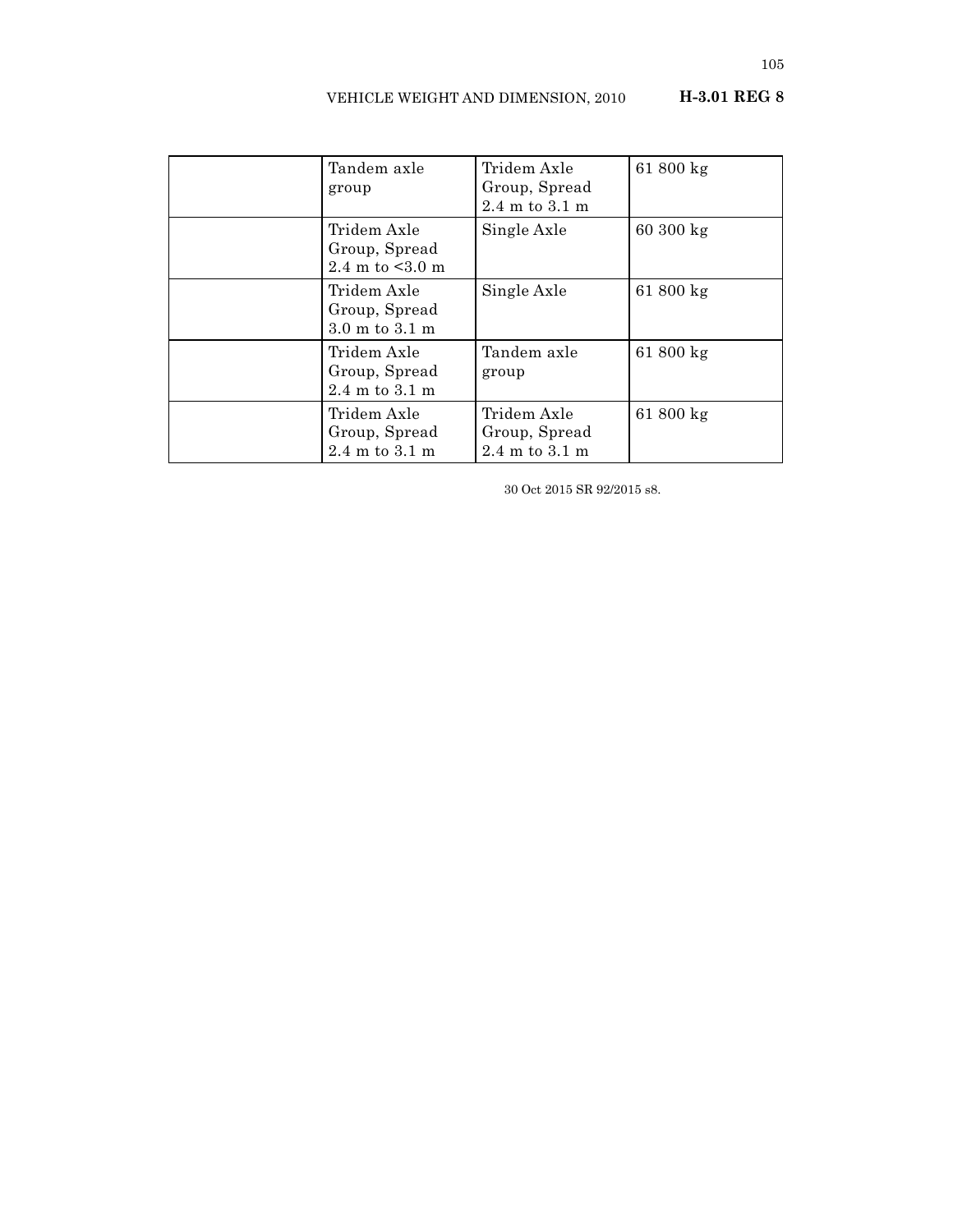| | | | |
|---|---|---|---|
| | Tandem axle group | Tridem Axle Group, Spread 2.4 m to 3.1 m | 61 800 kg |
| | Tridem Axle Group, Spread 2.4 m to <3.0 m | Single Axle | 60 300 kg |
| | Tridem Axle Group, Spread 3.0 m to 3.1 m | Single Axle | 61 800 kg |
| | Tridem Axle Group, Spread 2.4 m to 3.1 m | Tandem axle group | 61 800 kg |
| | Tridem Axle Group, Spread 2.4 m to 3.1 m | Tridem Axle Group, Spread 2.4 m to 3.1 m | 61 800 kg |

30 Oct 2015 SR 92/2015 s8.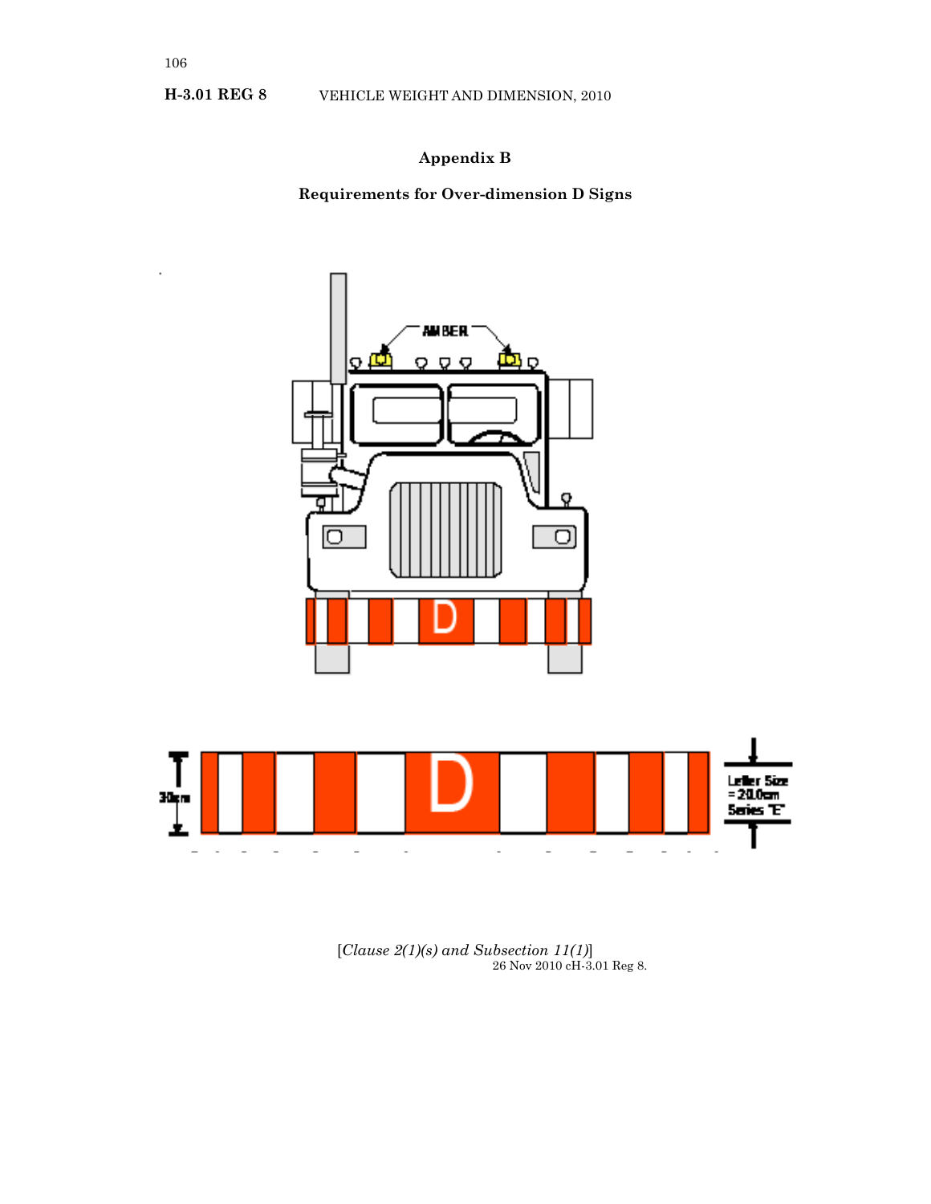## Appendix B

### Requirements for Over-dimension D Signs

AMBER

D

30cm

D

Letter Size = 20.0cm Series "E"

[*Clause 2(1)(s) and Subsection 11(1)*]
26 Nov 2010 cH-3.01 Reg 8.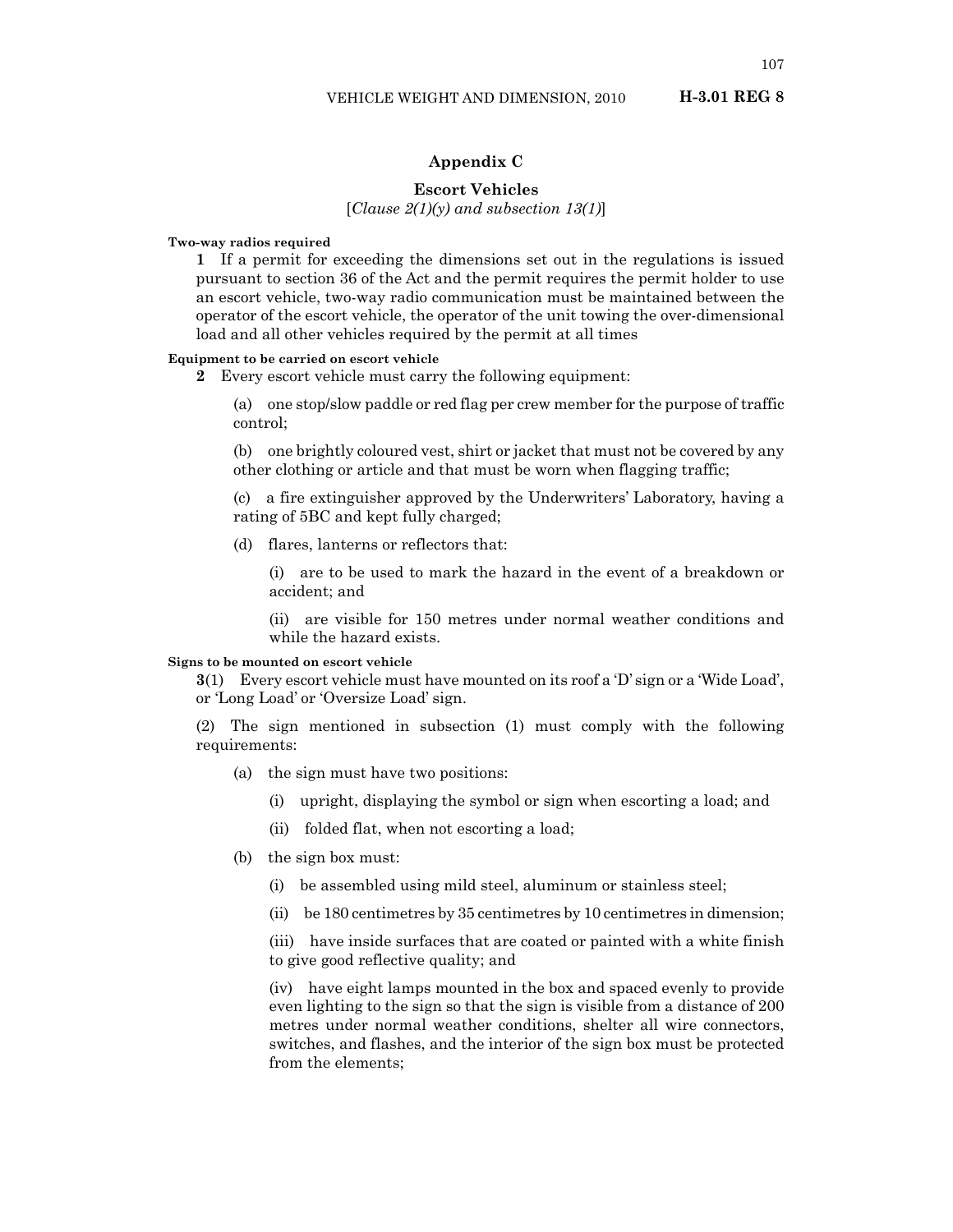## Appendix C

### Escort Vehicles

[*Clause 2(1)(y) and subsection 13(1)*]

**Two-way radios required**

**1** If a permit for exceeding the dimensions set out in the regulations is issued pursuant to section 36 of the Act and the permit requires the permit holder to use an escort vehicle, two-way radio communication must be maintained between the operator of the escort vehicle, the operator of the unit towing the over-dimensional load and all other vehicles required by the permit at all times

**Equipment to be carried on escort vehicle**

**2** Every escort vehicle must carry the following equipment:

(a) one stop/slow paddle or red flag per crew member for the purpose of traffic control;

(b) one brightly coloured vest, shirt or jacket that must not be covered by any other clothing or article and that must be worn when flagging traffic;

(c) a fire extinguisher approved by the Underwriters' Laboratory, having a rating of 5BC and kept fully charged;

(d) flares, lanterns or reflectors that:

(i) are to be used to mark the hazard in the event of a breakdown or accident; and

(ii) are visible for 150 metres under normal weather conditions and while the hazard exists.

**Signs to be mounted on escort vehicle**

**3**(1) Every escort vehicle must have mounted on its roof a 'D' sign or a 'Wide Load', or 'Long Load' or 'Oversize Load' sign.

(2) The sign mentioned in subsection (1) must comply with the following requirements:

(a) the sign must have two positions:

(i) upright, displaying the symbol or sign when escorting a load; and

(ii) folded flat, when not escorting a load;

(b) the sign box must:

(i) be assembled using mild steel, aluminum or stainless steel;

(ii) be 180 centimetres by 35 centimetres by 10 centimetres in dimension;

(iii) have inside surfaces that are coated or painted with a white finish to give good reflective quality; and

(iv) have eight lamps mounted in the box and spaced evenly to provide even lighting to the sign so that the sign is visible from a distance of 200 metres under normal weather conditions, shelter all wire connectors, switches, and flashes, and the interior of the sign box must be protected from the elements;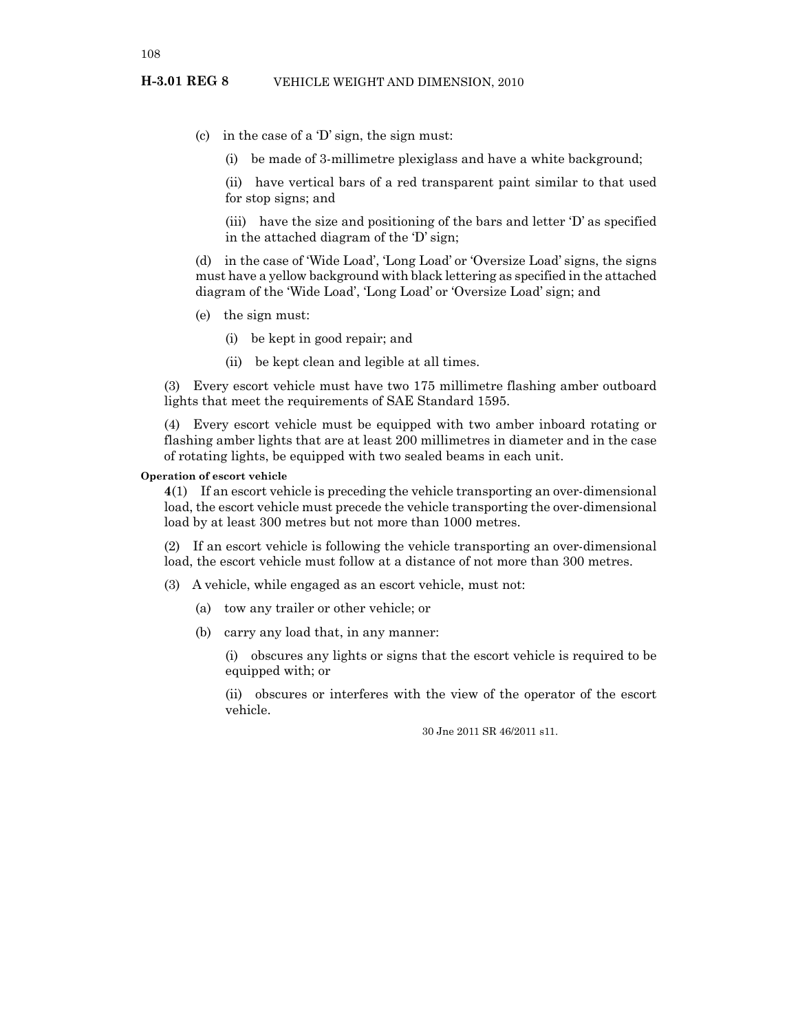(c) in the case of a 'D' sign, the sign must:

(i) be made of 3-millimetre plexiglass and have a white background;

(ii) have vertical bars of a red transparent paint similar to that used for stop signs; and

(iii) have the size and positioning of the bars and letter 'D' as specified in the attached diagram of the 'D' sign;

(d) in the case of 'Wide Load', 'Long Load' or 'Oversize Load' signs, the signs must have a yellow background with black lettering as specified in the attached diagram of the 'Wide Load', 'Long Load' or 'Oversize Load' sign; and

(e) the sign must:

(i) be kept in good repair; and

(ii) be kept clean and legible at all times.

(3) Every escort vehicle must have two 175 millimetre flashing amber outboard lights that meet the requirements of SAE Standard 1595.

(4) Every escort vehicle must be equipped with two amber inboard rotating or flashing amber lights that are at least 200 millimetres in diameter and in the case of rotating lights, be equipped with two sealed beams in each unit.

**Operation of escort vehicle**

**4**(1) If an escort vehicle is preceding the vehicle transporting an over-dimensional load, the escort vehicle must precede the vehicle transporting the over-dimensional load by at least 300 metres but not more than 1000 metres.

(2) If an escort vehicle is following the vehicle transporting an over-dimensional load, the escort vehicle must follow at a distance of not more than 300 metres.

(3) A vehicle, while engaged as an escort vehicle, must not:

(a) tow any trailer or other vehicle; or

(b) carry any load that, in any manner:

(i) obscures any lights or signs that the escort vehicle is required to be equipped with; or

(ii) obscures or interferes with the view of the operator of the escort vehicle.

30 Jne 2011 SR 46/2011 s11.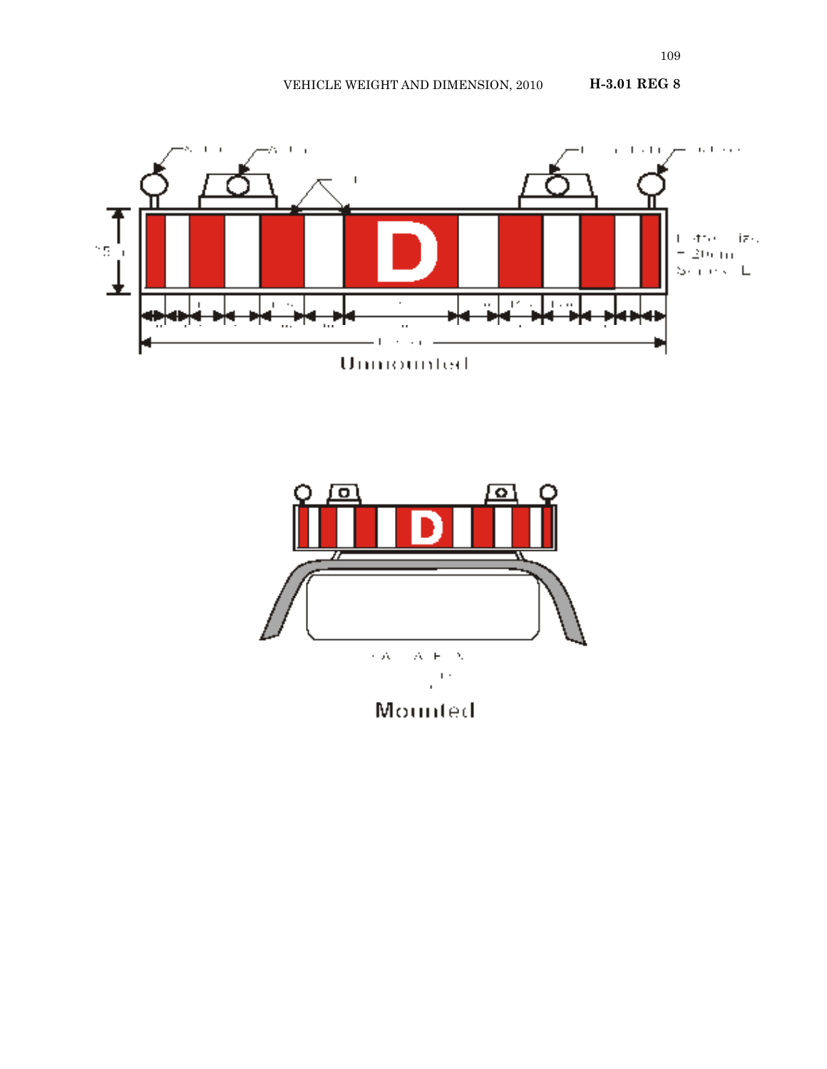Unmounted

Mounted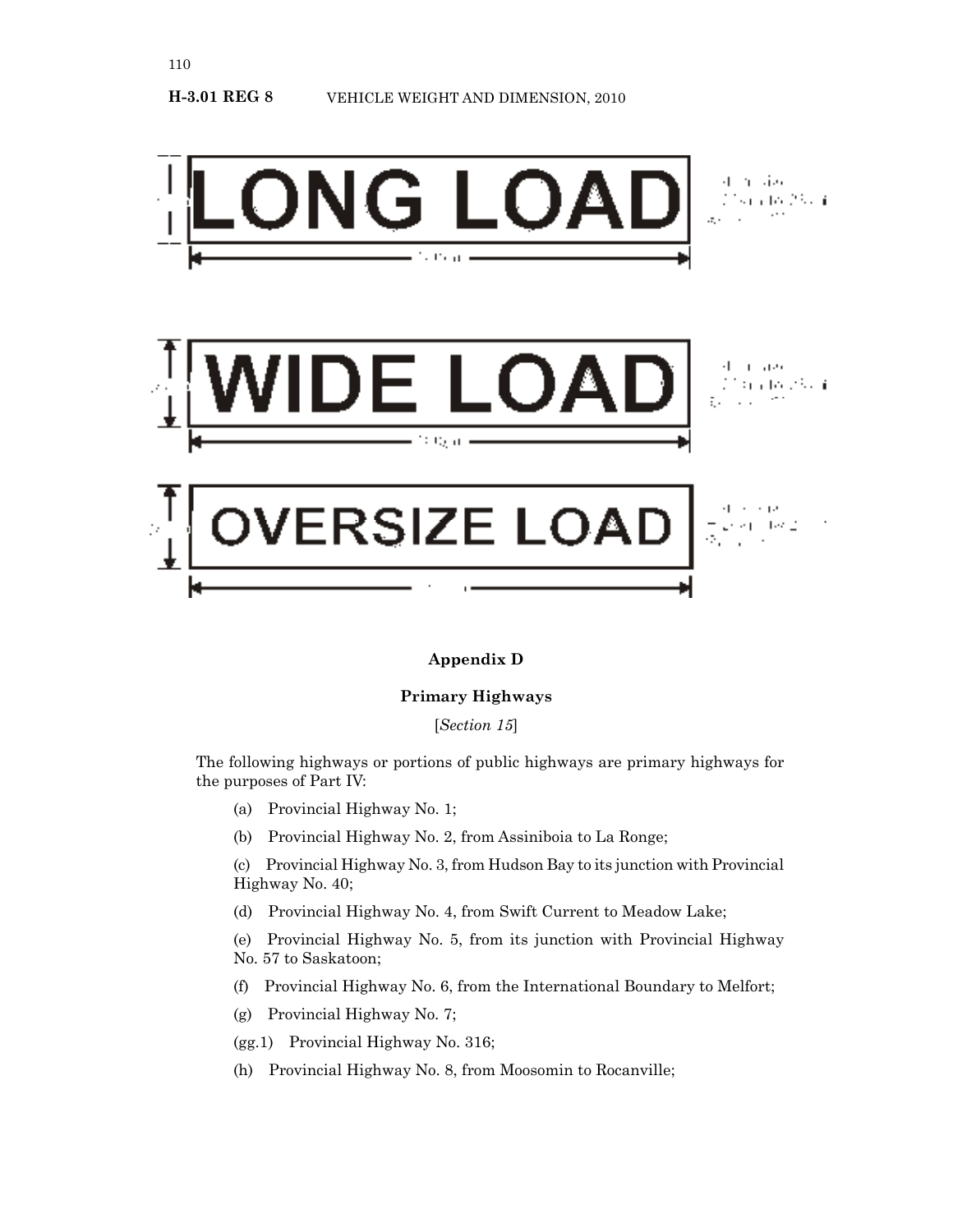LONG LOAD

WIDE LOAD

OVERSIZE LOAD

## Appendix D

### Primary Highways

[*Section 15*]

The following highways or portions of public highways are primary highways for the purposes of Part IV:

(a) Provincial Highway No. 1;

(b) Provincial Highway No. 2, from Assiniboia to La Ronge;

(c) Provincial Highway No. 3, from Hudson Bay to its junction with Provincial Highway No. 40;

(d) Provincial Highway No. 4, from Swift Current to Meadow Lake;

(e) Provincial Highway No. 5, from its junction with Provincial Highway No. 57 to Saskatoon;

(f) Provincial Highway No. 6, from the International Boundary to Melfort;

(g) Provincial Highway No. 7;

(gg.1) Provincial Highway No. 316;

(h) Provincial Highway No. 8, from Moosomin to Rocanville;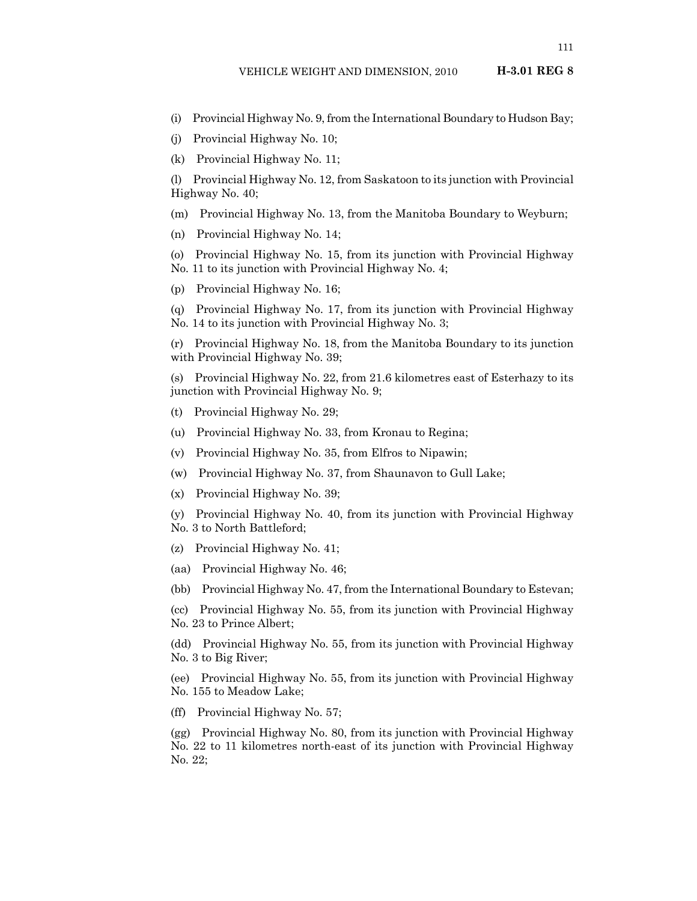(i) Provincial Highway No. 9, from the International Boundary to Hudson Bay;

(j) Provincial Highway No. 10;

(k) Provincial Highway No. 11;

(l) Provincial Highway No. 12, from Saskatoon to its junction with Provincial Highway No. 40;

(m) Provincial Highway No. 13, from the Manitoba Boundary to Weyburn;

(n) Provincial Highway No. 14;

(o) Provincial Highway No. 15, from its junction with Provincial Highway No. 11 to its junction with Provincial Highway No. 4;

(p) Provincial Highway No. 16;

(q) Provincial Highway No. 17, from its junction with Provincial Highway No. 14 to its junction with Provincial Highway No. 3;

(r) Provincial Highway No. 18, from the Manitoba Boundary to its junction with Provincial Highway No. 39;

(s) Provincial Highway No. 22, from 21.6 kilometres east of Esterhazy to its junction with Provincial Highway No. 9;

(t) Provincial Highway No. 29;

(u) Provincial Highway No. 33, from Kronau to Regina;

(v) Provincial Highway No. 35, from Elfros to Nipawin;

(w) Provincial Highway No. 37, from Shaunavon to Gull Lake;

(x) Provincial Highway No. 39;

(y) Provincial Highway No. 40, from its junction with Provincial Highway No. 3 to North Battleford;

(z) Provincial Highway No. 41;

(aa) Provincial Highway No. 46;

(bb) Provincial Highway No. 47, from the International Boundary to Estevan;

(cc) Provincial Highway No. 55, from its junction with Provincial Highway No. 23 to Prince Albert;

(dd) Provincial Highway No. 55, from its junction with Provincial Highway No. 3 to Big River;

(ee) Provincial Highway No. 55, from its junction with Provincial Highway No. 155 to Meadow Lake;

(ff) Provincial Highway No. 57;

(gg) Provincial Highway No. 80, from its junction with Provincial Highway No. 22 to 11 kilometres north-east of its junction with Provincial Highway No. 22;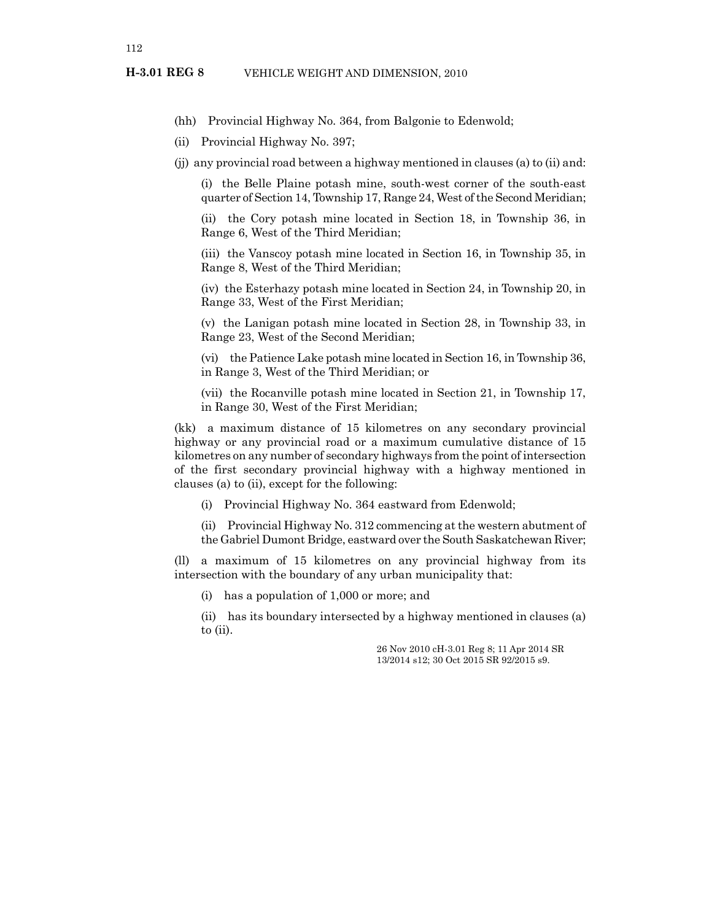(hh) Provincial Highway No. 364, from Balgonie to Edenwold;

(ii) Provincial Highway No. 397;

(jj) any provincial road between a highway mentioned in clauses (a) to (ii) and:

(i) the Belle Plaine potash mine, south-west corner of the south-east quarter of Section 14, Township 17, Range 24, West of the Second Meridian;

(ii) the Cory potash mine located in Section 18, in Township 36, in Range 6, West of the Third Meridian;

(iii) the Vanscoy potash mine located in Section 16, in Township 35, in Range 8, West of the Third Meridian;

(iv) the Esterhazy potash mine located in Section 24, in Township 20, in Range 33, West of the First Meridian;

(v) the Lanigan potash mine located in Section 28, in Township 33, in Range 23, West of the Second Meridian;

(vi) the Patience Lake potash mine located in Section 16, in Township 36, in Range 3, West of the Third Meridian; or

(vii) the Rocanville potash mine located in Section 21, in Township 17, in Range 30, West of the First Meridian;

(kk) a maximum distance of 15 kilometres on any secondary provincial highway or any provincial road or a maximum cumulative distance of 15 kilometres on any number of secondary highways from the point of intersection of the first secondary provincial highway with a highway mentioned in clauses (a) to (ii), except for the following:

(i) Provincial Highway No. 364 eastward from Edenwold;

(ii) Provincial Highway No. 312 commencing at the western abutment of the Gabriel Dumont Bridge, eastward over the South Saskatchewan River;

(ll) a maximum of 15 kilometres on any provincial highway from its intersection with the boundary of any urban municipality that:

(i) has a population of 1,000 or more; and

(ii) has its boundary intersected by a highway mentioned in clauses (a) to (ii).

26 Nov 2010 cH-3.01 Reg 8; 11 Apr 2014 SR 13/2014 s12; 30 Oct 2015 SR 92/2015 s9.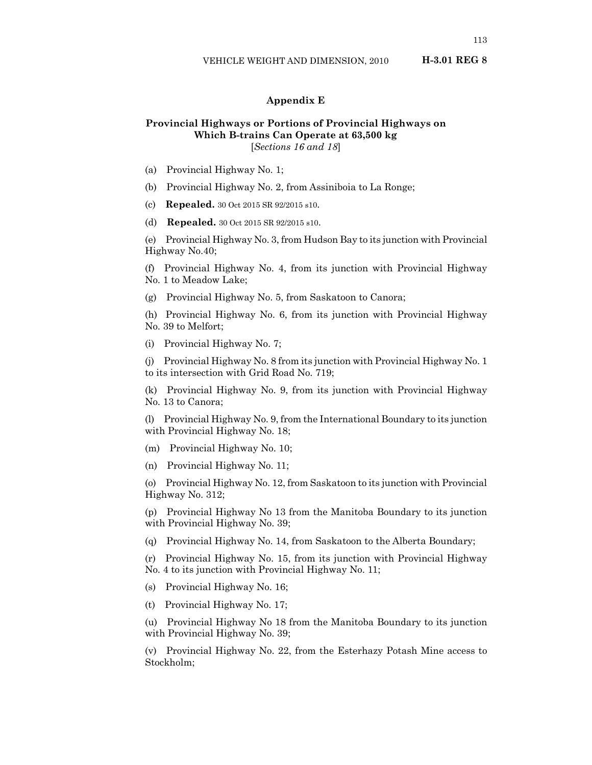## Appendix E

### Provincial Highways or Portions of Provincial Highways on Which B-trains Can Operate at 63,500 kg
[*Sections 16 and 18*]

(a) Provincial Highway No. 1;

(b) Provincial Highway No. 2, from Assiniboia to La Ronge;

(c) **Repealed.** 30 Oct 2015 SR 92/2015 s10.

(d) **Repealed.** 30 Oct 2015 SR 92/2015 s10.

(e) Provincial Highway No. 3, from Hudson Bay to its junction with Provincial Highway No.40;

(f) Provincial Highway No. 4, from its junction with Provincial Highway No. 1 to Meadow Lake;

(g) Provincial Highway No. 5, from Saskatoon to Canora;

(h) Provincial Highway No. 6, from its junction with Provincial Highway No. 39 to Melfort;

(i) Provincial Highway No. 7;

(j) Provincial Highway No. 8 from its junction with Provincial Highway No. 1 to its intersection with Grid Road No. 719;

(k) Provincial Highway No. 9, from its junction with Provincial Highway No. 13 to Canora;

(l) Provincial Highway No. 9, from the International Boundary to its junction with Provincial Highway No. 18;

(m) Provincial Highway No. 10;

(n) Provincial Highway No. 11;

(o) Provincial Highway No. 12, from Saskatoon to its junction with Provincial Highway No. 312;

(p) Provincial Highway No 13 from the Manitoba Boundary to its junction with Provincial Highway No. 39;

(q) Provincial Highway No. 14, from Saskatoon to the Alberta Boundary;

(r) Provincial Highway No. 15, from its junction with Provincial Highway No. 4 to its junction with Provincial Highway No. 11;

(s) Provincial Highway No. 16;

(t) Provincial Highway No. 17;

(u) Provincial Highway No 18 from the Manitoba Boundary to its junction with Provincial Highway No. 39;

(v) Provincial Highway No. 22, from the Esterhazy Potash Mine access to Stockholm;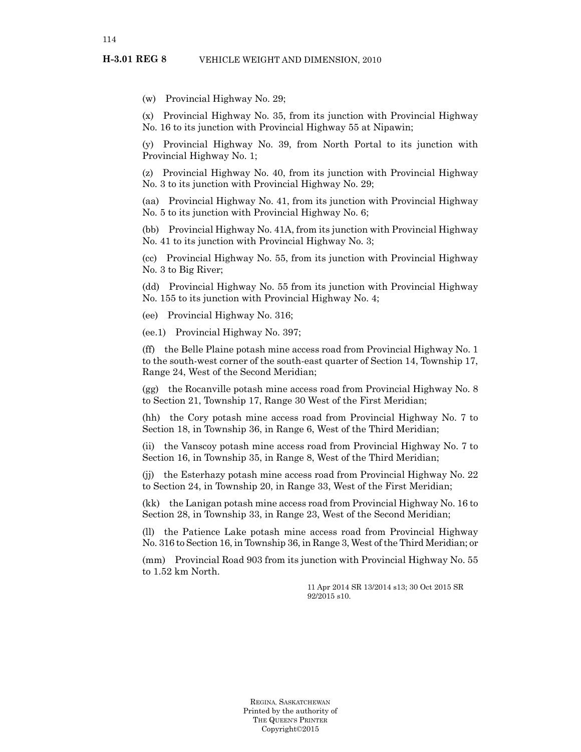(w) Provincial Highway No. 29;

(x) Provincial Highway No. 35, from its junction with Provincial Highway No. 16 to its junction with Provincial Highway 55 at Nipawin;

(y) Provincial Highway No. 39, from North Portal to its junction with Provincial Highway No. 1;

(z) Provincial Highway No. 40, from its junction with Provincial Highway No. 3 to its junction with Provincial Highway No. 29;

(aa) Provincial Highway No. 41, from its junction with Provincial Highway No. 5 to its junction with Provincial Highway No. 6;

(bb) Provincial Highway No. 41A, from its junction with Provincial Highway No. 41 to its junction with Provincial Highway No. 3;

(cc) Provincial Highway No. 55, from its junction with Provincial Highway No. 3 to Big River;

(dd) Provincial Highway No. 55 from its junction with Provincial Highway No. 155 to its junction with Provincial Highway No. 4;

(ee) Provincial Highway No. 316;

(ee.1) Provincial Highway No. 397;

(ff) the Belle Plaine potash mine access road from Provincial Highway No. 1 to the south-west corner of the south-east quarter of Section 14, Township 17, Range 24, West of the Second Meridian;

(gg) the Rocanville potash mine access road from Provincial Highway No. 8 to Section 21, Township 17, Range 30 West of the First Meridian;

(hh) the Cory potash mine access road from Provincial Highway No. 7 to Section 18, in Township 36, in Range 6, West of the Third Meridian;

(ii) the Vanscoy potash mine access road from Provincial Highway No. 7 to Section 16, in Township 35, in Range 8, West of the Third Meridian;

(jj) the Esterhazy potash mine access road from Provincial Highway No. 22 to Section 24, in Township 20, in Range 33, West of the First Meridian;

(kk) the Lanigan potash mine access road from Provincial Highway No. 16 to Section 28, in Township 33, in Range 23, West of the Second Meridian;

(ll) the Patience Lake potash mine access road from Provincial Highway No. 316 to Section 16, in Township 36, in Range 3, West of the Third Meridian; or

(mm) Provincial Road 903 from its junction with Provincial Highway No. 55 to 1.52 km North.

11 Apr 2014 SR 13/2014 s13; 30 Oct 2015 SR 92/2015 s10.

REGINA, SASKATCHEWAN
Printed by the authority of
THE QUEEN'S PRINTER
Copyright©2015